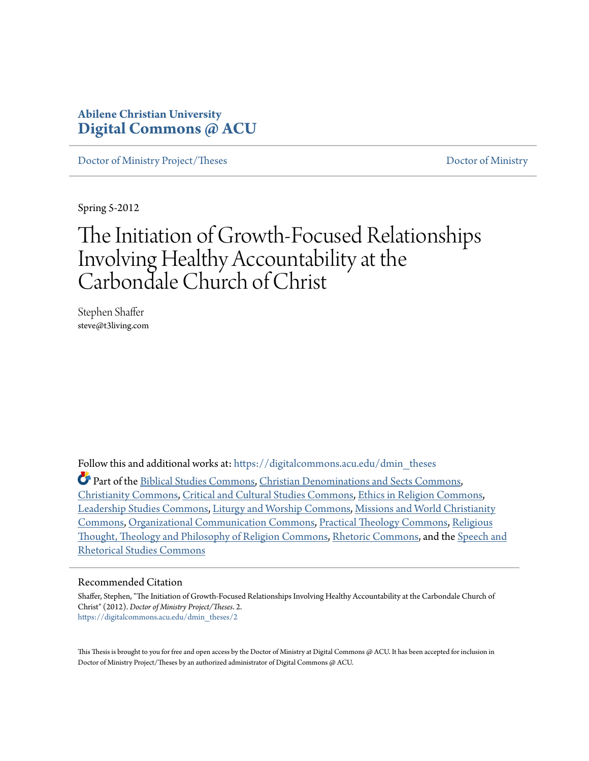**Abilene Christian University**
**Digital Commons @ ACU**

Doctor of Ministry Project/Theses | Doctor of Ministry

Spring 5-2012

# The Initiation of Growth-Focused Relationships Involving Healthy Accountability at the Carbondale Church of Christ

Stephen Shaffer
steve@t3living.com

Follow this and additional works at: https://digitalcommons.acu.edu/dmin_theses

Part of the Biblical Studies Commons, Christian Denominations and Sects Commons, Christianity Commons, Critical and Cultural Studies Commons, Ethics in Religion Commons, Leadership Studies Commons, Liturgy and Worship Commons, Missions and World Christianity Commons, Organizational Communication Commons, Practical Theology Commons, Religious Thought, Theology and Philosophy of Religion Commons, Rhetoric Commons, and the Speech and Rhetorical Studies Commons

## Recommended Citation

Shaffer, Stephen, "The Initiation of Growth-Focused Relationships Involving Healthy Accountability at the Carbondale Church of Christ" (2012). *Doctor of Ministry Project/Theses*. 2.
https://digitalcommons.acu.edu/dmin_theses/2

This Thesis is brought to you for free and open access by the Doctor of Ministry at Digital Commons @ ACU. It has been accepted for inclusion in Doctor of Ministry Project/Theses by an authorized administrator of Digital Commons @ ACU.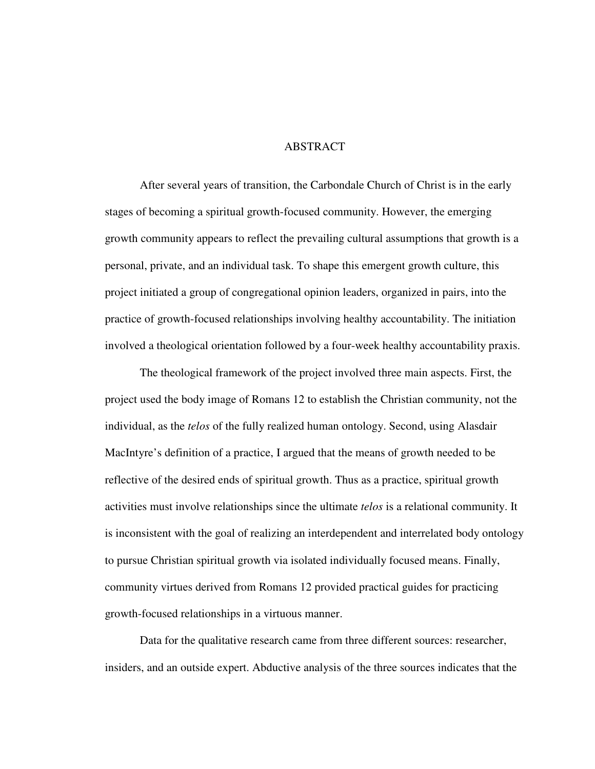# ABSTRACT

After several years of transition, the Carbondale Church of Christ is in the early stages of becoming a spiritual growth-focused community. However, the emerging growth community appears to reflect the prevailing cultural assumptions that growth is a personal, private, and an individual task. To shape this emergent growth culture, this project initiated a group of congregational opinion leaders, organized in pairs, into the practice of growth-focused relationships involving healthy accountability. The initiation involved a theological orientation followed by a four-week healthy accountability praxis.

The theological framework of the project involved three main aspects. First, the project used the body image of Romans 12 to establish the Christian community, not the individual, as the *telos* of the fully realized human ontology. Second, using Alasdair MacIntyre's definition of a practice, I argued that the means of growth needed to be reflective of the desired ends of spiritual growth. Thus as a practice, spiritual growth activities must involve relationships since the ultimate *telos* is a relational community. It is inconsistent with the goal of realizing an interdependent and interrelated body ontology to pursue Christian spiritual growth via isolated individually focused means. Finally, community virtues derived from Romans 12 provided practical guides for practicing growth-focused relationships in a virtuous manner.

Data for the qualitative research came from three different sources: researcher, insiders, and an outside expert. Abductive analysis of the three sources indicates that the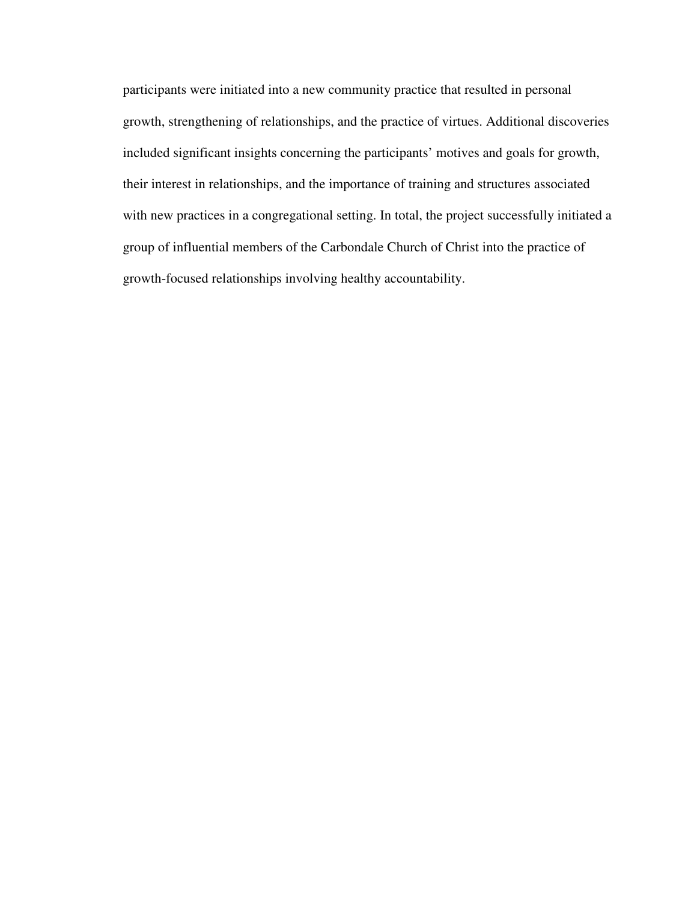participants were initiated into a new community practice that resulted in personal growth, strengthening of relationships, and the practice of virtues. Additional discoveries included significant insights concerning the participants' motives and goals for growth, their interest in relationships, and the importance of training and structures associated with new practices in a congregational setting. In total, the project successfully initiated a group of influential members of the Carbondale Church of Christ into the practice of growth-focused relationships involving healthy accountability.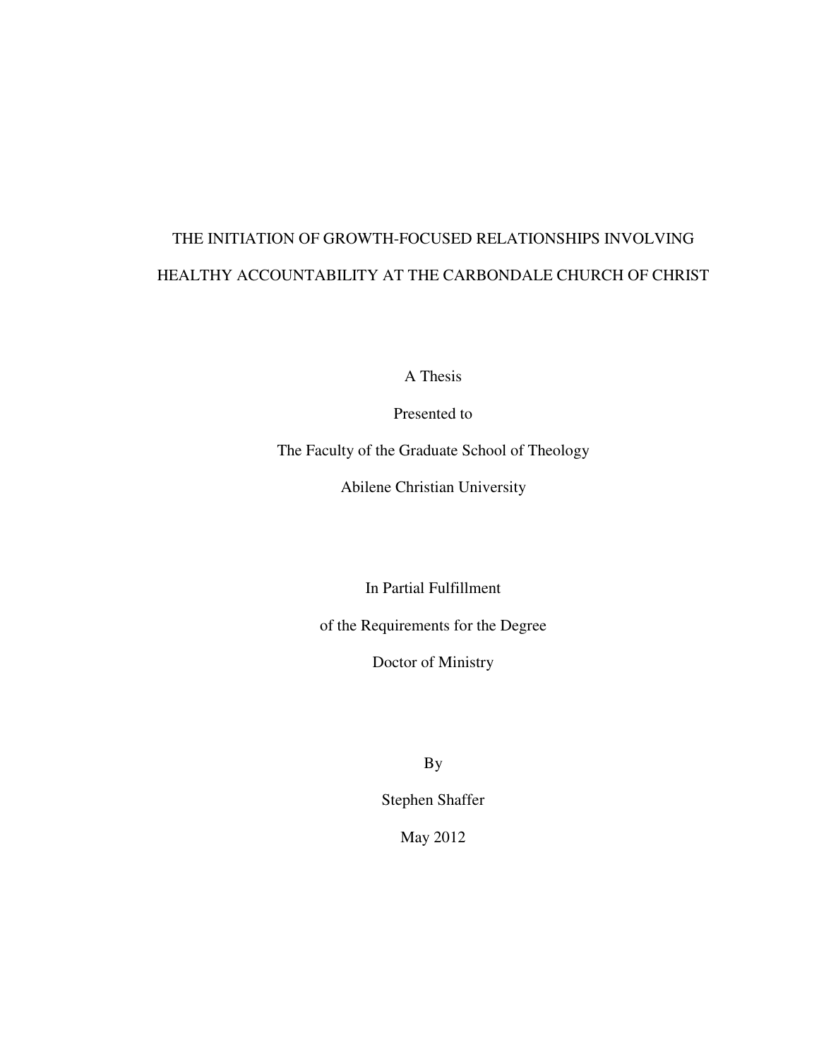# THE INITIATION OF GROWTH-FOCUSED RELATIONSHIPS INVOLVING HEALTHY ACCOUNTABILITY AT THE CARBONDALE CHURCH OF CHRIST

A Thesis

Presented to

The Faculty of the Graduate School of Theology

Abilene Christian University

In Partial Fulfillment

of the Requirements for the Degree

Doctor of Ministry

By

Stephen Shaffer

May 2012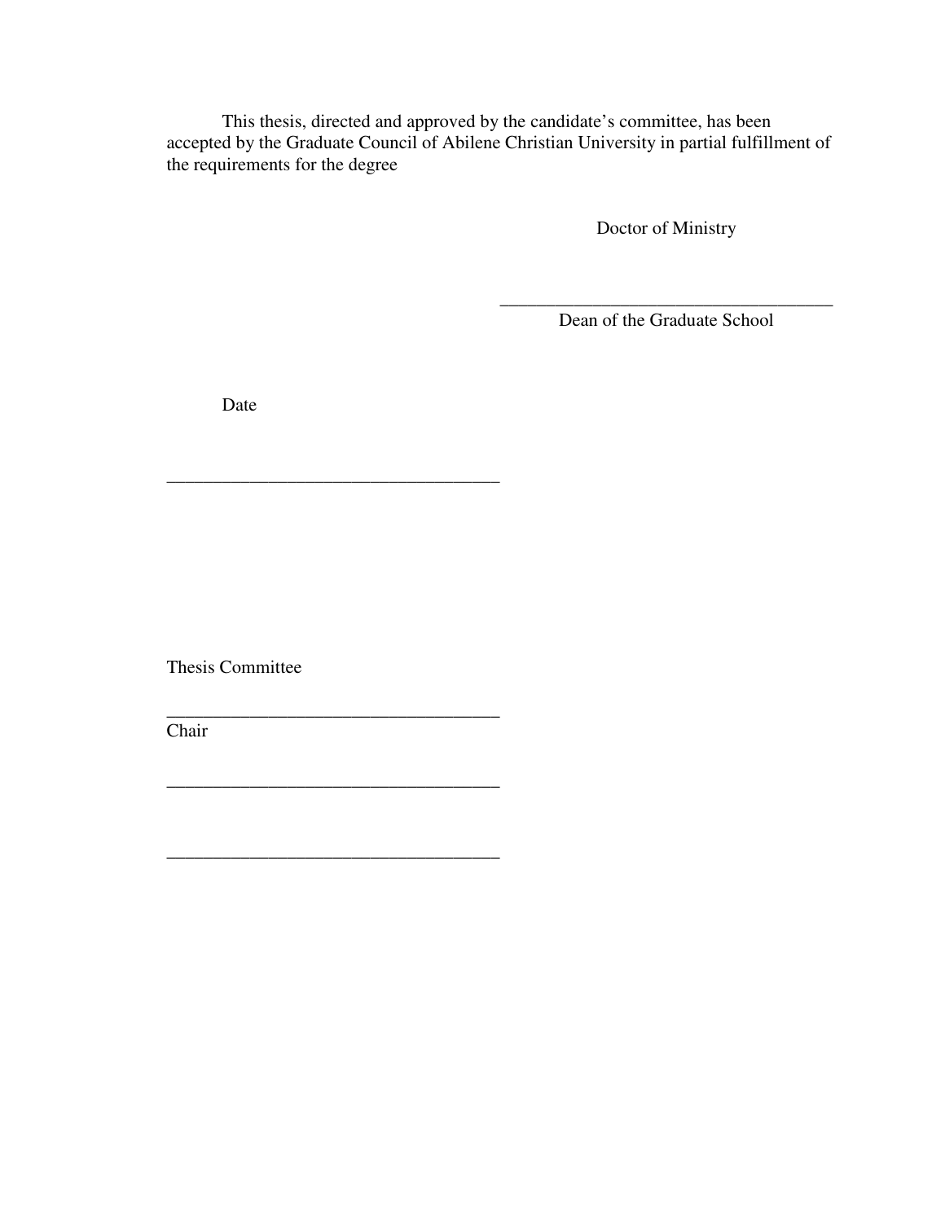This thesis, directed and approved by the candidate's committee, has been accepted by the Graduate Council of Abilene Christian University in partial fulfillment of the requirements for the degree

Doctor of Ministry

_____________________________________
Dean of the Graduate School

Date

_____________________________________

Thesis Committee

_____________________________________
Chair

_____________________________________

_____________________________________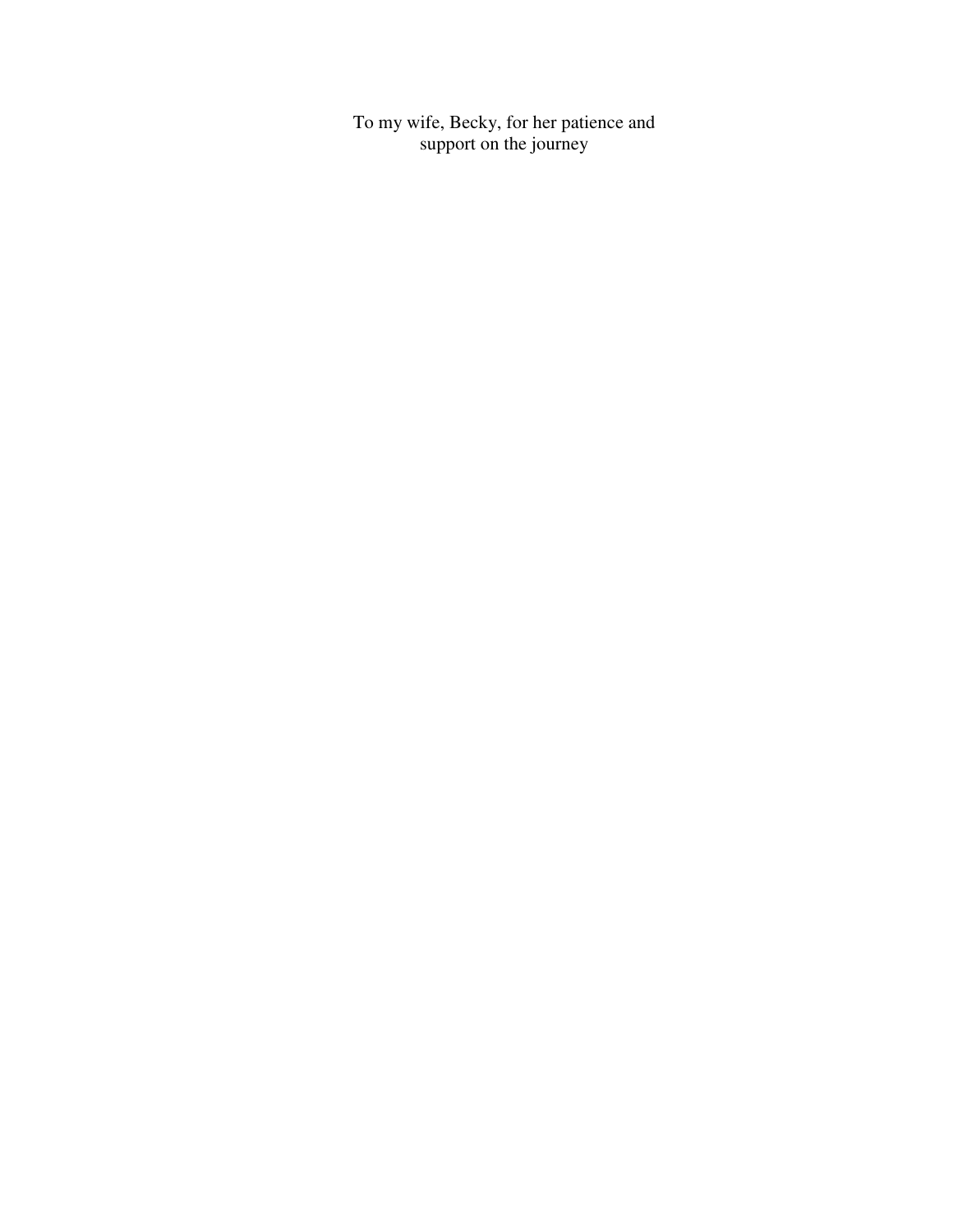To my wife, Becky, for her patience and support on the journey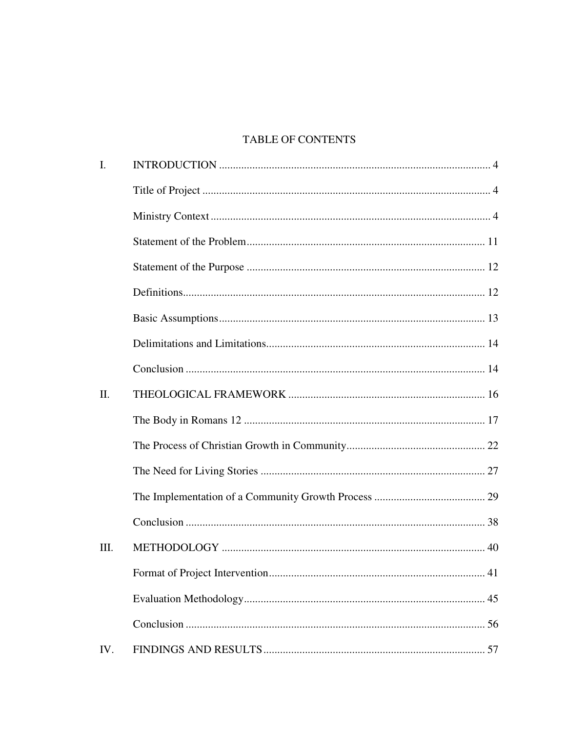# TABLE OF CONTENTS

I. INTRODUCTION ..... 4

- Title of Project ..... 4
- Ministry Context ..... 4
- Statement of the Problem ..... 11
- Statement of the Purpose ..... 12
- Definitions ..... 12
- Basic Assumptions ..... 13
- Delimitations and Limitations ..... 14
- Conclusion ..... 14

II. THEOLOGICAL FRAMEWORK ..... 16

- The Body in Romans 12 ..... 17
- The Process of Christian Growth in Community ..... 22
- The Need for Living Stories ..... 27
- The Implementation of a Community Growth Process ..... 29
- Conclusion ..... 38

III. METHODOLOGY ..... 40

- Format of Project Intervention ..... 41
- Evaluation Methodology ..... 45
- Conclusion ..... 56

IV. FINDINGS AND RESULTS ..... 57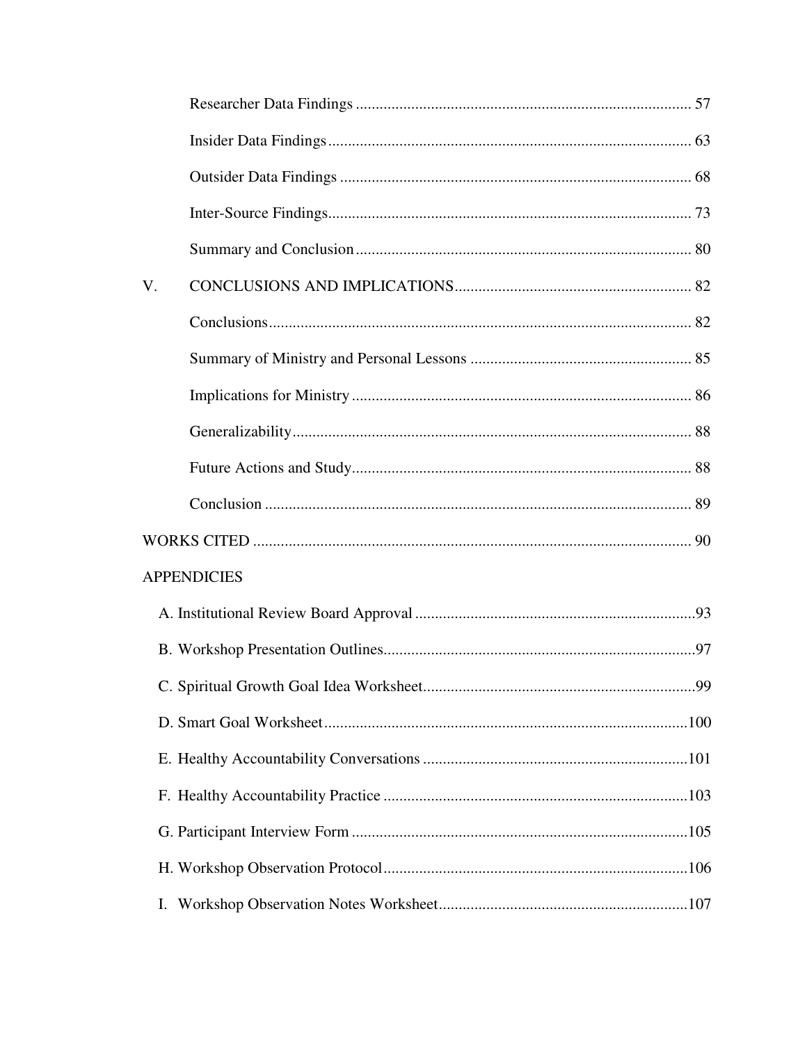Researcher Data Findings .................................................................................... 57

Insider Data Findings ........................................................................................... 63

Outsider Data Findings ........................................................................................ 68

Inter-Source Findings ........................................................................................... 73

Summary and Conclusion .................................................................................... 80

V. CONCLUSIONS AND IMPLICATIONS ........................................................... 82

Conclusions .......................................................................................................... 82

Summary of Ministry and Personal Lessons ....................................................... 85

Implications for Ministry ..................................................................................... 86

Generalizability .................................................................................................... 88

Future Actions and Study ..................................................................................... 88

Conclusion ........................................................................................................... 89

WORKS CITED .............................................................................................................. 90

APPENDICIES

A. Institutional Review Board Approval ......................................................................93

B. Workshop Presentation Outlines ..............................................................................97

C. Spiritual Growth Goal Idea Worksheet ....................................................................99

D. Smart Goal Worksheet ...........................................................................................100

E. Healthy Accountability Conversations ..................................................................101

F. Healthy Accountability Practice ............................................................................103

G. Participant Interview Form ....................................................................................105

H. Workshop Observation Protocol ............................................................................106

I. Workshop Observation Notes Worksheet .............................................................107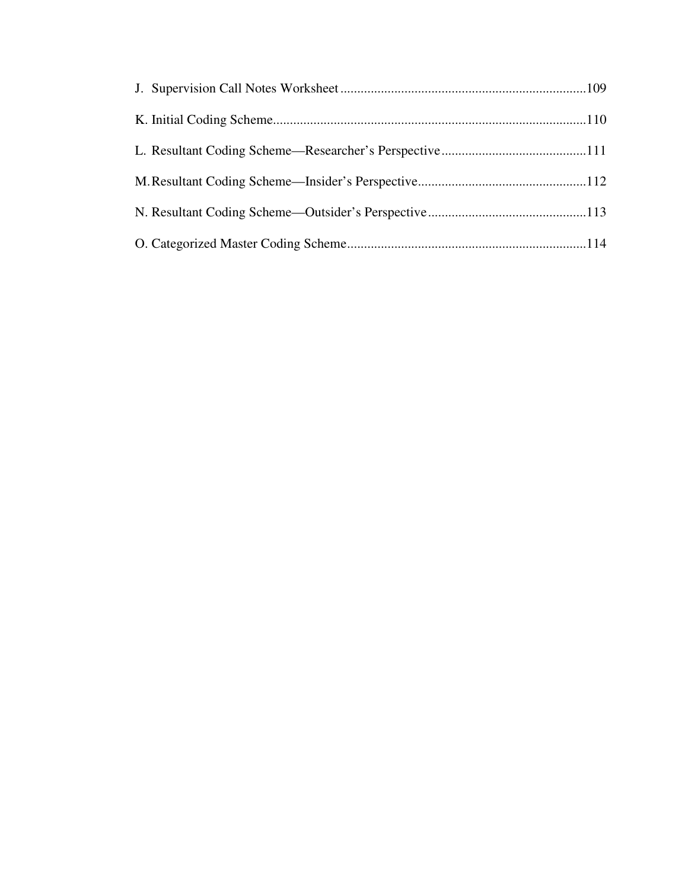J. Supervision Call Notes Worksheet ........................................................................109

K. Initial Coding Scheme............................................................................................110

L. Resultant Coding Scheme—Researcher's Perspective ...........................................111

M. Resultant Coding Scheme—Insider's Perspective..................................................112

N. Resultant Coding Scheme—Outsider's Perspective ...............................................113

O. Categorized Master Coding Scheme.......................................................................114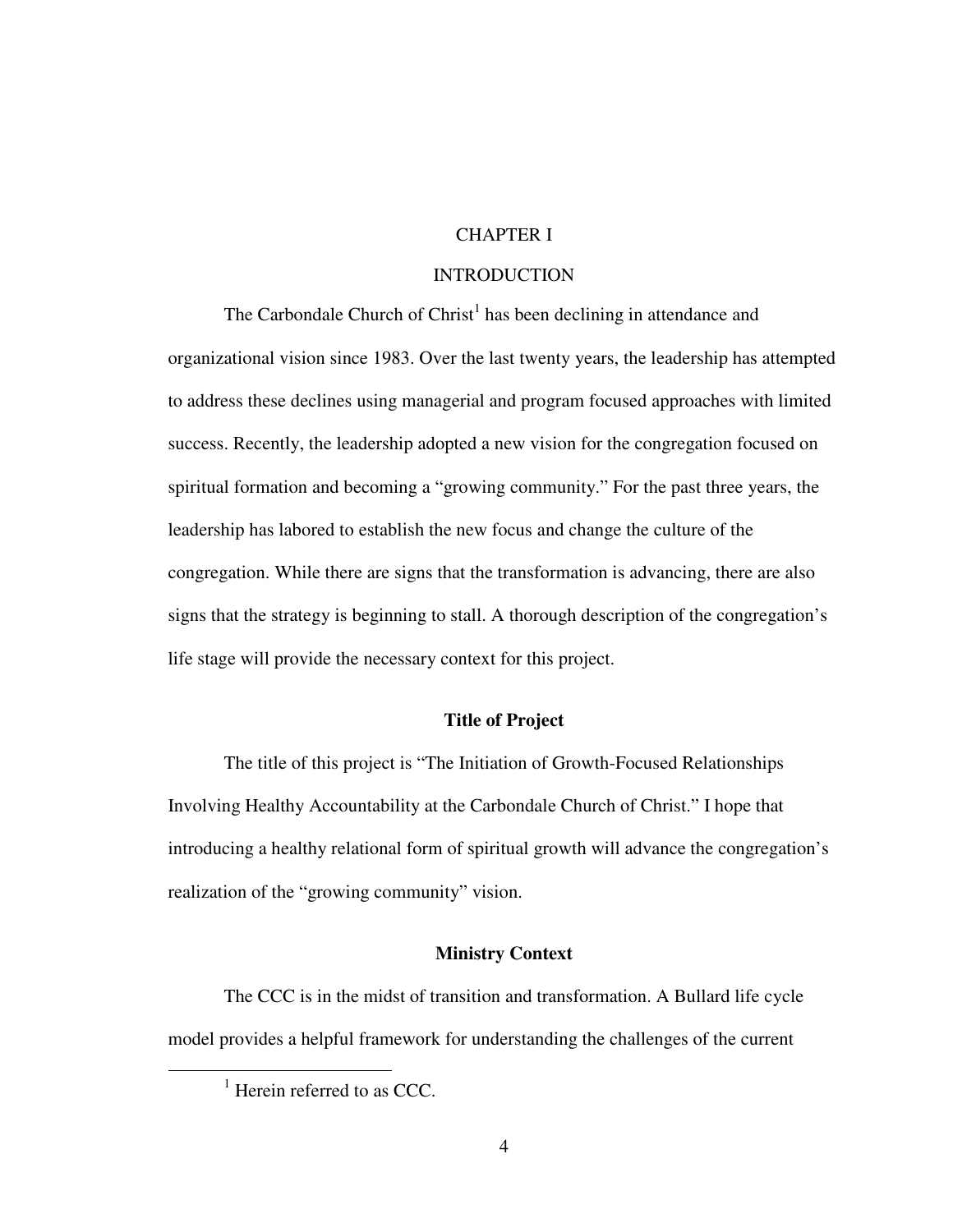# CHAPTER I

# INTRODUCTION

The Carbondale Church of Christ[1] has been declining in attendance and organizational vision since 1983. Over the last twenty years, the leadership has attempted to address these declines using managerial and program focused approaches with limited success. Recently, the leadership adopted a new vision for the congregation focused on spiritual formation and becoming a "growing community." For the past three years, the leadership has labored to establish the new focus and change the culture of the congregation. While there are signs that the transformation is advancing, there are also signs that the strategy is beginning to stall. A thorough description of the congregation's life stage will provide the necessary context for this project.

## Title of Project

The title of this project is "The Initiation of Growth-Focused Relationships Involving Healthy Accountability at the Carbondale Church of Christ." I hope that introducing a healthy relational form of spiritual growth will advance the congregation's realization of the "growing community" vision.

## Ministry Context

The CCC is in the midst of transition and transformation. A Bullard life cycle model provides a helpful framework for understanding the challenges of the current

[1] Herein referred to as CCC.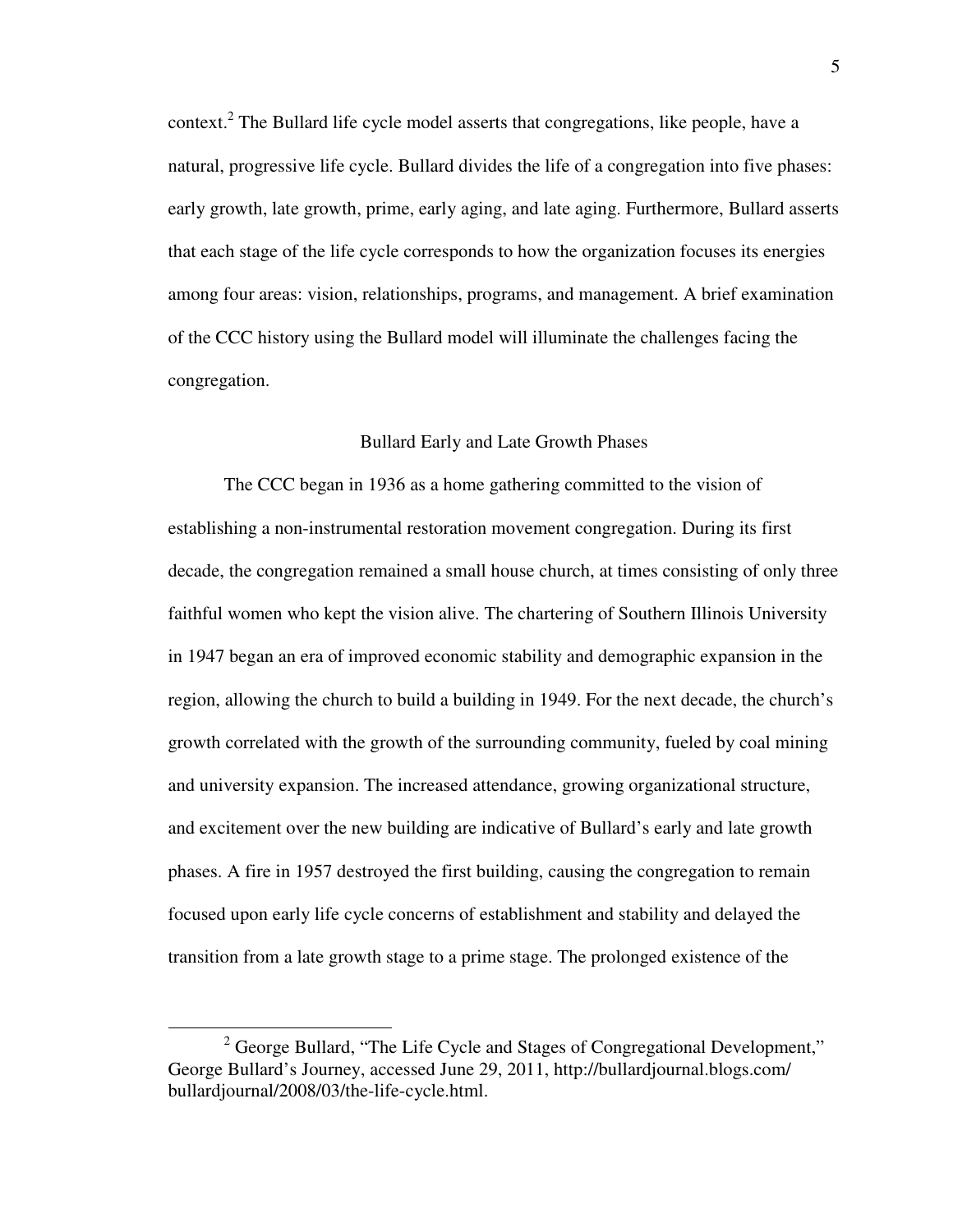context.[2] The Bullard life cycle model asserts that congregations, like people, have a natural, progressive life cycle. Bullard divides the life of a congregation into five phases: early growth, late growth, prime, early aging, and late aging. Furthermore, Bullard asserts that each stage of the life cycle corresponds to how the organization focuses its energies among four areas: vision, relationships, programs, and management. A brief examination of the CCC history using the Bullard model will illuminate the challenges facing the congregation.

## Bullard Early and Late Growth Phases

The CCC began in 1936 as a home gathering committed to the vision of establishing a non-instrumental restoration movement congregation. During its first decade, the congregation remained a small house church, at times consisting of only three faithful women who kept the vision alive. The chartering of Southern Illinois University in 1947 began an era of improved economic stability and demographic expansion in the region, allowing the church to build a building in 1949. For the next decade, the church's growth correlated with the growth of the surrounding community, fueled by coal mining and university expansion. The increased attendance, growing organizational structure, and excitement over the new building are indicative of Bullard's early and late growth phases. A fire in 1957 destroyed the first building, causing the congregation to remain focused upon early life cycle concerns of establishment and stability and delayed the transition from a late growth stage to a prime stage. The prolonged existence of the

---

[2] George Bullard, "The Life Cycle and Stages of Congregational Development," George Bullard's Journey, accessed June 29, 2011, http://bullardjournal.blogs.com/bullardjournal/2008/03/the-life-cycle.html.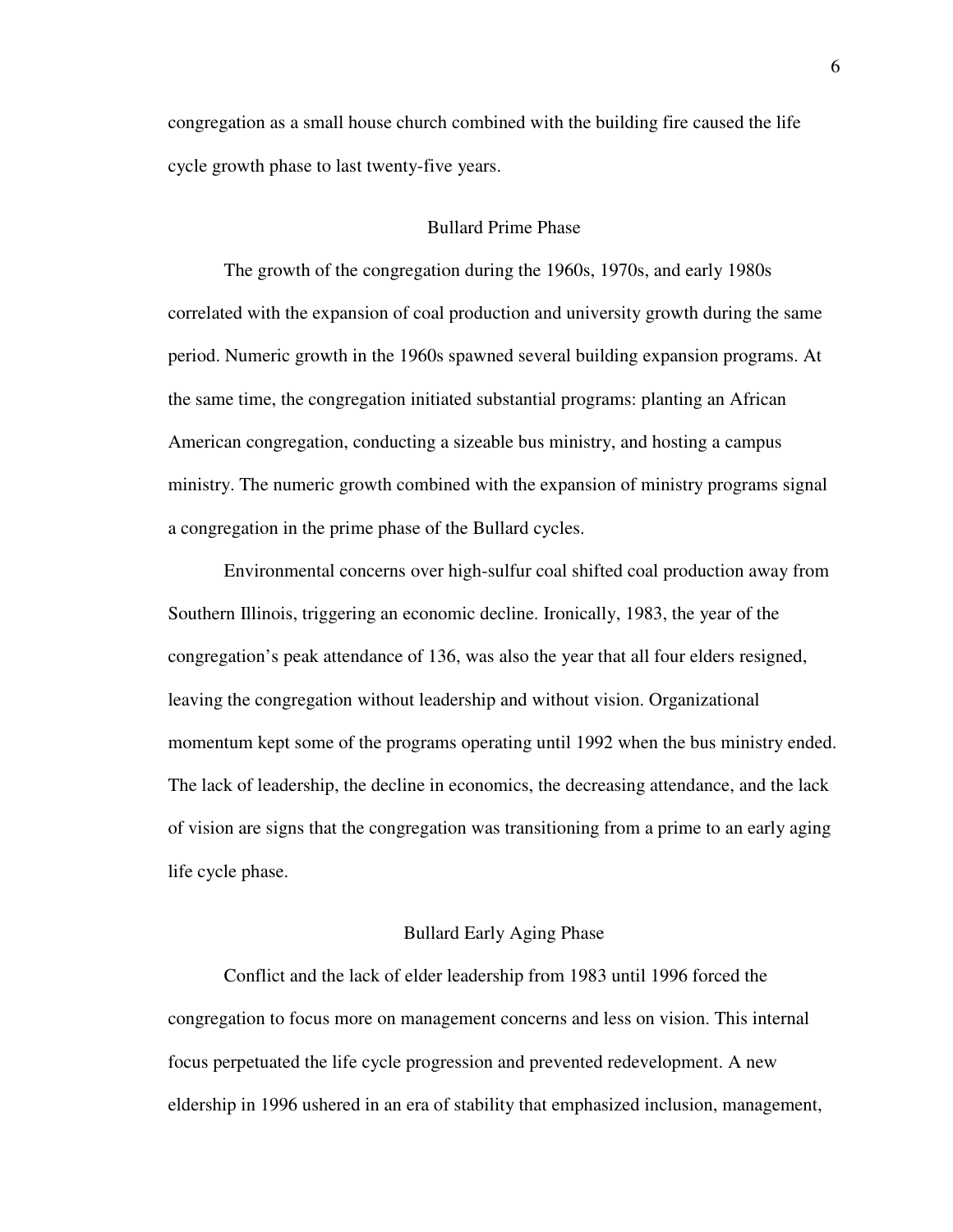congregation as a small house church combined with the building fire caused the life cycle growth phase to last twenty-five years.

## Bullard Prime Phase

The growth of the congregation during the 1960s, 1970s, and early 1980s correlated with the expansion of coal production and university growth during the same period. Numeric growth in the 1960s spawned several building expansion programs. At the same time, the congregation initiated substantial programs: planting an African American congregation, conducting a sizeable bus ministry, and hosting a campus ministry. The numeric growth combined with the expansion of ministry programs signal a congregation in the prime phase of the Bullard cycles.

Environmental concerns over high-sulfur coal shifted coal production away from Southern Illinois, triggering an economic decline. Ironically, 1983, the year of the congregation's peak attendance of 136, was also the year that all four elders resigned, leaving the congregation without leadership and without vision. Organizational momentum kept some of the programs operating until 1992 when the bus ministry ended. The lack of leadership, the decline in economics, the decreasing attendance, and the lack of vision are signs that the congregation was transitioning from a prime to an early aging life cycle phase.

## Bullard Early Aging Phase

Conflict and the lack of elder leadership from 1983 until 1996 forced the congregation to focus more on management concerns and less on vision. This internal focus perpetuated the life cycle progression and prevented redevelopment. A new eldership in 1996 ushered in an era of stability that emphasized inclusion, management,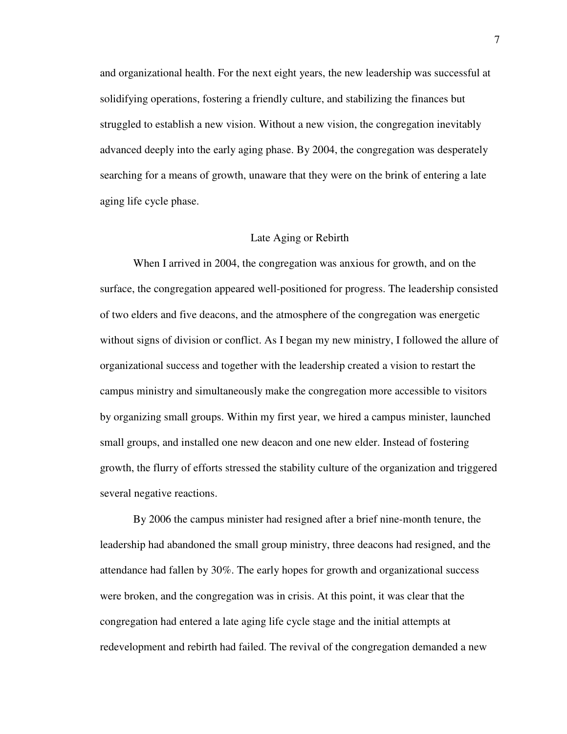and organizational health. For the next eight years, the new leadership was successful at solidifying operations, fostering a friendly culture, and stabilizing the finances but struggled to establish a new vision. Without a new vision, the congregation inevitably advanced deeply into the early aging phase. By 2004, the congregation was desperately searching for a means of growth, unaware that they were on the brink of entering a late aging life cycle phase.

## Late Aging or Rebirth

When I arrived in 2004, the congregation was anxious for growth, and on the surface, the congregation appeared well-positioned for progress. The leadership consisted of two elders and five deacons, and the atmosphere of the congregation was energetic without signs of division or conflict. As I began my new ministry, I followed the allure of organizational success and together with the leadership created a vision to restart the campus ministry and simultaneously make the congregation more accessible to visitors by organizing small groups. Within my first year, we hired a campus minister, launched small groups, and installed one new deacon and one new elder. Instead of fostering growth, the flurry of efforts stressed the stability culture of the organization and triggered several negative reactions.

By 2006 the campus minister had resigned after a brief nine-month tenure, the leadership had abandoned the small group ministry, three deacons had resigned, and the attendance had fallen by 30%. The early hopes for growth and organizational success were broken, and the congregation was in crisis. At this point, it was clear that the congregation had entered a late aging life cycle stage and the initial attempts at redevelopment and rebirth had failed. The revival of the congregation demanded a new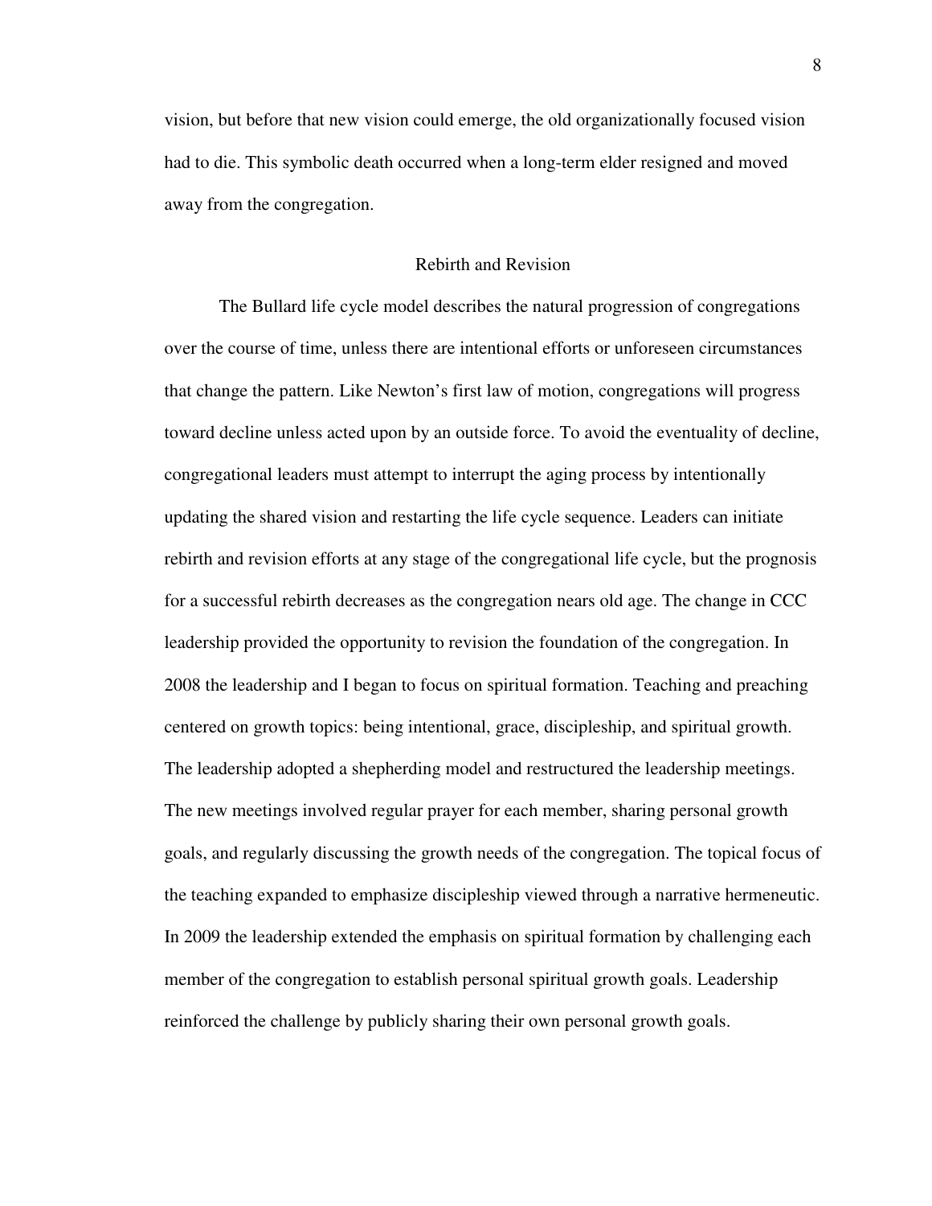vision, but before that new vision could emerge, the old organizationally focused vision had to die. This symbolic death occurred when a long-term elder resigned and moved away from the congregation.

## Rebirth and Revision

The Bullard life cycle model describes the natural progression of congregations over the course of time, unless there are intentional efforts or unforeseen circumstances that change the pattern. Like Newton's first law of motion, congregations will progress toward decline unless acted upon by an outside force. To avoid the eventuality of decline, congregational leaders must attempt to interrupt the aging process by intentionally updating the shared vision and restarting the life cycle sequence. Leaders can initiate rebirth and revision efforts at any stage of the congregational life cycle, but the prognosis for a successful rebirth decreases as the congregation nears old age. The change in CCC leadership provided the opportunity to revision the foundation of the congregation. In 2008 the leadership and I began to focus on spiritual formation. Teaching and preaching centered on growth topics: being intentional, grace, discipleship, and spiritual growth. The leadership adopted a shepherding model and restructured the leadership meetings. The new meetings involved regular prayer for each member, sharing personal growth goals, and regularly discussing the growth needs of the congregation. The topical focus of the teaching expanded to emphasize discipleship viewed through a narrative hermeneutic. In 2009 the leadership extended the emphasis on spiritual formation by challenging each member of the congregation to establish personal spiritual growth goals. Leadership reinforced the challenge by publicly sharing their own personal growth goals.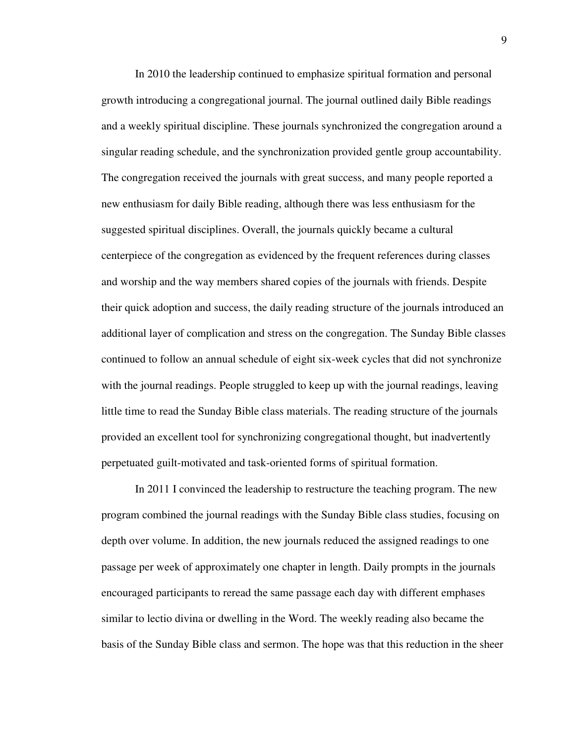In 2010 the leadership continued to emphasize spiritual formation and personal growth introducing a congregational journal. The journal outlined daily Bible readings and a weekly spiritual discipline. These journals synchronized the congregation around a singular reading schedule, and the synchronization provided gentle group accountability. The congregation received the journals with great success, and many people reported a new enthusiasm for daily Bible reading, although there was less enthusiasm for the suggested spiritual disciplines. Overall, the journals quickly became a cultural centerpiece of the congregation as evidenced by the frequent references during classes and worship and the way members shared copies of the journals with friends. Despite their quick adoption and success, the daily reading structure of the journals introduced an additional layer of complication and stress on the congregation. The Sunday Bible classes continued to follow an annual schedule of eight six-week cycles that did not synchronize with the journal readings. People struggled to keep up with the journal readings, leaving little time to read the Sunday Bible class materials. The reading structure of the journals provided an excellent tool for synchronizing congregational thought, but inadvertently perpetuated guilt-motivated and task-oriented forms of spiritual formation.

In 2011 I convinced the leadership to restructure the teaching program. The new program combined the journal readings with the Sunday Bible class studies, focusing on depth over volume. In addition, the new journals reduced the assigned readings to one passage per week of approximately one chapter in length. Daily prompts in the journals encouraged participants to reread the same passage each day with different emphases similar to lectio divina or dwelling in the Word. The weekly reading also became the basis of the Sunday Bible class and sermon. The hope was that this reduction in the sheer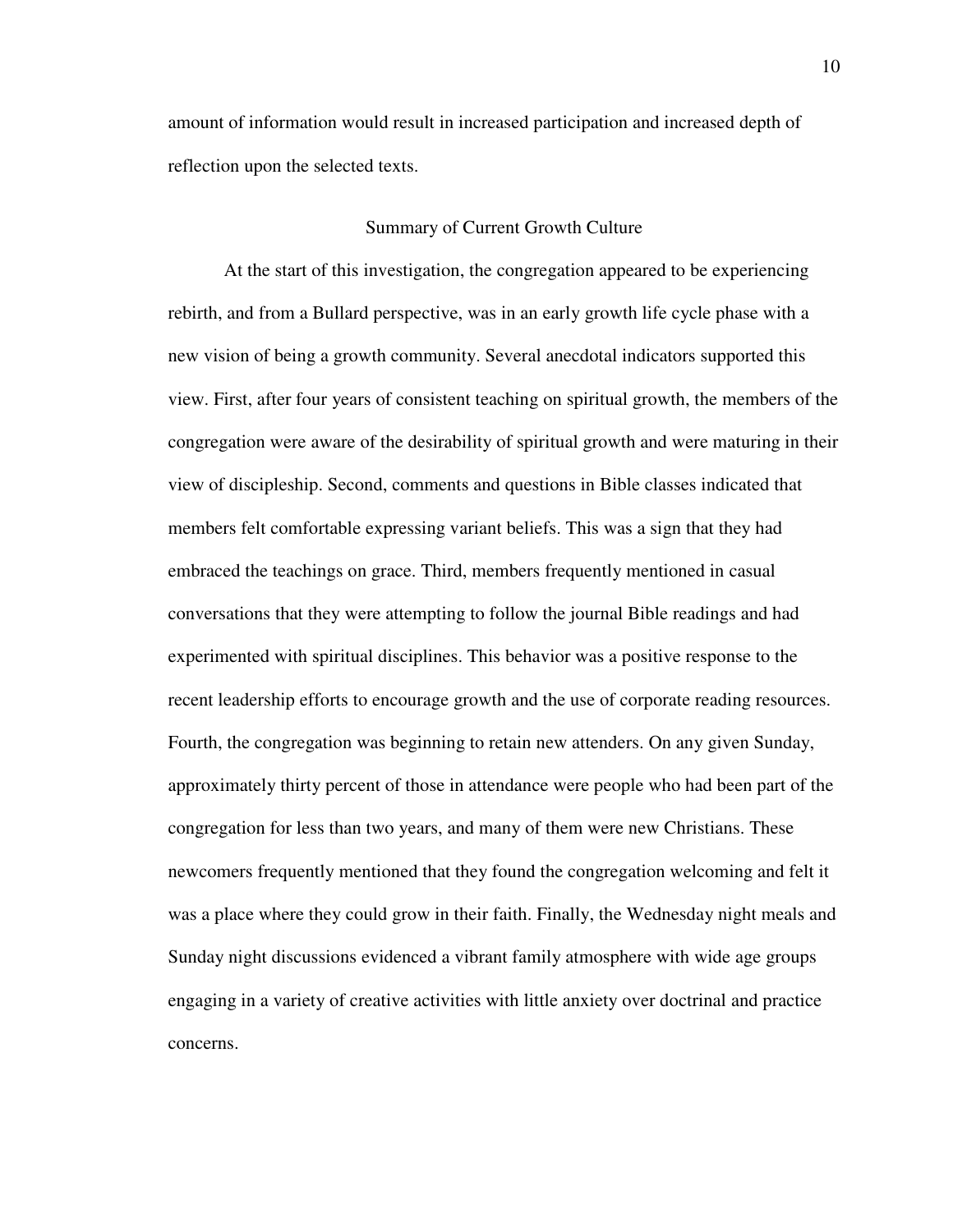amount of information would result in increased participation and increased depth of reflection upon the selected texts.

## Summary of Current Growth Culture

At the start of this investigation, the congregation appeared to be experiencing rebirth, and from a Bullard perspective, was in an early growth life cycle phase with a new vision of being a growth community. Several anecdotal indicators supported this view. First, after four years of consistent teaching on spiritual growth, the members of the congregation were aware of the desirability of spiritual growth and were maturing in their view of discipleship. Second, comments and questions in Bible classes indicated that members felt comfortable expressing variant beliefs. This was a sign that they had embraced the teachings on grace. Third, members frequently mentioned in casual conversations that they were attempting to follow the journal Bible readings and had experimented with spiritual disciplines. This behavior was a positive response to the recent leadership efforts to encourage growth and the use of corporate reading resources. Fourth, the congregation was beginning to retain new attenders. On any given Sunday, approximately thirty percent of those in attendance were people who had been part of the congregation for less than two years, and many of them were new Christians. These newcomers frequently mentioned that they found the congregation welcoming and felt it was a place where they could grow in their faith. Finally, the Wednesday night meals and Sunday night discussions evidenced a vibrant family atmosphere with wide age groups engaging in a variety of creative activities with little anxiety over doctrinal and practice concerns.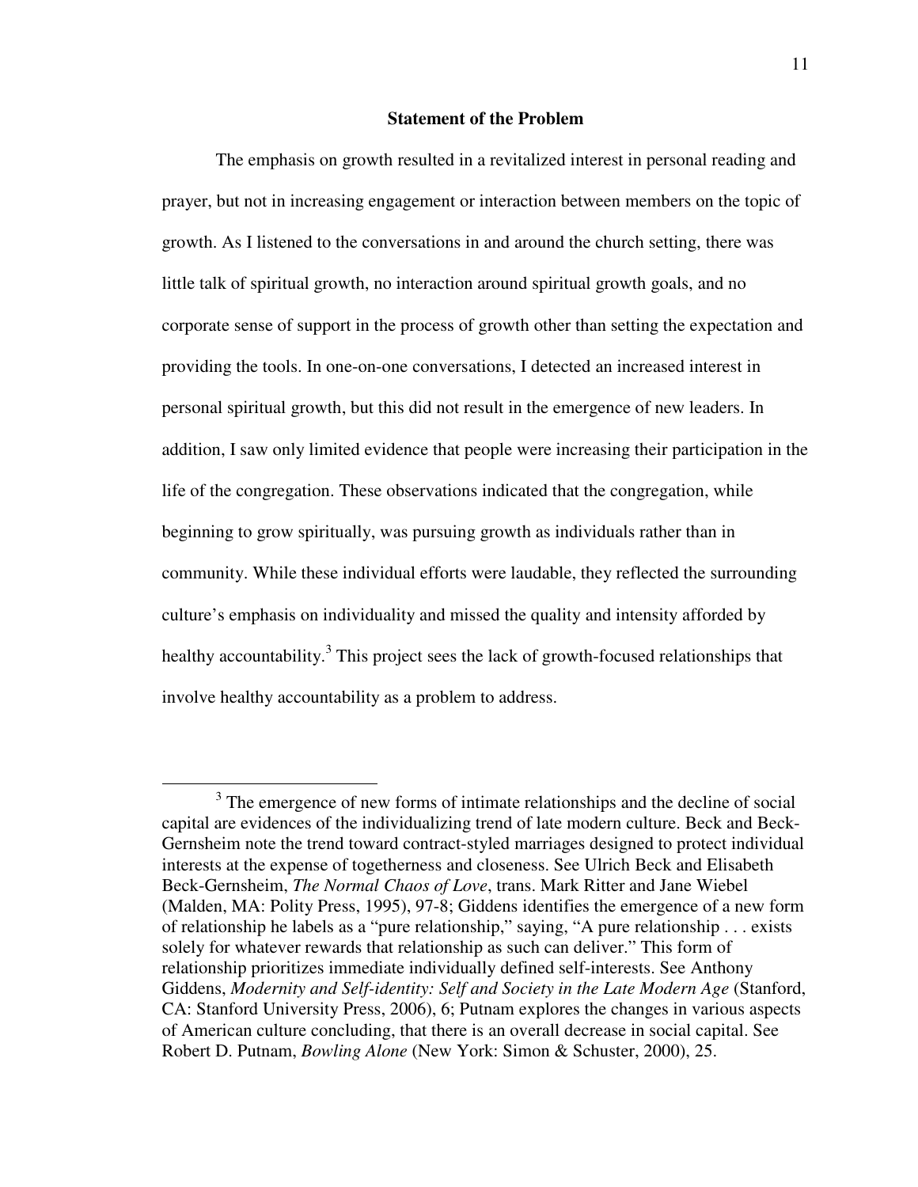## Statement of the Problem

The emphasis on growth resulted in a revitalized interest in personal reading and prayer, but not in increasing engagement or interaction between members on the topic of growth. As I listened to the conversations in and around the church setting, there was little talk of spiritual growth, no interaction around spiritual growth goals, and no corporate sense of support in the process of growth other than setting the expectation and providing the tools. In one-on-one conversations, I detected an increased interest in personal spiritual growth, but this did not result in the emergence of new leaders. In addition, I saw only limited evidence that people were increasing their participation in the life of the congregation. These observations indicated that the congregation, while beginning to grow spiritually, was pursuing growth as individuals rather than in community. While these individual efforts were laudable, they reflected the surrounding culture's emphasis on individuality and missed the quality and intensity afforded by healthy accountability.[3] This project sees the lack of growth-focused relationships that involve healthy accountability as a problem to address.

---

[3] The emergence of new forms of intimate relationships and the decline of social capital are evidences of the individualizing trend of late modern culture. Beck and Beck-Gernsheim note the trend toward contract-styled marriages designed to protect individual interests at the expense of togetherness and closeness. See Ulrich Beck and Elisabeth Beck-Gernsheim, *The Normal Chaos of Love*, trans. Mark Ritter and Jane Wiebel (Malden, MA: Polity Press, 1995), 97-8; Giddens identifies the emergence of a new form of relationship he labels as a "pure relationship," saying, "A pure relationship . . . exists solely for whatever rewards that relationship as such can deliver." This form of relationship prioritizes immediate individually defined self-interests. See Anthony Giddens, *Modernity and Self-identity: Self and Society in the Late Modern Age* (Stanford, CA: Stanford University Press, 2006), 6; Putnam explores the changes in various aspects of American culture concluding, that there is an overall decrease in social capital. See Robert D. Putnam, *Bowling Alone* (New York: Simon & Schuster, 2000), 25.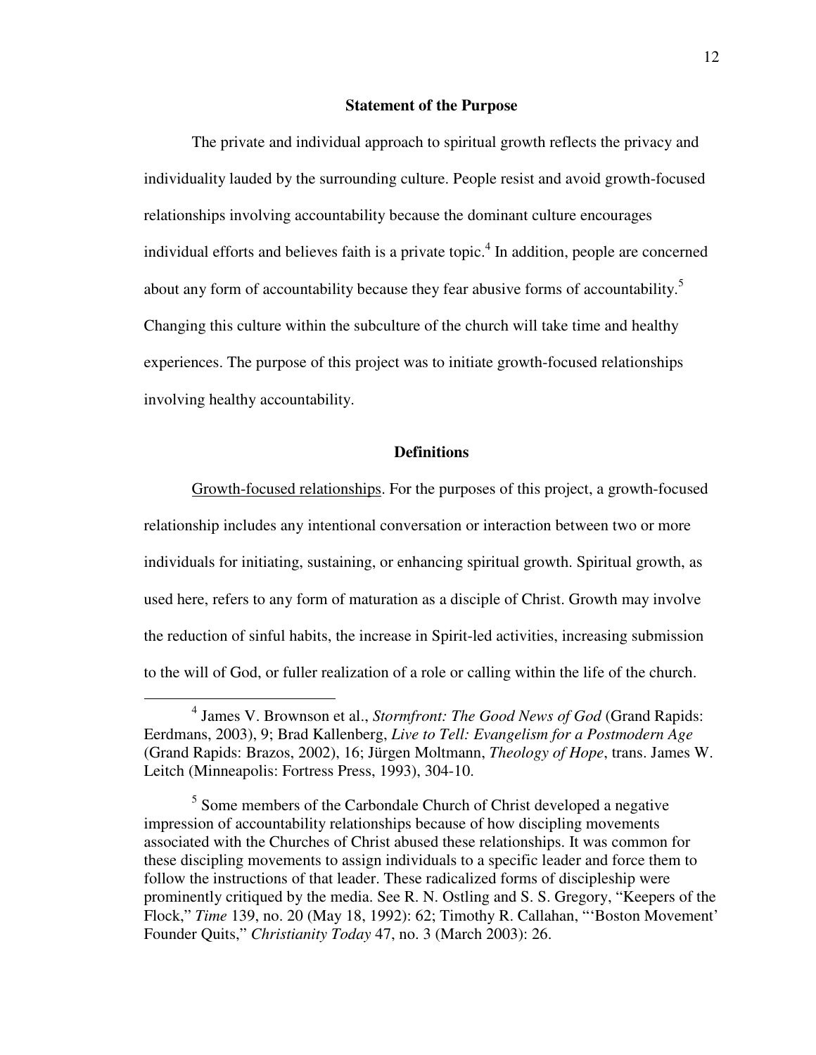## Statement of the Purpose

The private and individual approach to spiritual growth reflects the privacy and individuality lauded by the surrounding culture. People resist and avoid growth-focused relationships involving accountability because the dominant culture encourages individual efforts and believes faith is a private topic.[4] In addition, people are concerned about any form of accountability because they fear abusive forms of accountability.[5] Changing this culture within the subculture of the church will take time and healthy experiences. The purpose of this project was to initiate growth-focused relationships involving healthy accountability.

## Definitions

Growth-focused relationships. For the purposes of this project, a growth-focused relationship includes any intentional conversation or interaction between two or more individuals for initiating, sustaining, or enhancing spiritual growth. Spiritual growth, as used here, refers to any form of maturation as a disciple of Christ. Growth may involve the reduction of sinful habits, the increase in Spirit-led activities, increasing submission to the will of God, or fuller realization of a role or calling within the life of the church.

---

[4] James V. Brownson et al., *Stormfront: The Good News of God* (Grand Rapids: Eerdmans, 2003), 9; Brad Kallenberg, *Live to Tell: Evangelism for a Postmodern Age* (Grand Rapids: Brazos, 2002), 16; Jürgen Moltmann, *Theology of Hope*, trans. James W. Leitch (Minneapolis: Fortress Press, 1993), 304-10.

[5] Some members of the Carbondale Church of Christ developed a negative impression of accountability relationships because of how discipling movements associated with the Churches of Christ abused these relationships. It was common for these discipling movements to assign individuals to a specific leader and force them to follow the instructions of that leader. These radicalized forms of discipleship were prominently critiqued by the media. See R. N. Ostling and S. S. Gregory, "Keepers of the Flock," *Time* 139, no. 20 (May 18, 1992): 62; Timothy R. Callahan, "'Boston Movement' Founder Quits," *Christianity Today* 47, no. 3 (March 2003): 26.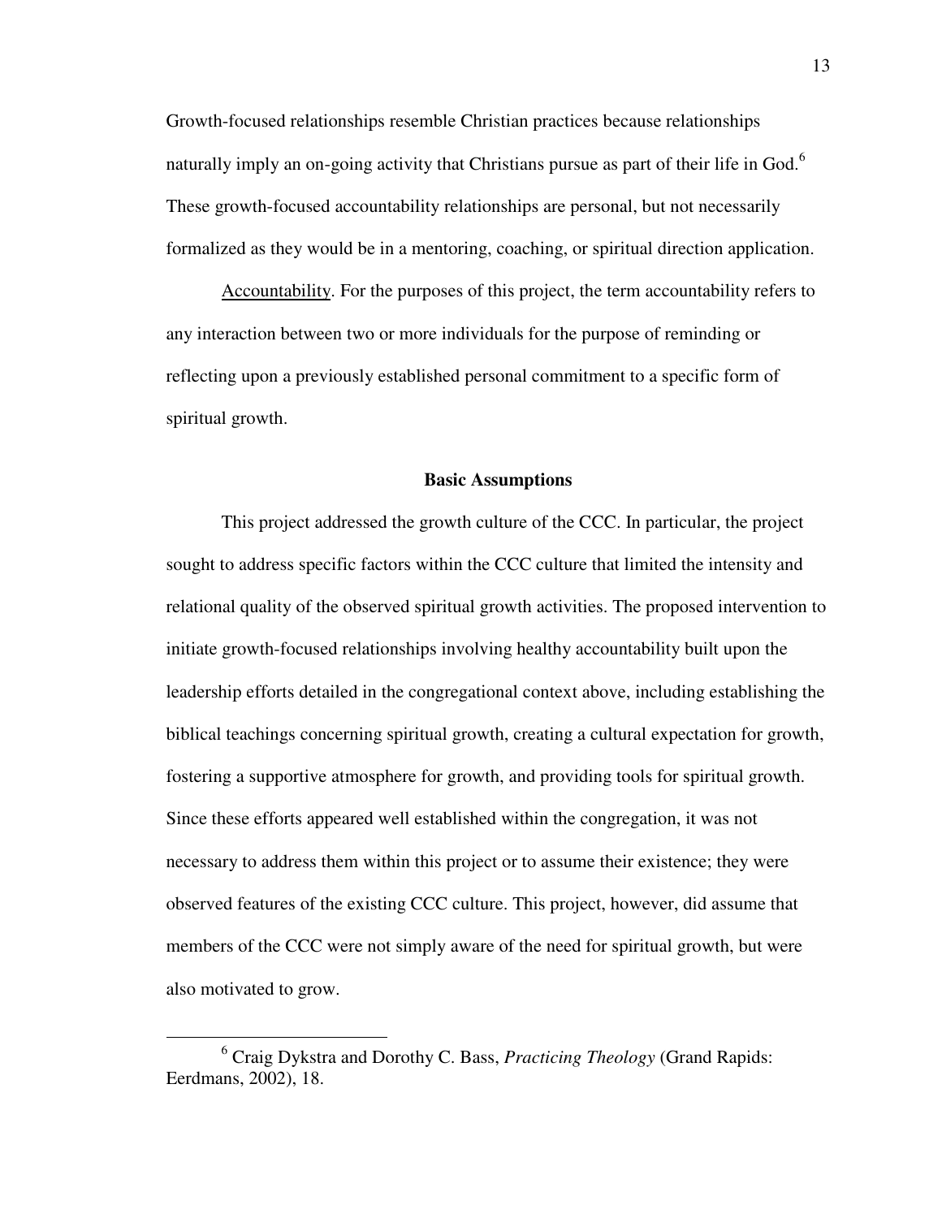Growth-focused relationships resemble Christian practices because relationships naturally imply an on-going activity that Christians pursue as part of their life in God.[6] These growth-focused accountability relationships are personal, but not necessarily formalized as they would be in a mentoring, coaching, or spiritual direction application.

Accountability. For the purposes of this project, the term accountability refers to any interaction between two or more individuals for the purpose of reminding or reflecting upon a previously established personal commitment to a specific form of spiritual growth.

### Basic Assumptions

This project addressed the growth culture of the CCC. In particular, the project sought to address specific factors within the CCC culture that limited the intensity and relational quality of the observed spiritual growth activities. The proposed intervention to initiate growth-focused relationships involving healthy accountability built upon the leadership efforts detailed in the congregational context above, including establishing the biblical teachings concerning spiritual growth, creating a cultural expectation for growth, fostering a supportive atmosphere for growth, and providing tools for spiritual growth. Since these efforts appeared well established within the congregation, it was not necessary to address them within this project or to assume their existence; they were observed features of the existing CCC culture. This project, however, did assume that members of the CCC were not simply aware of the need for spiritual growth, but were also motivated to grow.

---

[6] Craig Dykstra and Dorothy C. Bass, *Practicing Theology* (Grand Rapids: Eerdmans, 2002), 18.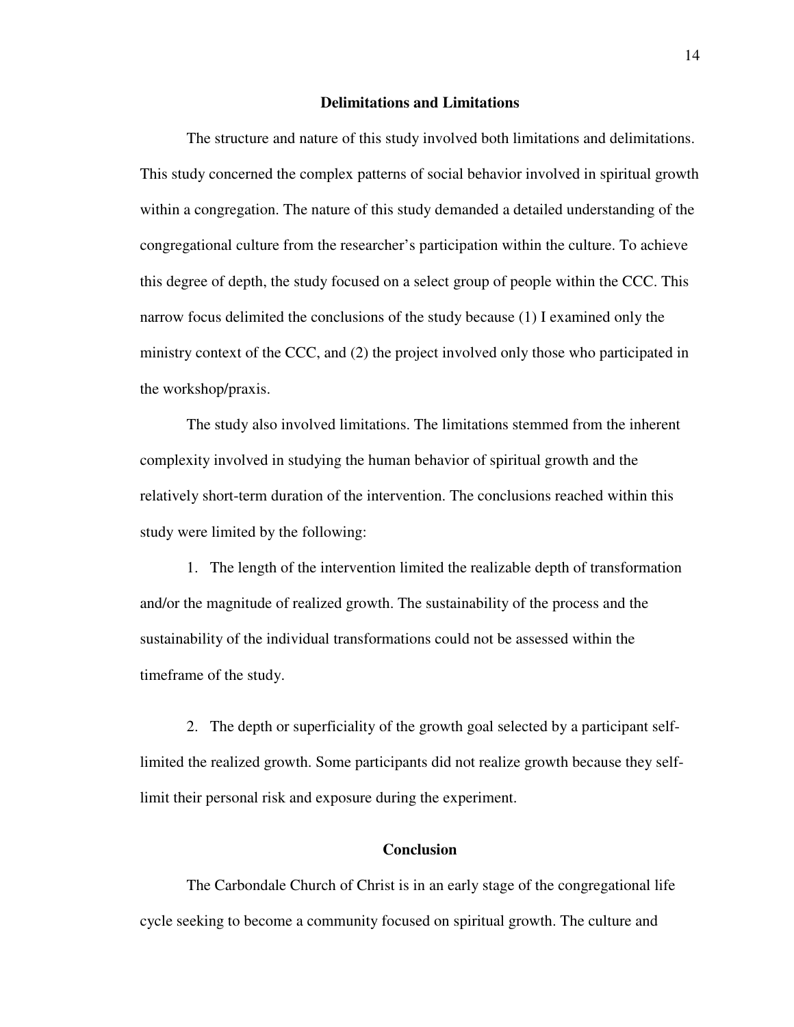## Delimitations and Limitations

The structure and nature of this study involved both limitations and delimitations. This study concerned the complex patterns of social behavior involved in spiritual growth within a congregation. The nature of this study demanded a detailed understanding of the congregational culture from the researcher's participation within the culture. To achieve this degree of depth, the study focused on a select group of people within the CCC. This narrow focus delimited the conclusions of the study because (1) I examined only the ministry context of the CCC, and (2) the project involved only those who participated in the workshop/praxis.

The study also involved limitations. The limitations stemmed from the inherent complexity involved in studying the human behavior of spiritual growth and the relatively short-term duration of the intervention. The conclusions reached within this study were limited by the following:

1. The length of the intervention limited the realizable depth of transformation and/or the magnitude of realized growth. The sustainability of the process and the sustainability of the individual transformations could not be assessed within the timeframe of the study.

2. The depth or superficiality of the growth goal selected by a participant self-limited the realized growth. Some participants did not realize growth because they self-limit their personal risk and exposure during the experiment.

## Conclusion

The Carbondale Church of Christ is in an early stage of the congregational life cycle seeking to become a community focused on spiritual growth. The culture and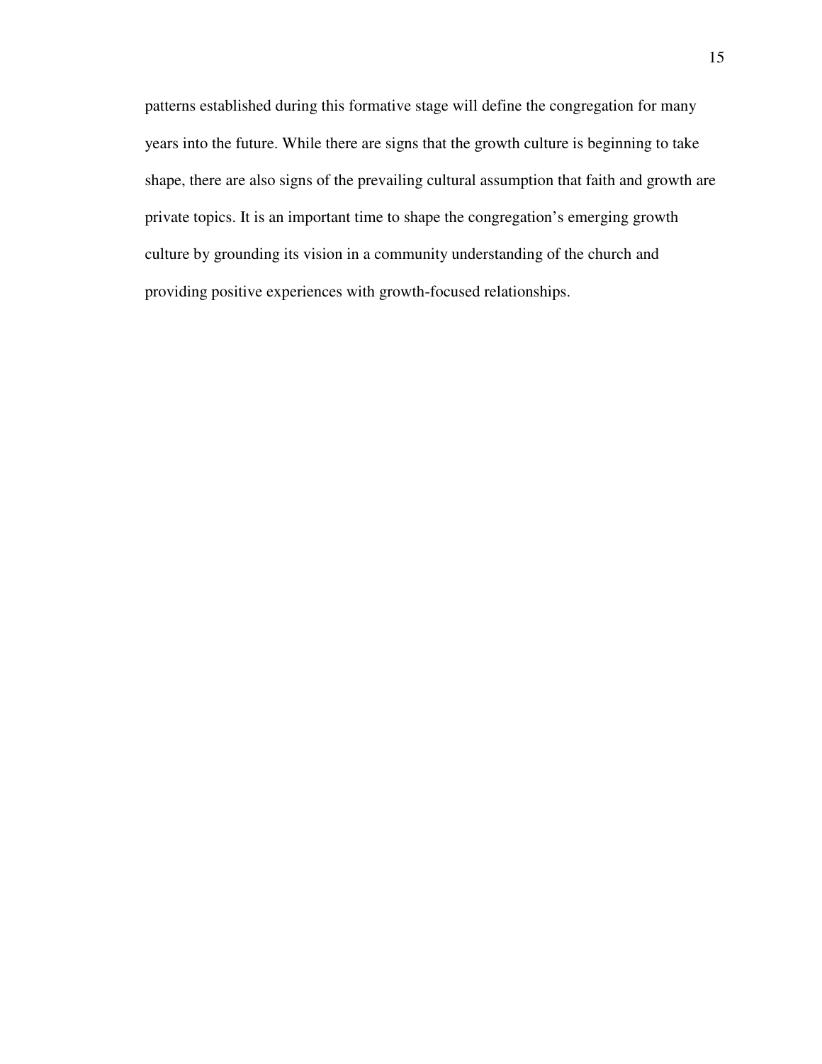patterns established during this formative stage will define the congregation for many years into the future. While there are signs that the growth culture is beginning to take shape, there are also signs of the prevailing cultural assumption that faith and growth are private topics. It is an important time to shape the congregation's emerging growth culture by grounding its vision in a community understanding of the church and providing positive experiences with growth-focused relationships.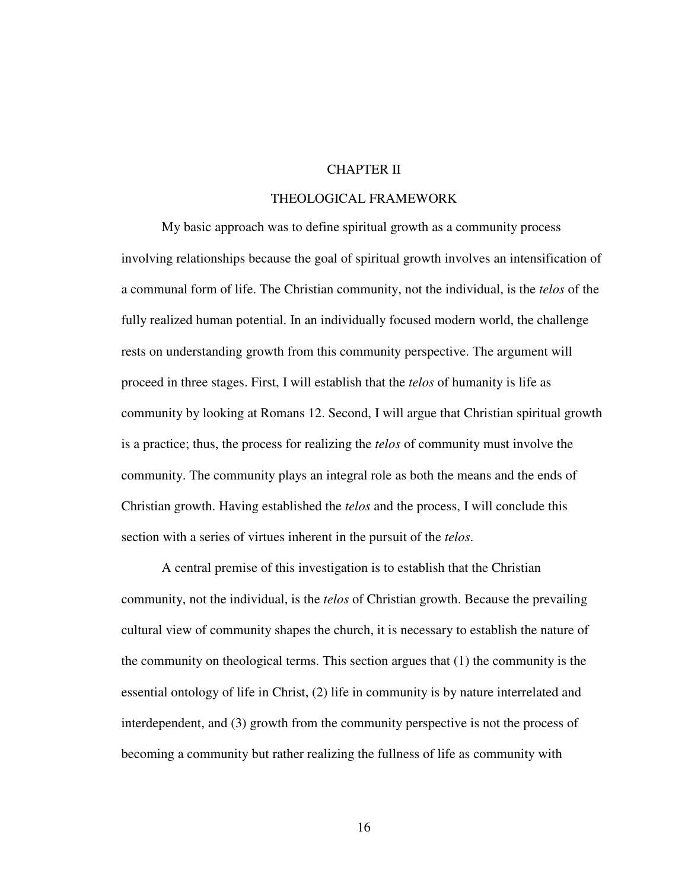# CHAPTER II

## THEOLOGICAL FRAMEWORK

My basic approach was to define spiritual growth as a community process involving relationships because the goal of spiritual growth involves an intensification of a communal form of life. The Christian community, not the individual, is the *telos* of the fully realized human potential. In an individually focused modern world, the challenge rests on understanding growth from this community perspective. The argument will proceed in three stages. First, I will establish that the *telos* of humanity is life as community by looking at Romans 12. Second, I will argue that Christian spiritual growth is a practice; thus, the process for realizing the *telos* of community must involve the community. The community plays an integral role as both the means and the ends of Christian growth. Having established the *telos* and the process, I will conclude this section with a series of virtues inherent in the pursuit of the *telos*.

A central premise of this investigation is to establish that the Christian community, not the individual, is the *telos* of Christian growth. Because the prevailing cultural view of community shapes the church, it is necessary to establish the nature of the community on theological terms. This section argues that (1) the community is the essential ontology of life in Christ, (2) life in community is by nature interrelated and interdependent, and (3) growth from the community perspective is not the process of becoming a community but rather realizing the fullness of life as community with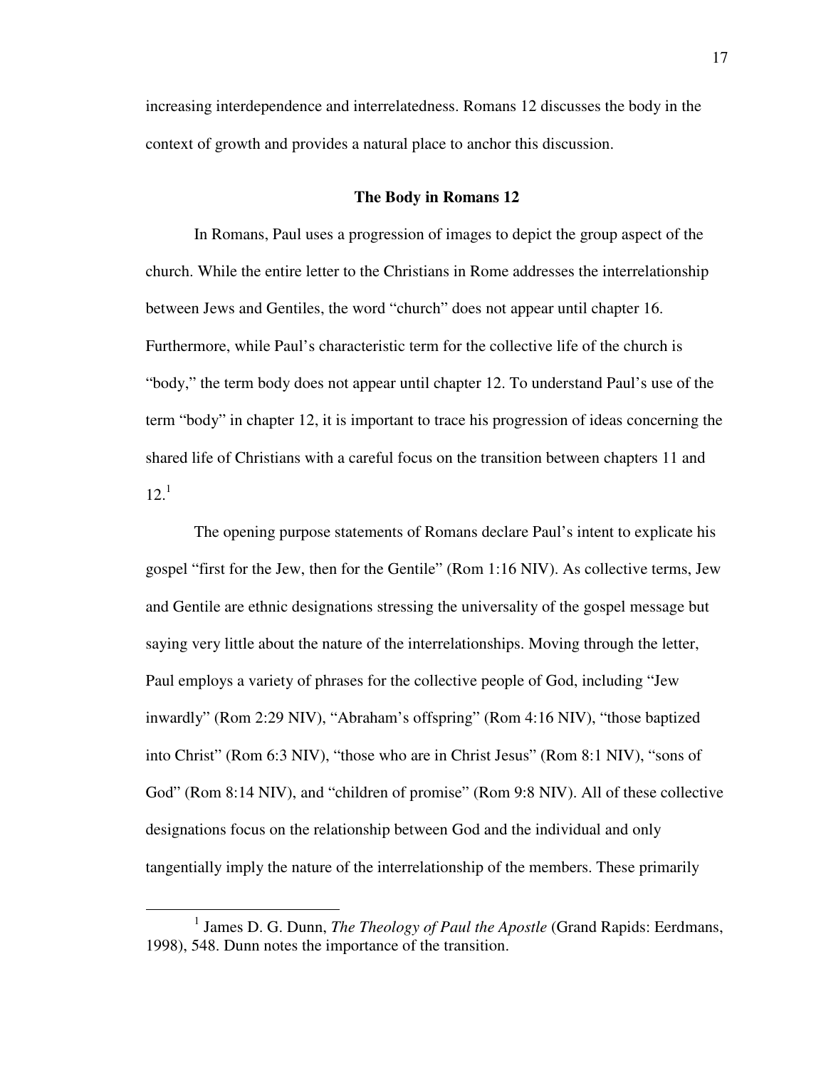increasing interdependence and interrelatedness. Romans 12 discusses the body in the context of growth and provides a natural place to anchor this discussion.

### The Body in Romans 12

In Romans, Paul uses a progression of images to depict the group aspect of the church. While the entire letter to the Christians in Rome addresses the interrelationship between Jews and Gentiles, the word "church" does not appear until chapter 16. Furthermore, while Paul's characteristic term for the collective life of the church is "body," the term body does not appear until chapter 12. To understand Paul's use of the term "body" in chapter 12, it is important to trace his progression of ideas concerning the shared life of Christians with a careful focus on the transition between chapters 11 and 12.[1]

The opening purpose statements of Romans declare Paul's intent to explicate his gospel "first for the Jew, then for the Gentile" (Rom 1:16 NIV). As collective terms, Jew and Gentile are ethnic designations stressing the universality of the gospel message but saying very little about the nature of the interrelationships. Moving through the letter, Paul employs a variety of phrases for the collective people of God, including "Jew inwardly" (Rom 2:29 NIV), "Abraham's offspring" (Rom 4:16 NIV), "those baptized into Christ" (Rom 6:3 NIV), "those who are in Christ Jesus" (Rom 8:1 NIV), "sons of God" (Rom 8:14 NIV), and "children of promise" (Rom 9:8 NIV). All of these collective designations focus on the relationship between God and the individual and only tangentially imply the nature of the interrelationship of the members. These primarily

---

[1] James D. G. Dunn, *The Theology of Paul the Apostle* (Grand Rapids: Eerdmans, 1998), 548. Dunn notes the importance of the transition.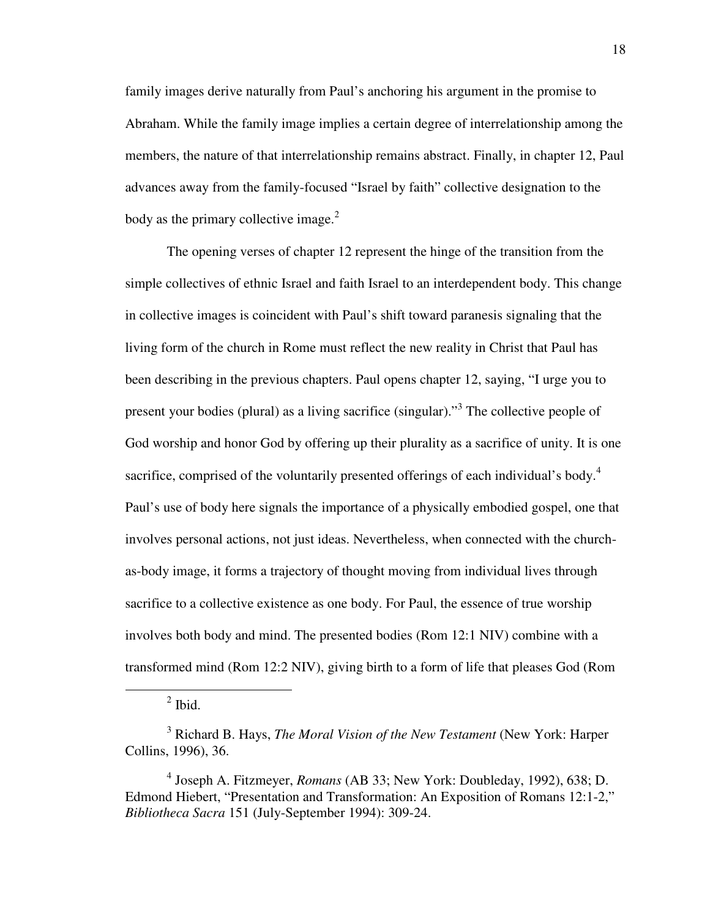family images derive naturally from Paul's anchoring his argument in the promise to Abraham. While the family image implies a certain degree of interrelationship among the members, the nature of that interrelationship remains abstract. Finally, in chapter 12, Paul advances away from the family-focused "Israel by faith" collective designation to the body as the primary collective image.[2]

The opening verses of chapter 12 represent the hinge of the transition from the simple collectives of ethnic Israel and faith Israel to an interdependent body. This change in collective images is coincident with Paul's shift toward paranesis signaling that the living form of the church in Rome must reflect the new reality in Christ that Paul has been describing in the previous chapters. Paul opens chapter 12, saying, "I urge you to present your bodies (plural) as a living sacrifice (singular)."[3] The collective people of God worship and honor God by offering up their plurality as a sacrifice of unity. It is one sacrifice, comprised of the voluntarily presented offerings of each individual's body.[4] Paul's use of body here signals the importance of a physically embodied gospel, one that involves personal actions, not just ideas. Nevertheless, when connected with the church-as-body image, it forms a trajectory of thought moving from individual lives through sacrifice to a collective existence as one body. For Paul, the essence of true worship involves both body and mind. The presented bodies (Rom 12:1 NIV) combine with a transformed mind (Rom 12:2 NIV), giving birth to a form of life that pleases God (Rom

---

[2] Ibid.

[3] Richard B. Hays, *The Moral Vision of the New Testament* (New York: Harper Collins, 1996), 36.

[4] Joseph A. Fitzmeyer, *Romans* (AB 33; New York: Doubleday, 1992), 638; D. Edmond Hiebert, "Presentation and Transformation: An Exposition of Romans 12:1-2," *Bibliotheca Sacra* 151 (July-September 1994): 309-24.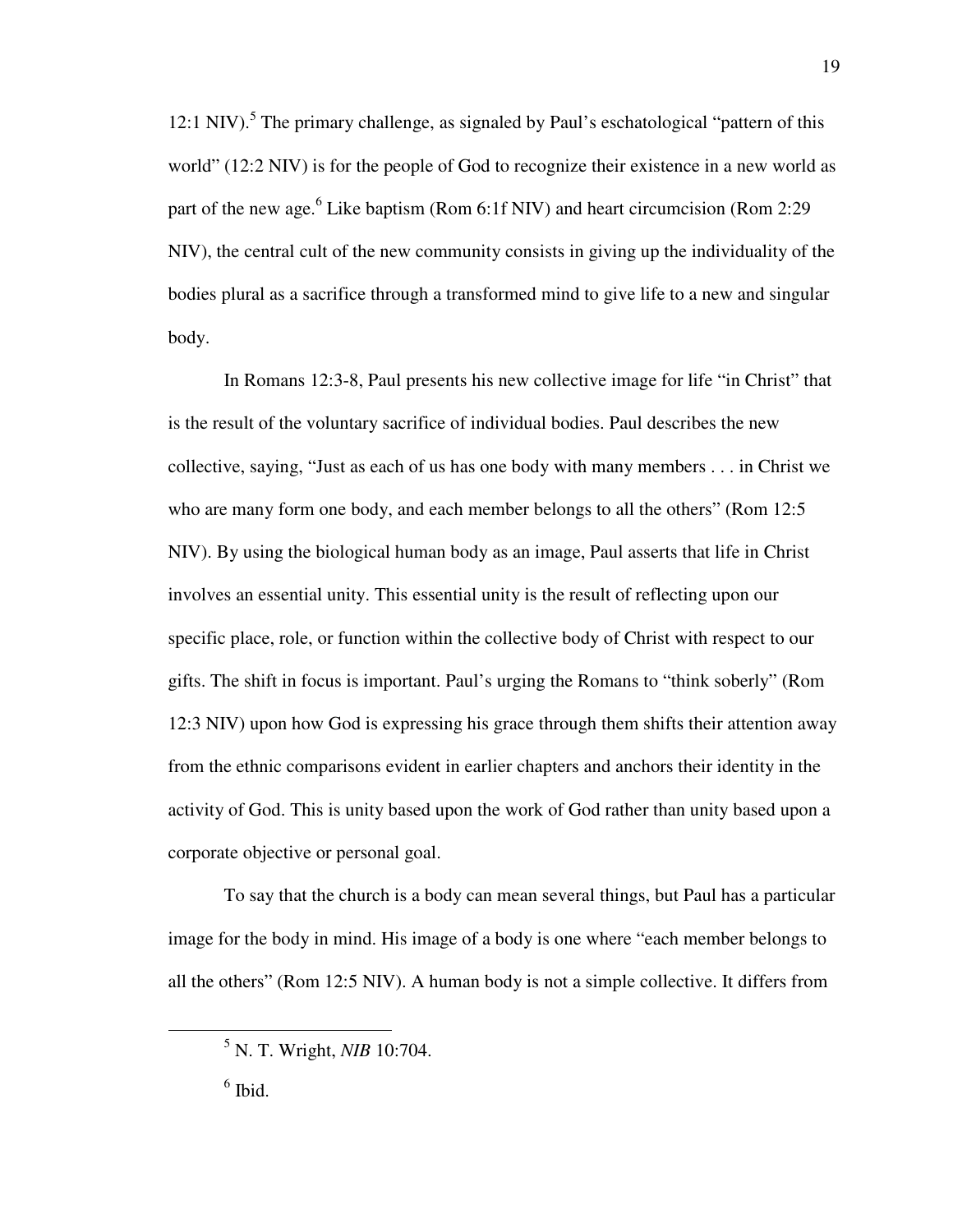12:1 NIV).[5] The primary challenge, as signaled by Paul's eschatological "pattern of this world" (12:2 NIV) is for the people of God to recognize their existence in a new world as part of the new age.[6] Like baptism (Rom 6:1f NIV) and heart circumcision (Rom 2:29 NIV), the central cult of the new community consists in giving up the individuality of the bodies plural as a sacrifice through a transformed mind to give life to a new and singular body.

In Romans 12:3-8, Paul presents his new collective image for life "in Christ" that is the result of the voluntary sacrifice of individual bodies. Paul describes the new collective, saying, "Just as each of us has one body with many members . . . in Christ we who are many form one body, and each member belongs to all the others" (Rom 12:5 NIV). By using the biological human body as an image, Paul asserts that life in Christ involves an essential unity. This essential unity is the result of reflecting upon our specific place, role, or function within the collective body of Christ with respect to our gifts. The shift in focus is important. Paul's urging the Romans to "think soberly" (Rom 12:3 NIV) upon how God is expressing his grace through them shifts their attention away from the ethnic comparisons evident in earlier chapters and anchors their identity in the activity of God. This is unity based upon the work of God rather than unity based upon a corporate objective or personal goal.

To say that the church is a body can mean several things, but Paul has a particular image for the body in mind. His image of a body is one where "each member belongs to all the others" (Rom 12:5 NIV). A human body is not a simple collective. It differs from

[5] N. T. Wright, *NIB* 10:704.

[6] Ibid.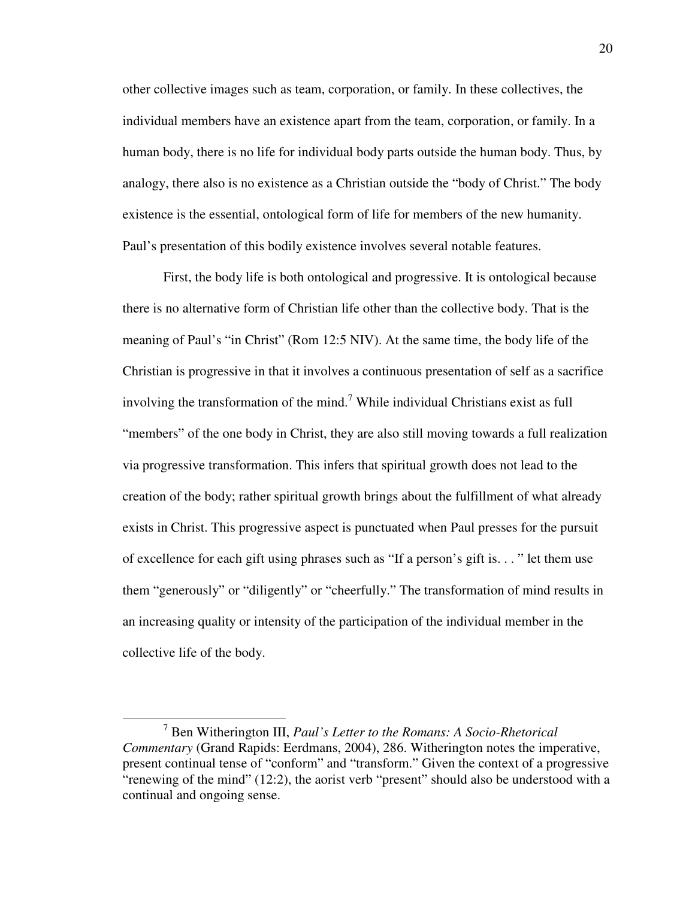other collective images such as team, corporation, or family. In these collectives, the individual members have an existence apart from the team, corporation, or family. In a human body, there is no life for individual body parts outside the human body. Thus, by analogy, there also is no existence as a Christian outside the "body of Christ." The body existence is the essential, ontological form of life for members of the new humanity. Paul's presentation of this bodily existence involves several notable features.

First, the body life is both ontological and progressive. It is ontological because there is no alternative form of Christian life other than the collective body. That is the meaning of Paul's "in Christ" (Rom 12:5 NIV). At the same time, the body life of the Christian is progressive in that it involves a continuous presentation of self as a sacrifice involving the transformation of the mind.[7] While individual Christians exist as full "members" of the one body in Christ, they are also still moving towards a full realization via progressive transformation. This infers that spiritual growth does not lead to the creation of the body; rather spiritual growth brings about the fulfillment of what already exists in Christ. This progressive aspect is punctuated when Paul presses for the pursuit of excellence for each gift using phrases such as "If a person's gift is. . . " let them use them "generously" or "diligently" or "cheerfully." The transformation of mind results in an increasing quality or intensity of the participation of the individual member in the collective life of the body.

---

[7] Ben Witherington III, *Paul's Letter to the Romans: A Socio-Rhetorical Commentary* (Grand Rapids: Eerdmans, 2004), 286. Witherington notes the imperative, present continual tense of "conform" and "transform." Given the context of a progressive "renewing of the mind" (12:2), the aorist verb "present" should also be understood with a continual and ongoing sense.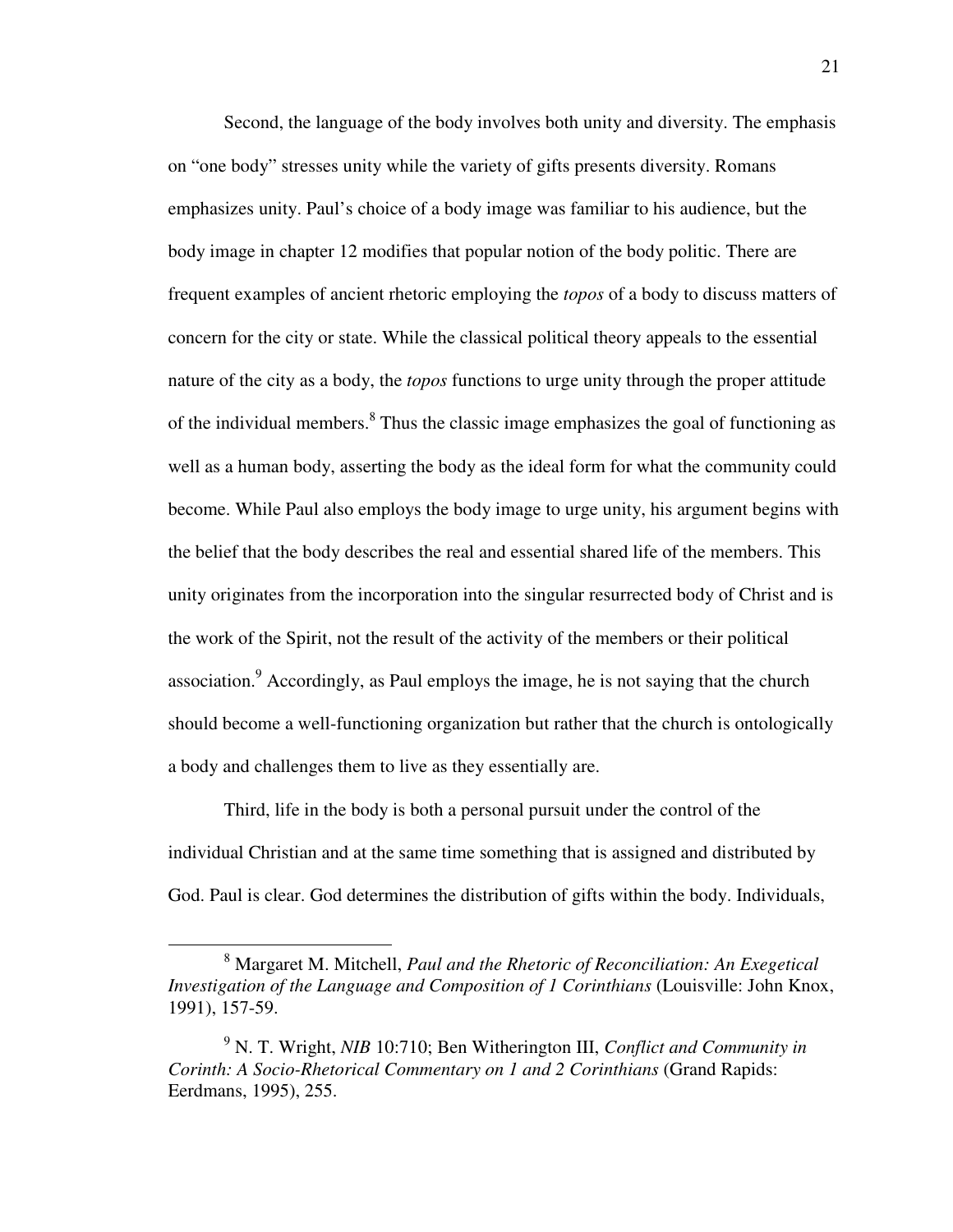Second, the language of the body involves both unity and diversity. The emphasis on "one body" stresses unity while the variety of gifts presents diversity. Romans emphasizes unity. Paul's choice of a body image was familiar to his audience, but the body image in chapter 12 modifies that popular notion of the body politic. There are frequent examples of ancient rhetoric employing the *topos* of a body to discuss matters of concern for the city or state. While the classical political theory appeals to the essential nature of the city as a body, the *topos* functions to urge unity through the proper attitude of the individual members.[8] Thus the classic image emphasizes the goal of functioning as well as a human body, asserting the body as the ideal form for what the community could become. While Paul also employs the body image to urge unity, his argument begins with the belief that the body describes the real and essential shared life of the members. This unity originates from the incorporation into the singular resurrected body of Christ and is the work of the Spirit, not the result of the activity of the members or their political association.[9] Accordingly, as Paul employs the image, he is not saying that the church should become a well-functioning organization but rather that the church is ontologically a body and challenges them to live as they essentially are.

Third, life in the body is both a personal pursuit under the control of the individual Christian and at the same time something that is assigned and distributed by God. Paul is clear. God determines the distribution of gifts within the body. Individuals,

---

[8] Margaret M. Mitchell, *Paul and the Rhetoric of Reconciliation: An Exegetical Investigation of the Language and Composition of 1 Corinthians* (Louisville: John Knox, 1991), 157-59.

[9] N. T. Wright, *NIB* 10:710; Ben Witherington III, *Conflict and Community in Corinth: A Socio-Rhetorical Commentary on 1 and 2 Corinthians* (Grand Rapids: Eerdmans, 1995), 255.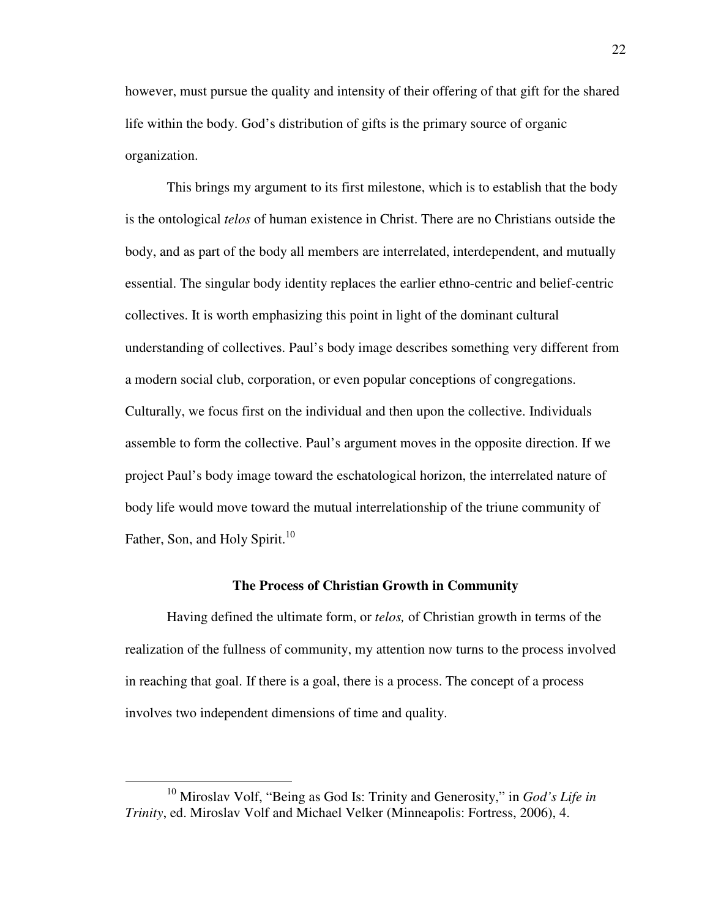however, must pursue the quality and intensity of their offering of that gift for the shared life within the body. God's distribution of gifts is the primary source of organic organization.

This brings my argument to its first milestone, which is to establish that the body is the ontological *telos* of human existence in Christ. There are no Christians outside the body, and as part of the body all members are interrelated, interdependent, and mutually essential. The singular body identity replaces the earlier ethno-centric and belief-centric collectives. It is worth emphasizing this point in light of the dominant cultural understanding of collectives. Paul's body image describes something very different from a modern social club, corporation, or even popular conceptions of congregations. Culturally, we focus first on the individual and then upon the collective. Individuals assemble to form the collective. Paul's argument moves in the opposite direction. If we project Paul's body image toward the eschatological horizon, the interrelated nature of body life would move toward the mutual interrelationship of the triune community of Father, Son, and Holy Spirit.[10]

### The Process of Christian Growth in Community

Having defined the ultimate form, or *telos,* of Christian growth in terms of the realization of the fullness of community, my attention now turns to the process involved in reaching that goal. If there is a goal, there is a process. The concept of a process involves two independent dimensions of time and quality.

---

[10] Miroslav Volf, "Being as God Is: Trinity and Generosity," in *God's Life in Trinity*, ed. Miroslav Volf and Michael Velker (Minneapolis: Fortress, 2006), 4.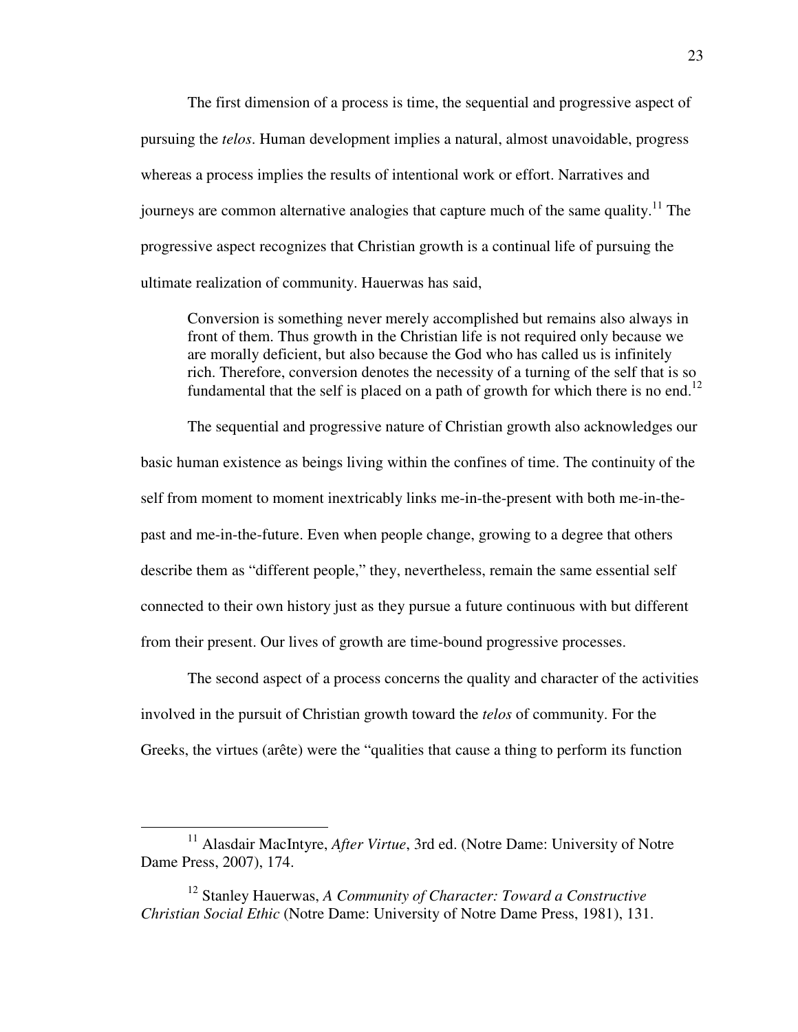The first dimension of a process is time, the sequential and progressive aspect of pursuing the *telos*. Human development implies a natural, almost unavoidable, progress whereas a process implies the results of intentional work or effort. Narratives and journeys are common alternative analogies that capture much of the same quality.[11] The progressive aspect recognizes that Christian growth is a continual life of pursuing the ultimate realization of community. Hauerwas has said,

> Conversion is something never merely accomplished but remains also always in front of them. Thus growth in the Christian life is not required only because we are morally deficient, but also because the God who has called us is infinitely rich. Therefore, conversion denotes the necessity of a turning of the self that is so fundamental that the self is placed on a path of growth for which there is no end.[12]

The sequential and progressive nature of Christian growth also acknowledges our basic human existence as beings living within the confines of time. The continuity of the self from moment to moment inextricably links me-in-the-present with both me-in-the-past and me-in-the-future. Even when people change, growing to a degree that others describe them as "different people," they, nevertheless, remain the same essential self connected to their own history just as they pursue a future continuous with but different from their present. Our lives of growth are time-bound progressive processes.

The second aspect of a process concerns the quality and character of the activities involved in the pursuit of Christian growth toward the *telos* of community. For the Greeks, the virtues (arête) were the "qualities that cause a thing to perform its function

---

[11] Alasdair MacIntyre, *After Virtue*, 3rd ed. (Notre Dame: University of Notre Dame Press, 2007), 174.

[12] Stanley Hauerwas, *A Community of Character: Toward a Constructive Christian Social Ethic* (Notre Dame: University of Notre Dame Press, 1981), 131.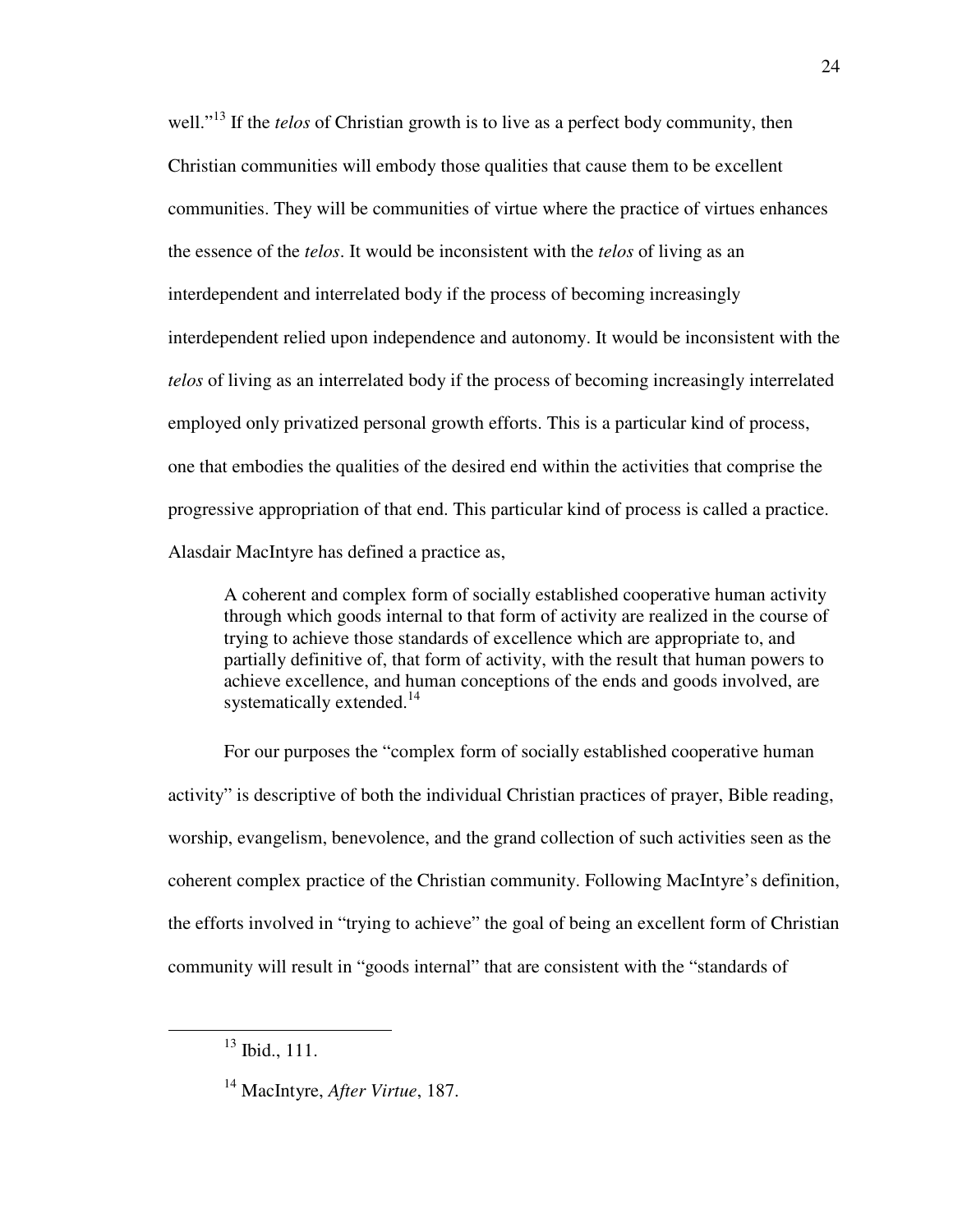well."[13] If the *telos* of Christian growth is to live as a perfect body community, then Christian communities will embody those qualities that cause them to be excellent communities. They will be communities of virtue where the practice of virtues enhances the essence of the *telos*. It would be inconsistent with the *telos* of living as an interdependent and interrelated body if the process of becoming increasingly interdependent relied upon independence and autonomy. It would be inconsistent with the *telos* of living as an interrelated body if the process of becoming increasingly interrelated employed only privatized personal growth efforts. This is a particular kind of process, one that embodies the qualities of the desired end within the activities that comprise the progressive appropriation of that end. This particular kind of process is called a practice. Alasdair MacIntyre has defined a practice as,

> A coherent and complex form of socially established cooperative human activity through which goods internal to that form of activity are realized in the course of trying to achieve those standards of excellence which are appropriate to, and partially definitive of, that form of activity, with the result that human powers to achieve excellence, and human conceptions of the ends and goods involved, are systematically extended.[14]

For our purposes the "complex form of socially established cooperative human activity" is descriptive of both the individual Christian practices of prayer, Bible reading, worship, evangelism, benevolence, and the grand collection of such activities seen as the coherent complex practice of the Christian community. Following MacIntyre's definition, the efforts involved in "trying to achieve" the goal of being an excellent form of Christian community will result in "goods internal" that are consistent with the "standards of

---

[13] Ibid., 111.

[14] MacIntyre, *After Virtue*, 187.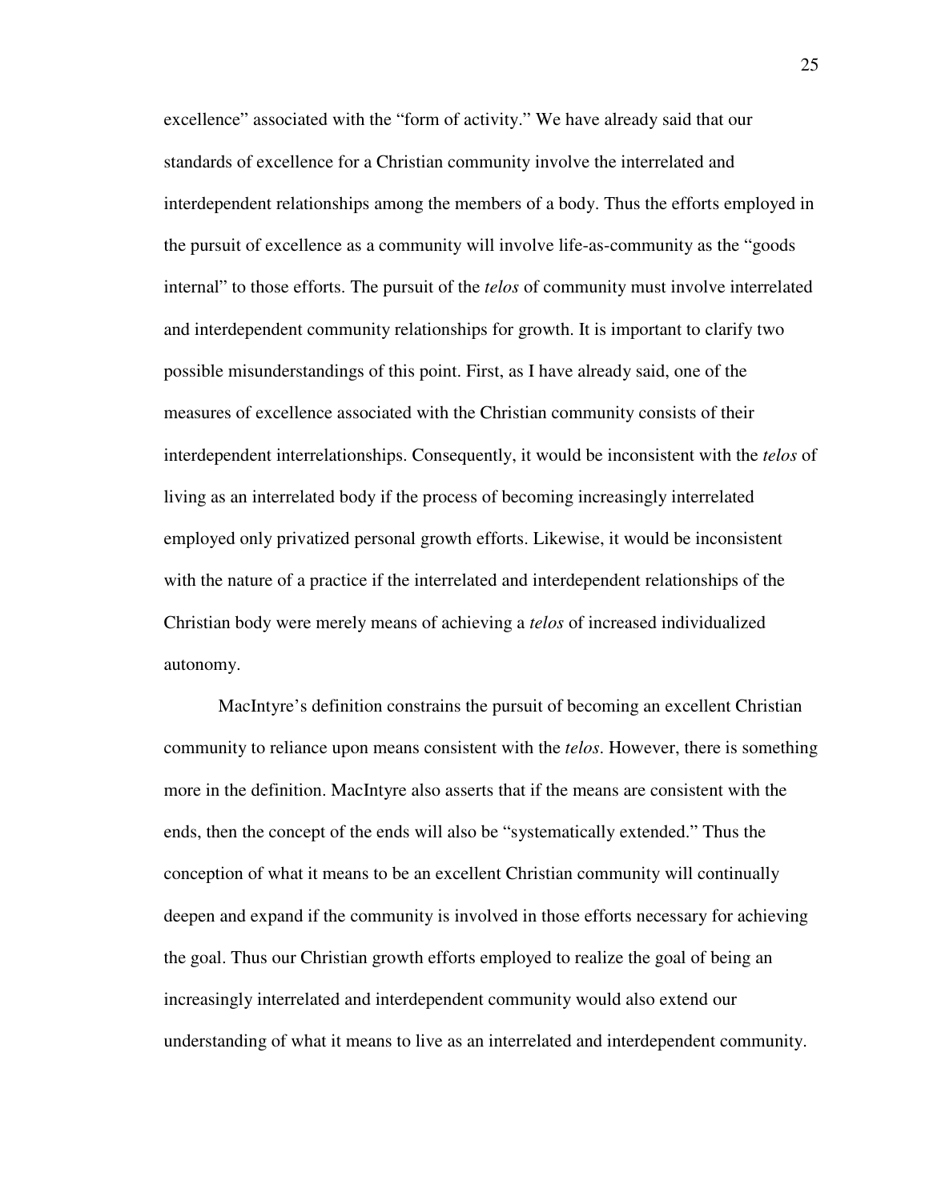excellence" associated with the "form of activity." We have already said that our standards of excellence for a Christian community involve the interrelated and interdependent relationships among the members of a body. Thus the efforts employed in the pursuit of excellence as a community will involve life-as-community as the "goods internal" to those efforts. The pursuit of the *telos* of community must involve interrelated and interdependent community relationships for growth. It is important to clarify two possible misunderstandings of this point. First, as I have already said, one of the measures of excellence associated with the Christian community consists of their interdependent interrelationships. Consequently, it would be inconsistent with the *telos* of living as an interrelated body if the process of becoming increasingly interrelated employed only privatized personal growth efforts. Likewise, it would be inconsistent with the nature of a practice if the interrelated and interdependent relationships of the Christian body were merely means of achieving a *telos* of increased individualized autonomy.

MacIntyre's definition constrains the pursuit of becoming an excellent Christian community to reliance upon means consistent with the *telos*. However, there is something more in the definition. MacIntyre also asserts that if the means are consistent with the ends, then the concept of the ends will also be "systematically extended." Thus the conception of what it means to be an excellent Christian community will continually deepen and expand if the community is involved in those efforts necessary for achieving the goal. Thus our Christian growth efforts employed to realize the goal of being an increasingly interrelated and interdependent community would also extend our understanding of what it means to live as an interrelated and interdependent community.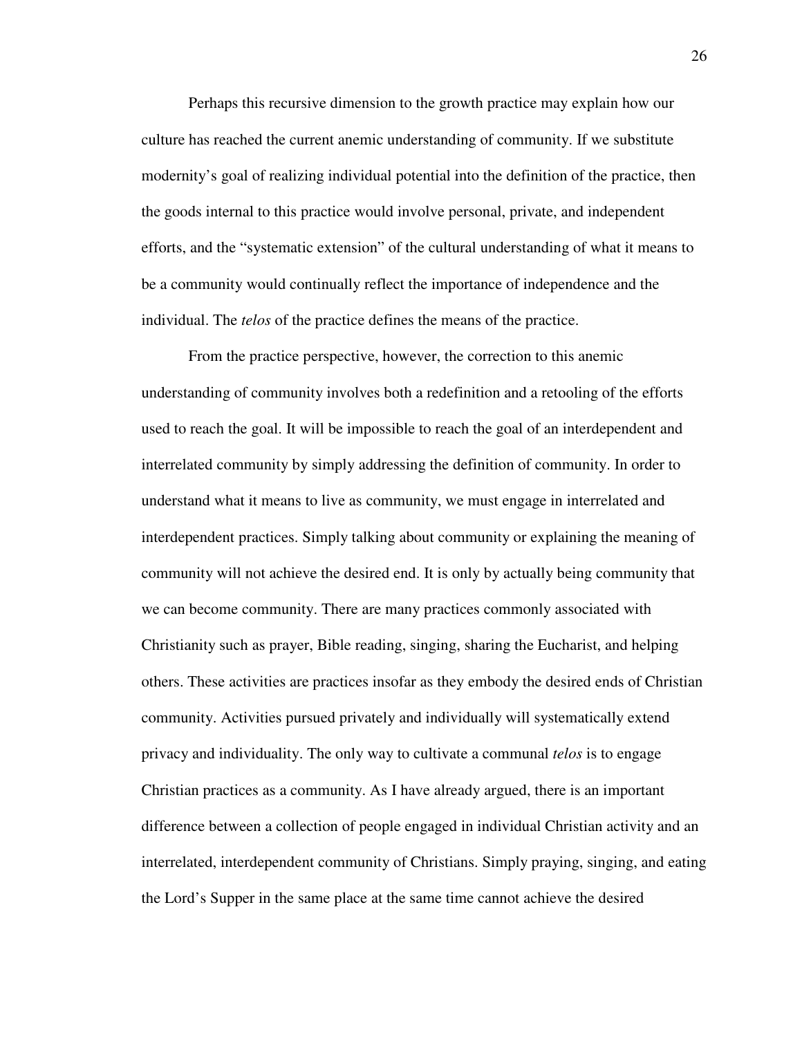Perhaps this recursive dimension to the growth practice may explain how our culture has reached the current anemic understanding of community. If we substitute modernity's goal of realizing individual potential into the definition of the practice, then the goods internal to this practice would involve personal, private, and independent efforts, and the "systematic extension" of the cultural understanding of what it means to be a community would continually reflect the importance of independence and the individual. The *telos* of the practice defines the means of the practice.

From the practice perspective, however, the correction to this anemic understanding of community involves both a redefinition and a retooling of the efforts used to reach the goal. It will be impossible to reach the goal of an interdependent and interrelated community by simply addressing the definition of community. In order to understand what it means to live as community, we must engage in interrelated and interdependent practices. Simply talking about community or explaining the meaning of community will not achieve the desired end. It is only by actually being community that we can become community. There are many practices commonly associated with Christianity such as prayer, Bible reading, singing, sharing the Eucharist, and helping others. These activities are practices insofar as they embody the desired ends of Christian community. Activities pursued privately and individually will systematically extend privacy and individuality. The only way to cultivate a communal *telos* is to engage Christian practices as a community. As I have already argued, there is an important difference between a collection of people engaged in individual Christian activity and an interrelated, interdependent community of Christians. Simply praying, singing, and eating the Lord's Supper in the same place at the same time cannot achieve the desired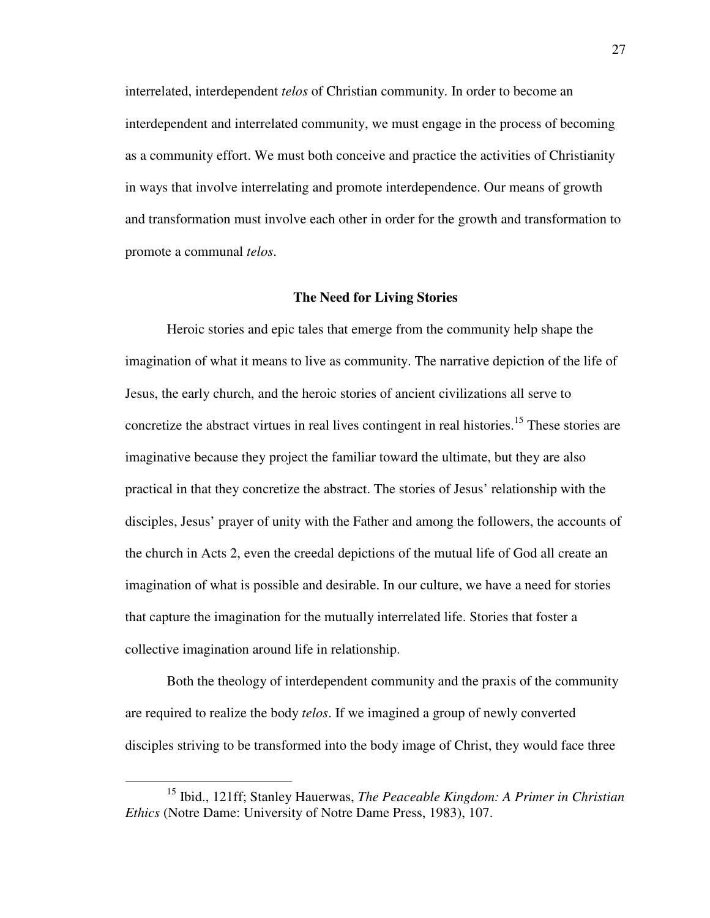interrelated, interdependent *telos* of Christian community. In order to become an interdependent and interrelated community, we must engage in the process of becoming as a community effort. We must both conceive and practice the activities of Christianity in ways that involve interrelating and promote interdependence. Our means of growth and transformation must involve each other in order for the growth and transformation to promote a communal *telos*.

## The Need for Living Stories

Heroic stories and epic tales that emerge from the community help shape the imagination of what it means to live as community. The narrative depiction of the life of Jesus, the early church, and the heroic stories of ancient civilizations all serve to concretize the abstract virtues in real lives contingent in real histories.[15] These stories are imaginative because they project the familiar toward the ultimate, but they are also practical in that they concretize the abstract. The stories of Jesus' relationship with the disciples, Jesus' prayer of unity with the Father and among the followers, the accounts of the church in Acts 2, even the creedal depictions of the mutual life of God all create an imagination of what is possible and desirable. In our culture, we have a need for stories that capture the imagination for the mutually interrelated life. Stories that foster a collective imagination around life in relationship.

Both the theology of interdependent community and the praxis of the community are required to realize the body *telos*. If we imagined a group of newly converted disciples striving to be transformed into the body image of Christ, they would face three

---

[15] Ibid., 121ff; Stanley Hauerwas, *The Peaceable Kingdom: A Primer in Christian Ethics* (Notre Dame: University of Notre Dame Press, 1983), 107.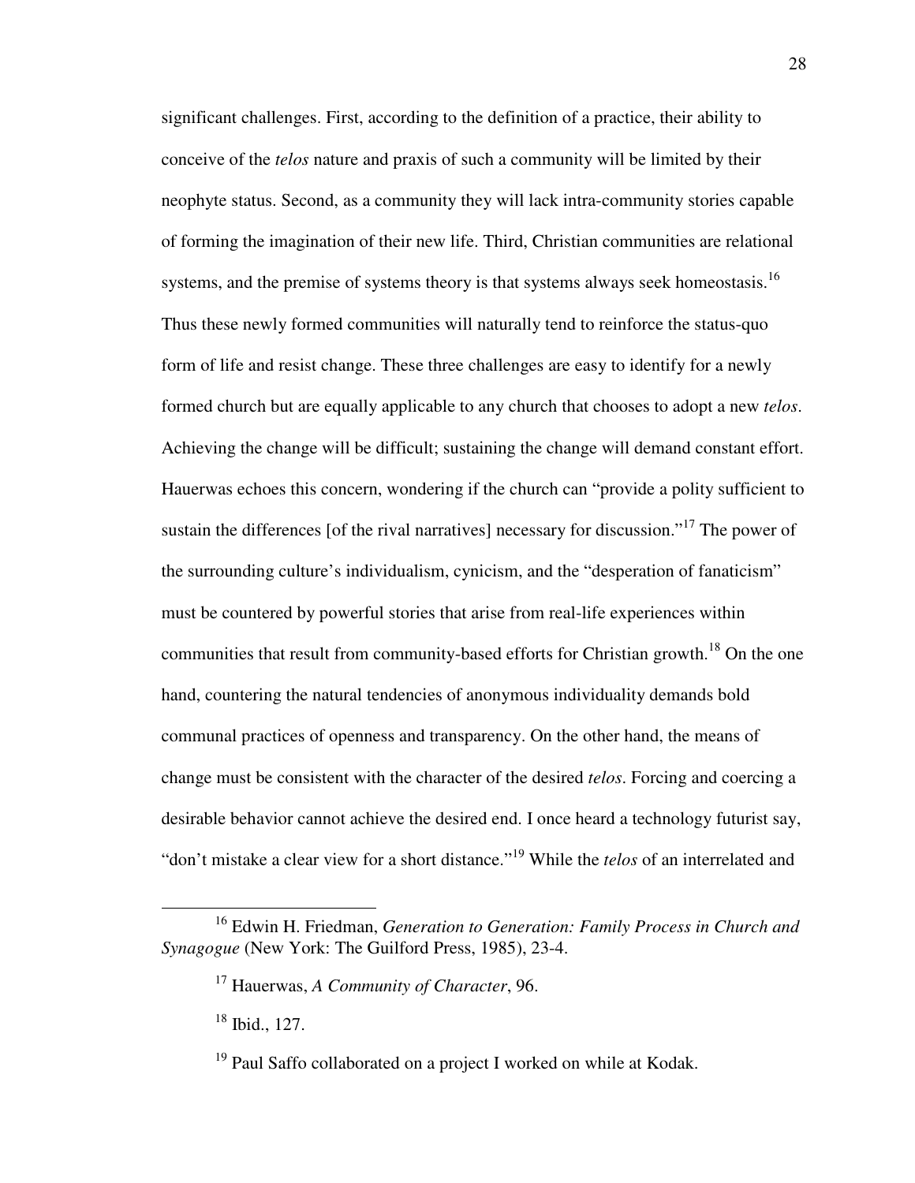significant challenges. First, according to the definition of a practice, their ability to conceive of the *telos* nature and praxis of such a community will be limited by their neophyte status. Second, as a community they will lack intra-community stories capable of forming the imagination of their new life. Third, Christian communities are relational systems, and the premise of systems theory is that systems always seek homeostasis.[16] Thus these newly formed communities will naturally tend to reinforce the status-quo form of life and resist change. These three challenges are easy to identify for a newly formed church but are equally applicable to any church that chooses to adopt a new *telos*. Achieving the change will be difficult; sustaining the change will demand constant effort. Hauerwas echoes this concern, wondering if the church can "provide a polity sufficient to sustain the differences [of the rival narratives] necessary for discussion."[17] The power of the surrounding culture's individualism, cynicism, and the "desperation of fanaticism" must be countered by powerful stories that arise from real-life experiences within communities that result from community-based efforts for Christian growth.[18] On the one hand, countering the natural tendencies of anonymous individuality demands bold communal practices of openness and transparency. On the other hand, the means of change must be consistent with the character of the desired *telos*. Forcing and coercing a desirable behavior cannot achieve the desired end. I once heard a technology futurist say, "don't mistake a clear view for a short distance."[19] While the *telos* of an interrelated and

---

[16] Edwin H. Friedman, *Generation to Generation: Family Process in Church and Synagogue* (New York: The Guilford Press, 1985), 23-4.

[17] Hauerwas, *A Community of Character*, 96.

[18] Ibid., 127.

[19] Paul Saffo collaborated on a project I worked on while at Kodak.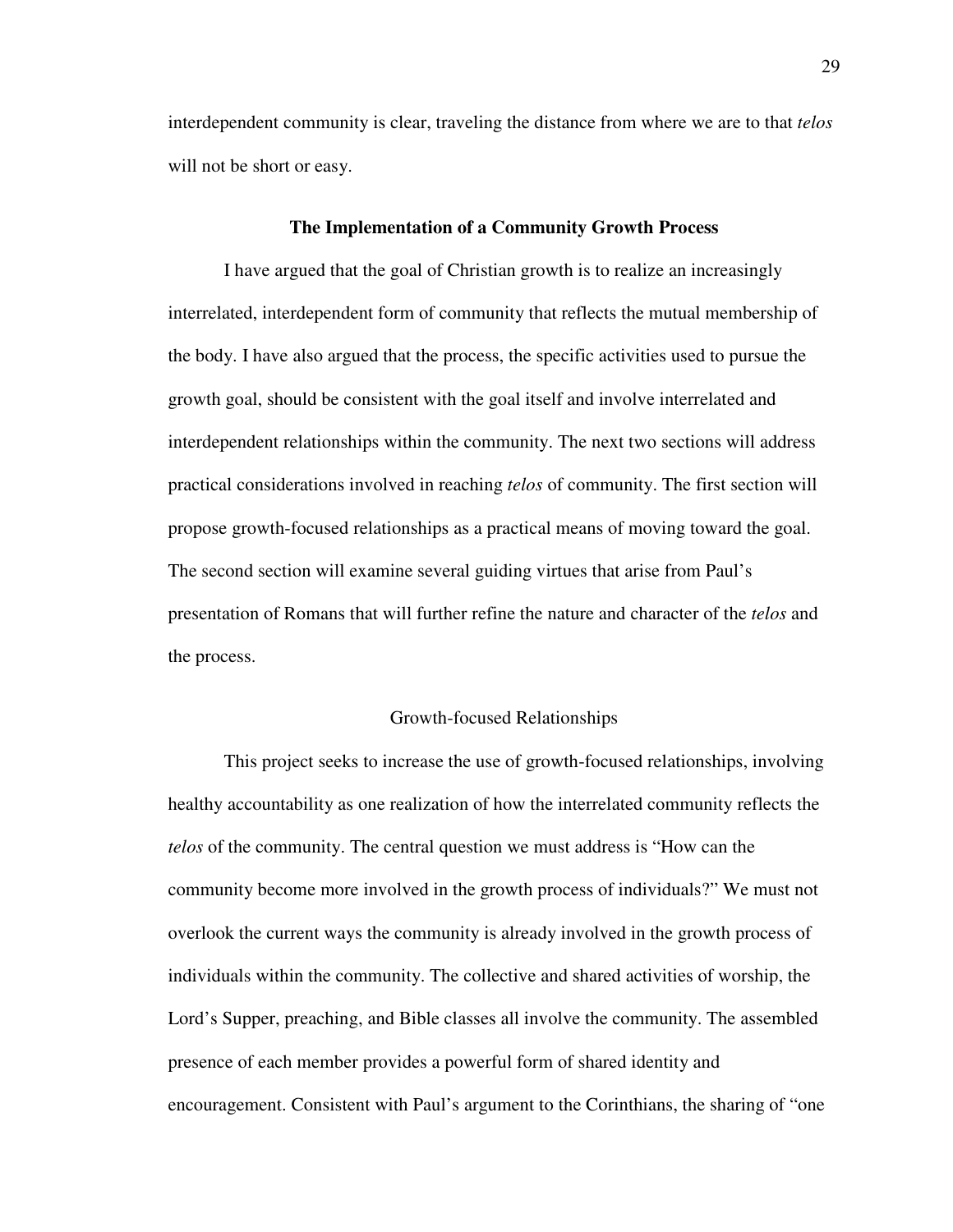interdependent community is clear, traveling the distance from where we are to that *telos* will not be short or easy.

## The Implementation of a Community Growth Process

I have argued that the goal of Christian growth is to realize an increasingly interrelated, interdependent form of community that reflects the mutual membership of the body. I have also argued that the process, the specific activities used to pursue the growth goal, should be consistent with the goal itself and involve interrelated and interdependent relationships within the community. The next two sections will address practical considerations involved in reaching *telos* of community. The first section will propose growth-focused relationships as a practical means of moving toward the goal. The second section will examine several guiding virtues that arise from Paul's presentation of Romans that will further refine the nature and character of the *telos* and the process.

### Growth-focused Relationships

This project seeks to increase the use of growth-focused relationships, involving healthy accountability as one realization of how the interrelated community reflects the *telos* of the community. The central question we must address is "How can the community become more involved in the growth process of individuals?" We must not overlook the current ways the community is already involved in the growth process of individuals within the community. The collective and shared activities of worship, the Lord's Supper, preaching, and Bible classes all involve the community. The assembled presence of each member provides a powerful form of shared identity and encouragement. Consistent with Paul's argument to the Corinthians, the sharing of "one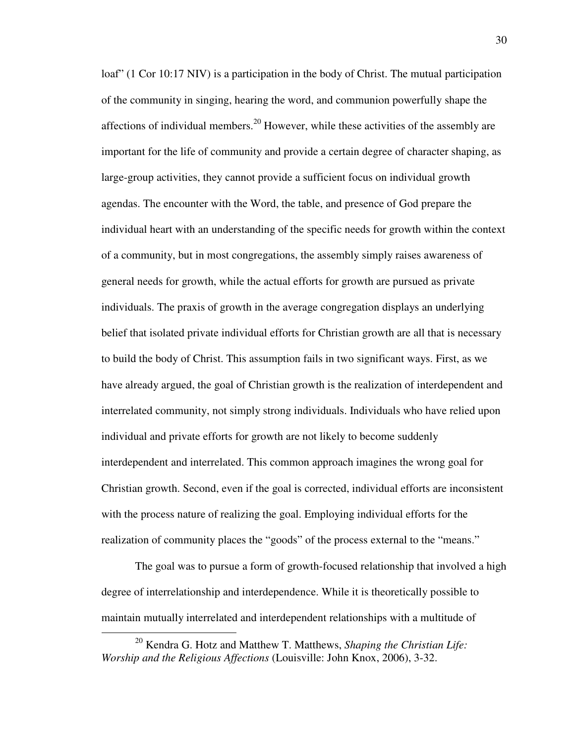loaf" (1 Cor 10:17 NIV) is a participation in the body of Christ. The mutual participation of the community in singing, hearing the word, and communion powerfully shape the affections of individual members.[20] However, while these activities of the assembly are important for the life of community and provide a certain degree of character shaping, as large-group activities, they cannot provide a sufficient focus on individual growth agendas. The encounter with the Word, the table, and presence of God prepare the individual heart with an understanding of the specific needs for growth within the context of a community, but in most congregations, the assembly simply raises awareness of general needs for growth, while the actual efforts for growth are pursued as private individuals. The praxis of growth in the average congregation displays an underlying belief that isolated private individual efforts for Christian growth are all that is necessary to build the body of Christ. This assumption fails in two significant ways. First, as we have already argued, the goal of Christian growth is the realization of interdependent and interrelated community, not simply strong individuals. Individuals who have relied upon individual and private efforts for growth are not likely to become suddenly interdependent and interrelated. This common approach imagines the wrong goal for Christian growth. Second, even if the goal is corrected, individual efforts are inconsistent with the process nature of realizing the goal. Employing individual efforts for the realization of community places the "goods" of the process external to the "means."

The goal was to pursue a form of growth-focused relationship that involved a high degree of interrelationship and interdependence. While it is theoretically possible to maintain mutually interrelated and interdependent relationships with a multitude of

[20] Kendra G. Hotz and Matthew T. Matthews, *Shaping the Christian Life: Worship and the Religious Affections* (Louisville: John Knox, 2006), 3-32.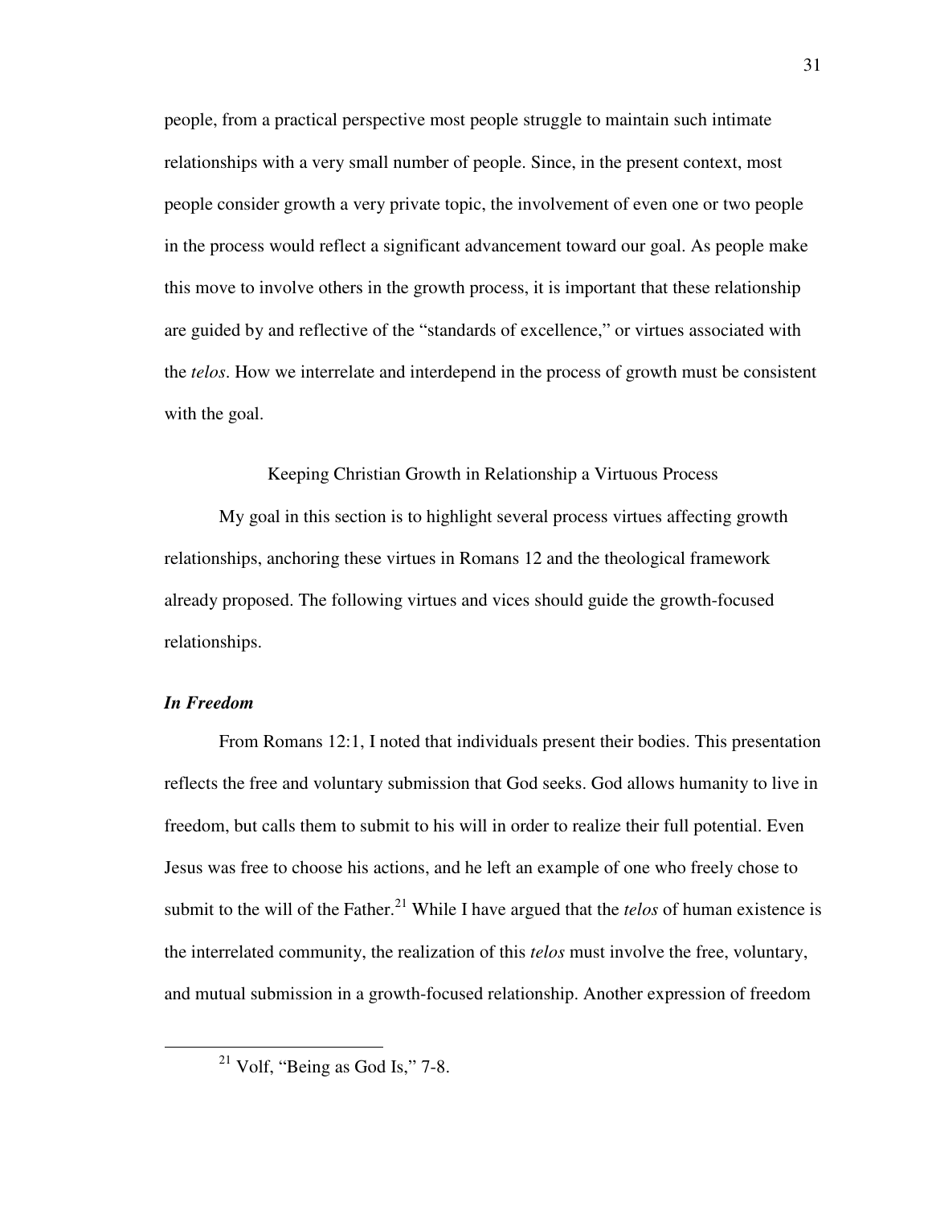people, from a practical perspective most people struggle to maintain such intimate relationships with a very small number of people. Since, in the present context, most people consider growth a very private topic, the involvement of even one or two people in the process would reflect a significant advancement toward our goal. As people make this move to involve others in the growth process, it is important that these relationship are guided by and reflective of the "standards of excellence," or virtues associated with the *telos*. How we interrelate and interdepend in the process of growth must be consistent with the goal.

## Keeping Christian Growth in Relationship a Virtuous Process

My goal in this section is to highlight several process virtues affecting growth relationships, anchoring these virtues in Romans 12 and the theological framework already proposed. The following virtues and vices should guide the growth-focused relationships.

### *In Freedom*

From Romans 12:1, I noted that individuals present their bodies. This presentation reflects the free and voluntary submission that God seeks. God allows humanity to live in freedom, but calls them to submit to his will in order to realize their full potential. Even Jesus was free to choose his actions, and he left an example of one who freely chose to submit to the will of the Father.[21] While I have argued that the *telos* of human existence is the interrelated community, the realization of this *telos* must involve the free, voluntary, and mutual submission in a growth-focused relationship. Another expression of freedom

[21] Volf, "Being as God Is," 7-8.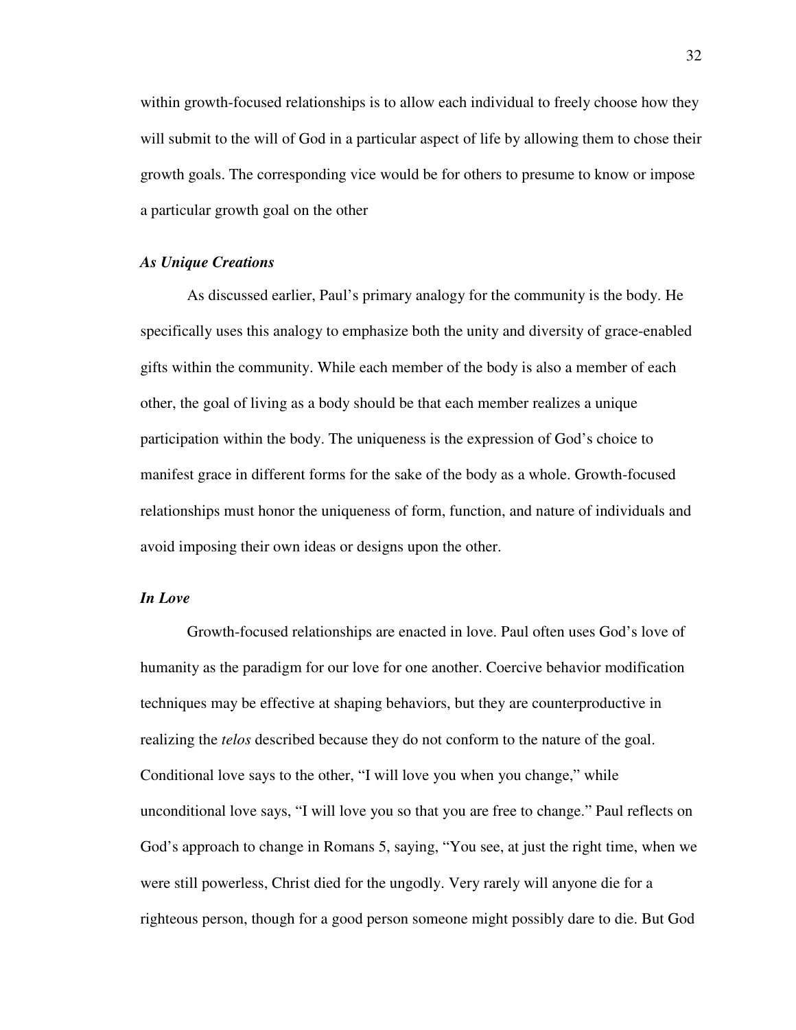within growth-focused relationships is to allow each individual to freely choose how they will submit to the will of God in a particular aspect of life by allowing them to chose their growth goals. The corresponding vice would be for others to presume to know or impose a particular growth goal on the other

### *As Unique Creations*

As discussed earlier, Paul's primary analogy for the community is the body. He specifically uses this analogy to emphasize both the unity and diversity of grace-enabled gifts within the community. While each member of the body is also a member of each other, the goal of living as a body should be that each member realizes a unique participation within the body. The uniqueness is the expression of God's choice to manifest grace in different forms for the sake of the body as a whole. Growth-focused relationships must honor the uniqueness of form, function, and nature of individuals and avoid imposing their own ideas or designs upon the other.

### *In Love*

Growth-focused relationships are enacted in love. Paul often uses God's love of humanity as the paradigm for our love for one another. Coercive behavior modification techniques may be effective at shaping behaviors, but they are counterproductive in realizing the *telos* described because they do not conform to the nature of the goal. Conditional love says to the other, "I will love you when you change," while unconditional love says, "I will love you so that you are free to change." Paul reflects on God's approach to change in Romans 5, saying, "You see, at just the right time, when we were still powerless, Christ died for the ungodly. Very rarely will anyone die for a righteous person, though for a good person someone might possibly dare to die. But God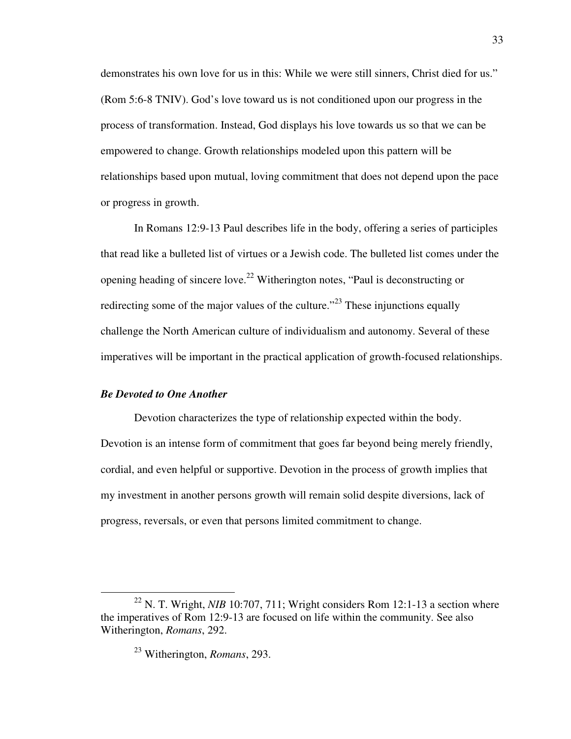demonstrates his own love for us in this: While we were still sinners, Christ died for us." (Rom 5:6-8 TNIV). God's love toward us is not conditioned upon our progress in the process of transformation. Instead, God displays his love towards us so that we can be empowered to change. Growth relationships modeled upon this pattern will be relationships based upon mutual, loving commitment that does not depend upon the pace or progress in growth.

In Romans 12:9-13 Paul describes life in the body, offering a series of participles that read like a bulleted list of virtues or a Jewish code. The bulleted list comes under the opening heading of sincere love.[22] Witherington notes, "Paul is deconstructing or redirecting some of the major values of the culture."[23] These injunctions equally challenge the North American culture of individualism and autonomy. Several of these imperatives will be important in the practical application of growth-focused relationships.

### *Be Devoted to One Another*

Devotion characterizes the type of relationship expected within the body. Devotion is an intense form of commitment that goes far beyond being merely friendly, cordial, and even helpful or supportive. Devotion in the process of growth implies that my investment in another persons growth will remain solid despite diversions, lack of progress, reversals, or even that persons limited commitment to change.

---

[22] N. T. Wright, *NIB* 10:707, 711; Wright considers Rom 12:1-13 a section where the imperatives of Rom 12:9-13 are focused on life within the community. See also Witherington, *Romans*, 292.

[23] Witherington, *Romans*, 293.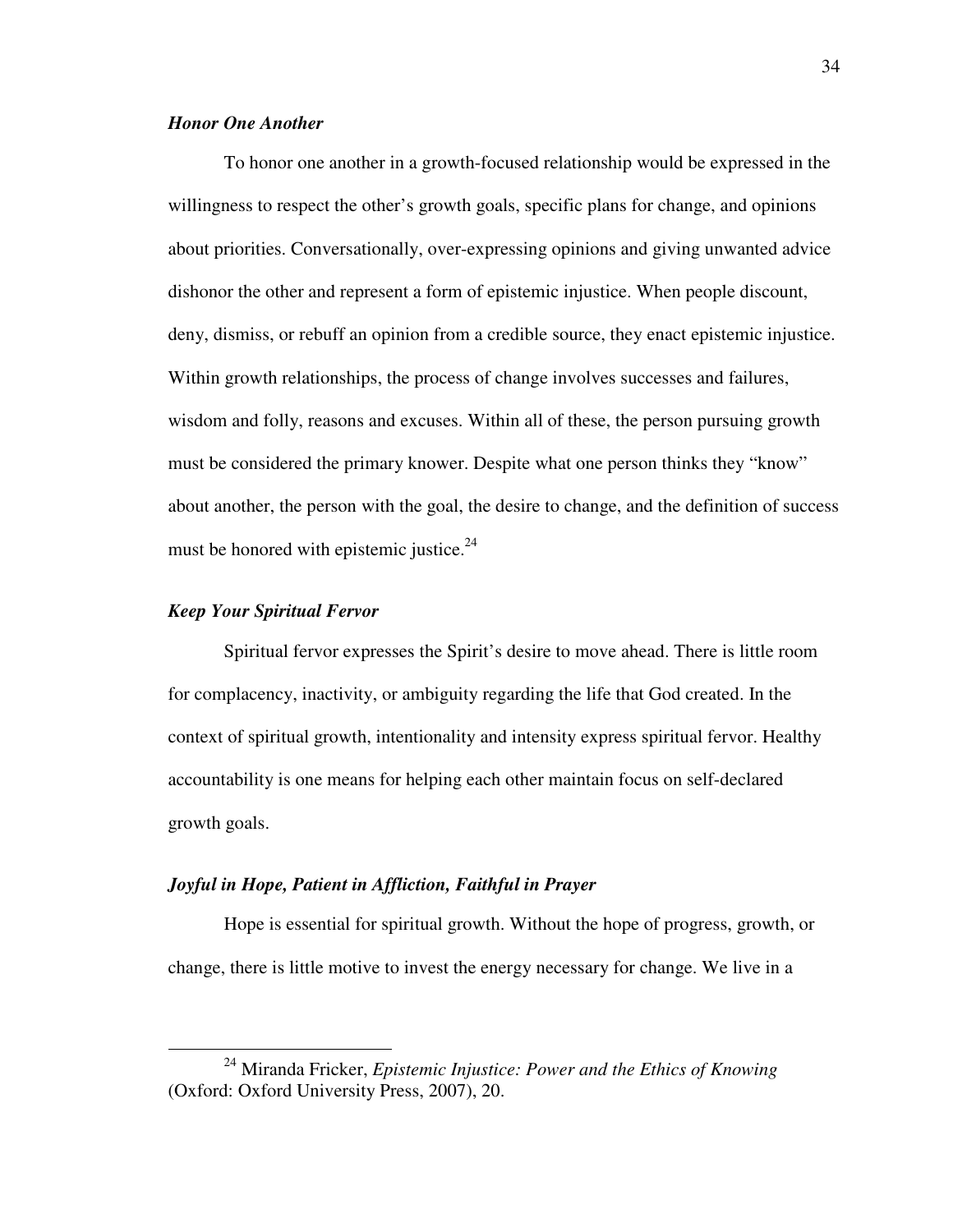### ***Honor One Another***

To honor one another in a growth-focused relationship would be expressed in the willingness to respect the other's growth goals, specific plans for change, and opinions about priorities. Conversationally, over-expressing opinions and giving unwanted advice dishonor the other and represent a form of epistemic injustice. When people discount, deny, dismiss, or rebuff an opinion from a credible source, they enact epistemic injustice. Within growth relationships, the process of change involves successes and failures, wisdom and folly, reasons and excuses. Within all of these, the person pursuing growth must be considered the primary knower. Despite what one person thinks they "know" about another, the person with the goal, the desire to change, and the definition of success must be honored with epistemic justice.[24]

### ***Keep Your Spiritual Fervor***

Spiritual fervor expresses the Spirit's desire to move ahead. There is little room for complacency, inactivity, or ambiguity regarding the life that God created. In the context of spiritual growth, intentionality and intensity express spiritual fervor. Healthy accountability is one means for helping each other maintain focus on self-declared growth goals.

### ***Joyful in Hope, Patient in Affliction, Faithful in Prayer***

Hope is essential for spiritual growth. Without the hope of progress, growth, or change, there is little motive to invest the energy necessary for change. We live in a

---

[24] Miranda Fricker, *Epistemic Injustice: Power and the Ethics of Knowing* (Oxford: Oxford University Press, 2007), 20.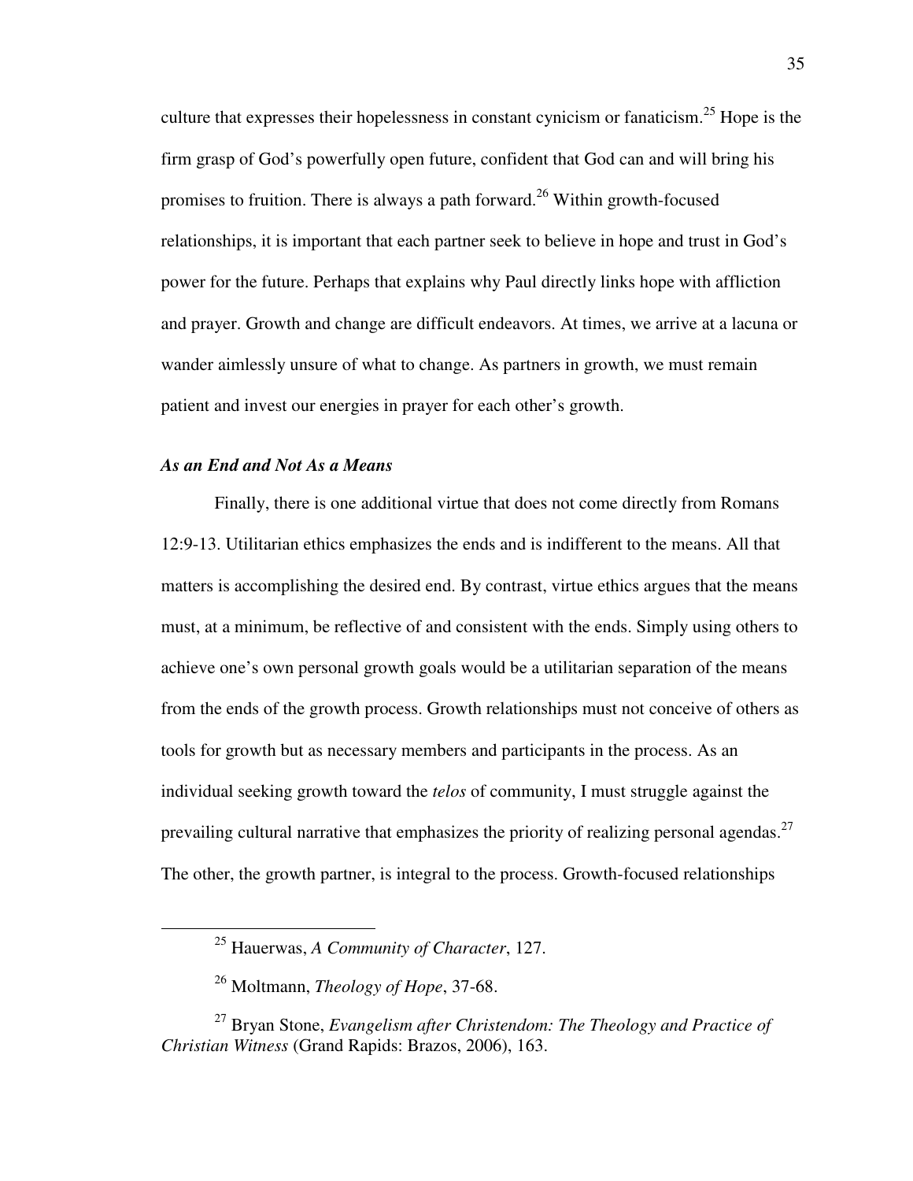culture that expresses their hopelessness in constant cynicism or fanaticism.[25] Hope is the firm grasp of God's powerfully open future, confident that God can and will bring his promises to fruition. There is always a path forward.[26] Within growth-focused relationships, it is important that each partner seek to believe in hope and trust in God's power for the future. Perhaps that explains why Paul directly links hope with affliction and prayer. Growth and change are difficult endeavors. At times, we arrive at a lacuna or wander aimlessly unsure of what to change. As partners in growth, we must remain patient and invest our energies in prayer for each other's growth.

### *As an End and Not As a Means*

Finally, there is one additional virtue that does not come directly from Romans 12:9-13. Utilitarian ethics emphasizes the ends and is indifferent to the means. All that matters is accomplishing the desired end. By contrast, virtue ethics argues that the means must, at a minimum, be reflective of and consistent with the ends. Simply using others to achieve one's own personal growth goals would be a utilitarian separation of the means from the ends of the growth process. Growth relationships must not conceive of others as tools for growth but as necessary members and participants in the process. As an individual seeking growth toward the *telos* of community, I must struggle against the prevailing cultural narrative that emphasizes the priority of realizing personal agendas.[27] The other, the growth partner, is integral to the process. Growth-focused relationships

---

[25] Hauerwas, *A Community of Character*, 127.

[26] Moltmann, *Theology of Hope*, 37-68.

[27] Bryan Stone, *Evangelism after Christendom: The Theology and Practice of Christian Witness* (Grand Rapids: Brazos, 2006), 163.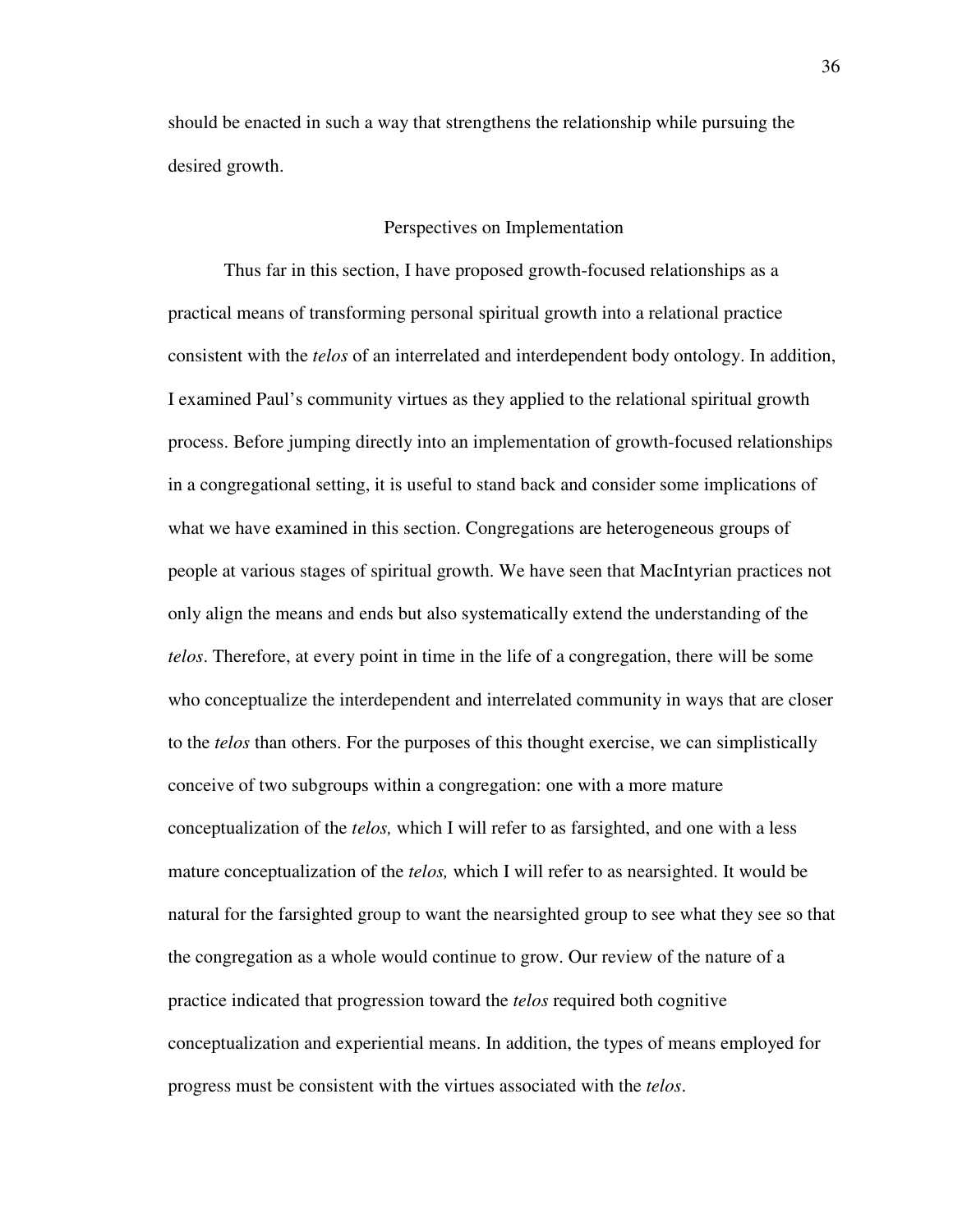should be enacted in such a way that strengthens the relationship while pursuing the desired growth.

## Perspectives on Implementation

Thus far in this section, I have proposed growth-focused relationships as a practical means of transforming personal spiritual growth into a relational practice consistent with the *telos* of an interrelated and interdependent body ontology. In addition, I examined Paul's community virtues as they applied to the relational spiritual growth process. Before jumping directly into an implementation of growth-focused relationships in a congregational setting, it is useful to stand back and consider some implications of what we have examined in this section. Congregations are heterogeneous groups of people at various stages of spiritual growth. We have seen that MacIntyrian practices not only align the means and ends but also systematically extend the understanding of the *telos*. Therefore, at every point in time in the life of a congregation, there will be some who conceptualize the interdependent and interrelated community in ways that are closer to the *telos* than others. For the purposes of this thought exercise, we can simplistically conceive of two subgroups within a congregation: one with a more mature conceptualization of the *telos,* which I will refer to as farsighted, and one with a less mature conceptualization of the *telos,* which I will refer to as nearsighted. It would be natural for the farsighted group to want the nearsighted group to see what they see so that the congregation as a whole would continue to grow. Our review of the nature of a practice indicated that progression toward the *telos* required both cognitive conceptualization and experiential means. In addition, the types of means employed for progress must be consistent with the virtues associated with the *telos*.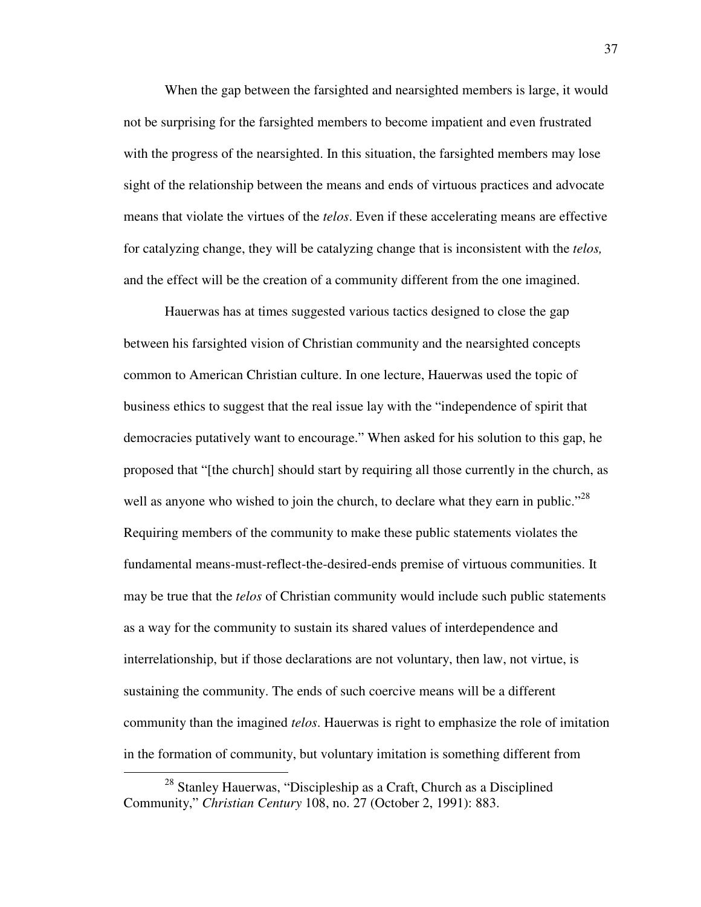When the gap between the farsighted and nearsighted members is large, it would not be surprising for the farsighted members to become impatient and even frustrated with the progress of the nearsighted. In this situation, the farsighted members may lose sight of the relationship between the means and ends of virtuous practices and advocate means that violate the virtues of the *telos*. Even if these accelerating means are effective for catalyzing change, they will be catalyzing change that is inconsistent with the *telos,* and the effect will be the creation of a community different from the one imagined.

Hauerwas has at times suggested various tactics designed to close the gap between his farsighted vision of Christian community and the nearsighted concepts common to American Christian culture. In one lecture, Hauerwas used the topic of business ethics to suggest that the real issue lay with the "independence of spirit that democracies putatively want to encourage." When asked for his solution to this gap, he proposed that "[the church] should start by requiring all those currently in the church, as well as anyone who wished to join the church, to declare what they earn in public."[28] Requiring members of the community to make these public statements violates the fundamental means-must-reflect-the-desired-ends premise of virtuous communities. It may be true that the *telos* of Christian community would include such public statements as a way for the community to sustain its shared values of interdependence and interrelationship, but if those declarations are not voluntary, then law, not virtue, is sustaining the community. The ends of such coercive means will be a different community than the imagined *telos*. Hauerwas is right to emphasize the role of imitation in the formation of community, but voluntary imitation is something different from

[28] Stanley Hauerwas, "Discipleship as a Craft, Church as a Disciplined Community," *Christian Century* 108, no. 27 (October 2, 1991): 883.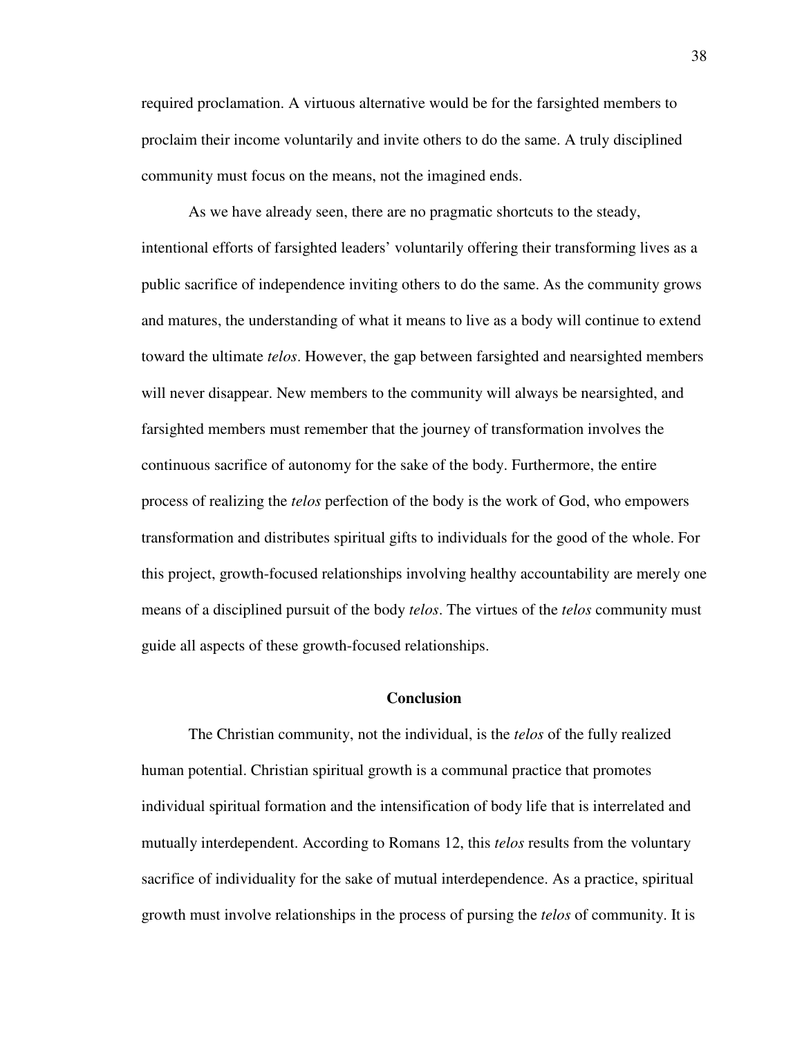required proclamation. A virtuous alternative would be for the farsighted members to proclaim their income voluntarily and invite others to do the same. A truly disciplined community must focus on the means, not the imagined ends.

As we have already seen, there are no pragmatic shortcuts to the steady, intentional efforts of farsighted leaders' voluntarily offering their transforming lives as a public sacrifice of independence inviting others to do the same. As the community grows and matures, the understanding of what it means to live as a body will continue to extend toward the ultimate *telos*. However, the gap between farsighted and nearsighted members will never disappear. New members to the community will always be nearsighted, and farsighted members must remember that the journey of transformation involves the continuous sacrifice of autonomy for the sake of the body. Furthermore, the entire process of realizing the *telos* perfection of the body is the work of God, who empowers transformation and distributes spiritual gifts to individuals for the good of the whole. For this project, growth-focused relationships involving healthy accountability are merely one means of a disciplined pursuit of the body *telos*. The virtues of the *telos* community must guide all aspects of these growth-focused relationships.

## Conclusion

The Christian community, not the individual, is the *telos* of the fully realized human potential. Christian spiritual growth is a communal practice that promotes individual spiritual formation and the intensification of body life that is interrelated and mutually interdependent. According to Romans 12, this *telos* results from the voluntary sacrifice of individuality for the sake of mutual interdependence. As a practice, spiritual growth must involve relationships in the process of pursing the *telos* of community. It is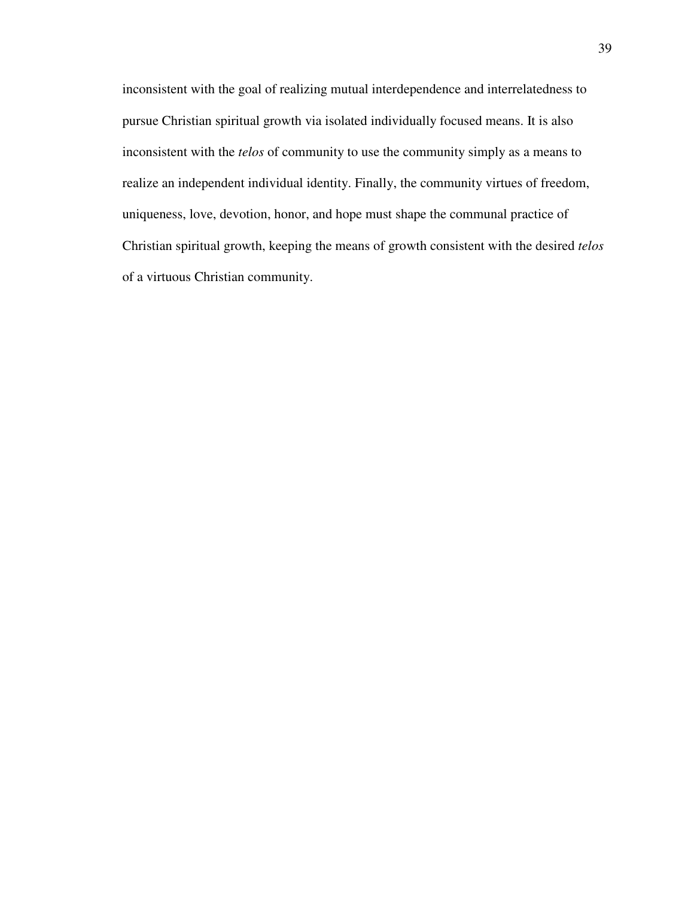inconsistent with the goal of realizing mutual interdependence and interrelatedness to pursue Christian spiritual growth via isolated individually focused means. It is also inconsistent with the *telos* of community to use the community simply as a means to realize an independent individual identity. Finally, the community virtues of freedom, uniqueness, love, devotion, honor, and hope must shape the communal practice of Christian spiritual growth, keeping the means of growth consistent with the desired *telos* of a virtuous Christian community.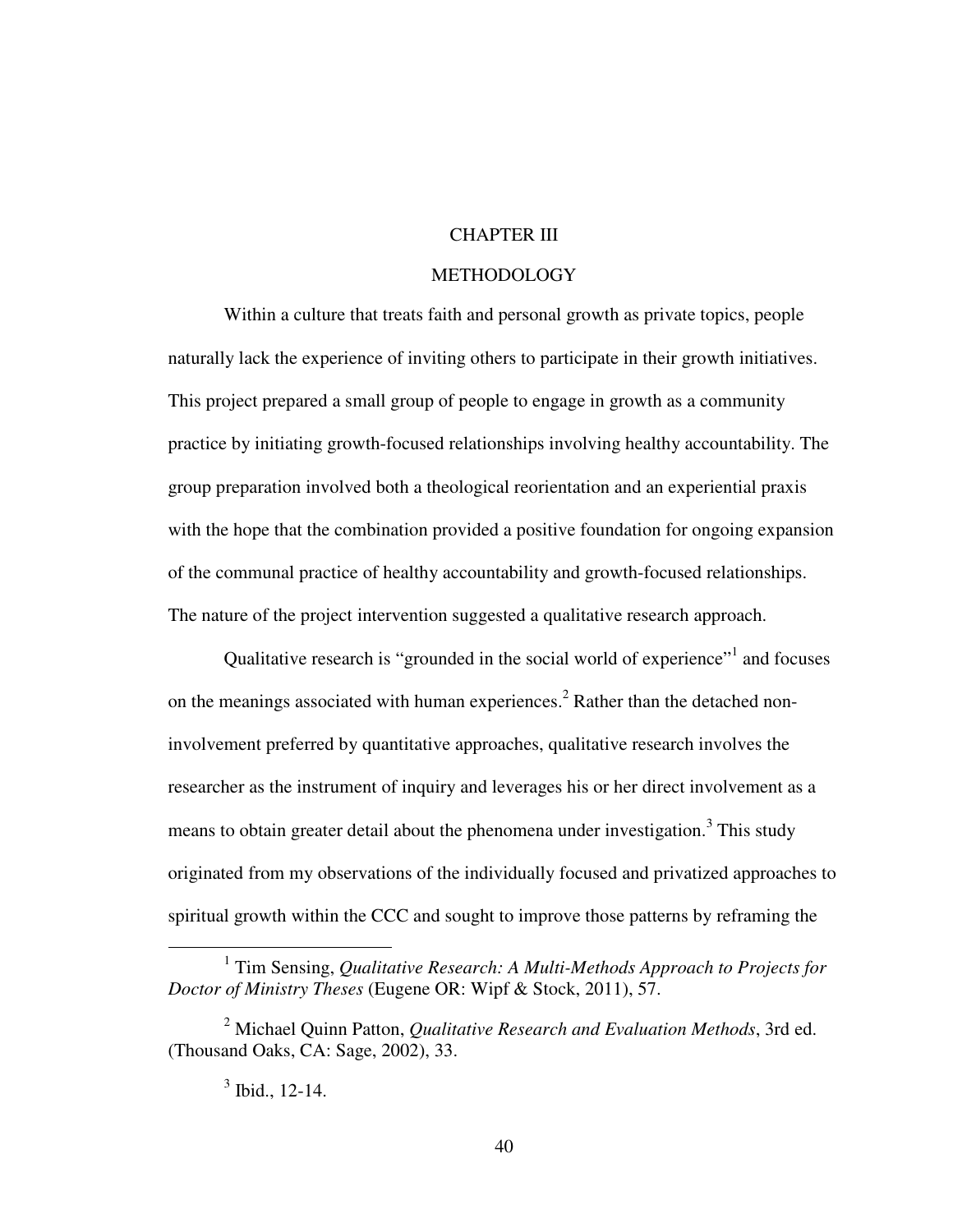# CHAPTER III

# METHODOLOGY

Within a culture that treats faith and personal growth as private topics, people naturally lack the experience of inviting others to participate in their growth initiatives. This project prepared a small group of people to engage in growth as a community practice by initiating growth-focused relationships involving healthy accountability. The group preparation involved both a theological reorientation and an experiential praxis with the hope that the combination provided a positive foundation for ongoing expansion of the communal practice of healthy accountability and growth-focused relationships. The nature of the project intervention suggested a qualitative research approach.

Qualitative research is "grounded in the social world of experience"[1] and focuses on the meanings associated with human experiences.[2] Rather than the detached non-involvement preferred by quantitative approaches, qualitative research involves the researcher as the instrument of inquiry and leverages his or her direct involvement as a means to obtain greater detail about the phenomena under investigation.[3] This study originated from my observations of the individually focused and privatized approaches to spiritual growth within the CCC and sought to improve those patterns by reframing the

---

[1] Tim Sensing, *Qualitative Research: A Multi-Methods Approach to Projects for Doctor of Ministry Theses* (Eugene OR: Wipf & Stock, 2011), 57.

[2] Michael Quinn Patton, *Qualitative Research and Evaluation Methods*, 3rd ed. (Thousand Oaks, CA: Sage, 2002), 33.

[3] Ibid., 12-14.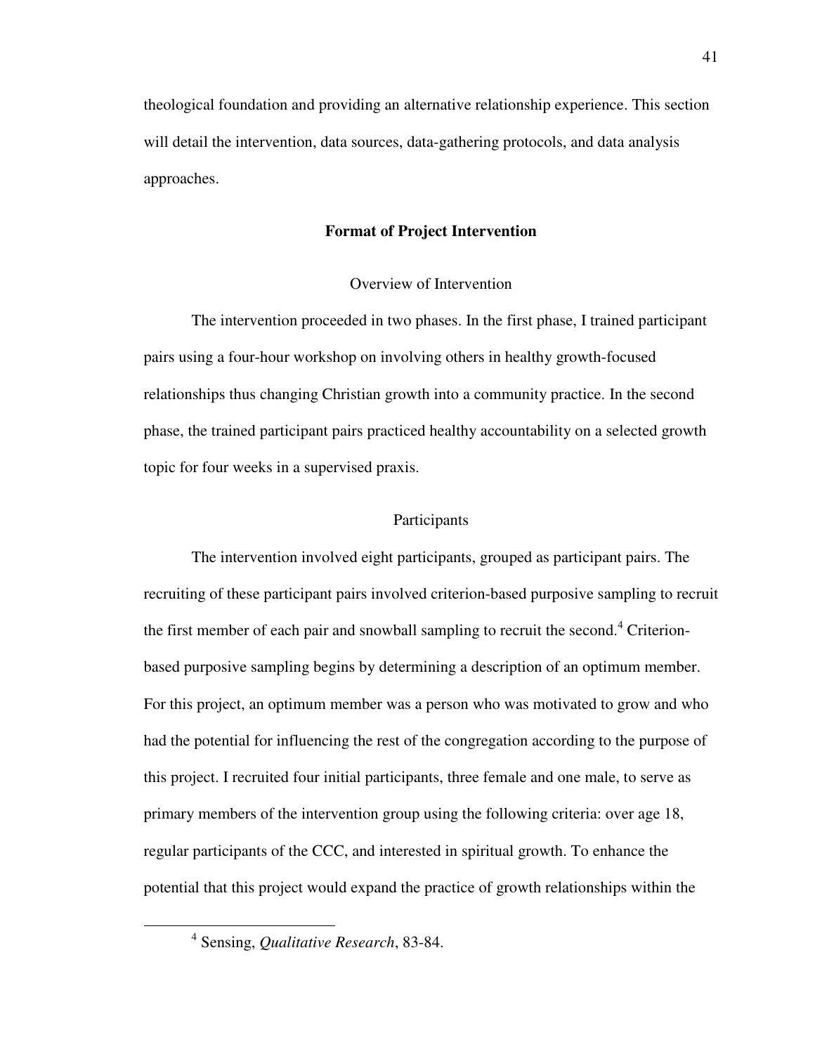theological foundation and providing an alternative relationship experience. This section will detail the intervention, data sources, data-gathering protocols, and data analysis approaches.

## Format of Project Intervention

### Overview of Intervention

The intervention proceeded in two phases. In the first phase, I trained participant pairs using a four-hour workshop on involving others in healthy growth-focused relationships thus changing Christian growth into a community practice. In the second phase, the trained participant pairs practiced healthy accountability on a selected growth topic for four weeks in a supervised praxis.

### Participants

The intervention involved eight participants, grouped as participant pairs. The recruiting of these participant pairs involved criterion-based purposive sampling to recruit the first member of each pair and snowball sampling to recruit the second.[4] Criterion-based purposive sampling begins by determining a description of an optimum member. For this project, an optimum member was a person who was motivated to grow and who had the potential for influencing the rest of the congregation according to the purpose of this project. I recruited four initial participants, three female and one male, to serve as primary members of the intervention group using the following criteria: over age 18, regular participants of the CCC, and interested in spiritual growth. To enhance the potential that this project would expand the practice of growth relationships within the

---

[4] Sensing, *Qualitative Research*, 83-84.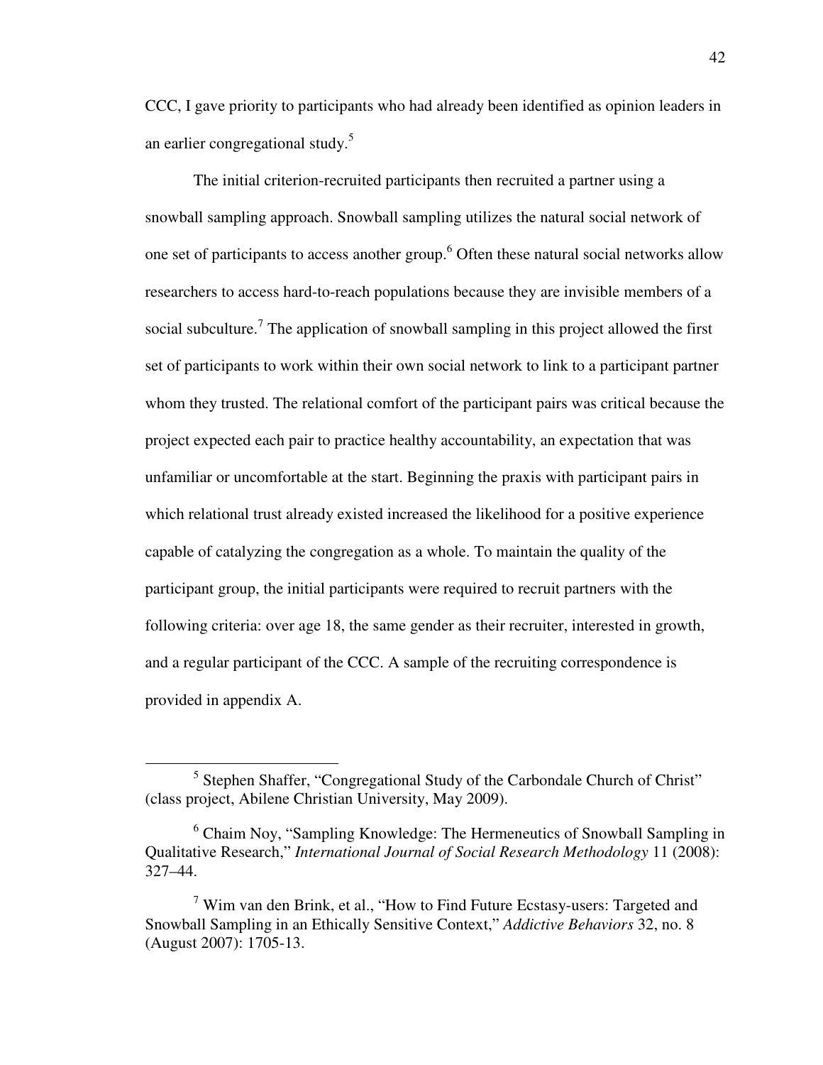CCC, I gave priority to participants who had already been identified as opinion leaders in an earlier congregational study.[5]

The initial criterion-recruited participants then recruited a partner using a snowball sampling approach. Snowball sampling utilizes the natural social network of one set of participants to access another group.[6] Often these natural social networks allow researchers to access hard-to-reach populations because they are invisible members of a social subculture.[7] The application of snowball sampling in this project allowed the first set of participants to work within their own social network to link to a participant partner whom they trusted. The relational comfort of the participant pairs was critical because the project expected each pair to practice healthy accountability, an expectation that was unfamiliar or uncomfortable at the start. Beginning the praxis with participant pairs in which relational trust already existed increased the likelihood for a positive experience capable of catalyzing the congregation as a whole. To maintain the quality of the participant group, the initial participants were required to recruit partners with the following criteria: over age 18, the same gender as their recruiter, interested in growth, and a regular participant of the CCC. A sample of the recruiting correspondence is provided in appendix A.

---

[5] Stephen Shaffer, "Congregational Study of the Carbondale Church of Christ" (class project, Abilene Christian University, May 2009).

[6] Chaim Noy, "Sampling Knowledge: The Hermeneutics of Snowball Sampling in Qualitative Research," *International Journal of Social Research Methodology* 11 (2008): 327–44.

[7] Wim van den Brink, et al., "How to Find Future Ecstasy-users: Targeted and Snowball Sampling in an Ethically Sensitive Context," *Addictive Behaviors* 32, no. 8 (August 2007): 1705-13.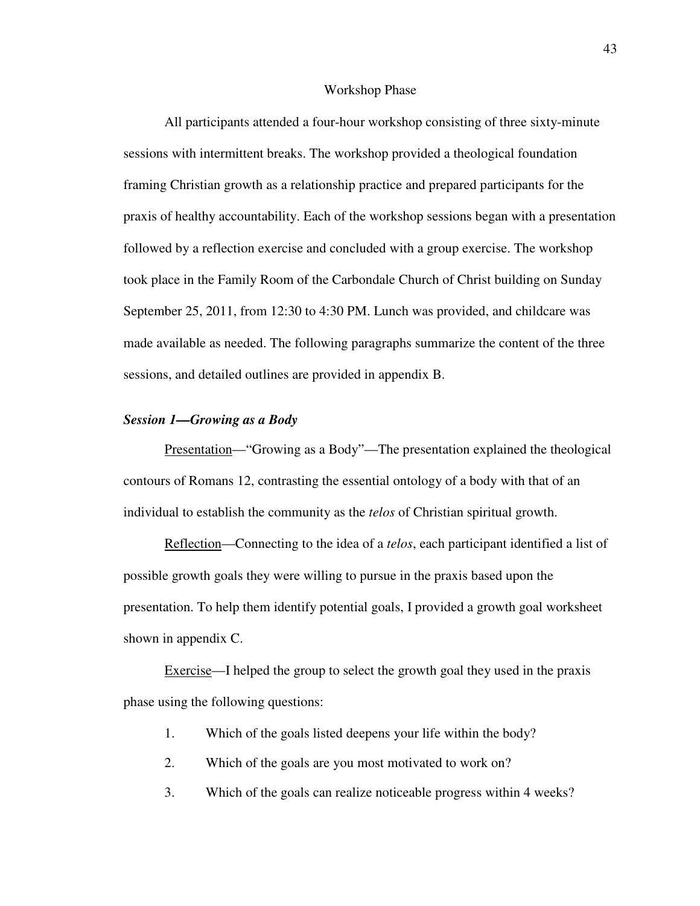## Workshop Phase

All participants attended a four-hour workshop consisting of three sixty-minute sessions with intermittent breaks. The workshop provided a theological foundation framing Christian growth as a relationship practice and prepared participants for the praxis of healthy accountability. Each of the workshop sessions began with a presentation followed by a reflection exercise and concluded with a group exercise. The workshop took place in the Family Room of the Carbondale Church of Christ building on Sunday September 25, 2011, from 12:30 to 4:30 PM. Lunch was provided, and childcare was made available as needed. The following paragraphs summarize the content of the three sessions, and detailed outlines are provided in appendix B.

### *Session 1—Growing as a Body*

<u>Presentation</u>—"Growing as a Body"—The presentation explained the theological contours of Romans 12, contrasting the essential ontology of a body with that of an individual to establish the community as the *telos* of Christian spiritual growth.

<u>Reflection</u>—Connecting to the idea of a *telos*, each participant identified a list of possible growth goals they were willing to pursue in the praxis based upon the presentation. To help them identify potential goals, I provided a growth goal worksheet shown in appendix C.

<u>Exercise</u>—I helped the group to select the growth goal they used in the praxis phase using the following questions:

1. Which of the goals listed deepens your life within the body?
2. Which of the goals are you most motivated to work on?
3. Which of the goals can realize noticeable progress within 4 weeks?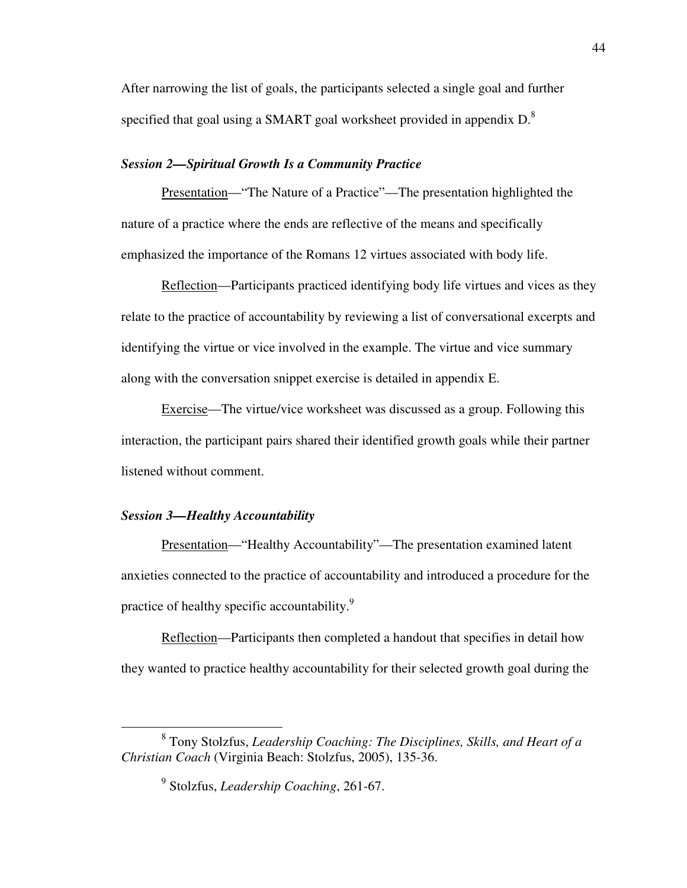After narrowing the list of goals, the participants selected a single goal and further specified that goal using a SMART goal worksheet provided in appendix D.[8]

### ***Session 2—Spiritual Growth Is a Community Practice***

<u>Presentation</u>—"The Nature of a Practice"—The presentation highlighted the nature of a practice where the ends are reflective of the means and specifically emphasized the importance of the Romans 12 virtues associated with body life.

<u>Reflection</u>—Participants practiced identifying body life virtues and vices as they relate to the practice of accountability by reviewing a list of conversational excerpts and identifying the virtue or vice involved in the example. The virtue and vice summary along with the conversation snippet exercise is detailed in appendix E.

<u>Exercise</u>—The virtue/vice worksheet was discussed as a group. Following this interaction, the participant pairs shared their identified growth goals while their partner listened without comment.

### ***Session 3—Healthy Accountability***

<u>Presentation</u>—"Healthy Accountability"—The presentation examined latent anxieties connected to the practice of accountability and introduced a procedure for the practice of healthy specific accountability.[9]

<u>Reflection</u>—Participants then completed a handout that specifies in detail how they wanted to practice healthy accountability for their selected growth goal during the

---

[8] Tony Stolzfus, *Leadership Coaching: The Disciplines, Skills, and Heart of a Christian Coach* (Virginia Beach: Stolzfus, 2005), 135-36.

[9] Stolzfus, *Leadership Coaching*, 261-67.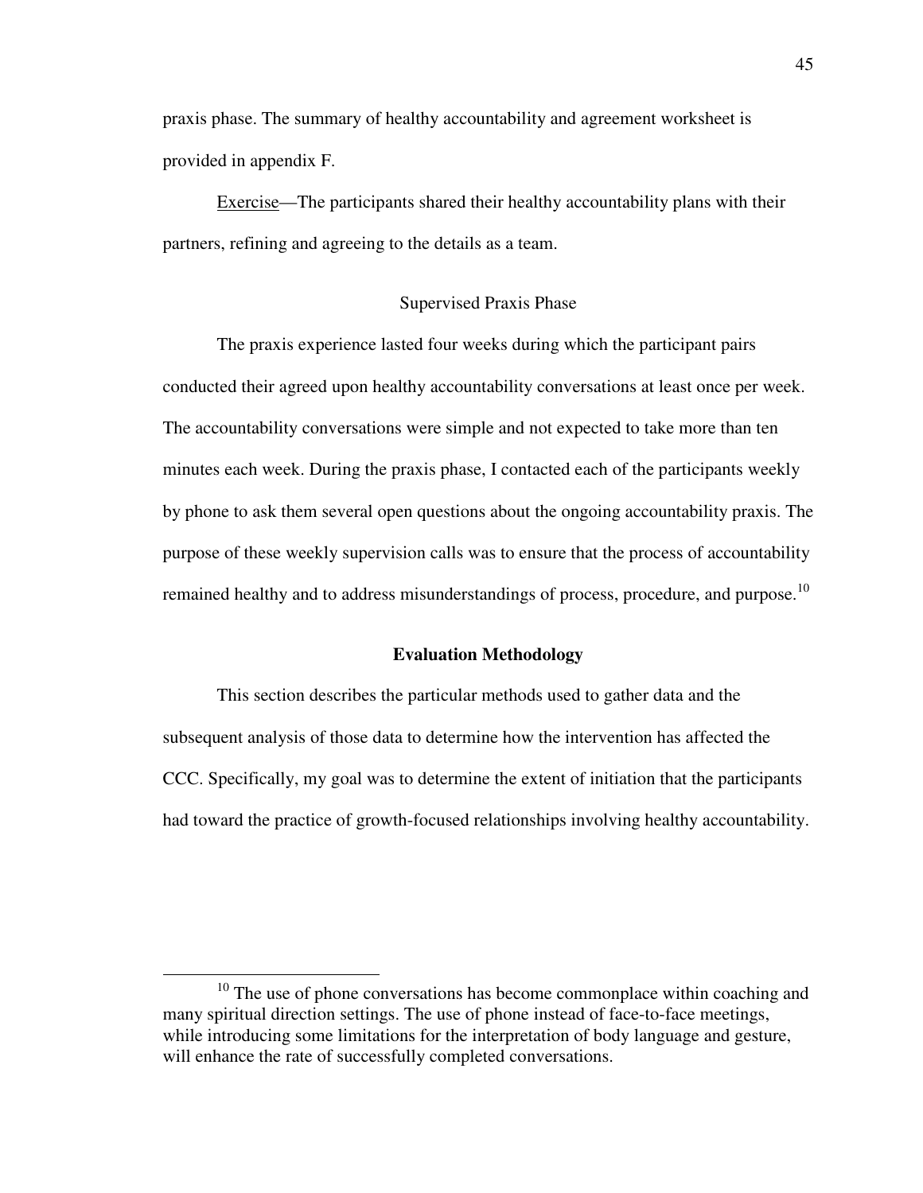praxis phase. The summary of healthy accountability and agreement worksheet is provided in appendix F.

<u>Exercise</u>—The participants shared their healthy accountability plans with their partners, refining and agreeing to the details as a team.

### Supervised Praxis Phase

The praxis experience lasted four weeks during which the participant pairs conducted their agreed upon healthy accountability conversations at least once per week. The accountability conversations were simple and not expected to take more than ten minutes each week. During the praxis phase, I contacted each of the participants weekly by phone to ask them several open questions about the ongoing accountability praxis. The purpose of these weekly supervision calls was to ensure that the process of accountability remained healthy and to address misunderstandings of process, procedure, and purpose.[10]

## Evaluation Methodology

This section describes the particular methods used to gather data and the subsequent analysis of those data to determine how the intervention has affected the CCC. Specifically, my goal was to determine the extent of initiation that the participants had toward the practice of growth-focused relationships involving healthy accountability.

---

[10] The use of phone conversations has become commonplace within coaching and many spiritual direction settings. The use of phone instead of face-to-face meetings, while introducing some limitations for the interpretation of body language and gesture, will enhance the rate of successfully completed conversations.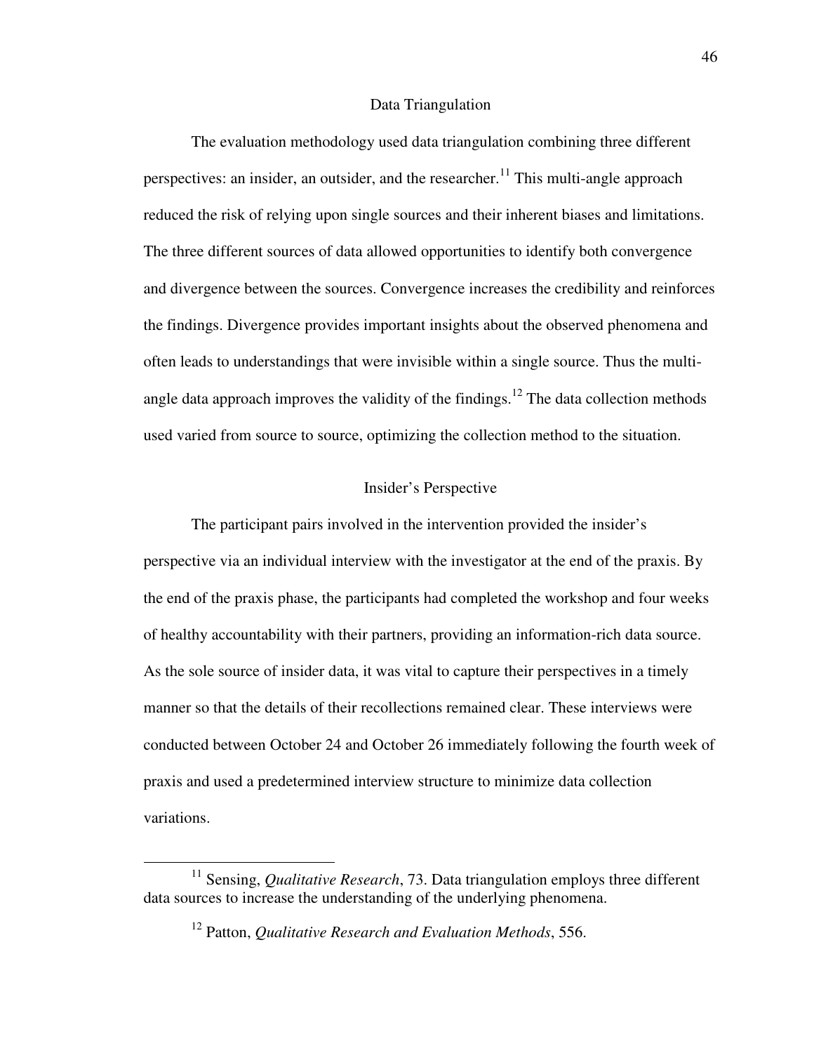## Data Triangulation

The evaluation methodology used data triangulation combining three different perspectives: an insider, an outsider, and the researcher.[11] This multi-angle approach reduced the risk of relying upon single sources and their inherent biases and limitations. The three different sources of data allowed opportunities to identify both convergence and divergence between the sources. Convergence increases the credibility and reinforces the findings. Divergence provides important insights about the observed phenomena and often leads to understandings that were invisible within a single source. Thus the multi-angle data approach improves the validity of the findings.[12] The data collection methods used varied from source to source, optimizing the collection method to the situation.

### Insider's Perspective

The participant pairs involved in the intervention provided the insider's perspective via an individual interview with the investigator at the end of the praxis. By the end of the praxis phase, the participants had completed the workshop and four weeks of healthy accountability with their partners, providing an information-rich data source. As the sole source of insider data, it was vital to capture their perspectives in a timely manner so that the details of their recollections remained clear. These interviews were conducted between October 24 and October 26 immediately following the fourth week of praxis and used a predetermined interview structure to minimize data collection variations.

---

[11] Sensing, *Qualitative Research*, 73. Data triangulation employs three different data sources to increase the understanding of the underlying phenomena.

[12] Patton, *Qualitative Research and Evaluation Methods*, 556.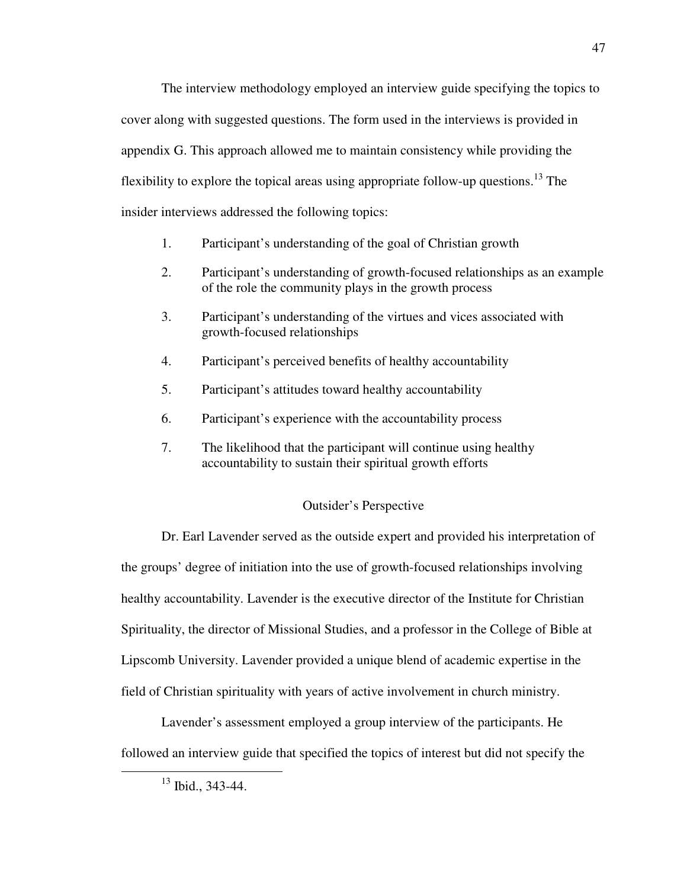The interview methodology employed an interview guide specifying the topics to cover along with suggested questions. The form used in the interviews is provided in appendix G. This approach allowed me to maintain consistency while providing the flexibility to explore the topical areas using appropriate follow-up questions.[13] The insider interviews addressed the following topics:

1. Participant's understanding of the goal of Christian growth
2. Participant's understanding of growth-focused relationships as an example of the role the community plays in the growth process
3. Participant's understanding of the virtues and vices associated with growth-focused relationships
4. Participant's perceived benefits of healthy accountability
5. Participant's attitudes toward healthy accountability
6. Participant's experience with the accountability process
7. The likelihood that the participant will continue using healthy accountability to sustain their spiritual growth efforts

### Outsider's Perspective

Dr. Earl Lavender served as the outside expert and provided his interpretation of the groups' degree of initiation into the use of growth-focused relationships involving healthy accountability. Lavender is the executive director of the Institute for Christian Spirituality, the director of Missional Studies, and a professor in the College of Bible at Lipscomb University. Lavender provided a unique blend of academic expertise in the field of Christian spirituality with years of active involvement in church ministry.

Lavender's assessment employed a group interview of the participants. He followed an interview guide that specified the topics of interest but did not specify the

[13] Ibid., 343-44.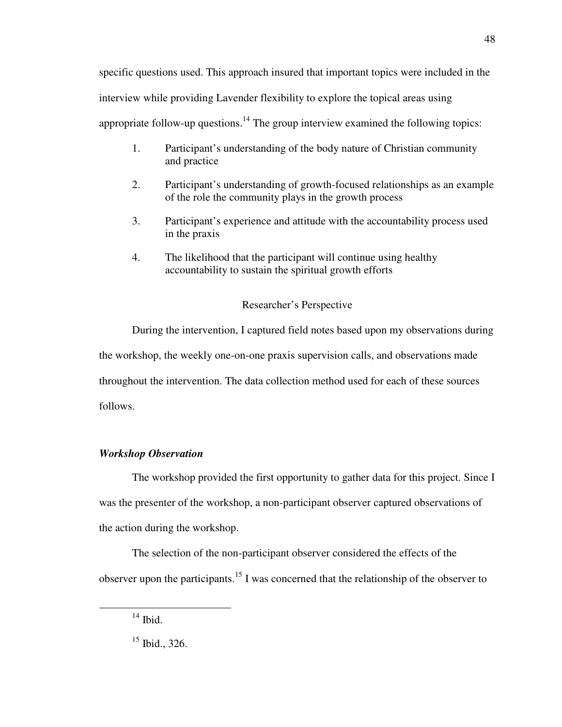specific questions used. This approach insured that important topics were included in the interview while providing Lavender flexibility to explore the topical areas using appropriate follow-up questions.[14] The group interview examined the following topics:

1. Participant's understanding of the body nature of Christian community and practice

2. Participant's understanding of growth-focused relationships as an example of the role the community plays in the growth process

3. Participant's experience and attitude with the accountability process used in the praxis

4. The likelihood that the participant will continue using healthy accountability to sustain the spiritual growth efforts

## Researcher's Perspective

During the intervention, I captured field notes based upon my observations during the workshop, the weekly one-on-one praxis supervision calls, and observations made throughout the intervention. The data collection method used for each of these sources follows.

### ***Workshop Observation***

The workshop provided the first opportunity to gather data for this project. Since I was the presenter of the workshop, a non-participant observer captured observations of the action during the workshop.

The selection of the non-participant observer considered the effects of the observer upon the participants.[15] I was concerned that the relationship of the observer to

---

[14] Ibid.

[15] Ibid., 326.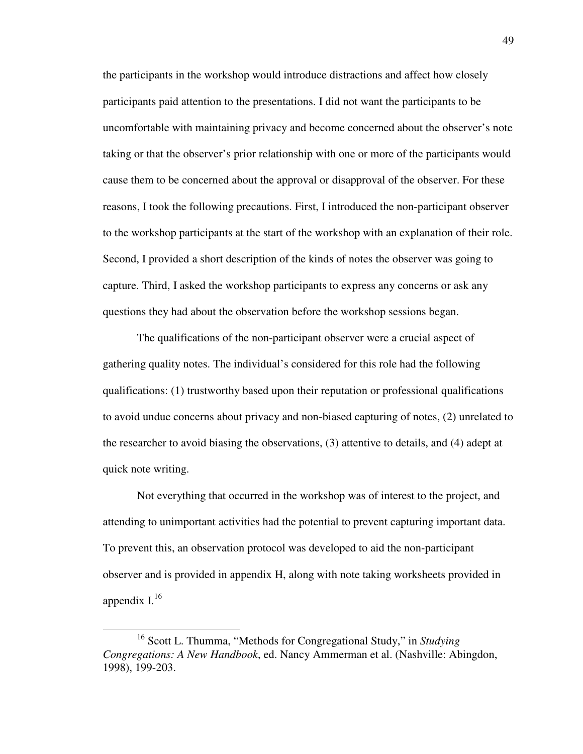the participants in the workshop would introduce distractions and affect how closely participants paid attention to the presentations. I did not want the participants to be uncomfortable with maintaining privacy and become concerned about the observer's note taking or that the observer's prior relationship with one or more of the participants would cause them to be concerned about the approval or disapproval of the observer. For these reasons, I took the following precautions. First, I introduced the non-participant observer to the workshop participants at the start of the workshop with an explanation of their role. Second, I provided a short description of the kinds of notes the observer was going to capture. Third, I asked the workshop participants to express any concerns or ask any questions they had about the observation before the workshop sessions began.

The qualifications of the non-participant observer were a crucial aspect of gathering quality notes. The individual's considered for this role had the following qualifications: (1) trustworthy based upon their reputation or professional qualifications to avoid undue concerns about privacy and non-biased capturing of notes, (2) unrelated to the researcher to avoid biasing the observations, (3) attentive to details, and (4) adept at quick note writing.

Not everything that occurred in the workshop was of interest to the project, and attending to unimportant activities had the potential to prevent capturing important data. To prevent this, an observation protocol was developed to aid the non-participant observer and is provided in appendix H, along with note taking worksheets provided in appendix I.[16]

---

[16] Scott L. Thumma, "Methods for Congregational Study," in *Studying Congregations: A New Handbook*, ed. Nancy Ammerman et al. (Nashville: Abingdon, 1998), 199-203.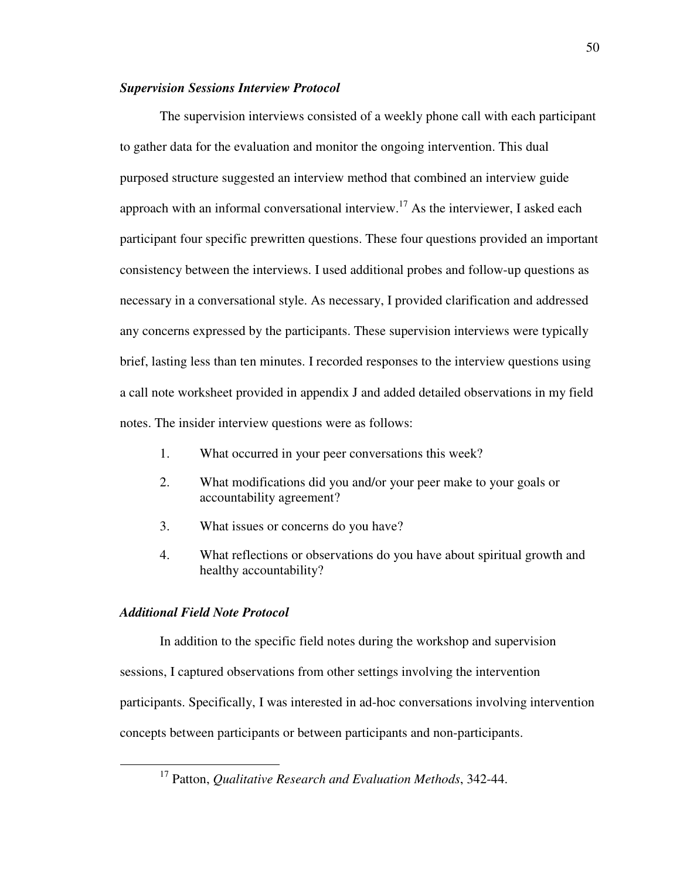### *Supervision Sessions Interview Protocol*

The supervision interviews consisted of a weekly phone call with each participant to gather data for the evaluation and monitor the ongoing intervention. This dual purposed structure suggested an interview method that combined an interview guide approach with an informal conversational interview.[17] As the interviewer, I asked each participant four specific prewritten questions. These four questions provided an important consistency between the interviews. I used additional probes and follow-up questions as necessary in a conversational style. As necessary, I provided clarification and addressed any concerns expressed by the participants. These supervision interviews were typically brief, lasting less than ten minutes. I recorded responses to the interview questions using a call note worksheet provided in appendix J and added detailed observations in my field notes. The insider interview questions were as follows:

1. What occurred in your peer conversations this week?
2. What modifications did you and/or your peer make to your goals or accountability agreement?
3. What issues or concerns do you have?
4. What reflections or observations do you have about spiritual growth and healthy accountability?

### *Additional Field Note Protocol*

In addition to the specific field notes during the workshop and supervision sessions, I captured observations from other settings involving the intervention participants. Specifically, I was interested in ad-hoc conversations involving intervention concepts between participants or between participants and non-participants.

---

[17] Patton, *Qualitative Research and Evaluation Methods*, 342-44.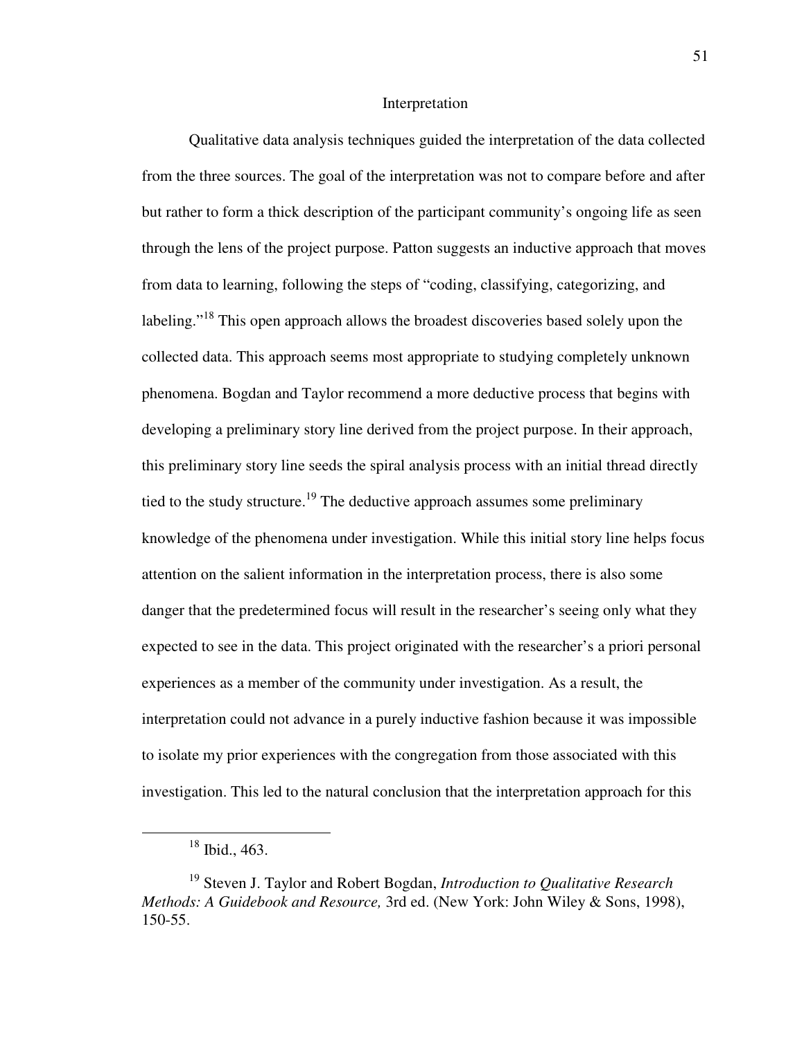## Interpretation

Qualitative data analysis techniques guided the interpretation of the data collected from the three sources. The goal of the interpretation was not to compare before and after but rather to form a thick description of the participant community's ongoing life as seen through the lens of the project purpose. Patton suggests an inductive approach that moves from data to learning, following the steps of "coding, classifying, categorizing, and labeling."[18] This open approach allows the broadest discoveries based solely upon the collected data. This approach seems most appropriate to studying completely unknown phenomena. Bogdan and Taylor recommend a more deductive process that begins with developing a preliminary story line derived from the project purpose. In their approach, this preliminary story line seeds the spiral analysis process with an initial thread directly tied to the study structure.[19] The deductive approach assumes some preliminary knowledge of the phenomena under investigation. While this initial story line helps focus attention on the salient information in the interpretation process, there is also some danger that the predetermined focus will result in the researcher's seeing only what they expected to see in the data. This project originated with the researcher's a priori personal experiences as a member of the community under investigation. As a result, the interpretation could not advance in a purely inductive fashion because it was impossible to isolate my prior experiences with the congregation from those associated with this investigation. This led to the natural conclusion that the interpretation approach for this

---

[18] Ibid., 463.

[19] Steven J. Taylor and Robert Bogdan, *Introduction to Qualitative Research Methods: A Guidebook and Resource,* 3rd ed. (New York: John Wiley & Sons, 1998), 150-55.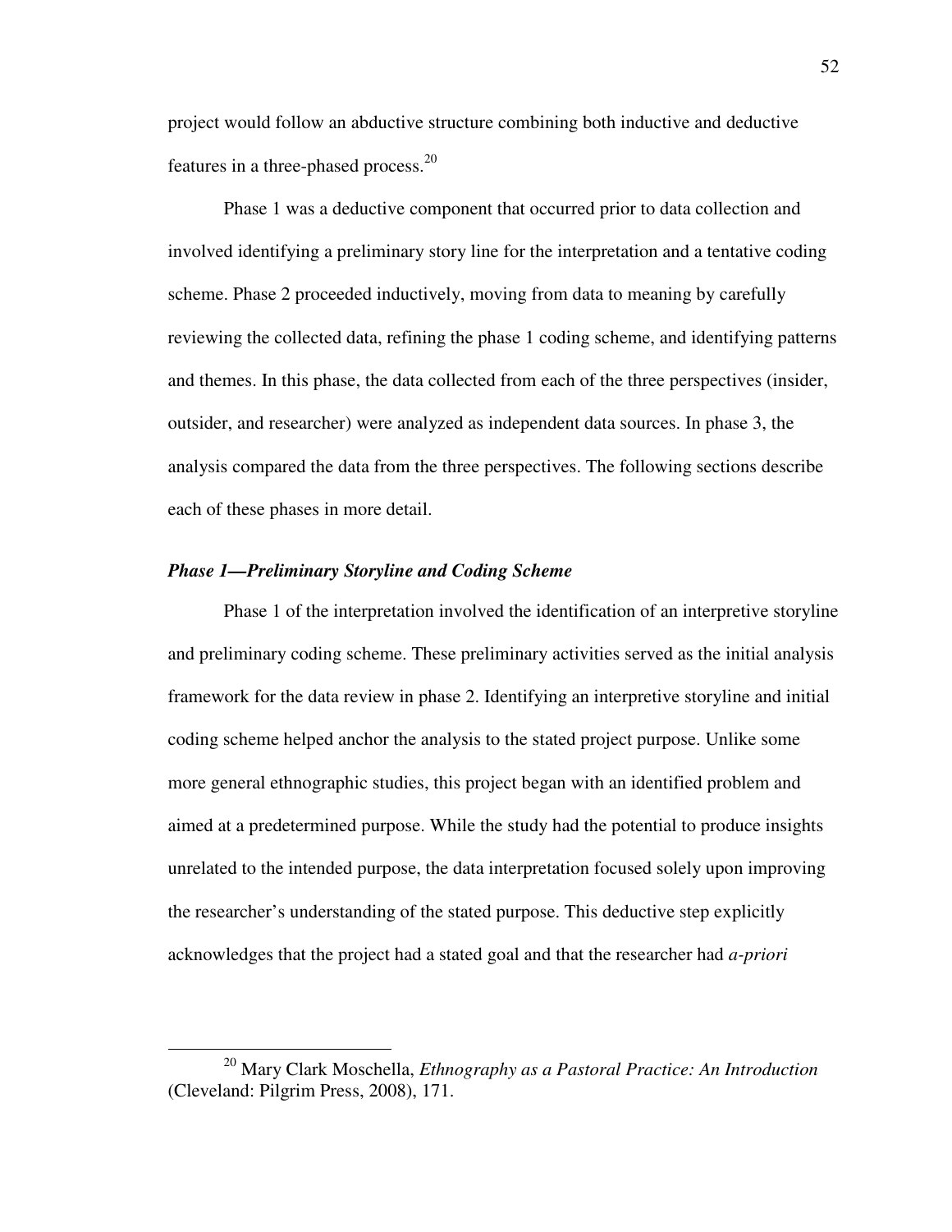project would follow an abductive structure combining both inductive and deductive features in a three-phased process.[20]

Phase 1 was a deductive component that occurred prior to data collection and involved identifying a preliminary story line for the interpretation and a tentative coding scheme. Phase 2 proceeded inductively, moving from data to meaning by carefully reviewing the collected data, refining the phase 1 coding scheme, and identifying patterns and themes. In this phase, the data collected from each of the three perspectives (insider, outsider, and researcher) were analyzed as independent data sources. In phase 3, the analysis compared the data from the three perspectives. The following sections describe each of these phases in more detail.

### *Phase 1—Preliminary Storyline and Coding Scheme*

Phase 1 of the interpretation involved the identification of an interpretive storyline and preliminary coding scheme. These preliminary activities served as the initial analysis framework for the data review in phase 2. Identifying an interpretive storyline and initial coding scheme helped anchor the analysis to the stated project purpose. Unlike some more general ethnographic studies, this project began with an identified problem and aimed at a predetermined purpose. While the study had the potential to produce insights unrelated to the intended purpose, the data interpretation focused solely upon improving the researcher's understanding of the stated purpose. This deductive step explicitly acknowledges that the project had a stated goal and that the researcher had *a-priori*

---

[20] Mary Clark Moschella, *Ethnography as a Pastoral Practice: An Introduction* (Cleveland: Pilgrim Press, 2008), 171.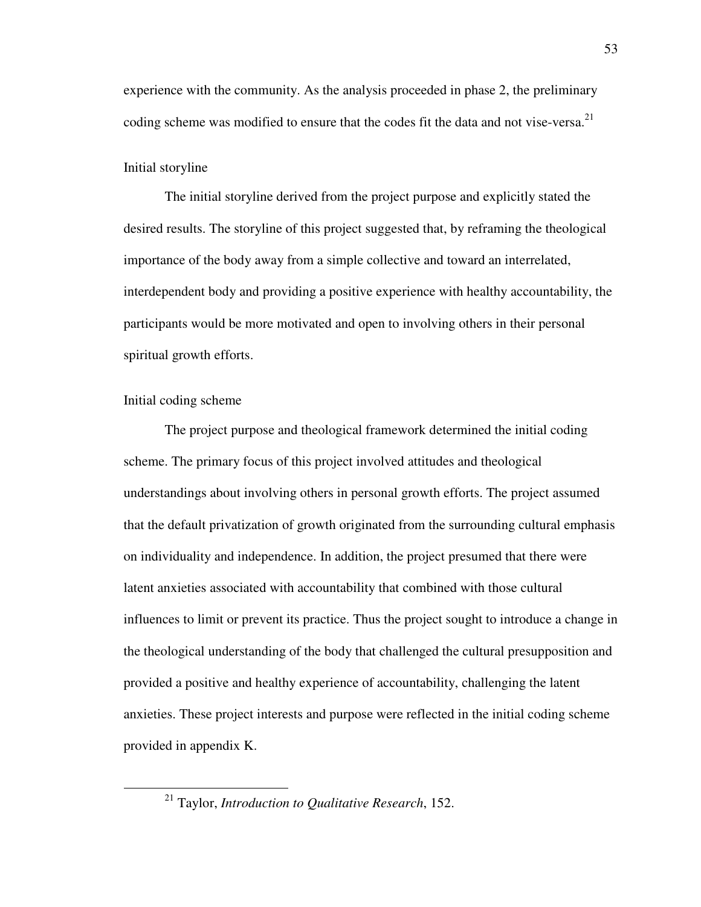experience with the community. As the analysis proceeded in phase 2, the preliminary coding scheme was modified to ensure that the codes fit the data and not vise-versa.[21]

### Initial storyline

The initial storyline derived from the project purpose and explicitly stated the desired results. The storyline of this project suggested that, by reframing the theological importance of the body away from a simple collective and toward an interrelated, interdependent body and providing a positive experience with healthy accountability, the participants would be more motivated and open to involving others in their personal spiritual growth efforts.

### Initial coding scheme

The project purpose and theological framework determined the initial coding scheme. The primary focus of this project involved attitudes and theological understandings about involving others in personal growth efforts. The project assumed that the default privatization of growth originated from the surrounding cultural emphasis on individuality and independence. In addition, the project presumed that there were latent anxieties associated with accountability that combined with those cultural influences to limit or prevent its practice. Thus the project sought to introduce a change in the theological understanding of the body that challenged the cultural presupposition and provided a positive and healthy experience of accountability, challenging the latent anxieties. These project interests and purpose were reflected in the initial coding scheme provided in appendix K.

---

[21] Taylor, *Introduction to Qualitative Research*, 152.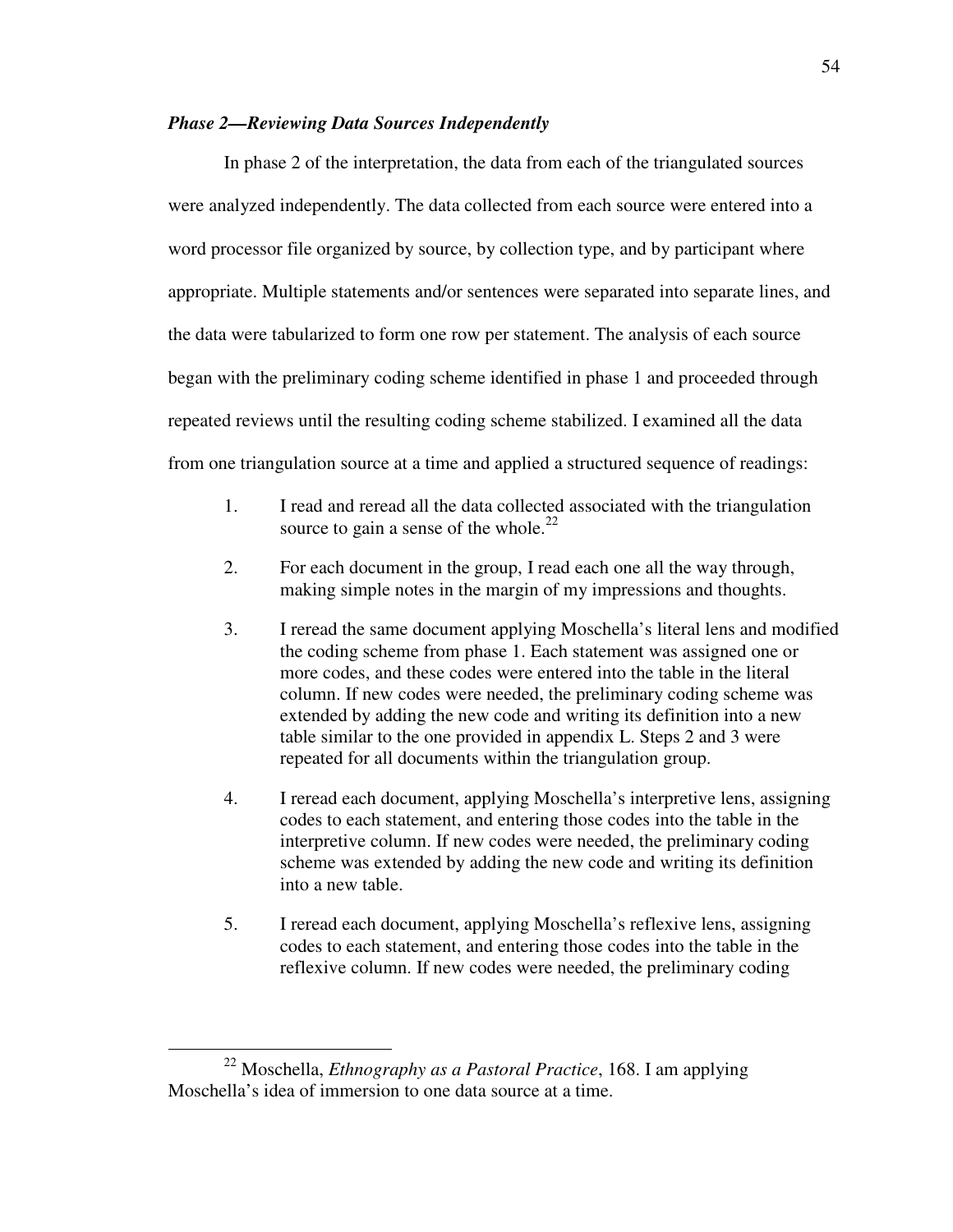### *Phase 2—Reviewing Data Sources Independently*

In phase 2 of the interpretation, the data from each of the triangulated sources were analyzed independently. The data collected from each source were entered into a word processor file organized by source, by collection type, and by participant where appropriate. Multiple statements and/or sentences were separated into separate lines, and the data were tabularized to form one row per statement. The analysis of each source began with the preliminary coding scheme identified in phase 1 and proceeded through repeated reviews until the resulting coding scheme stabilized. I examined all the data from one triangulation source at a time and applied a structured sequence of readings:

1. I read and reread all the data collected associated with the triangulation source to gain a sense of the whole.[22]

2. For each document in the group, I read each one all the way through, making simple notes in the margin of my impressions and thoughts.

3. I reread the same document applying Moschella's literal lens and modified the coding scheme from phase 1. Each statement was assigned one or more codes, and these codes were entered into the table in the literal column. If new codes were needed, the preliminary coding scheme was extended by adding the new code and writing its definition into a new table similar to the one provided in appendix L. Steps 2 and 3 were repeated for all documents within the triangulation group.

4. I reread each document, applying Moschella's interpretive lens, assigning codes to each statement, and entering those codes into the table in the interpretive column. If new codes were needed, the preliminary coding scheme was extended by adding the new code and writing its definition into a new table.

5. I reread each document, applying Moschella's reflexive lens, assigning codes to each statement, and entering those codes into the table in the reflexive column. If new codes were needed, the preliminary coding

---

[22] Moschella, *Ethnography as a Pastoral Practice*, 168. I am applying Moschella's idea of immersion to one data source at a time.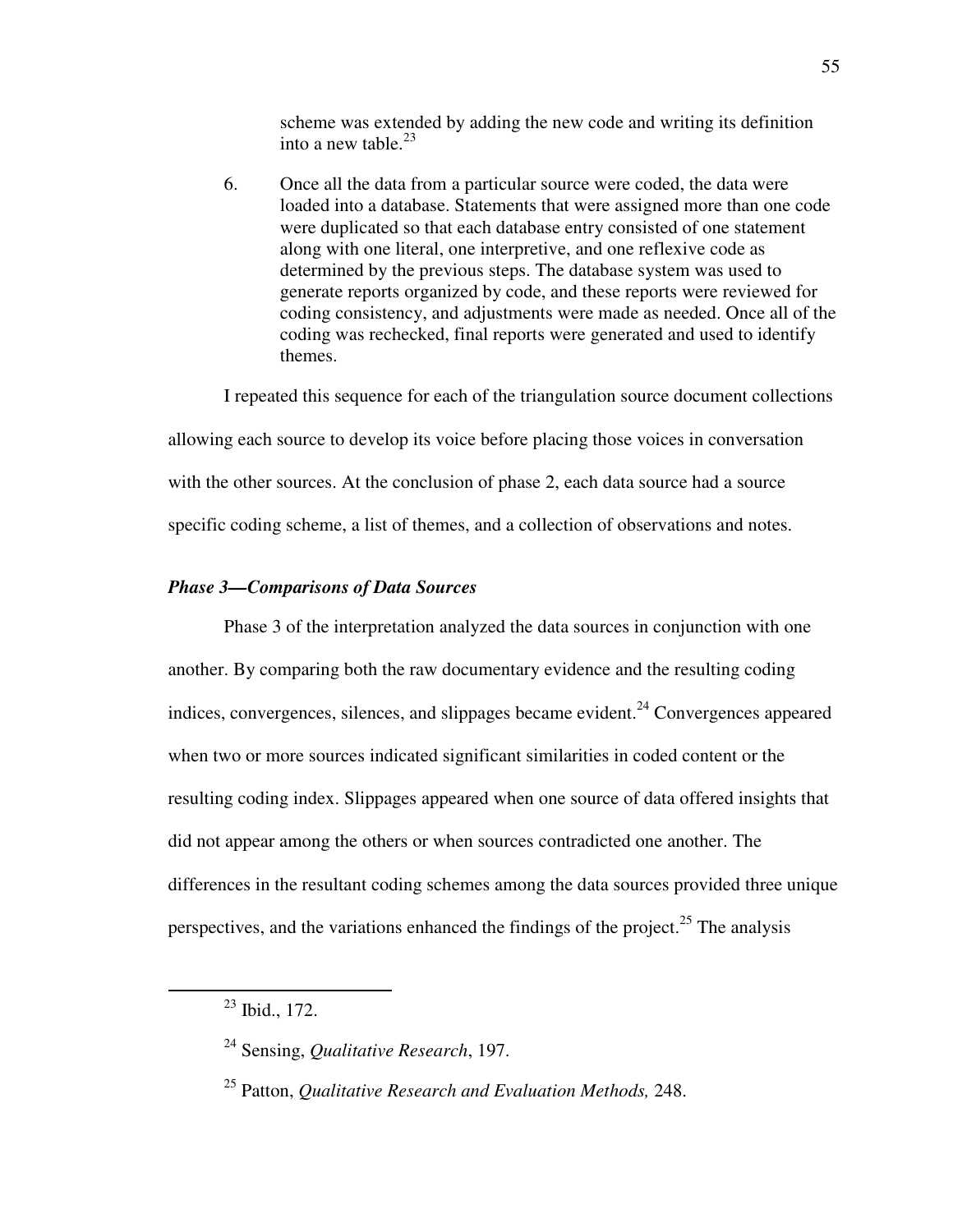scheme was extended by adding the new code and writing its definition into a new table.[23]

6. Once all the data from a particular source were coded, the data were loaded into a database. Statements that were assigned more than one code were duplicated so that each database entry consisted of one statement along with one literal, one interpretive, and one reflexive code as determined by the previous steps. The database system was used to generate reports organized by code, and these reports were reviewed for coding consistency, and adjustments were made as needed. Once all of the coding was rechecked, final reports were generated and used to identify themes.

I repeated this sequence for each of the triangulation source document collections allowing each source to develop its voice before placing those voices in conversation with the other sources. At the conclusion of phase 2, each data source had a source specific coding scheme, a list of themes, and a collection of observations and notes.

### *Phase 3—Comparisons of Data Sources*

Phase 3 of the interpretation analyzed the data sources in conjunction with one another. By comparing both the raw documentary evidence and the resulting coding indices, convergences, silences, and slippages became evident.[24] Convergences appeared when two or more sources indicated significant similarities in coded content or the resulting coding index. Slippages appeared when one source of data offered insights that did not appear among the others or when sources contradicted one another. The differences in the resultant coding schemes among the data sources provided three unique perspectives, and the variations enhanced the findings of the project.[25] The analysis

---

[23] Ibid., 172.

[24] Sensing, *Qualitative Research*, 197.

[25] Patton, *Qualitative Research and Evaluation Methods,* 248.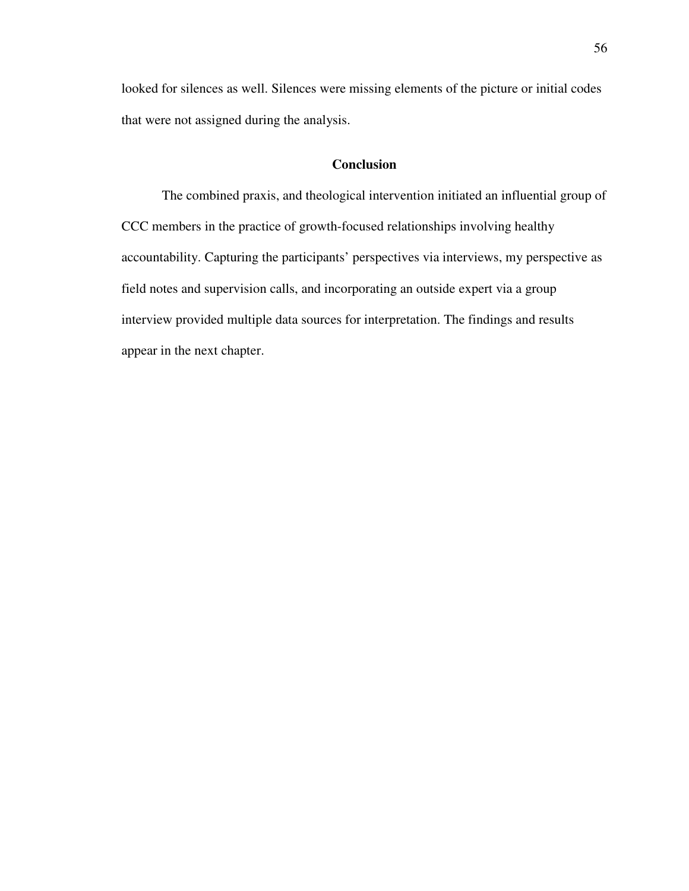looked for silences as well. Silences were missing elements of the picture or initial codes that were not assigned during the analysis.

## Conclusion

The combined praxis, and theological intervention initiated an influential group of CCC members in the practice of growth-focused relationships involving healthy accountability. Capturing the participants' perspectives via interviews, my perspective as field notes and supervision calls, and incorporating an outside expert via a group interview provided multiple data sources for interpretation. The findings and results appear in the next chapter.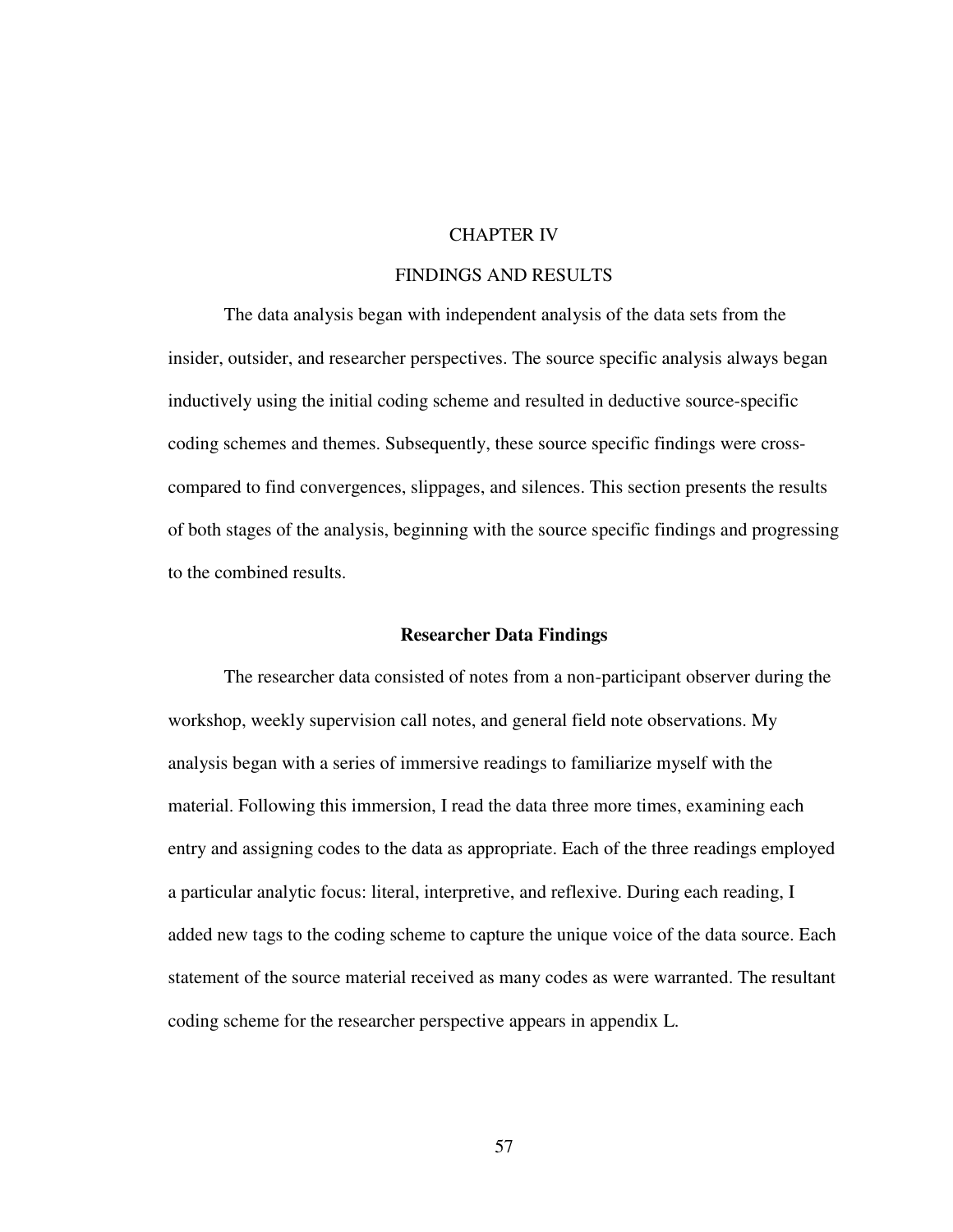# CHAPTER IV

# FINDINGS AND RESULTS

The data analysis began with independent analysis of the data sets from the insider, outsider, and researcher perspectives. The source specific analysis always began inductively using the initial coding scheme and resulted in deductive source-specific coding schemes and themes. Subsequently, these source specific findings were cross-compared to find convergences, slippages, and silences. This section presents the results of both stages of the analysis, beginning with the source specific findings and progressing to the combined results.

## Researcher Data Findings

The researcher data consisted of notes from a non-participant observer during the workshop, weekly supervision call notes, and general field note observations. My analysis began with a series of immersive readings to familiarize myself with the material. Following this immersion, I read the data three more times, examining each entry and assigning codes to the data as appropriate. Each of the three readings employed a particular analytic focus: literal, interpretive, and reflexive. During each reading, I added new tags to the coding scheme to capture the unique voice of the data source. Each statement of the source material received as many codes as were warranted. The resultant coding scheme for the researcher perspective appears in appendix L.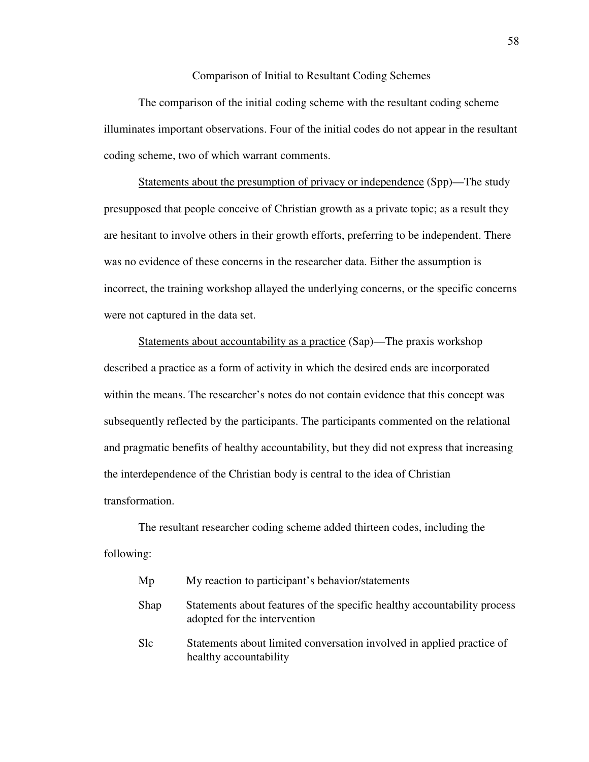## Comparison of Initial to Resultant Coding Schemes

The comparison of the initial coding scheme with the resultant coding scheme illuminates important observations. Four of the initial codes do not appear in the resultant coding scheme, two of which warrant comments.

<u>Statements about the presumption of privacy or independence</u> (Spp)—The study presupposed that people conceive of Christian growth as a private topic; as a result they are hesitant to involve others in their growth efforts, preferring to be independent. There was no evidence of these concerns in the researcher data. Either the assumption is incorrect, the training workshop allayed the underlying concerns, or the specific concerns were not captured in the data set.

<u>Statements about accountability as a practice</u> (Sap)—The praxis workshop described a practice as a form of activity in which the desired ends are incorporated within the means. The researcher's notes do not contain evidence that this concept was subsequently reflected by the participants. The participants commented on the relational and pragmatic benefits of healthy accountability, but they did not express that increasing the interdependence of the Christian body is central to the idea of Christian transformation.

The resultant researcher coding scheme added thirteen codes, including the following:

| | |
|---|---|
| Mp | My reaction to participant's behavior/statements |
| Shap | Statements about features of the specific healthy accountability process adopted for the intervention |
| Slc | Statements about limited conversation involved in applied practice of healthy accountability |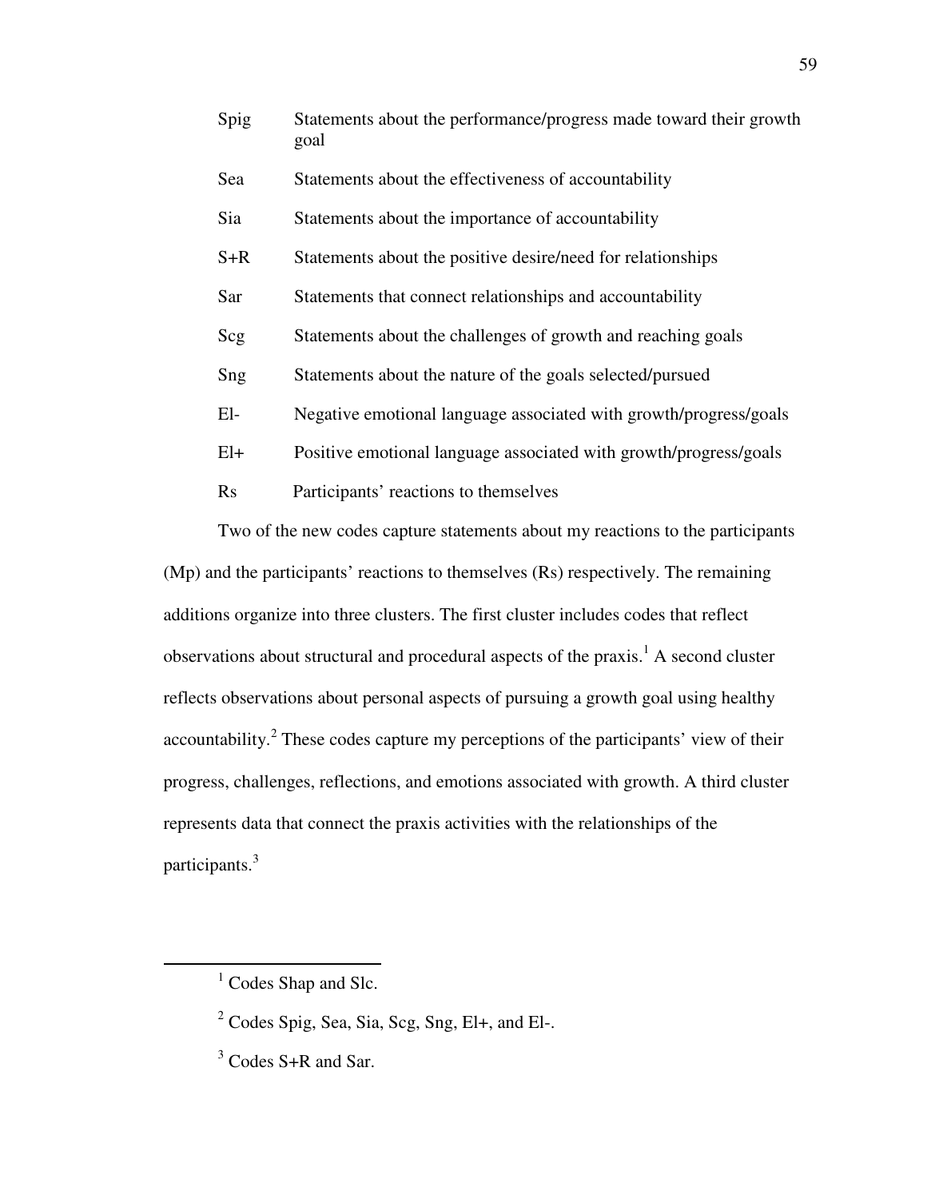| | |
|---|---|
| Spig | Statements about the performance/progress made toward their growth goal |
| Sea | Statements about the effectiveness of accountability |
| Sia | Statements about the importance of accountability |
| S+R | Statements about the positive desire/need for relationships |
| Sar | Statements that connect relationships and accountability |
| Scg | Statements about the challenges of growth and reaching goals |
| Sng | Statements about the nature of the goals selected/pursued |
| El- | Negative emotional language associated with growth/progress/goals |
| El+ | Positive emotional language associated with growth/progress/goals |
| Rs | Participants' reactions to themselves |

Two of the new codes capture statements about my reactions to the participants (Mp) and the participants' reactions to themselves (Rs) respectively. The remaining additions organize into three clusters. The first cluster includes codes that reflect observations about structural and procedural aspects of the praxis.[1] A second cluster reflects observations about personal aspects of pursuing a growth goal using healthy accountability.[2] These codes capture my perceptions of the participants' view of their progress, challenges, reflections, and emotions associated with growth. A third cluster represents data that connect the praxis activities with the relationships of the participants.[3]

---

[1] Codes Shap and Slc.

[2] Codes Spig, Sea, Sia, Scg, Sng, El+, and El-.

[3] Codes S+R and Sar.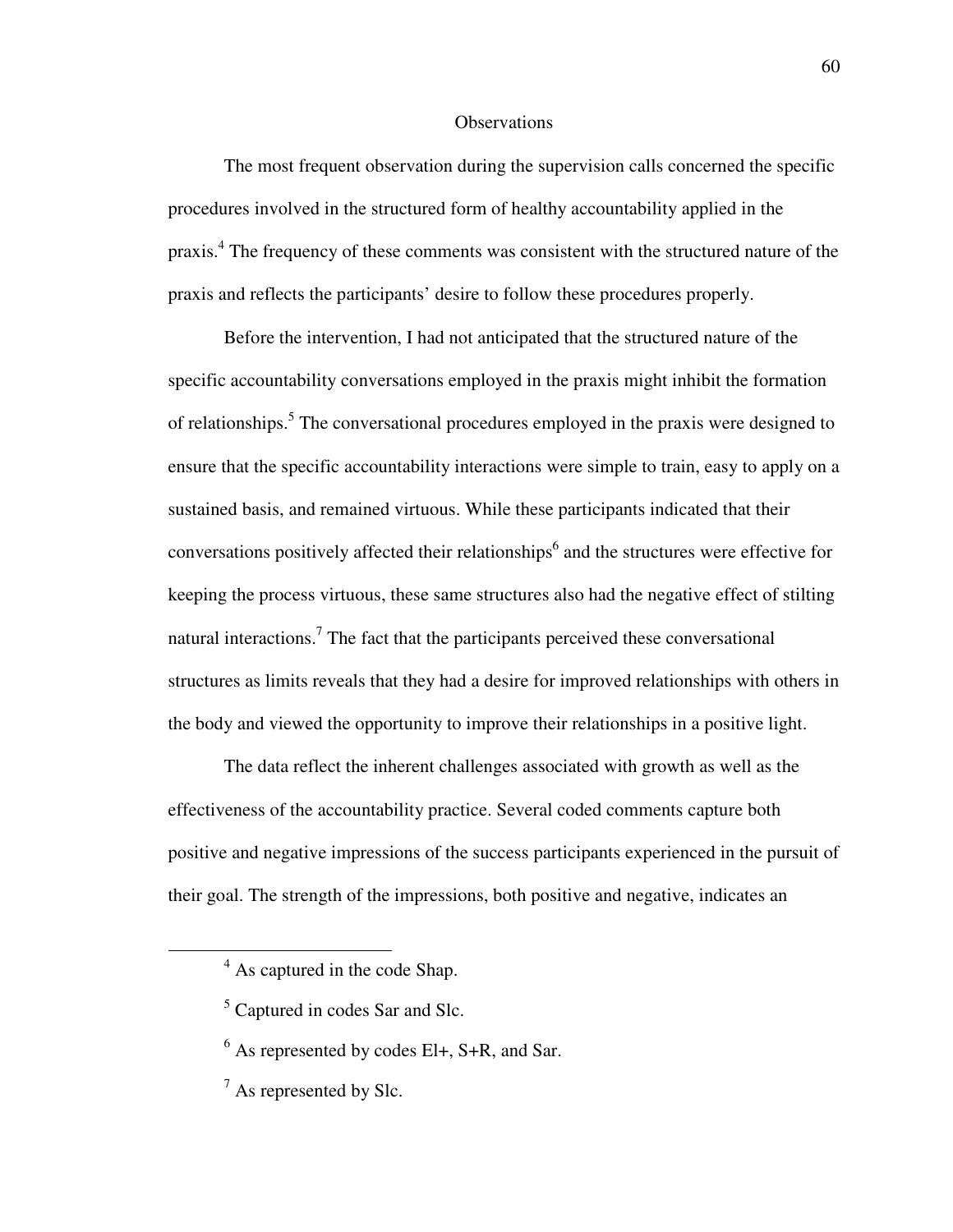## Observations

The most frequent observation during the supervision calls concerned the specific procedures involved in the structured form of healthy accountability applied in the praxis.[4] The frequency of these comments was consistent with the structured nature of the praxis and reflects the participants' desire to follow these procedures properly.

Before the intervention, I had not anticipated that the structured nature of the specific accountability conversations employed in the praxis might inhibit the formation of relationships.[5] The conversational procedures employed in the praxis were designed to ensure that the specific accountability interactions were simple to train, easy to apply on a sustained basis, and remained virtuous. While these participants indicated that their conversations positively affected their relationships[6] and the structures were effective for keeping the process virtuous, these same structures also had the negative effect of stilting natural interactions.[7] The fact that the participants perceived these conversational structures as limits reveals that they had a desire for improved relationships with others in the body and viewed the opportunity to improve their relationships in a positive light.

The data reflect the inherent challenges associated with growth as well as the effectiveness of the accountability practice. Several coded comments capture both positive and negative impressions of the success participants experienced in the pursuit of their goal. The strength of the impressions, both positive and negative, indicates an

---

[4] As captured in the code Shap.

[5] Captured in codes Sar and Slc.

[6] As represented by codes El+, S+R, and Sar.

[7] As represented by Slc.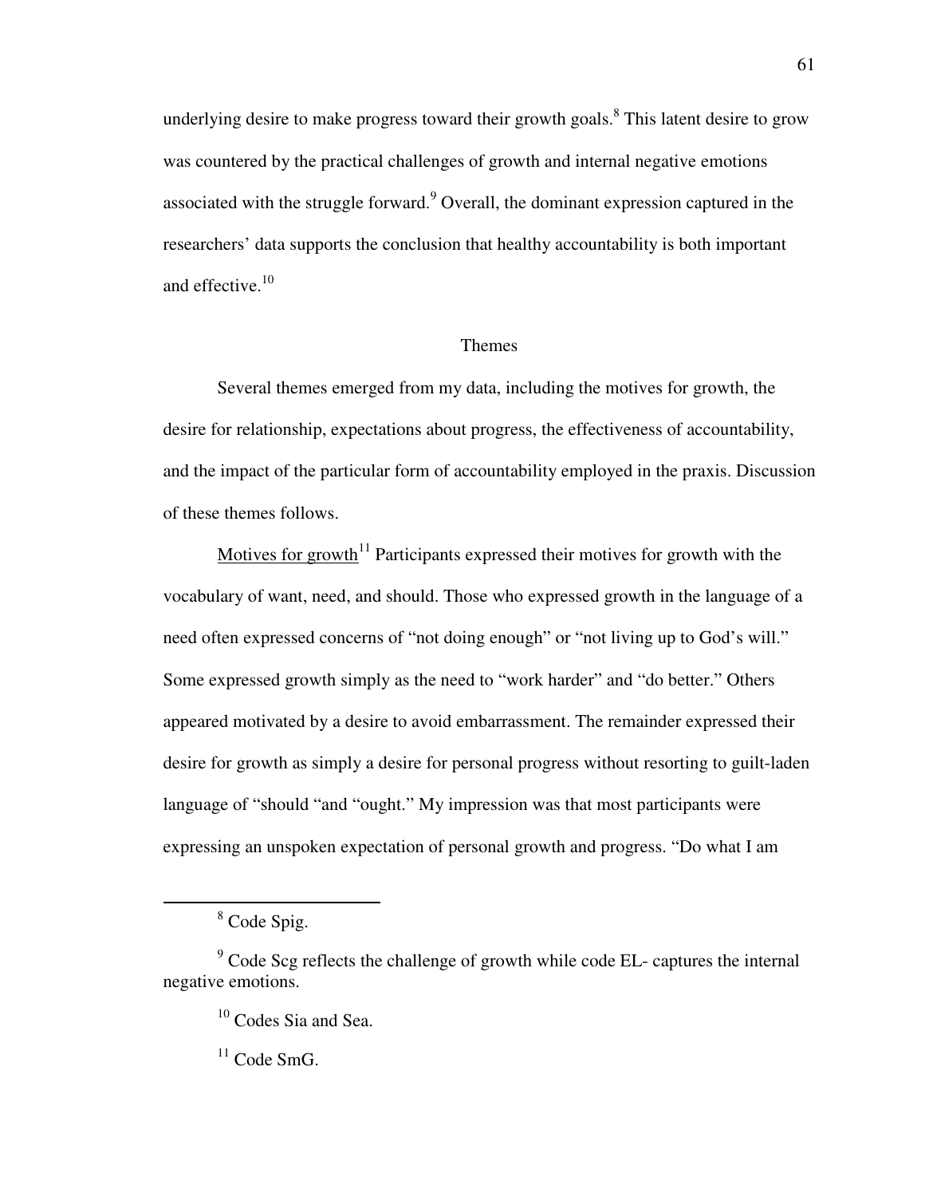underlying desire to make progress toward their growth goals.[8] This latent desire to grow was countered by the practical challenges of growth and internal negative emotions associated with the struggle forward.[9] Overall, the dominant expression captured in the researchers' data supports the conclusion that healthy accountability is both important and effective.[10]

## Themes

Several themes emerged from my data, including the motives for growth, the desire for relationship, expectations about progress, the effectiveness of accountability, and the impact of the particular form of accountability employed in the praxis. Discussion of these themes follows.

<u>Motives for growth</u>[11] Participants expressed their motives for growth with the vocabulary of want, need, and should. Those who expressed growth in the language of a need often expressed concerns of "not doing enough" or "not living up to God's will." Some expressed growth simply as the need to "work harder" and "do better." Others appeared motivated by a desire to avoid embarrassment. The remainder expressed their desire for growth as simply a desire for personal progress without resorting to guilt-laden language of "should "and "ought." My impression was that most participants were expressing an unspoken expectation of personal growth and progress. "Do what I am

---

[8] Code Spig.

[9] Code Scg reflects the challenge of growth while code EL- captures the internal negative emotions.

[10] Codes Sia and Sea.

[11] Code SmG.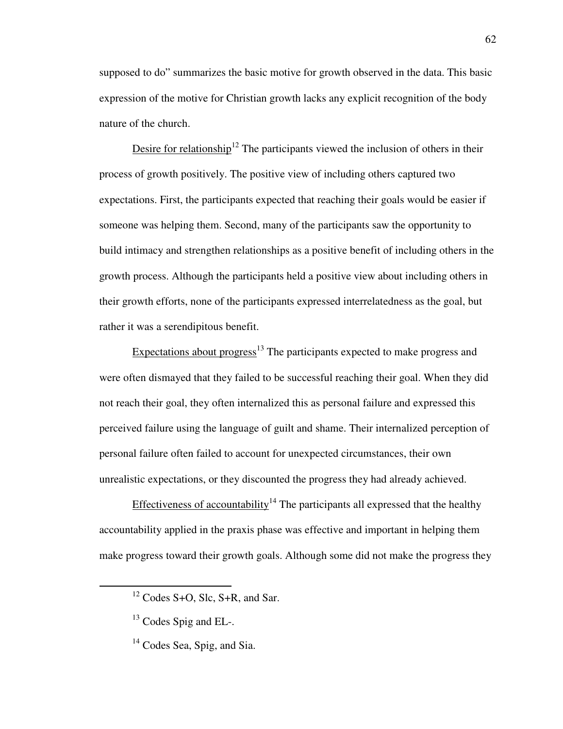supposed to do" summarizes the basic motive for growth observed in the data. This basic expression of the motive for Christian growth lacks any explicit recognition of the body nature of the church.

<u>Desire for relationship</u>[12] The participants viewed the inclusion of others in their process of growth positively. The positive view of including others captured two expectations. First, the participants expected that reaching their goals would be easier if someone was helping them. Second, many of the participants saw the opportunity to build intimacy and strengthen relationships as a positive benefit of including others in the growth process. Although the participants held a positive view about including others in their growth efforts, none of the participants expressed interrelatedness as the goal, but rather it was a serendipitous benefit.

<u>Expectations about progress</u>[13] The participants expected to make progress and were often dismayed that they failed to be successful reaching their goal. When they did not reach their goal, they often internalized this as personal failure and expressed this perceived failure using the language of guilt and shame. Their internalized perception of personal failure often failed to account for unexpected circumstances, their own unrealistic expectations, or they discounted the progress they had already achieved.

<u>Effectiveness of accountability</u>[14] The participants all expressed that the healthy accountability applied in the praxis phase was effective and important in helping them make progress toward their growth goals. Although some did not make the progress they

---

[12] Codes S+O, Slc, S+R, and Sar.

[13] Codes Spig and EL-.

[14] Codes Sea, Spig, and Sia.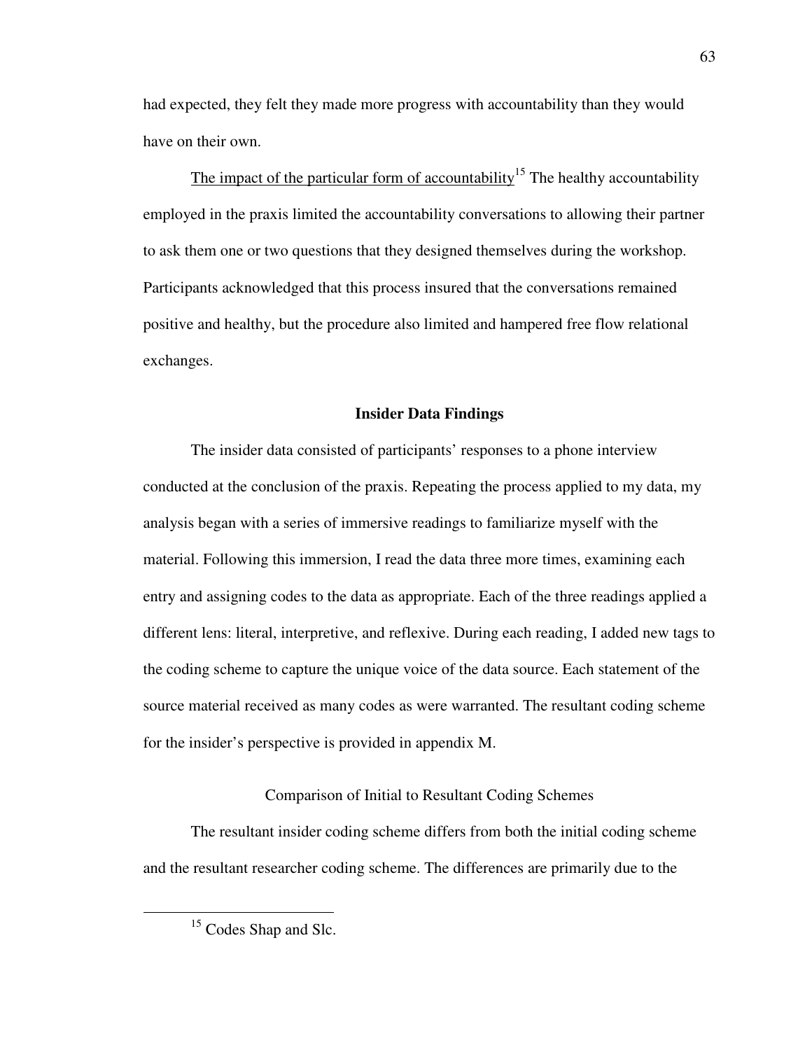had expected, they felt they made more progress with accountability than they would have on their own.

The impact of the particular form of accountability[15] The healthy accountability employed in the praxis limited the accountability conversations to allowing their partner to ask them one or two questions that they designed themselves during the workshop. Participants acknowledged that this process insured that the conversations remained positive and healthy, but the procedure also limited and hampered free flow relational exchanges.

## Insider Data Findings

The insider data consisted of participants' responses to a phone interview conducted at the conclusion of the praxis. Repeating the process applied to my data, my analysis began with a series of immersive readings to familiarize myself with the material. Following this immersion, I read the data three more times, examining each entry and assigning codes to the data as appropriate. Each of the three readings applied a different lens: literal, interpretive, and reflexive. During each reading, I added new tags to the coding scheme to capture the unique voice of the data source. Each statement of the source material received as many codes as were warranted. The resultant coding scheme for the insider's perspective is provided in appendix M.

### Comparison of Initial to Resultant Coding Schemes

The resultant insider coding scheme differs from both the initial coding scheme and the resultant researcher coding scheme. The differences are primarily due to the

---

[15] Codes Shap and Slc.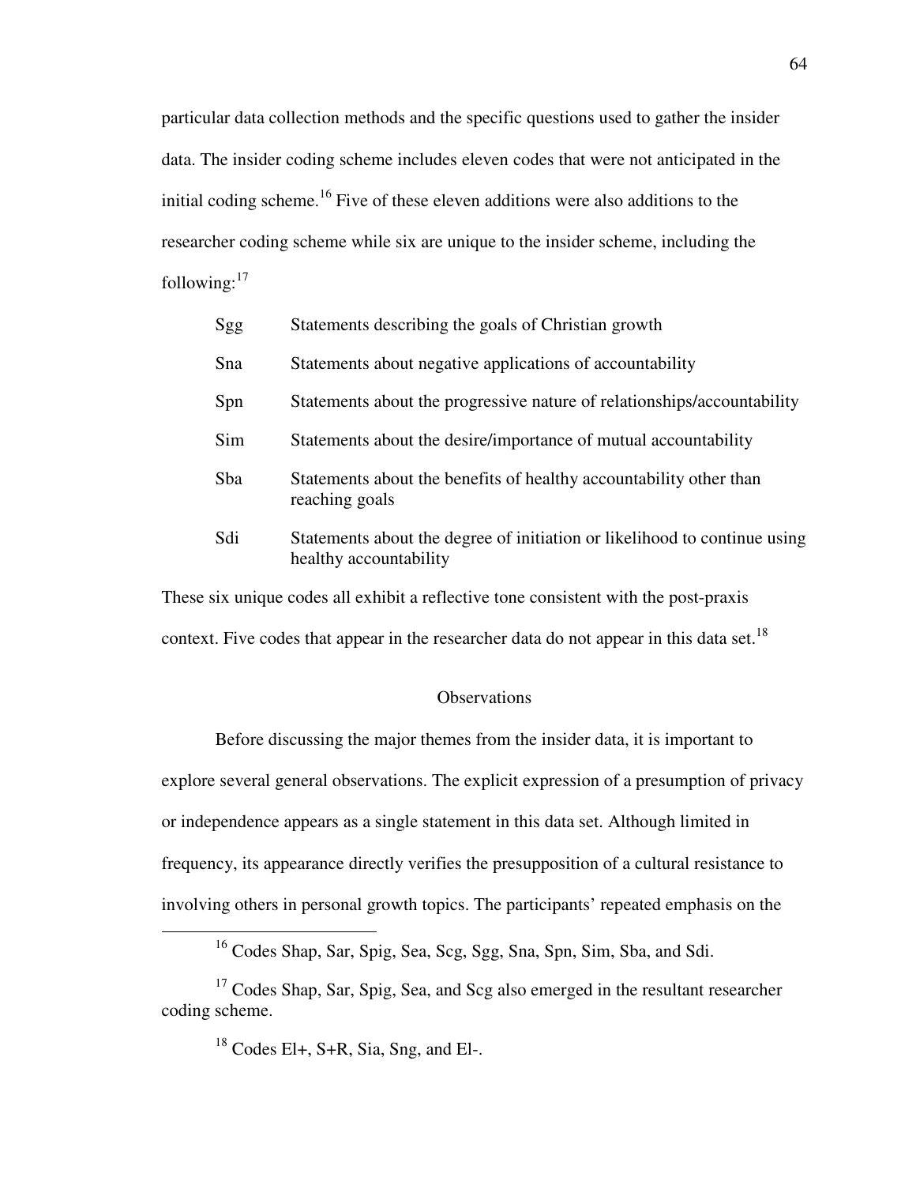particular data collection methods and the specific questions used to gather the insider data. The insider coding scheme includes eleven codes that were not anticipated in the initial coding scheme.[16] Five of these eleven additions were also additions to the researcher coding scheme while six are unique to the insider scheme, including the following:[17]

| | |
|---|---|
| Sgg | Statements describing the goals of Christian growth |
| Sna | Statements about negative applications of accountability |
| Spn | Statements about the progressive nature of relationships/accountability |
| Sim | Statements about the desire/importance of mutual accountability |
| Sba | Statements about the benefits of healthy accountability other than reaching goals |
| Sdi | Statements about the degree of initiation or likelihood to continue using healthy accountability |

These six unique codes all exhibit a reflective tone consistent with the post-praxis context. Five codes that appear in the researcher data do not appear in this data set.[18]

## Observations

Before discussing the major themes from the insider data, it is important to explore several general observations. The explicit expression of a presumption of privacy or independence appears as a single statement in this data set. Although limited in frequency, its appearance directly verifies the presupposition of a cultural resistance to involving others in personal growth topics. The participants' repeated emphasis on the

---

[16] Codes Shap, Sar, Spig, Sea, Scg, Sgg, Sna, Spn, Sim, Sba, and Sdi.

[17] Codes Shap, Sar, Spig, Sea, and Scg also emerged in the resultant researcher coding scheme.

[18] Codes El+, S+R, Sia, Sng, and El-.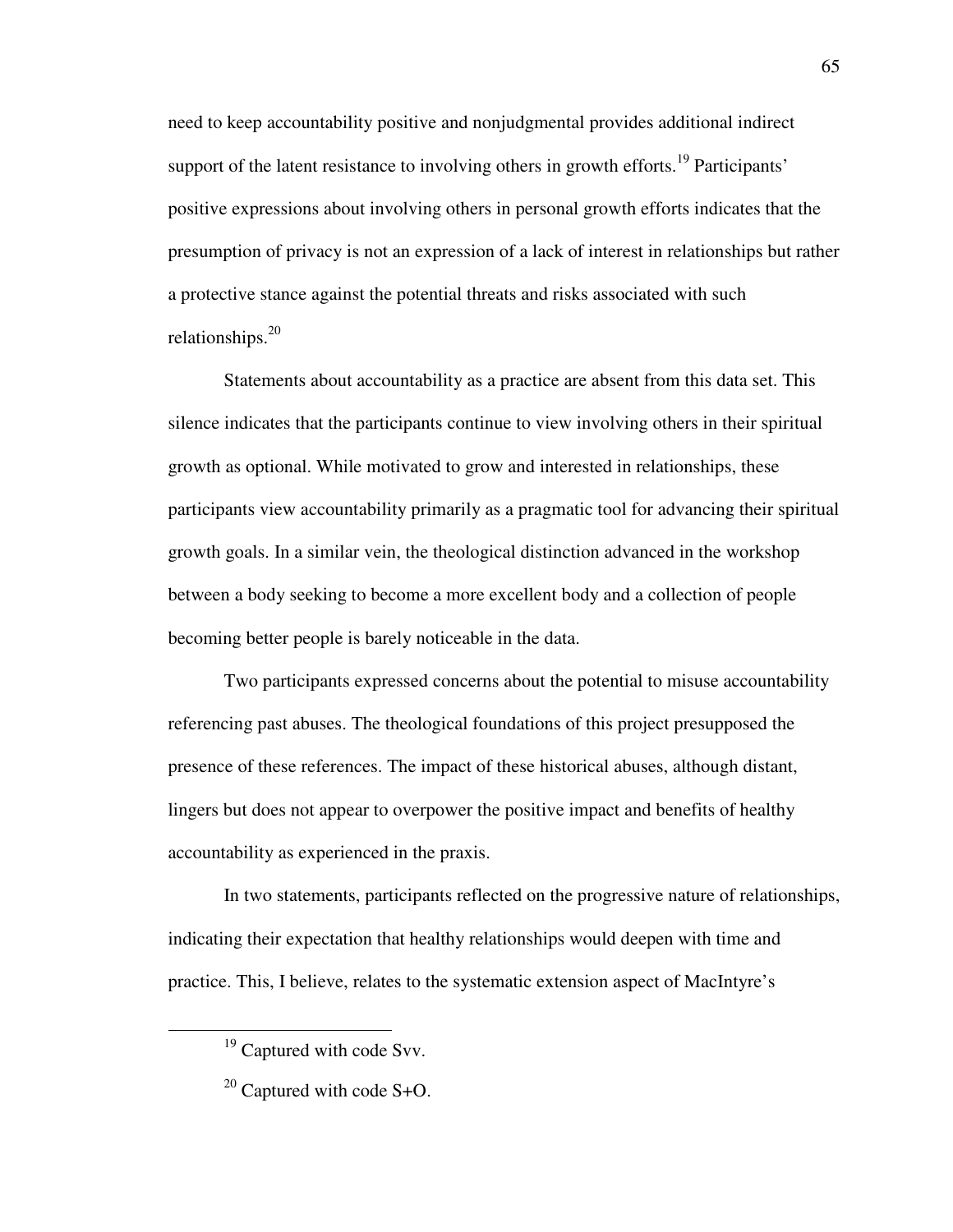need to keep accountability positive and nonjudgmental provides additional indirect support of the latent resistance to involving others in growth efforts.[19] Participants' positive expressions about involving others in personal growth efforts indicates that the presumption of privacy is not an expression of a lack of interest in relationships but rather a protective stance against the potential threats and risks associated with such relationships.[20]

Statements about accountability as a practice are absent from this data set. This silence indicates that the participants continue to view involving others in their spiritual growth as optional. While motivated to grow and interested in relationships, these participants view accountability primarily as a pragmatic tool for advancing their spiritual growth goals. In a similar vein, the theological distinction advanced in the workshop between a body seeking to become a more excellent body and a collection of people becoming better people is barely noticeable in the data.

Two participants expressed concerns about the potential to misuse accountability referencing past abuses. The theological foundations of this project presupposed the presence of these references. The impact of these historical abuses, although distant, lingers but does not appear to overpower the positive impact and benefits of healthy accountability as experienced in the praxis.

In two statements, participants reflected on the progressive nature of relationships, indicating their expectation that healthy relationships would deepen with time and practice. This, I believe, relates to the systematic extension aspect of MacIntyre's

---

[19] Captured with code Svv.

[20] Captured with code S+O.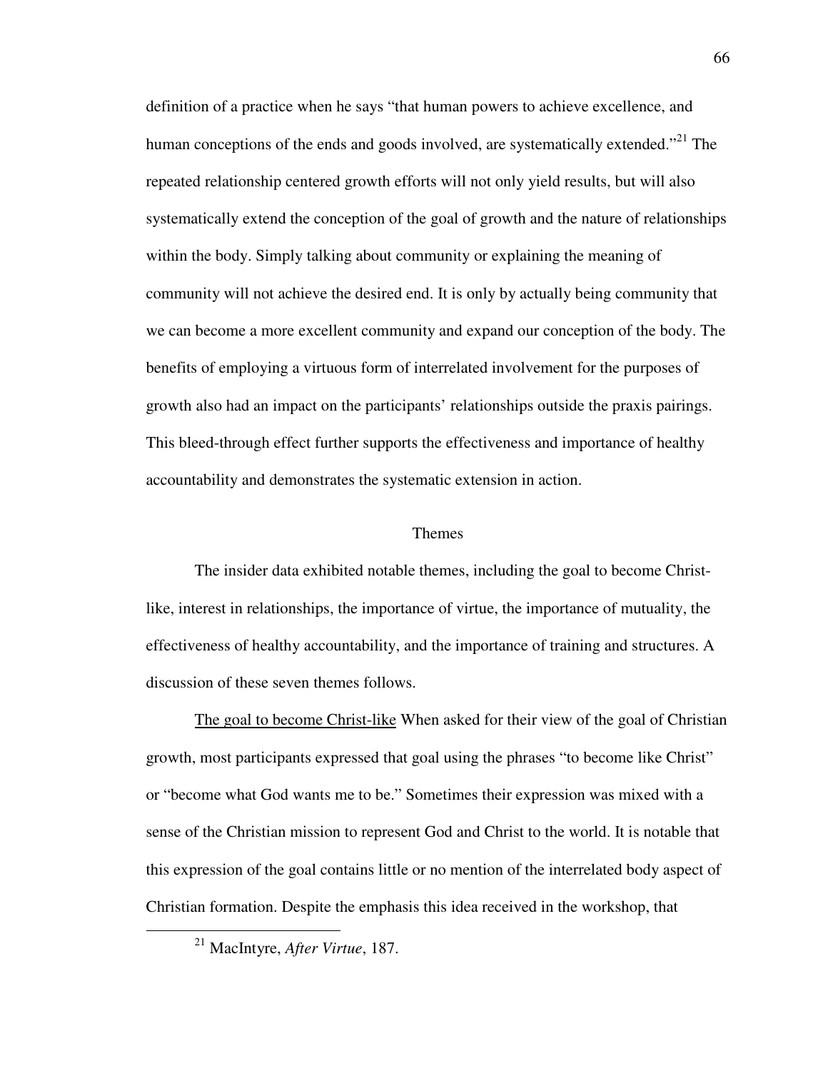definition of a practice when he says "that human powers to achieve excellence, and human conceptions of the ends and goods involved, are systematically extended."[21] The repeated relationship centered growth efforts will not only yield results, but will also systematically extend the conception of the goal of growth and the nature of relationships within the body. Simply talking about community or explaining the meaning of community will not achieve the desired end. It is only by actually being community that we can become a more excellent community and expand our conception of the body. The benefits of employing a virtuous form of interrelated involvement for the purposes of growth also had an impact on the participants' relationships outside the praxis pairings. This bleed-through effect further supports the effectiveness and importance of healthy accountability and demonstrates the systematic extension in action.

## Themes

The insider data exhibited notable themes, including the goal to become Christ-like, interest in relationships, the importance of virtue, the importance of mutuality, the effectiveness of healthy accountability, and the importance of training and structures. A discussion of these seven themes follows.

<u>The goal to become Christ-like</u> When asked for their view of the goal of Christian growth, most participants expressed that goal using the phrases "to become like Christ" or "become what God wants me to be." Sometimes their expression was mixed with a sense of the Christian mission to represent God and Christ to the world. It is notable that this expression of the goal contains little or no mention of the interrelated body aspect of Christian formation. Despite the emphasis this idea received in the workshop, that

---

[21] MacIntyre, *After Virtue*, 187.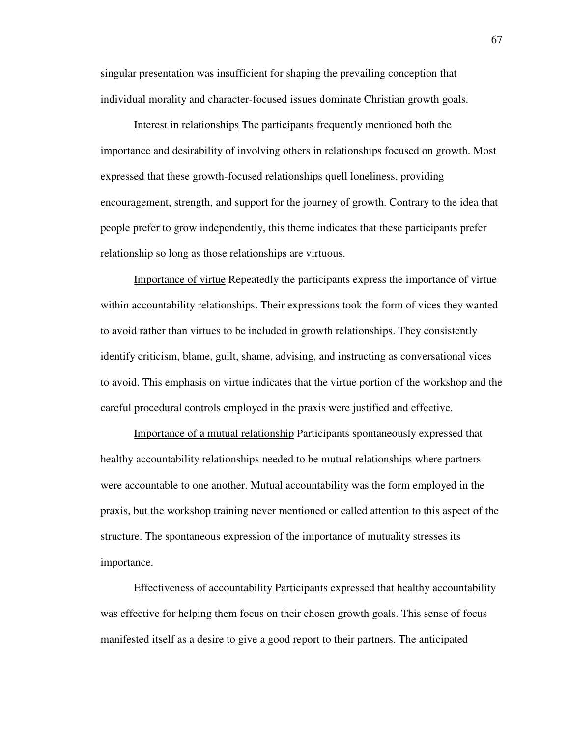singular presentation was insufficient for shaping the prevailing conception that individual morality and character-focused issues dominate Christian growth goals.

<u>Interest in relationships</u> The participants frequently mentioned both the importance and desirability of involving others in relationships focused on growth. Most expressed that these growth-focused relationships quell loneliness, providing encouragement, strength, and support for the journey of growth. Contrary to the idea that people prefer to grow independently, this theme indicates that these participants prefer relationship so long as those relationships are virtuous.

<u>Importance of virtue</u> Repeatedly the participants express the importance of virtue within accountability relationships. Their expressions took the form of vices they wanted to avoid rather than virtues to be included in growth relationships. They consistently identify criticism, blame, guilt, shame, advising, and instructing as conversational vices to avoid. This emphasis on virtue indicates that the virtue portion of the workshop and the careful procedural controls employed in the praxis were justified and effective.

<u>Importance of a mutual relationship</u> Participants spontaneously expressed that healthy accountability relationships needed to be mutual relationships where partners were accountable to one another. Mutual accountability was the form employed in the praxis, but the workshop training never mentioned or called attention to this aspect of the structure. The spontaneous expression of the importance of mutuality stresses its importance.

<u>Effectiveness of accountability</u> Participants expressed that healthy accountability was effective for helping them focus on their chosen growth goals. This sense of focus manifested itself as a desire to give a good report to their partners. The anticipated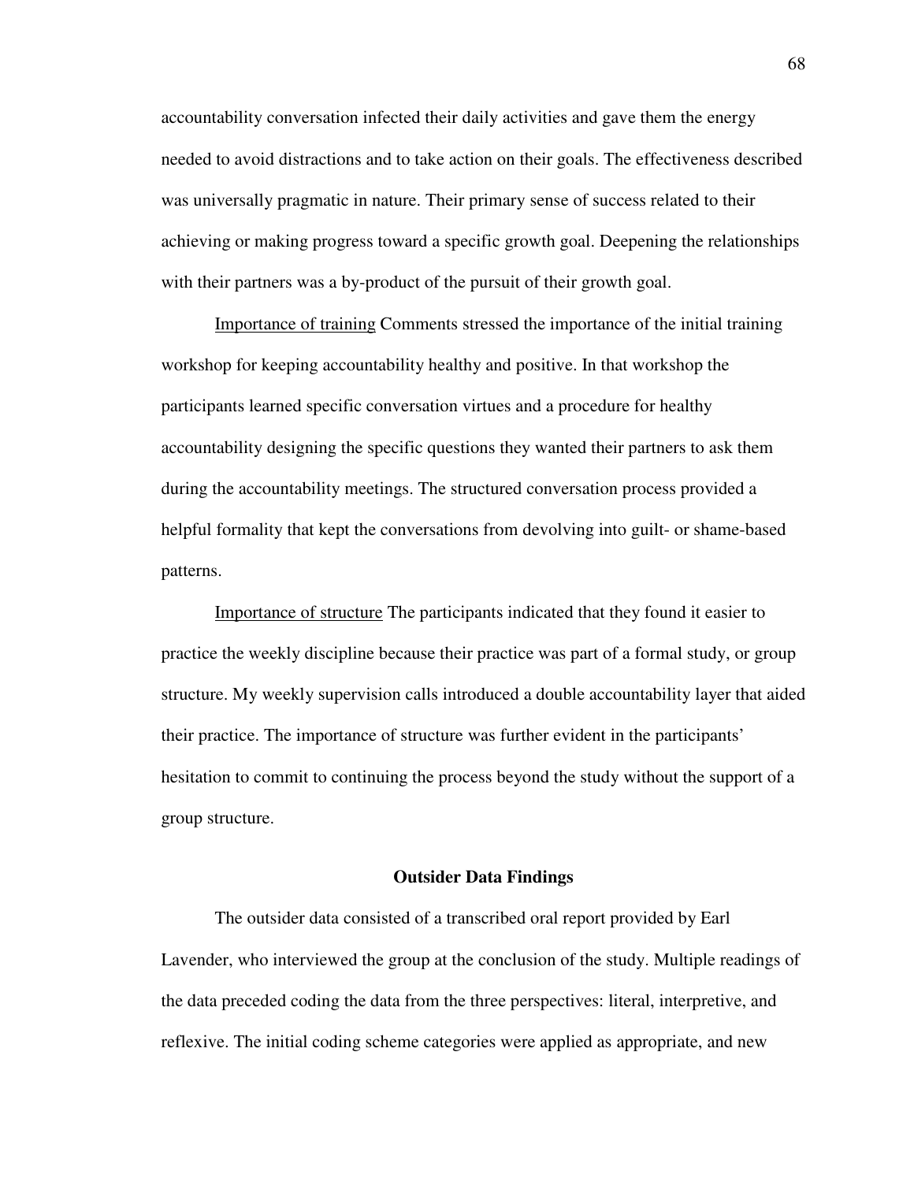accountability conversation infected their daily activities and gave them the energy needed to avoid distractions and to take action on their goals. The effectiveness described was universally pragmatic in nature. Their primary sense of success related to their achieving or making progress toward a specific growth goal. Deepening the relationships with their partners was a by-product of the pursuit of their growth goal.

<u>Importance of training</u> Comments stressed the importance of the initial training workshop for keeping accountability healthy and positive. In that workshop the participants learned specific conversation virtues and a procedure for healthy accountability designing the specific questions they wanted their partners to ask them during the accountability meetings. The structured conversation process provided a helpful formality that kept the conversations from devolving into guilt- or shame-based patterns.

<u>Importance of structure</u> The participants indicated that they found it easier to practice the weekly discipline because their practice was part of a formal study, or group structure. My weekly supervision calls introduced a double accountability layer that aided their practice. The importance of structure was further evident in the participants' hesitation to commit to continuing the process beyond the study without the support of a group structure.

**Outsider Data Findings**

The outsider data consisted of a transcribed oral report provided by Earl Lavender, who interviewed the group at the conclusion of the study. Multiple readings of the data preceded coding the data from the three perspectives: literal, interpretive, and reflexive. The initial coding scheme categories were applied as appropriate, and new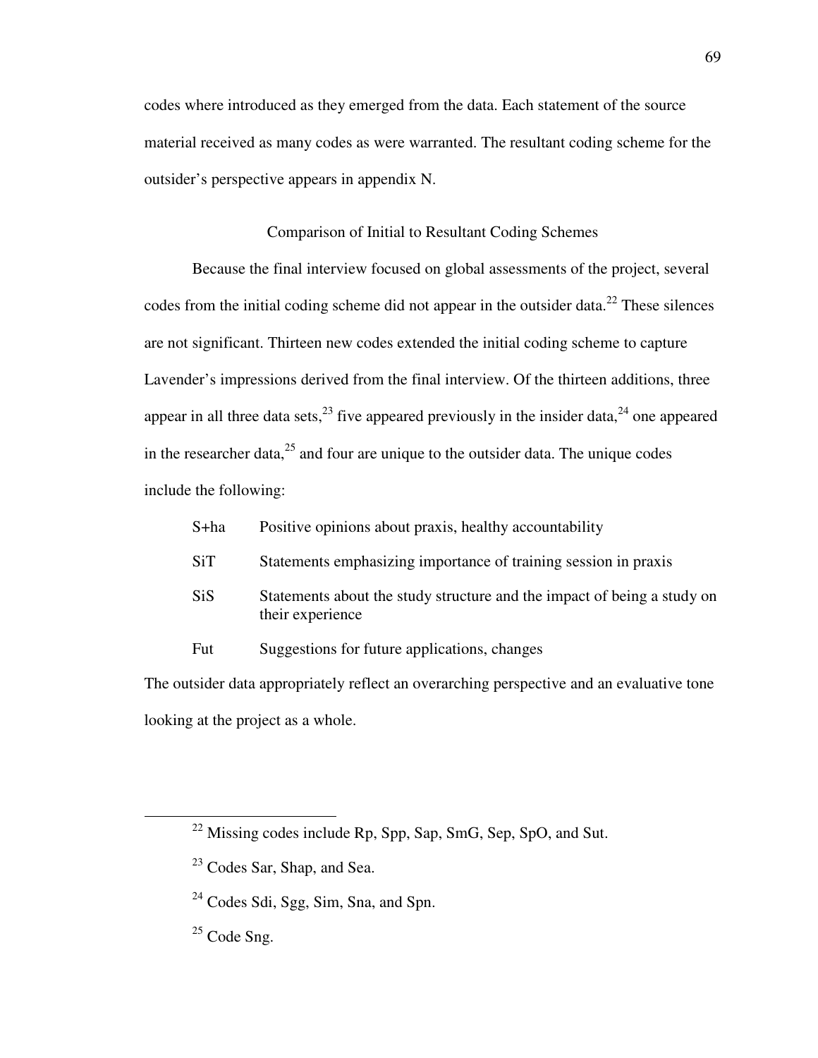codes where introduced as they emerged from the data. Each statement of the source material received as many codes as were warranted. The resultant coding scheme for the outsider's perspective appears in appendix N.

## Comparison of Initial to Resultant Coding Schemes

Because the final interview focused on global assessments of the project, several codes from the initial coding scheme did not appear in the outsider data.[22] These silences are not significant. Thirteen new codes extended the initial coding scheme to capture Lavender's impressions derived from the final interview. Of the thirteen additions, three appear in all three data sets,[23] five appeared previously in the insider data,[24] one appeared in the researcher data,[25] and four are unique to the outsider data. The unique codes include the following:

| | |
|---|---|
| S+ha | Positive opinions about praxis, healthy accountability |
| SiT | Statements emphasizing importance of training session in praxis |
| SiS | Statements about the study structure and the impact of being a study on their experience |
| Fut | Suggestions for future applications, changes |

The outsider data appropriately reflect an overarching perspective and an evaluative tone looking at the project as a whole.

---

[22] Missing codes include Rp, Spp, Sap, SmG, Sep, SpO, and Sut.

[23] Codes Sar, Shap, and Sea.

[24] Codes Sdi, Sgg, Sim, Sna, and Spn.

[25] Code Sng.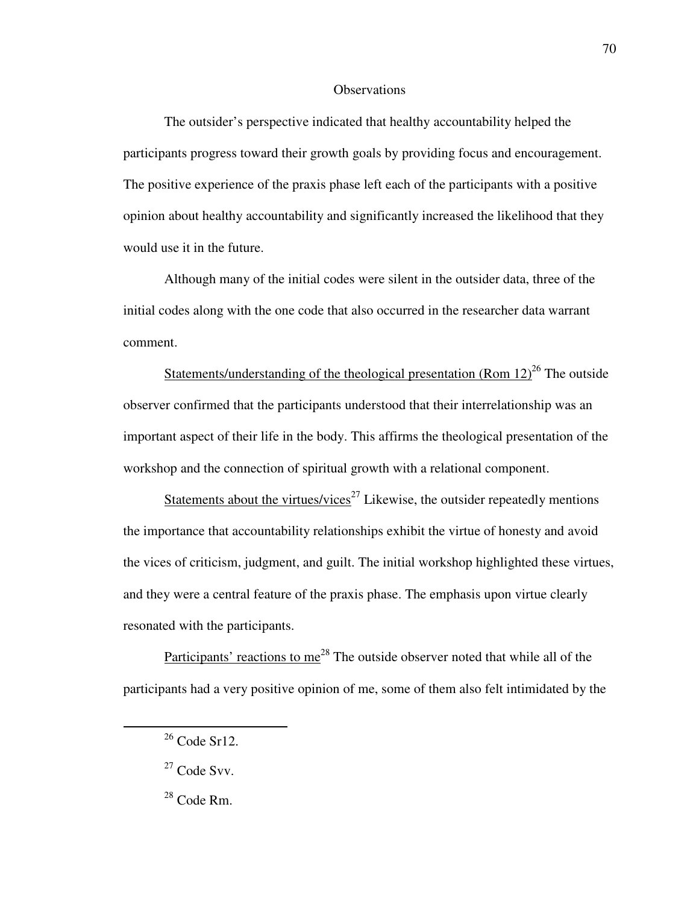## Observations

The outsider's perspective indicated that healthy accountability helped the participants progress toward their growth goals by providing focus and encouragement. The positive experience of the praxis phase left each of the participants with a positive opinion about healthy accountability and significantly increased the likelihood that they would use it in the future.

Although many of the initial codes were silent in the outsider data, three of the initial codes along with the one code that also occurred in the researcher data warrant comment.

Statements/understanding of the theological presentation (Rom 12)[26] The outside observer confirmed that the participants understood that their interrelationship was an important aspect of their life in the body. This affirms the theological presentation of the workshop and the connection of spiritual growth with a relational component.

Statements about the virtues/vices[27] Likewise, the outsider repeatedly mentions the importance that accountability relationships exhibit the virtue of honesty and avoid the vices of criticism, judgment, and guilt. The initial workshop highlighted these virtues, and they were a central feature of the praxis phase. The emphasis upon virtue clearly resonated with the participants.

Participants' reactions to me[28] The outside observer noted that while all of the participants had a very positive opinion of me, some of them also felt intimidated by the

---

[26] Code Sr12.

[27] Code Svv.

[28] Code Rm.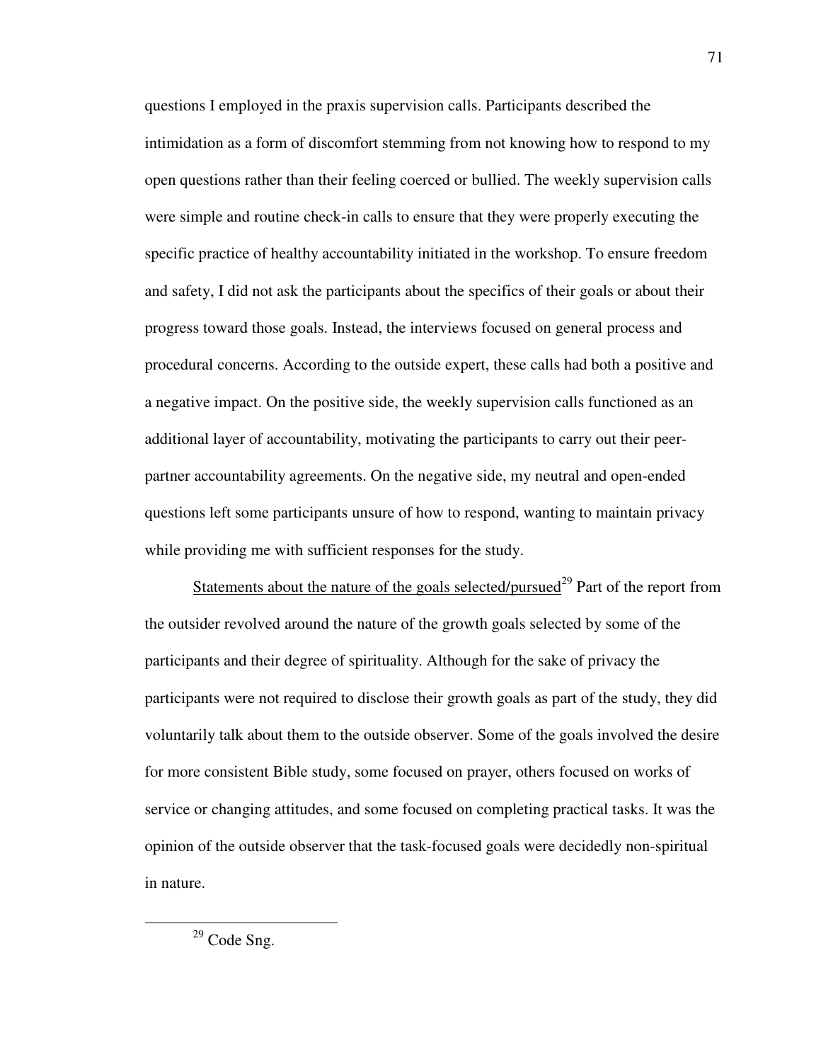questions I employed in the praxis supervision calls. Participants described the intimidation as a form of discomfort stemming from not knowing how to respond to my open questions rather than their feeling coerced or bullied. The weekly supervision calls were simple and routine check-in calls to ensure that they were properly executing the specific practice of healthy accountability initiated in the workshop. To ensure freedom and safety, I did not ask the participants about the specifics of their goals or about their progress toward those goals. Instead, the interviews focused on general process and procedural concerns. According to the outside expert, these calls had both a positive and a negative impact. On the positive side, the weekly supervision calls functioned as an additional layer of accountability, motivating the participants to carry out their peer-partner accountability agreements. On the negative side, my neutral and open-ended questions left some participants unsure of how to respond, wanting to maintain privacy while providing me with sufficient responses for the study.

<u>Statements about the nature of the goals selected/pursued</u>[29] Part of the report from the outsider revolved around the nature of the growth goals selected by some of the participants and their degree of spirituality. Although for the sake of privacy the participants were not required to disclose their growth goals as part of the study, they did voluntarily talk about them to the outside observer. Some of the goals involved the desire for more consistent Bible study, some focused on prayer, others focused on works of service or changing attitudes, and some focused on completing practical tasks. It was the opinion of the outside observer that the task-focused goals were decidedly non-spiritual in nature.

---

[29] Code Sng.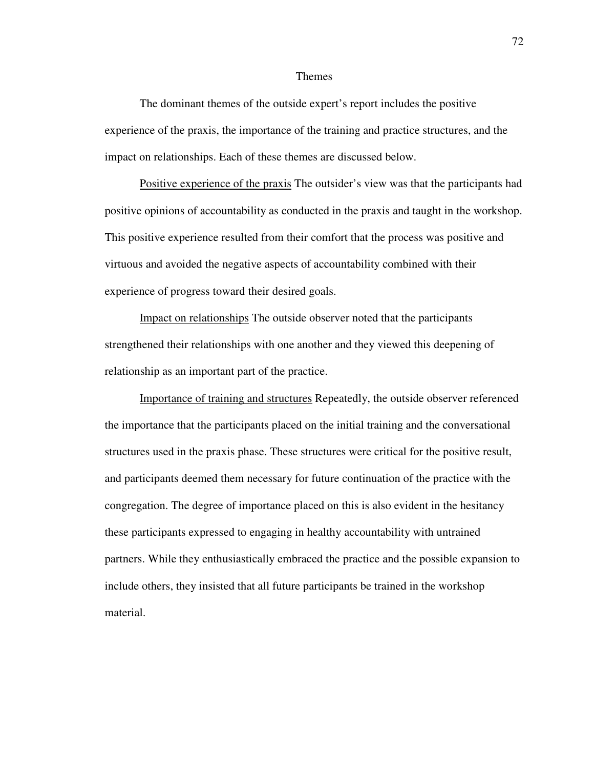## Themes

The dominant themes of the outside expert's report includes the positive experience of the praxis, the importance of the training and practice structures, and the impact on relationships. Each of these themes are discussed below.

Positive experience of the praxis The outsider's view was that the participants had positive opinions of accountability as conducted in the praxis and taught in the workshop. This positive experience resulted from their comfort that the process was positive and virtuous and avoided the negative aspects of accountability combined with their experience of progress toward their desired goals.

Impact on relationships The outside observer noted that the participants strengthened their relationships with one another and they viewed this deepening of relationship as an important part of the practice.

Importance of training and structures Repeatedly, the outside observer referenced the importance that the participants placed on the initial training and the conversational structures used in the praxis phase. These structures were critical for the positive result, and participants deemed them necessary for future continuation of the practice with the congregation. The degree of importance placed on this is also evident in the hesitancy these participants expressed to engaging in healthy accountability with untrained partners. While they enthusiastically embraced the practice and the possible expansion to include others, they insisted that all future participants be trained in the workshop material.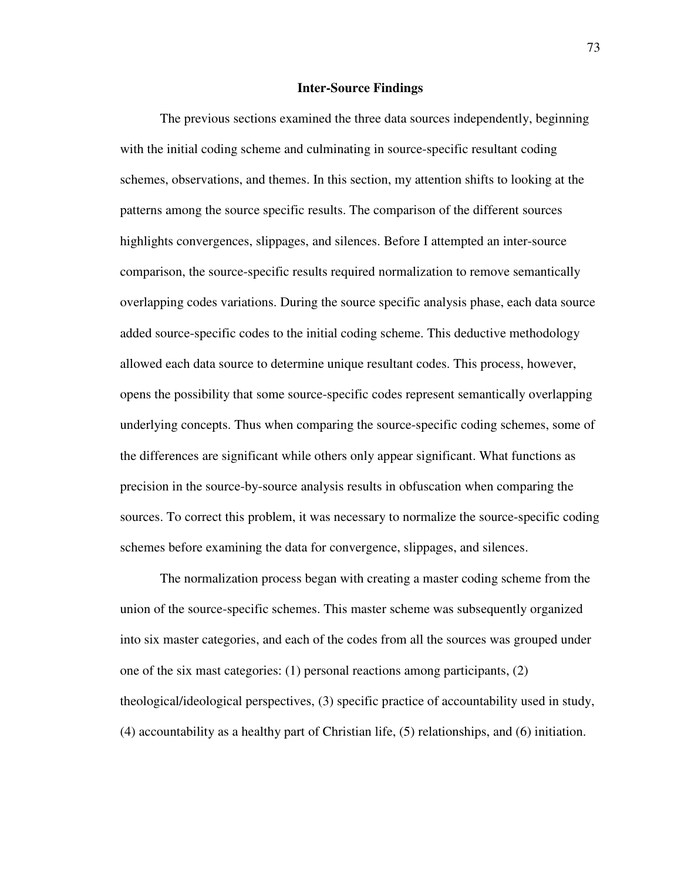## Inter-Source Findings

The previous sections examined the three data sources independently, beginning with the initial coding scheme and culminating in source-specific resultant coding schemes, observations, and themes. In this section, my attention shifts to looking at the patterns among the source specific results. The comparison of the different sources highlights convergences, slippages, and silences. Before I attempted an inter-source comparison, the source-specific results required normalization to remove semantically overlapping codes variations. During the source specific analysis phase, each data source added source-specific codes to the initial coding scheme. This deductive methodology allowed each data source to determine unique resultant codes. This process, however, opens the possibility that some source-specific codes represent semantically overlapping underlying concepts. Thus when comparing the source-specific coding schemes, some of the differences are significant while others only appear significant. What functions as precision in the source-by-source analysis results in obfuscation when comparing the sources. To correct this problem, it was necessary to normalize the source-specific coding schemes before examining the data for convergence, slippages, and silences.

The normalization process began with creating a master coding scheme from the union of the source-specific schemes. This master scheme was subsequently organized into six master categories, and each of the codes from all the sources was grouped under one of the six mast categories: (1) personal reactions among participants, (2) theological/ideological perspectives, (3) specific practice of accountability used in study, (4) accountability as a healthy part of Christian life, (5) relationships, and (6) initiation.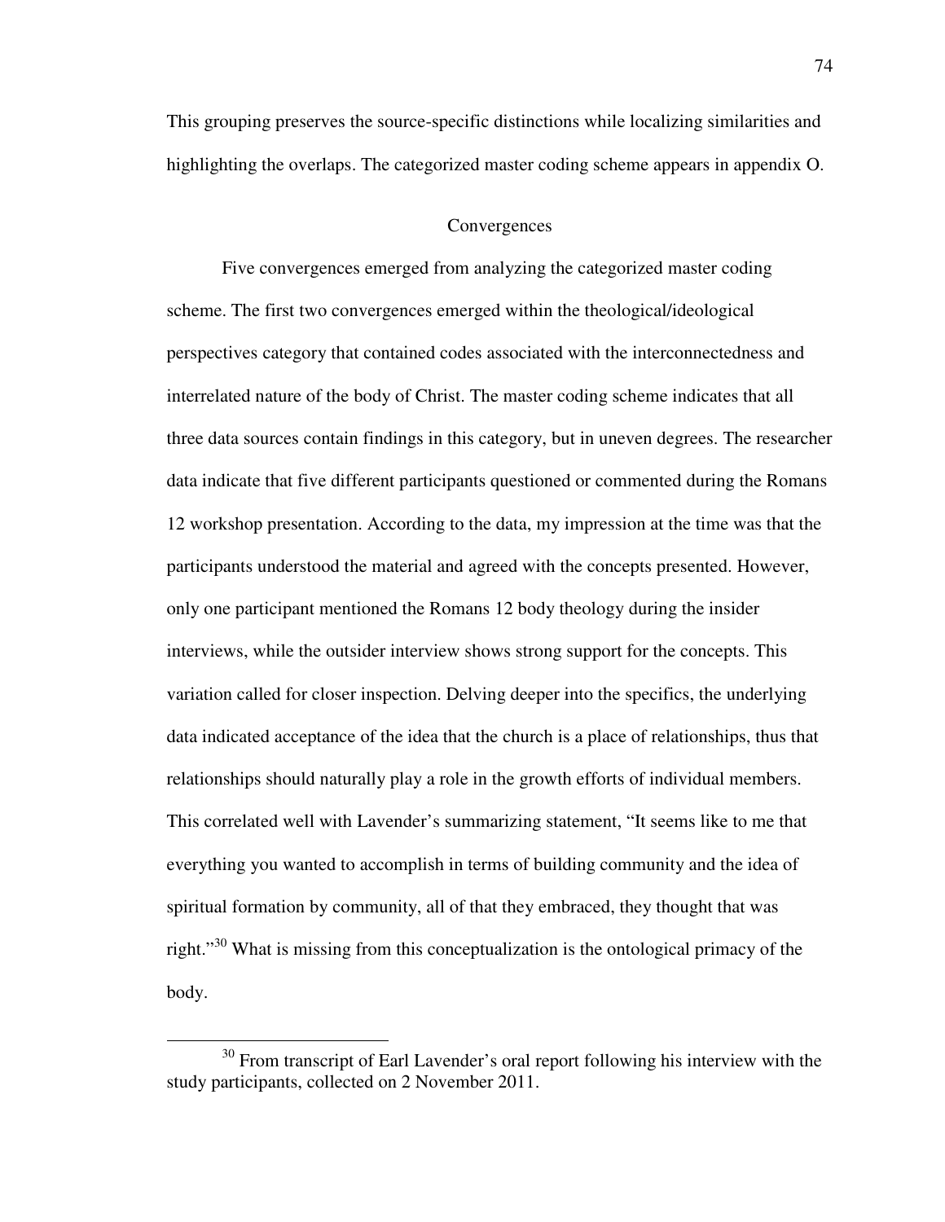This grouping preserves the source-specific distinctions while localizing similarities and highlighting the overlaps. The categorized master coding scheme appears in appendix O.

## Convergences

Five convergences emerged from analyzing the categorized master coding scheme. The first two convergences emerged within the theological/ideological perspectives category that contained codes associated with the interconnectedness and interrelated nature of the body of Christ. The master coding scheme indicates that all three data sources contain findings in this category, but in uneven degrees. The researcher data indicate that five different participants questioned or commented during the Romans 12 workshop presentation. According to the data, my impression at the time was that the participants understood the material and agreed with the concepts presented. However, only one participant mentioned the Romans 12 body theology during the insider interviews, while the outsider interview shows strong support for the concepts. This variation called for closer inspection. Delving deeper into the specifics, the underlying data indicated acceptance of the idea that the church is a place of relationships, thus that relationships should naturally play a role in the growth efforts of individual members. This correlated well with Lavender's summarizing statement, "It seems like to me that everything you wanted to accomplish in terms of building community and the idea of spiritual formation by community, all of that they embraced, they thought that was right."[30] What is missing from this conceptualization is the ontological primacy of the body.

---

[30] From transcript of Earl Lavender's oral report following his interview with the study participants, collected on 2 November 2011.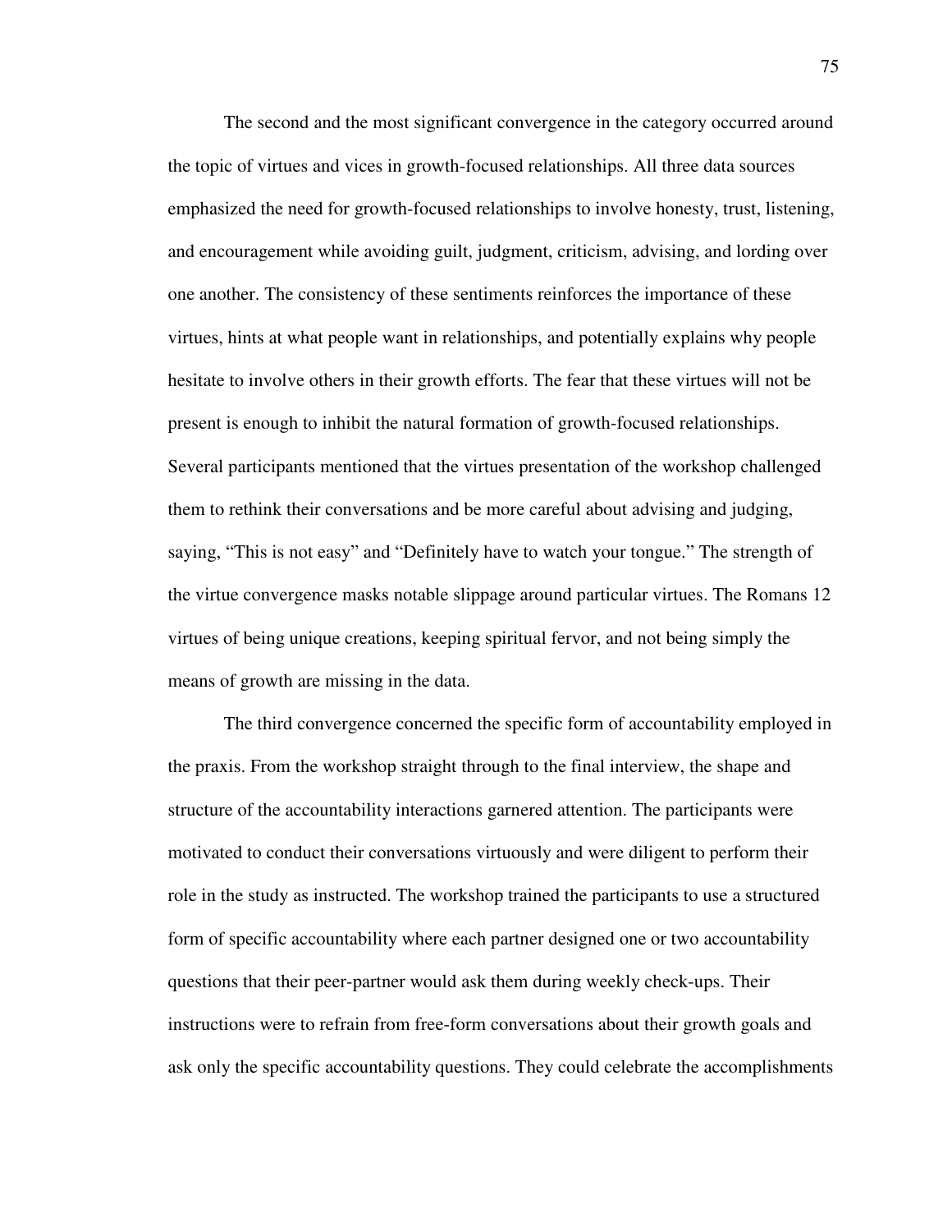The second and the most significant convergence in the category occurred around the topic of virtues and vices in growth-focused relationships. All three data sources emphasized the need for growth-focused relationships to involve honesty, trust, listening, and encouragement while avoiding guilt, judgment, criticism, advising, and lording over one another. The consistency of these sentiments reinforces the importance of these virtues, hints at what people want in relationships, and potentially explains why people hesitate to involve others in their growth efforts. The fear that these virtues will not be present is enough to inhibit the natural formation of growth-focused relationships. Several participants mentioned that the virtues presentation of the workshop challenged them to rethink their conversations and be more careful about advising and judging, saying, "This is not easy" and "Definitely have to watch your tongue." The strength of the virtue convergence masks notable slippage around particular virtues. The Romans 12 virtues of being unique creations, keeping spiritual fervor, and not being simply the means of growth are missing in the data.

The third convergence concerned the specific form of accountability employed in the praxis. From the workshop straight through to the final interview, the shape and structure of the accountability interactions garnered attention. The participants were motivated to conduct their conversations virtuously and were diligent to perform their role in the study as instructed. The workshop trained the participants to use a structured form of specific accountability where each partner designed one or two accountability questions that their peer-partner would ask them during weekly check-ups. Their instructions were to refrain from free-form conversations about their growth goals and ask only the specific accountability questions. They could celebrate the accomplishments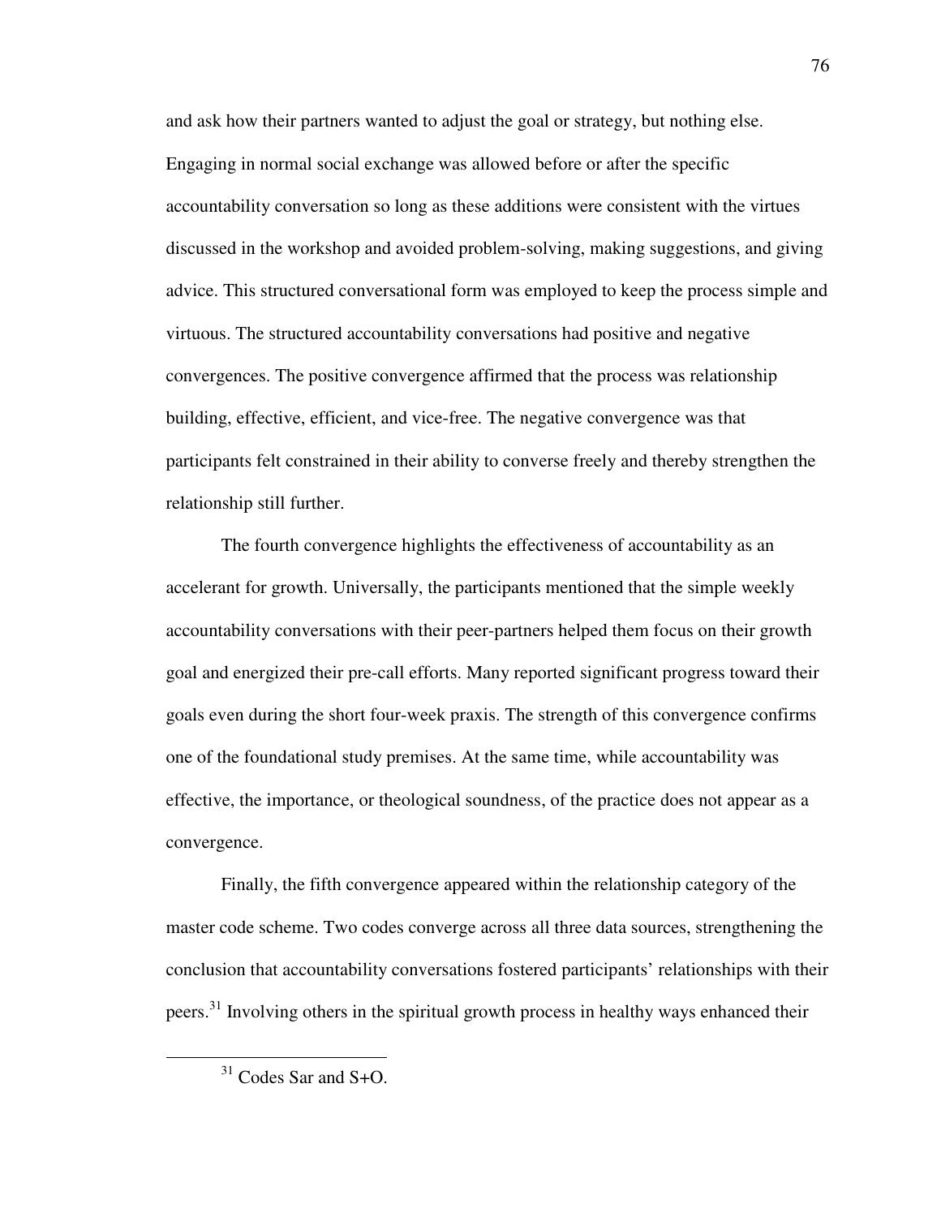and ask how their partners wanted to adjust the goal or strategy, but nothing else. Engaging in normal social exchange was allowed before or after the specific accountability conversation so long as these additions were consistent with the virtues discussed in the workshop and avoided problem-solving, making suggestions, and giving advice. This structured conversational form was employed to keep the process simple and virtuous. The structured accountability conversations had positive and negative convergences. The positive convergence affirmed that the process was relationship building, effective, efficient, and vice-free. The negative convergence was that participants felt constrained in their ability to converse freely and thereby strengthen the relationship still further.

The fourth convergence highlights the effectiveness of accountability as an accelerant for growth. Universally, the participants mentioned that the simple weekly accountability conversations with their peer-partners helped them focus on their growth goal and energized their pre-call efforts. Many reported significant progress toward their goals even during the short four-week praxis. The strength of this convergence confirms one of the foundational study premises. At the same time, while accountability was effective, the importance, or theological soundness, of the practice does not appear as a convergence.

Finally, the fifth convergence appeared within the relationship category of the master code scheme. Two codes converge across all three data sources, strengthening the conclusion that accountability conversations fostered participants' relationships with their peers.[31] Involving others in the spiritual growth process in healthy ways enhanced their

[31] Codes Sar and S+O.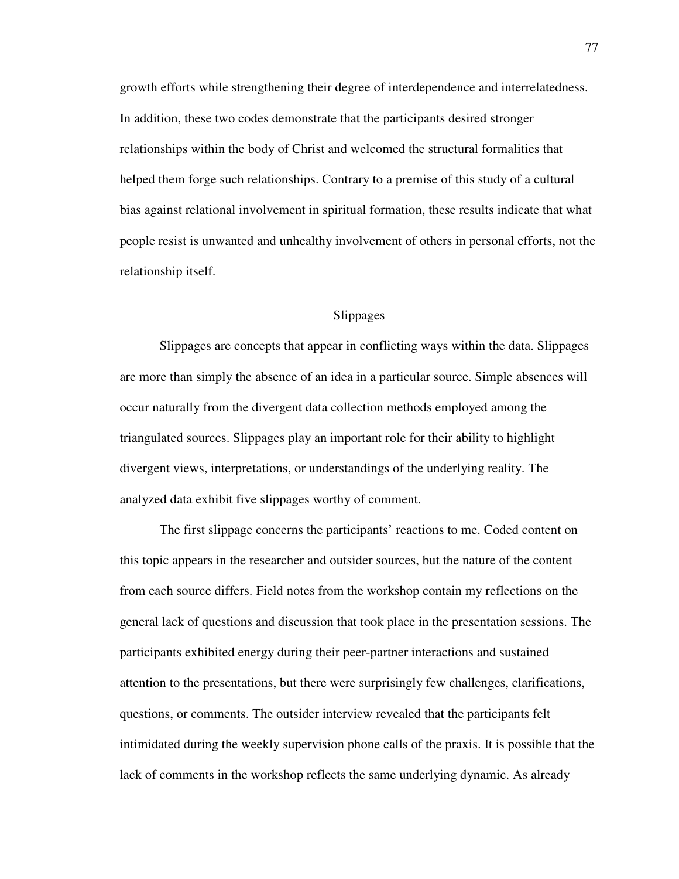growth efforts while strengthening their degree of interdependence and interrelatedness. In addition, these two codes demonstrate that the participants desired stronger relationships within the body of Christ and welcomed the structural formalities that helped them forge such relationships. Contrary to a premise of this study of a cultural bias against relational involvement in spiritual formation, these results indicate that what people resist is unwanted and unhealthy involvement of others in personal efforts, not the relationship itself.

## Slippages

Slippages are concepts that appear in conflicting ways within the data. Slippages are more than simply the absence of an idea in a particular source. Simple absences will occur naturally from the divergent data collection methods employed among the triangulated sources. Slippages play an important role for their ability to highlight divergent views, interpretations, or understandings of the underlying reality. The analyzed data exhibit five slippages worthy of comment.

The first slippage concerns the participants' reactions to me. Coded content on this topic appears in the researcher and outsider sources, but the nature of the content from each source differs. Field notes from the workshop contain my reflections on the general lack of questions and discussion that took place in the presentation sessions. The participants exhibited energy during their peer-partner interactions and sustained attention to the presentations, but there were surprisingly few challenges, clarifications, questions, or comments. The outsider interview revealed that the participants felt intimidated during the weekly supervision phone calls of the praxis. It is possible that the lack of comments in the workshop reflects the same underlying dynamic. As already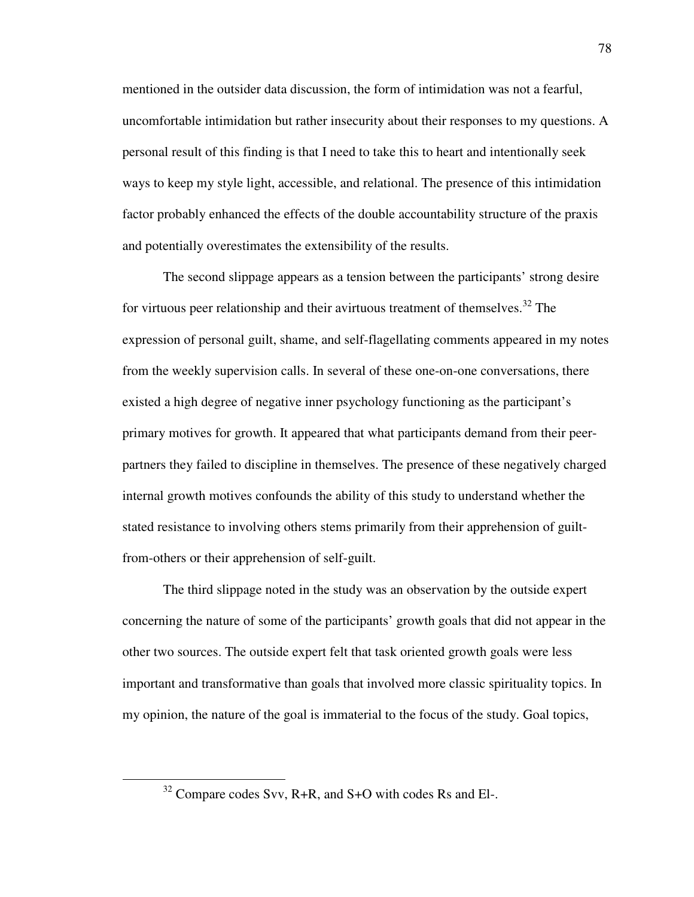mentioned in the outsider data discussion, the form of intimidation was not a fearful, uncomfortable intimidation but rather insecurity about their responses to my questions. A personal result of this finding is that I need to take this to heart and intentionally seek ways to keep my style light, accessible, and relational. The presence of this intimidation factor probably enhanced the effects of the double accountability structure of the praxis and potentially overestimates the extensibility of the results.

The second slippage appears as a tension between the participants' strong desire for virtuous peer relationship and their avirtuous treatment of themselves.[32] The expression of personal guilt, shame, and self-flagellating comments appeared in my notes from the weekly supervision calls. In several of these one-on-one conversations, there existed a high degree of negative inner psychology functioning as the participant's primary motives for growth. It appeared that what participants demand from their peer-partners they failed to discipline in themselves. The presence of these negatively charged internal growth motives confounds the ability of this study to understand whether the stated resistance to involving others stems primarily from their apprehension of guilt-from-others or their apprehension of self-guilt.

The third slippage noted in the study was an observation by the outside expert concerning the nature of some of the participants' growth goals that did not appear in the other two sources. The outside expert felt that task oriented growth goals were less important and transformative than goals that involved more classic spirituality topics. In my opinion, the nature of the goal is immaterial to the focus of the study. Goal topics,

---

[32] Compare codes Svv, R+R, and S+O with codes Rs and El-.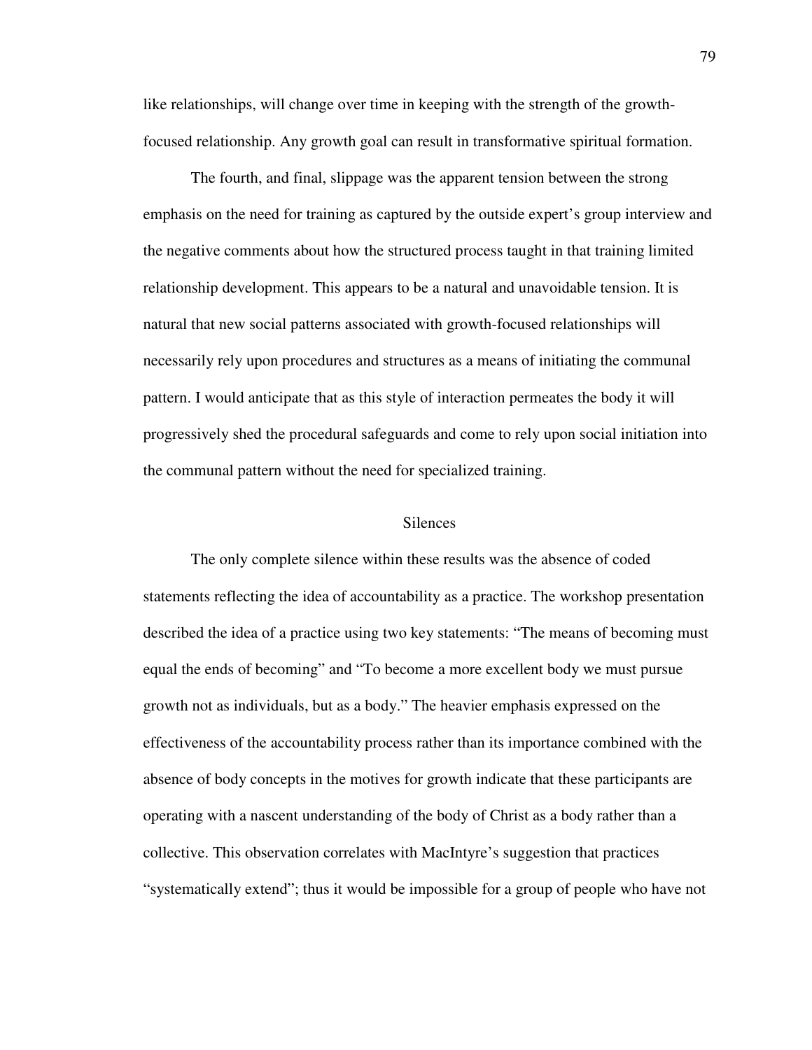like relationships, will change over time in keeping with the strength of the growth-focused relationship. Any growth goal can result in transformative spiritual formation.

The fourth, and final, slippage was the apparent tension between the strong emphasis on the need for training as captured by the outside expert's group interview and the negative comments about how the structured process taught in that training limited relationship development. This appears to be a natural and unavoidable tension. It is natural that new social patterns associated with growth-focused relationships will necessarily rely upon procedures and structures as a means of initiating the communal pattern. I would anticipate that as this style of interaction permeates the body it will progressively shed the procedural safeguards and come to rely upon social initiation into the communal pattern without the need for specialized training.

## Silences

The only complete silence within these results was the absence of coded statements reflecting the idea of accountability as a practice. The workshop presentation described the idea of a practice using two key statements: "The means of becoming must equal the ends of becoming" and "To become a more excellent body we must pursue growth not as individuals, but as a body." The heavier emphasis expressed on the effectiveness of the accountability process rather than its importance combined with the absence of body concepts in the motives for growth indicate that these participants are operating with a nascent understanding of the body of Christ as a body rather than a collective. This observation correlates with MacIntyre's suggestion that practices "systematically extend"; thus it would be impossible for a group of people who have not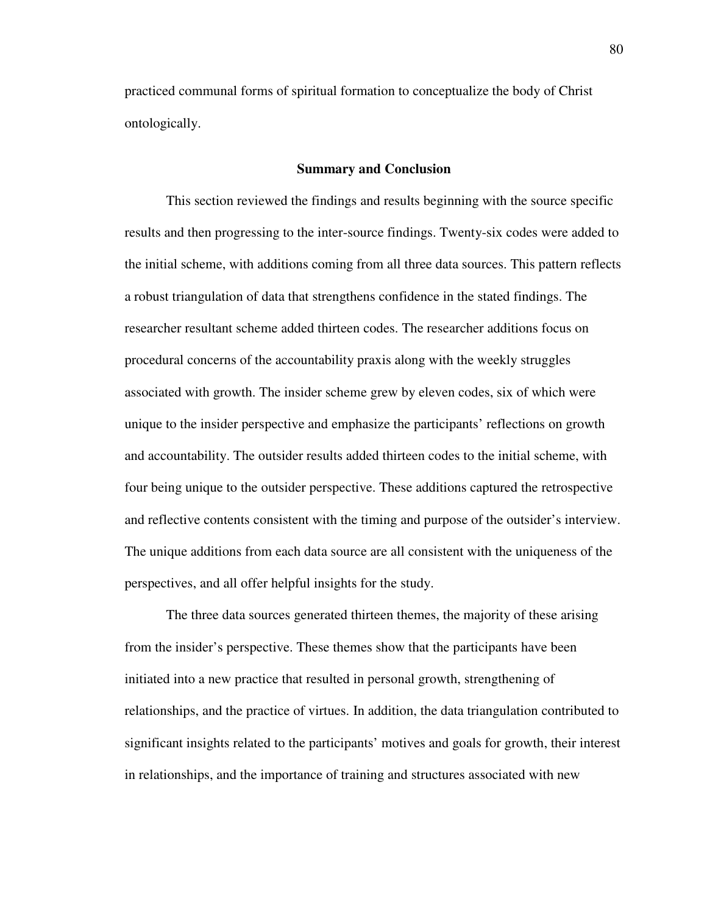practiced communal forms of spiritual formation to conceptualize the body of Christ ontologically.

## Summary and Conclusion

This section reviewed the findings and results beginning with the source specific results and then progressing to the inter-source findings. Twenty-six codes were added to the initial scheme, with additions coming from all three data sources. This pattern reflects a robust triangulation of data that strengthens confidence in the stated findings. The researcher resultant scheme added thirteen codes. The researcher additions focus on procedural concerns of the accountability praxis along with the weekly struggles associated with growth. The insider scheme grew by eleven codes, six of which were unique to the insider perspective and emphasize the participants' reflections on growth and accountability. The outsider results added thirteen codes to the initial scheme, with four being unique to the outsider perspective. These additions captured the retrospective and reflective contents consistent with the timing and purpose of the outsider's interview. The unique additions from each data source are all consistent with the uniqueness of the perspectives, and all offer helpful insights for the study.

The three data sources generated thirteen themes, the majority of these arising from the insider's perspective. These themes show that the participants have been initiated into a new practice that resulted in personal growth, strengthening of relationships, and the practice of virtues. In addition, the data triangulation contributed to significant insights related to the participants' motives and goals for growth, their interest in relationships, and the importance of training and structures associated with new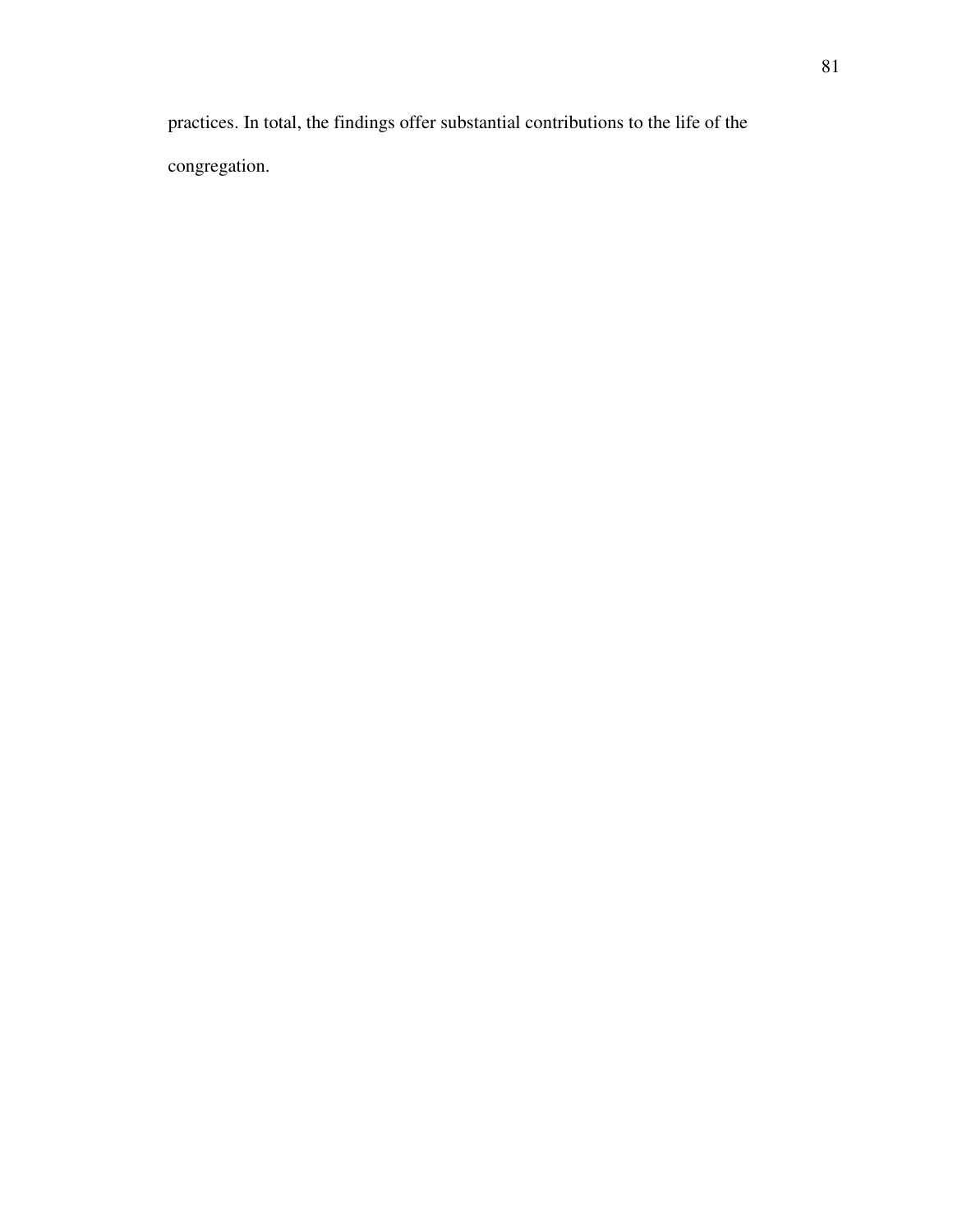practices. In total, the findings offer substantial contributions to the life of the congregation.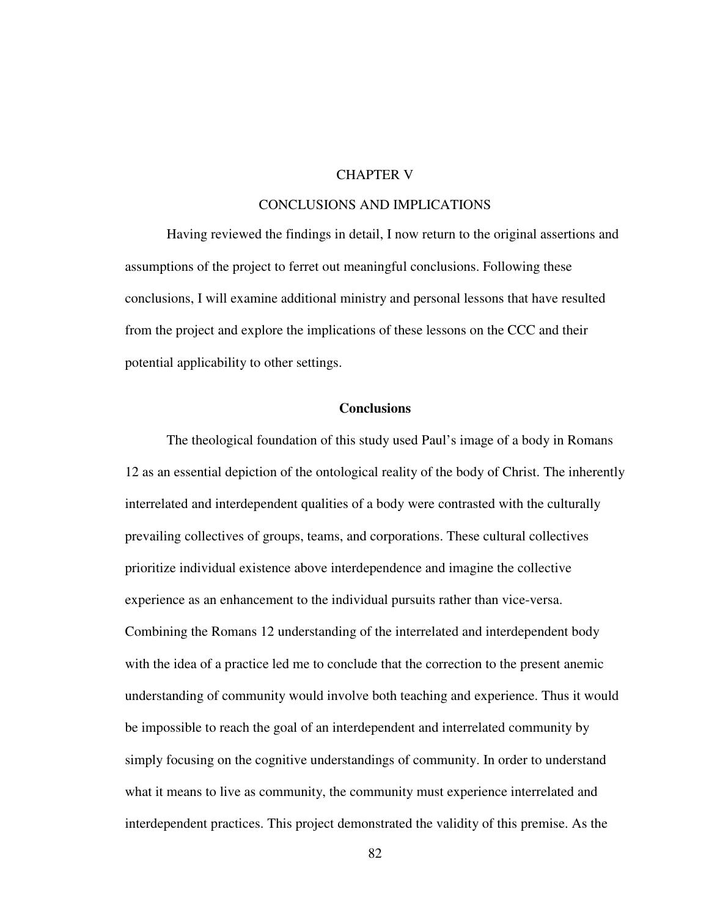# CHAPTER V

# CONCLUSIONS AND IMPLICATIONS

Having reviewed the findings in detail, I now return to the original assertions and assumptions of the project to ferret out meaningful conclusions. Following these conclusions, I will examine additional ministry and personal lessons that have resulted from the project and explore the implications of these lessons on the CCC and their potential applicability to other settings.

## Conclusions

The theological foundation of this study used Paul's image of a body in Romans 12 as an essential depiction of the ontological reality of the body of Christ. The inherently interrelated and interdependent qualities of a body were contrasted with the culturally prevailing collectives of groups, teams, and corporations. These cultural collectives prioritize individual existence above interdependence and imagine the collective experience as an enhancement to the individual pursuits rather than vice-versa. Combining the Romans 12 understanding of the interrelated and interdependent body with the idea of a practice led me to conclude that the correction to the present anemic understanding of community would involve both teaching and experience. Thus it would be impossible to reach the goal of an interdependent and interrelated community by simply focusing on the cognitive understandings of community. In order to understand what it means to live as community, the community must experience interrelated and interdependent practices. This project demonstrated the validity of this premise. As the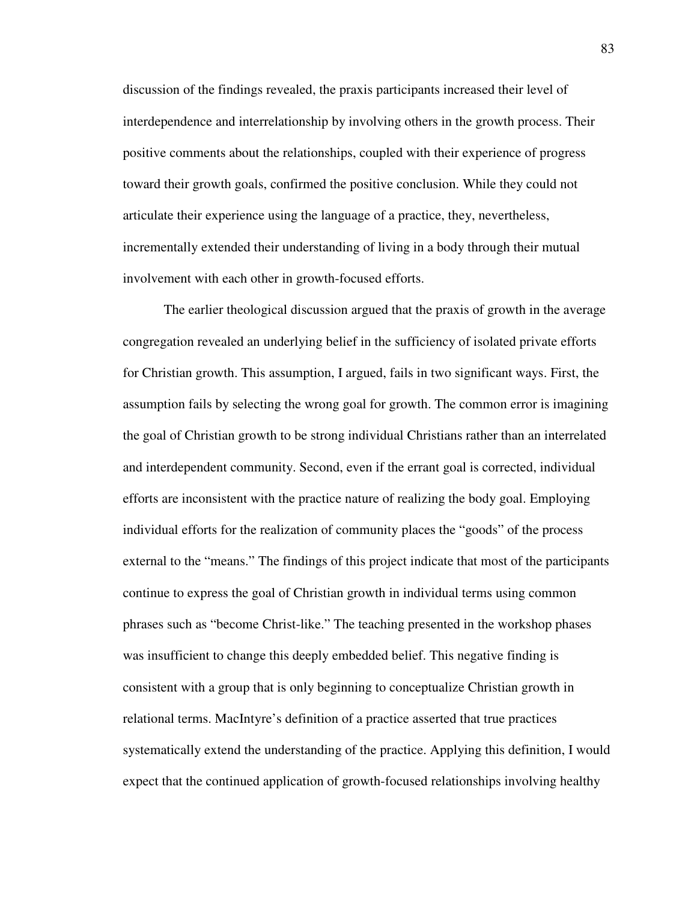discussion of the findings revealed, the praxis participants increased their level of interdependence and interrelationship by involving others in the growth process. Their positive comments about the relationships, coupled with their experience of progress toward their growth goals, confirmed the positive conclusion. While they could not articulate their experience using the language of a practice, they, nevertheless, incrementally extended their understanding of living in a body through their mutual involvement with each other in growth-focused efforts.

The earlier theological discussion argued that the praxis of growth in the average congregation revealed an underlying belief in the sufficiency of isolated private efforts for Christian growth. This assumption, I argued, fails in two significant ways. First, the assumption fails by selecting the wrong goal for growth. The common error is imagining the goal of Christian growth to be strong individual Christians rather than an interrelated and interdependent community. Second, even if the errant goal is corrected, individual efforts are inconsistent with the practice nature of realizing the body goal. Employing individual efforts for the realization of community places the "goods" of the process external to the "means." The findings of this project indicate that most of the participants continue to express the goal of Christian growth in individual terms using common phrases such as "become Christ-like." The teaching presented in the workshop phases was insufficient to change this deeply embedded belief. This negative finding is consistent with a group that is only beginning to conceptualize Christian growth in relational terms. MacIntyre's definition of a practice asserted that true practices systematically extend the understanding of the practice. Applying this definition, I would expect that the continued application of growth-focused relationships involving healthy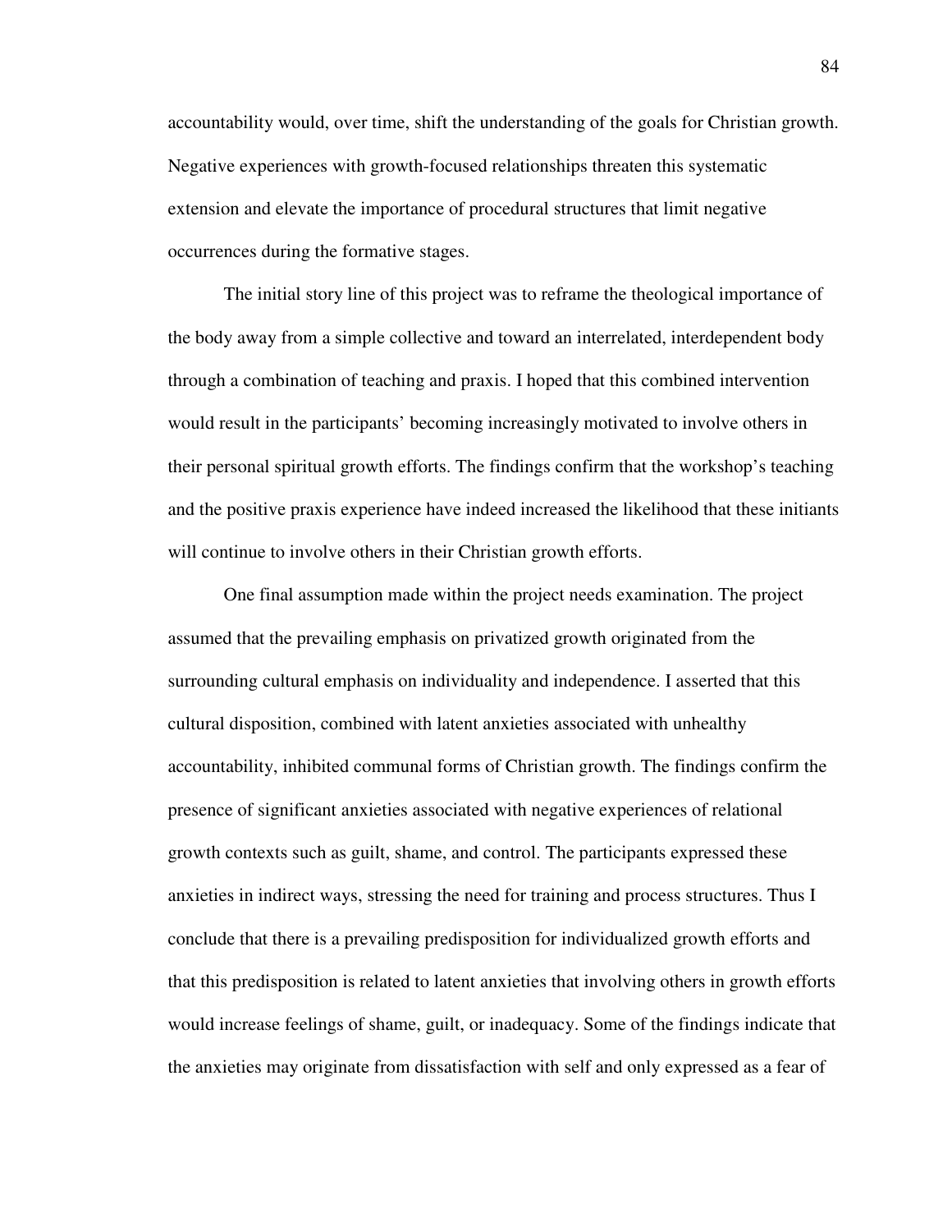accountability would, over time, shift the understanding of the goals for Christian growth. Negative experiences with growth-focused relationships threaten this systematic extension and elevate the importance of procedural structures that limit negative occurrences during the formative stages.

The initial story line of this project was to reframe the theological importance of the body away from a simple collective and toward an interrelated, interdependent body through a combination of teaching and praxis. I hoped that this combined intervention would result in the participants' becoming increasingly motivated to involve others in their personal spiritual growth efforts. The findings confirm that the workshop's teaching and the positive praxis experience have indeed increased the likelihood that these initiants will continue to involve others in their Christian growth efforts.

One final assumption made within the project needs examination. The project assumed that the prevailing emphasis on privatized growth originated from the surrounding cultural emphasis on individuality and independence. I asserted that this cultural disposition, combined with latent anxieties associated with unhealthy accountability, inhibited communal forms of Christian growth. The findings confirm the presence of significant anxieties associated with negative experiences of relational growth contexts such as guilt, shame, and control. The participants expressed these anxieties in indirect ways, stressing the need for training and process structures. Thus I conclude that there is a prevailing predisposition for individualized growth efforts and that this predisposition is related to latent anxieties that involving others in growth efforts would increase feelings of shame, guilt, or inadequacy. Some of the findings indicate that the anxieties may originate from dissatisfaction with self and only expressed as a fear of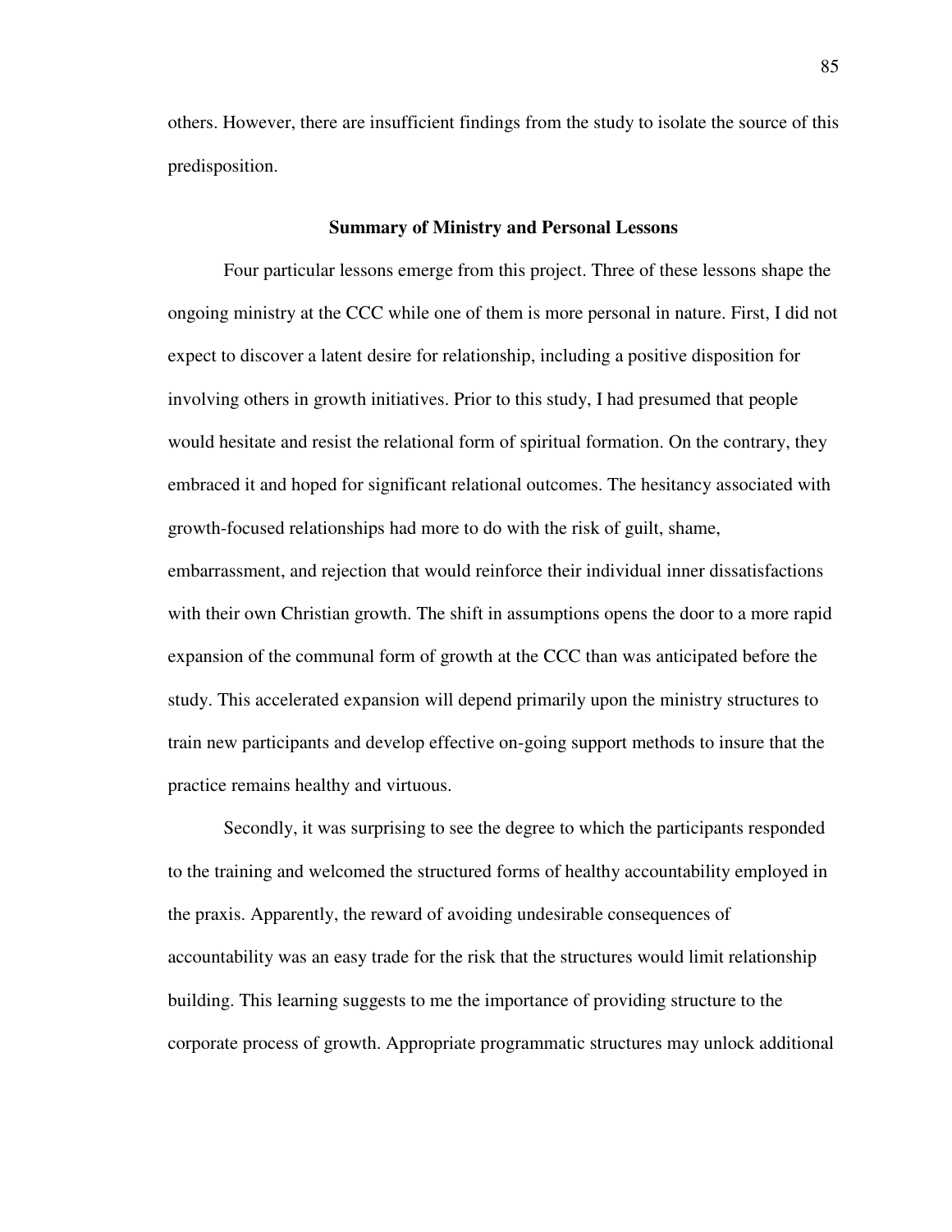others. However, there are insufficient findings from the study to isolate the source of this predisposition.

## Summary of Ministry and Personal Lessons

Four particular lessons emerge from this project. Three of these lessons shape the ongoing ministry at the CCC while one of them is more personal in nature. First, I did not expect to discover a latent desire for relationship, including a positive disposition for involving others in growth initiatives. Prior to this study, I had presumed that people would hesitate and resist the relational form of spiritual formation. On the contrary, they embraced it and hoped for significant relational outcomes. The hesitancy associated with growth-focused relationships had more to do with the risk of guilt, shame, embarrassment, and rejection that would reinforce their individual inner dissatisfactions with their own Christian growth. The shift in assumptions opens the door to a more rapid expansion of the communal form of growth at the CCC than was anticipated before the study. This accelerated expansion will depend primarily upon the ministry structures to train new participants and develop effective on-going support methods to insure that the practice remains healthy and virtuous.

Secondly, it was surprising to see the degree to which the participants responded to the training and welcomed the structured forms of healthy accountability employed in the praxis. Apparently, the reward of avoiding undesirable consequences of accountability was an easy trade for the risk that the structures would limit relationship building. This learning suggests to me the importance of providing structure to the corporate process of growth. Appropriate programmatic structures may unlock additional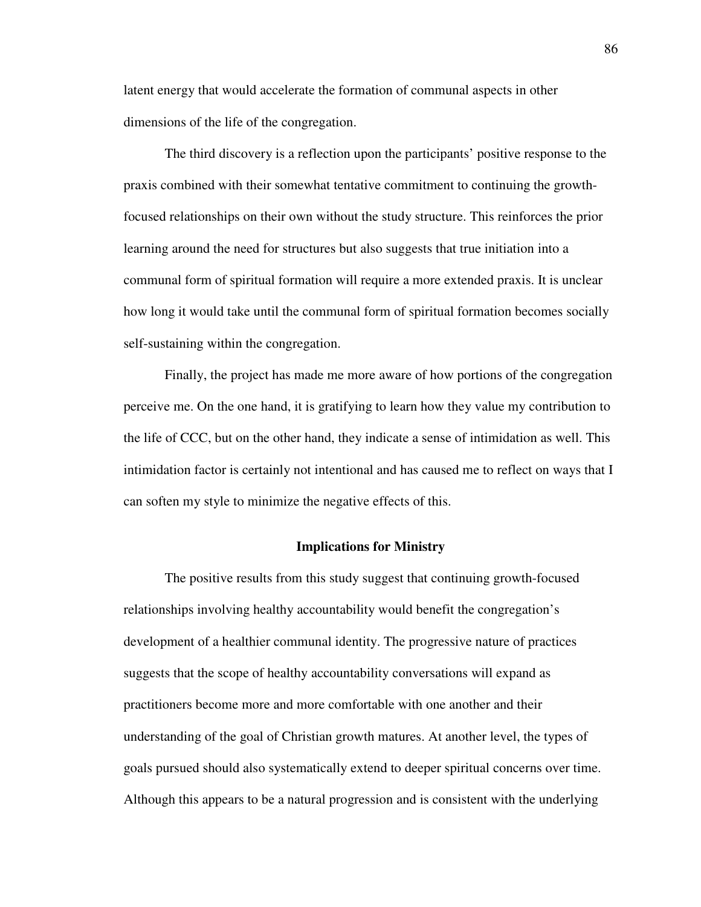latent energy that would accelerate the formation of communal aspects in other dimensions of the life of the congregation.

The third discovery is a reflection upon the participants' positive response to the praxis combined with their somewhat tentative commitment to continuing the growth-focused relationships on their own without the study structure. This reinforces the prior learning around the need for structures but also suggests that true initiation into a communal form of spiritual formation will require a more extended praxis. It is unclear how long it would take until the communal form of spiritual formation becomes socially self-sustaining within the congregation.

Finally, the project has made me more aware of how portions of the congregation perceive me. On the one hand, it is gratifying to learn how they value my contribution to the life of CCC, but on the other hand, they indicate a sense of intimidation as well. This intimidation factor is certainly not intentional and has caused me to reflect on ways that I can soften my style to minimize the negative effects of this.

## Implications for Ministry

The positive results from this study suggest that continuing growth-focused relationships involving healthy accountability would benefit the congregation's development of a healthier communal identity. The progressive nature of practices suggests that the scope of healthy accountability conversations will expand as practitioners become more and more comfortable with one another and their understanding of the goal of Christian growth matures. At another level, the types of goals pursued should also systematically extend to deeper spiritual concerns over time. Although this appears to be a natural progression and is consistent with the underlying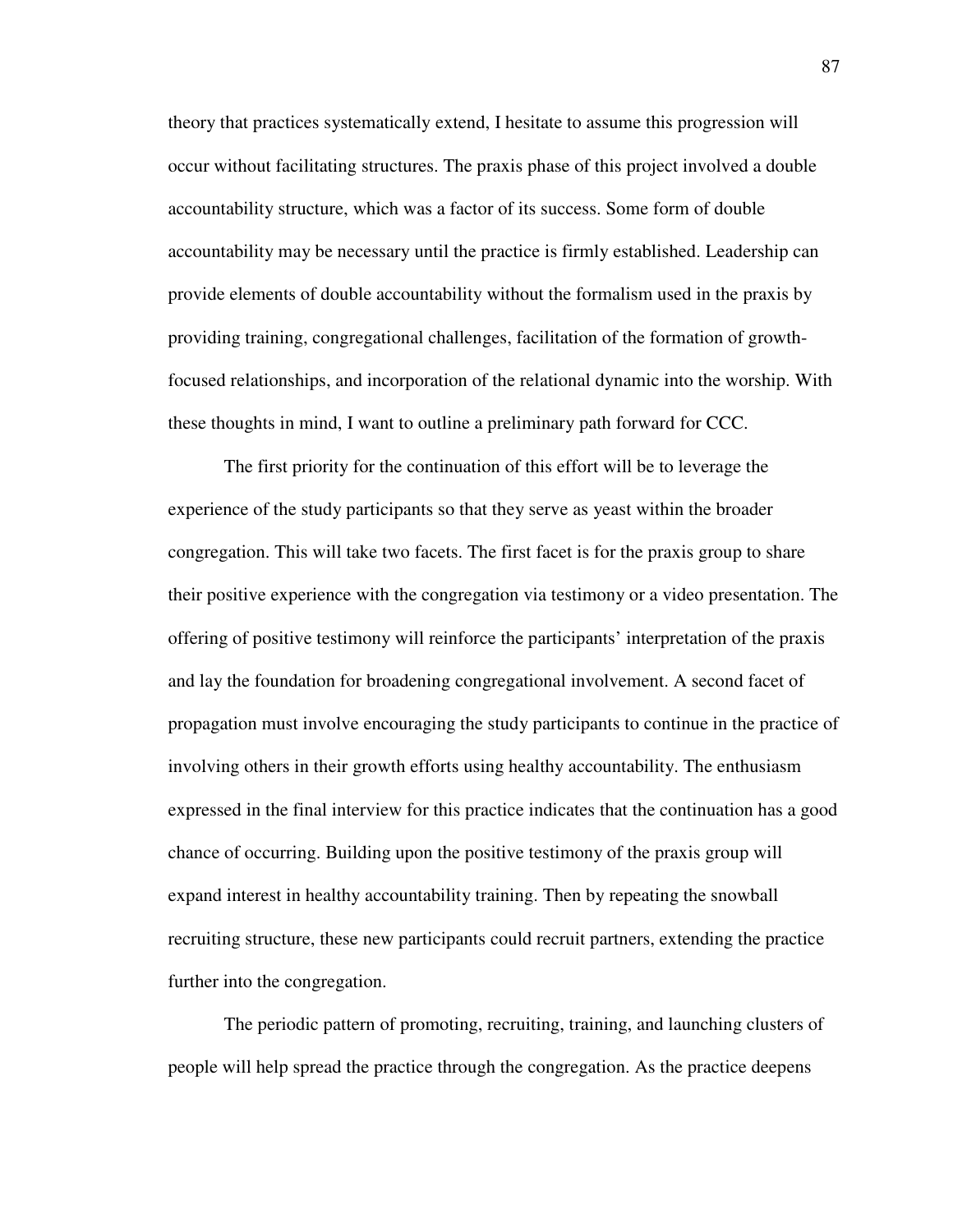theory that practices systematically extend, I hesitate to assume this progression will occur without facilitating structures. The praxis phase of this project involved a double accountability structure, which was a factor of its success. Some form of double accountability may be necessary until the practice is firmly established. Leadership can provide elements of double accountability without the formalism used in the praxis by providing training, congregational challenges, facilitation of the formation of growth-focused relationships, and incorporation of the relational dynamic into the worship. With these thoughts in mind, I want to outline a preliminary path forward for CCC.

The first priority for the continuation of this effort will be to leverage the experience of the study participants so that they serve as yeast within the broader congregation. This will take two facets. The first facet is for the praxis group to share their positive experience with the congregation via testimony or a video presentation. The offering of positive testimony will reinforce the participants' interpretation of the praxis and lay the foundation for broadening congregational involvement. A second facet of propagation must involve encouraging the study participants to continue in the practice of involving others in their growth efforts using healthy accountability. The enthusiasm expressed in the final interview for this practice indicates that the continuation has a good chance of occurring. Building upon the positive testimony of the praxis group will expand interest in healthy accountability training. Then by repeating the snowball recruiting structure, these new participants could recruit partners, extending the practice further into the congregation.

The periodic pattern of promoting, recruiting, training, and launching clusters of people will help spread the practice through the congregation. As the practice deepens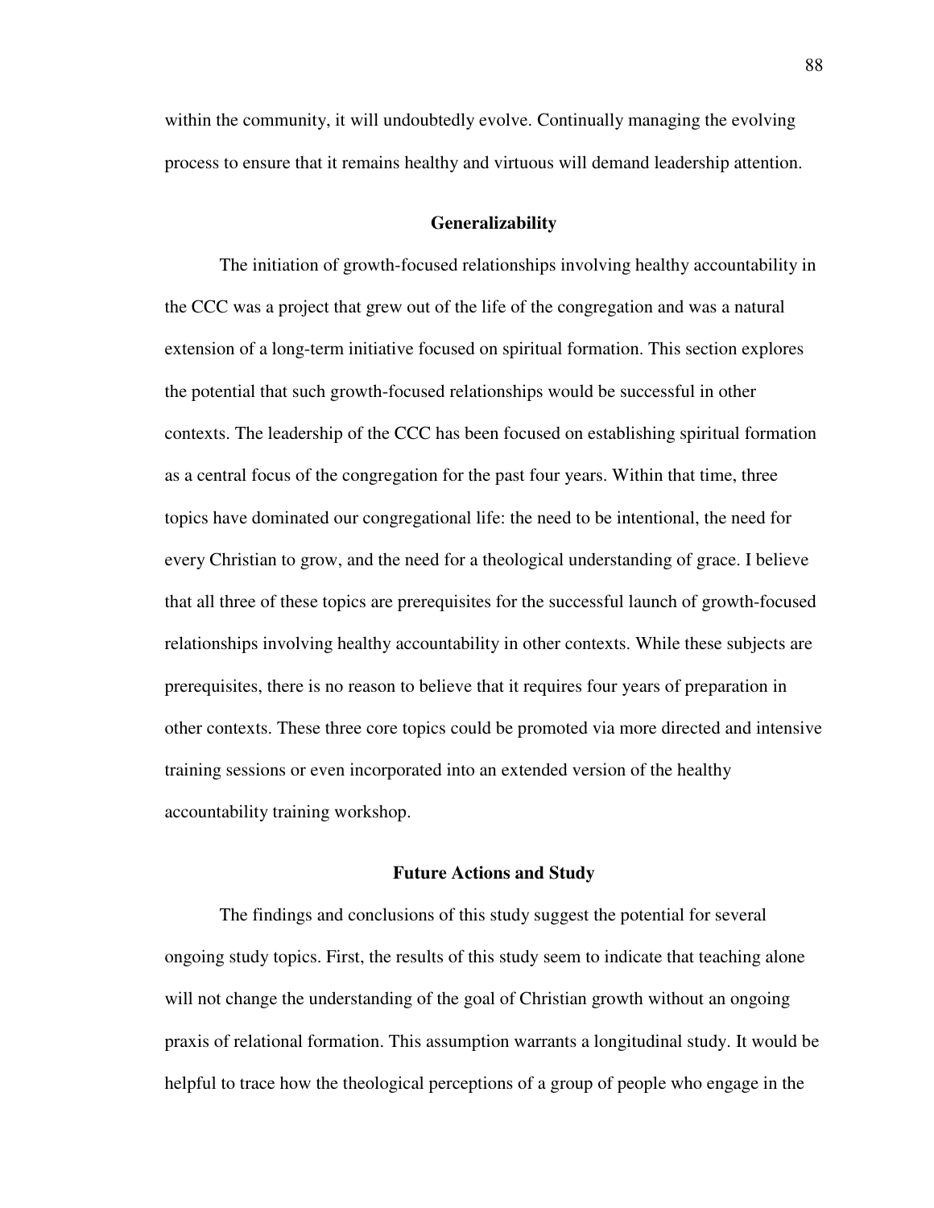within the community, it will undoubtedly evolve. Continually managing the evolving process to ensure that it remains healthy and virtuous will demand leadership attention.

## Generalizability

The initiation of growth-focused relationships involving healthy accountability in the CCC was a project that grew out of the life of the congregation and was a natural extension of a long-term initiative focused on spiritual formation. This section explores the potential that such growth-focused relationships would be successful in other contexts. The leadership of the CCC has been focused on establishing spiritual formation as a central focus of the congregation for the past four years. Within that time, three topics have dominated our congregational life: the need to be intentional, the need for every Christian to grow, and the need for a theological understanding of grace. I believe that all three of these topics are prerequisites for the successful launch of growth-focused relationships involving healthy accountability in other contexts. While these subjects are prerequisites, there is no reason to believe that it requires four years of preparation in other contexts. These three core topics could be promoted via more directed and intensive training sessions or even incorporated into an extended version of the healthy accountability training workshop.

## Future Actions and Study

The findings and conclusions of this study suggest the potential for several ongoing study topics. First, the results of this study seem to indicate that teaching alone will not change the understanding of the goal of Christian growth without an ongoing praxis of relational formation. This assumption warrants a longitudinal study. It would be helpful to trace how the theological perceptions of a group of people who engage in the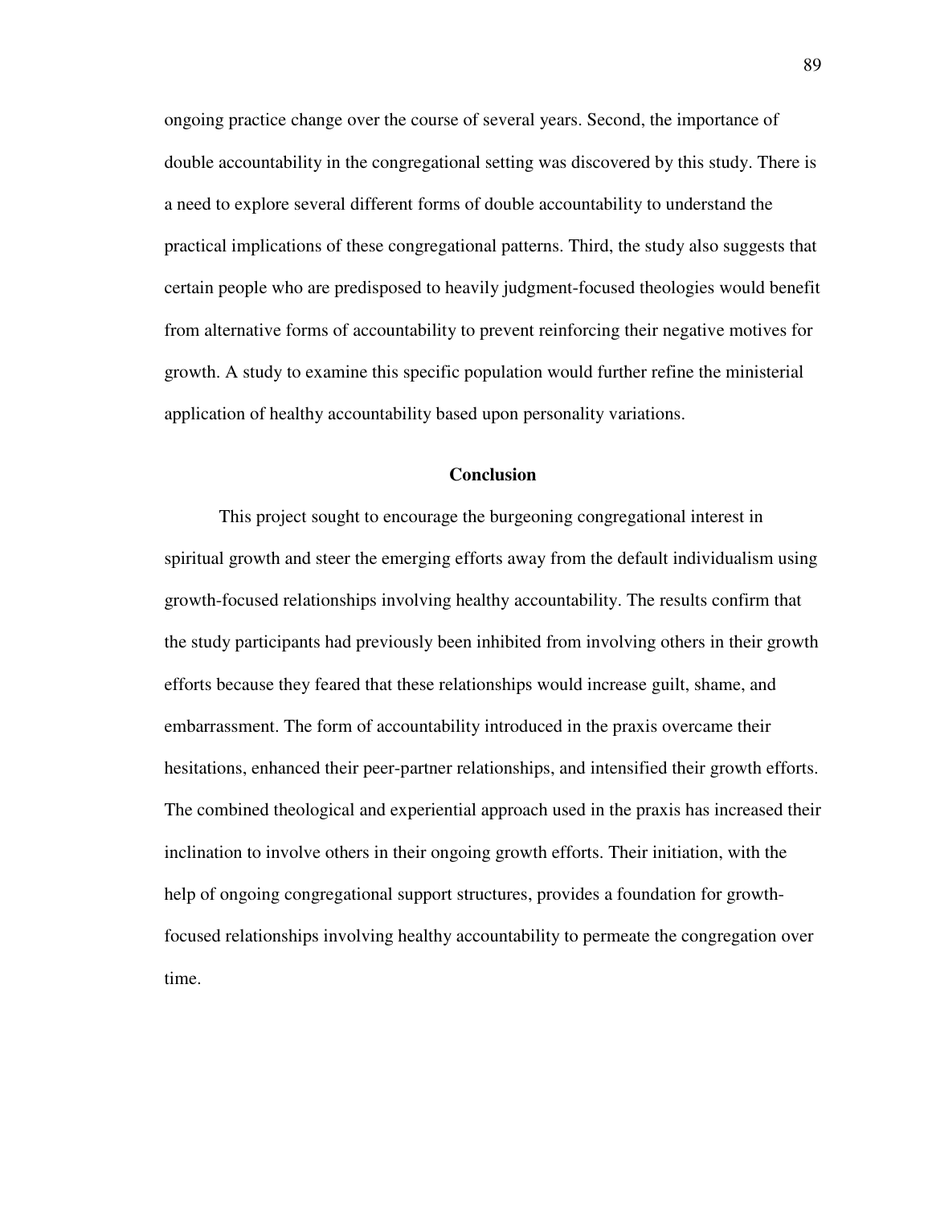ongoing practice change over the course of several years. Second, the importance of double accountability in the congregational setting was discovered by this study. There is a need to explore several different forms of double accountability to understand the practical implications of these congregational patterns. Third, the study also suggests that certain people who are predisposed to heavily judgment-focused theologies would benefit from alternative forms of accountability to prevent reinforcing their negative motives for growth. A study to examine this specific population would further refine the ministerial application of healthy accountability based upon personality variations.

## Conclusion

This project sought to encourage the burgeoning congregational interest in spiritual growth and steer the emerging efforts away from the default individualism using growth-focused relationships involving healthy accountability. The results confirm that the study participants had previously been inhibited from involving others in their growth efforts because they feared that these relationships would increase guilt, shame, and embarrassment. The form of accountability introduced in the praxis overcame their hesitations, enhanced their peer-partner relationships, and intensified their growth efforts. The combined theological and experiential approach used in the praxis has increased their inclination to involve others in their ongoing growth efforts. Their initiation, with the help of ongoing congregational support structures, provides a foundation for growth-focused relationships involving healthy accountability to permeate the congregation over time.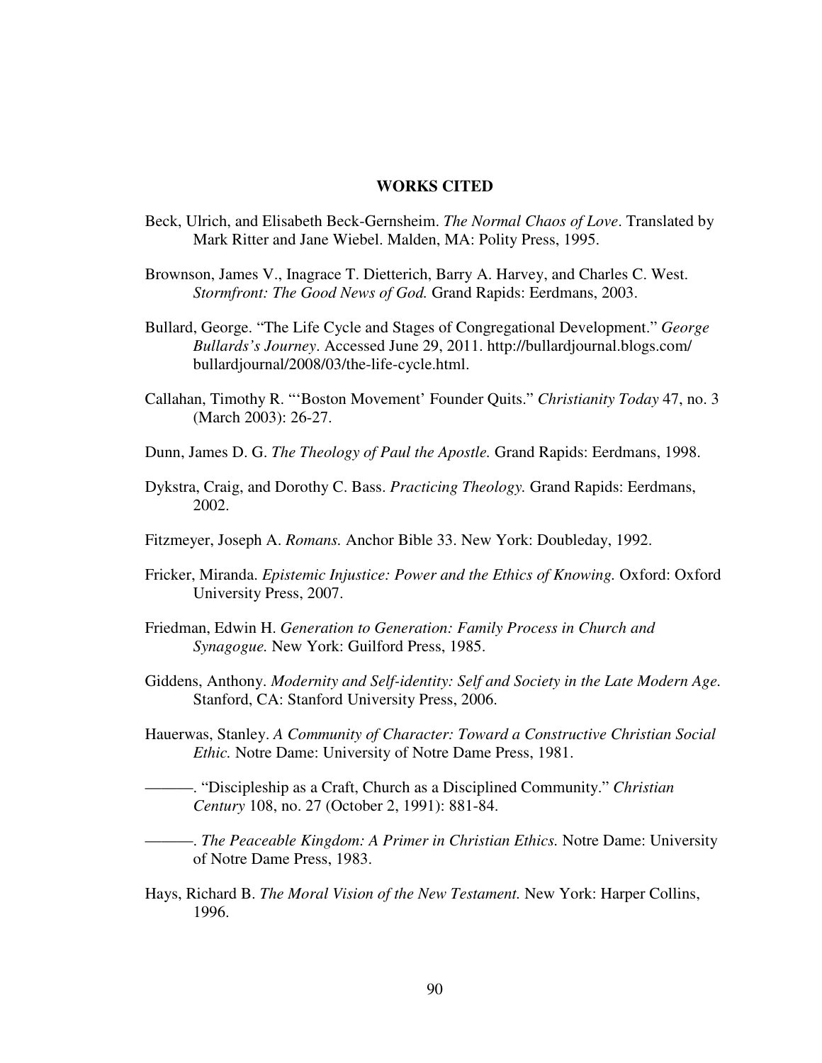# WORKS CITED

Beck, Ulrich, and Elisabeth Beck-Gernsheim. *The Normal Chaos of Love*. Translated by Mark Ritter and Jane Wiebel. Malden, MA: Polity Press, 1995.

Brownson, James V., Inagrace T. Dietterich, Barry A. Harvey, and Charles C. West. *Stormfront: The Good News of God.* Grand Rapids: Eerdmans, 2003.

Bullard, George. "The Life Cycle and Stages of Congregational Development." *George Bullards's Journey*. Accessed June 29, 2011. http://bullardjournal.blogs.com/bullardjournal/2008/03/the-life-cycle.html.

Callahan, Timothy R. "'Boston Movement' Founder Quits." *Christianity Today* 47, no. 3 (March 2003): 26-27.

Dunn, James D. G. *The Theology of Paul the Apostle.* Grand Rapids: Eerdmans, 1998.

Dykstra, Craig, and Dorothy C. Bass. *Practicing Theology.* Grand Rapids: Eerdmans, 2002.

Fitzmeyer, Joseph A. *Romans.* Anchor Bible 33. New York: Doubleday, 1992.

Fricker, Miranda. *Epistemic Injustice: Power and the Ethics of Knowing.* Oxford: Oxford University Press, 2007.

Friedman, Edwin H. *Generation to Generation: Family Process in Church and Synagogue.* New York: Guilford Press, 1985.

Giddens, Anthony. *Modernity and Self-identity: Self and Society in the Late Modern Age.* Stanford, CA: Stanford University Press, 2006.

Hauerwas, Stanley. *A Community of Character: Toward a Constructive Christian Social Ethic.* Notre Dame: University of Notre Dame Press, 1981.

———. "Discipleship as a Craft, Church as a Disciplined Community." *Christian Century* 108, no. 27 (October 2, 1991): 881-84.

———. *The Peaceable Kingdom: A Primer in Christian Ethics.* Notre Dame: University of Notre Dame Press, 1983.

Hays, Richard B. *The Moral Vision of the New Testament.* New York: Harper Collins, 1996.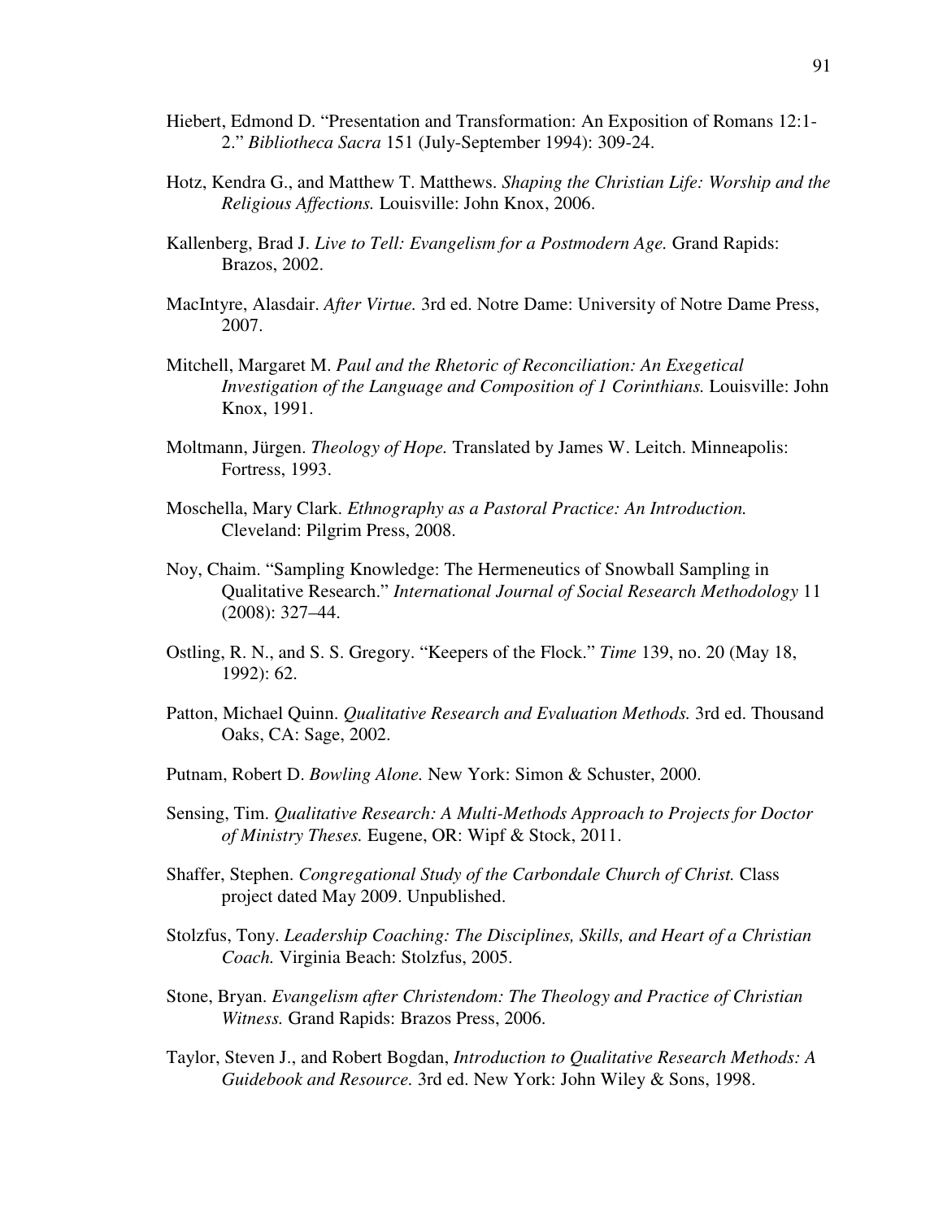Hiebert, Edmond D. "Presentation and Transformation: An Exposition of Romans 12:1-2." *Bibliotheca Sacra* 151 (July-September 1994): 309-24.

Hotz, Kendra G., and Matthew T. Matthews. *Shaping the Christian Life: Worship and the Religious Affections.* Louisville: John Knox, 2006.

Kallenberg, Brad J. *Live to Tell: Evangelism for a Postmodern Age.* Grand Rapids: Brazos, 2002.

MacIntyre, Alasdair. *After Virtue.* 3rd ed. Notre Dame: University of Notre Dame Press, 2007.

Mitchell, Margaret M. *Paul and the Rhetoric of Reconciliation: An Exegetical Investigation of the Language and Composition of 1 Corinthians.* Louisville: John Knox, 1991.

Moltmann, Jürgen. *Theology of Hope.* Translated by James W. Leitch. Minneapolis: Fortress, 1993.

Moschella, Mary Clark. *Ethnography as a Pastoral Practice: An Introduction.* Cleveland: Pilgrim Press, 2008.

Noy, Chaim. "Sampling Knowledge: The Hermeneutics of Snowball Sampling in Qualitative Research." *International Journal of Social Research Methodology* 11 (2008): 327–44.

Ostling, R. N., and S. S. Gregory. "Keepers of the Flock." *Time* 139, no. 20 (May 18, 1992): 62.

Patton, Michael Quinn. *Qualitative Research and Evaluation Methods.* 3rd ed. Thousand Oaks, CA: Sage, 2002.

Putnam, Robert D. *Bowling Alone.* New York: Simon & Schuster, 2000.

Sensing, Tim. *Qualitative Research: A Multi-Methods Approach to Projects for Doctor of Ministry Theses.* Eugene, OR: Wipf & Stock, 2011.

Shaffer, Stephen. *Congregational Study of the Carbondale Church of Christ.* Class project dated May 2009. Unpublished.

Stolzfus, Tony. *Leadership Coaching: The Disciplines, Skills, and Heart of a Christian Coach.* Virginia Beach: Stolzfus, 2005.

Stone, Bryan. *Evangelism after Christendom: The Theology and Practice of Christian Witness.* Grand Rapids: Brazos Press, 2006.

Taylor, Steven J., and Robert Bogdan, *Introduction to Qualitative Research Methods: A Guidebook and Resource.* 3rd ed. New York: John Wiley & Sons, 1998.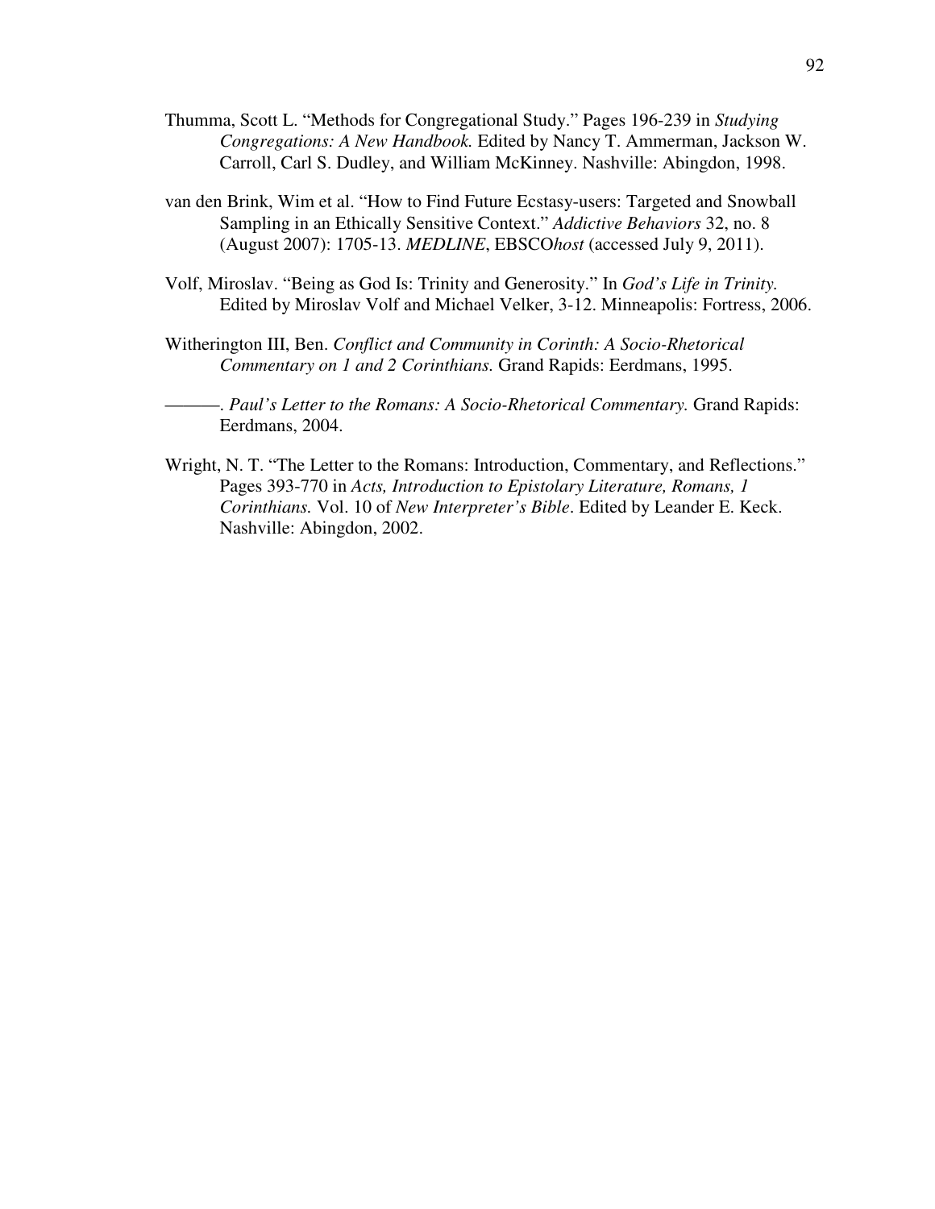Thumma, Scott L. “Methods for Congregational Study.” Pages 196-239 in *Studying Congregations: A New Handbook.* Edited by Nancy T. Ammerman, Jackson W. Carroll, Carl S. Dudley, and William McKinney. Nashville: Abingdon, 1998.

van den Brink, Wim et al. “How to Find Future Ecstasy-users: Targeted and Snowball Sampling in an Ethically Sensitive Context.” *Addictive Behaviors* 32, no. 8 (August 2007): 1705-13. *MEDLINE*, EBSCO*host* (accessed July 9, 2011).

Volf, Miroslav. “Being as God Is: Trinity and Generosity.” In *God’s Life in Trinity.* Edited by Miroslav Volf and Michael Velker, 3-12. Minneapolis: Fortress, 2006.

Witherington III, Ben. *Conflict and Community in Corinth: A Socio-Rhetorical Commentary on 1 and 2 Corinthians.* Grand Rapids: Eerdmans, 1995.

———. *Paul’s Letter to the Romans: A Socio-Rhetorical Commentary.* Grand Rapids: Eerdmans, 2004.

Wright, N. T. “The Letter to the Romans: Introduction, Commentary, and Reflections.” Pages 393-770 in *Acts, Introduction to Epistolary Literature, Romans, 1 Corinthians.* Vol. 10 of *New Interpreter’s Bible*. Edited by Leander E. Keck. Nashville: Abingdon, 2002.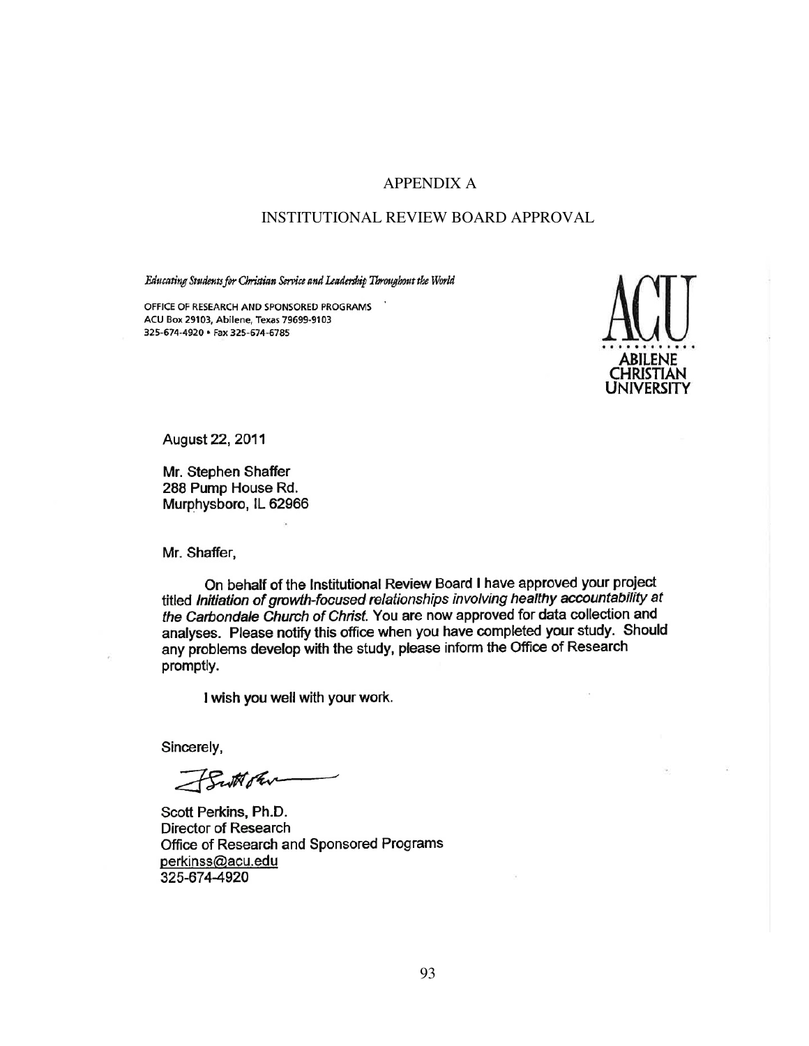# APPENDIX A

## INSTITUTIONAL REVIEW BOARD APPROVAL

*Educating Students for Christian Service and Leadership Throughout the World*

OFFICE OF RESEARCH AND SPONSORED PROGRAMS
ACU Box 29103, Abilene, Texas 79699-9103
325-674-4920 • Fax 325-674-6785

ACU
ABILENE CHRISTIAN UNIVERSITY

August 22, 2011

Mr. Stephen Shaffer
288 Pump House Rd.
Murphysboro, IL 62966

Mr. Shaffer,

On behalf of the Institutional Review Board I have approved your project titled *Initiation of growth-focused relationships involving healthy accountability at the Carbondale Church of Christ*. You are now approved for data collection and analyses. Please notify this office when you have completed your study. Should any problems develop with the study, please inform the Office of Research promptly.

I wish you well with your work.

Sincerely,

Scott Perkins, Ph.D.
Director of Research
Office of Research and Sponsored Programs
perkinss@acu.edu
325-674-4920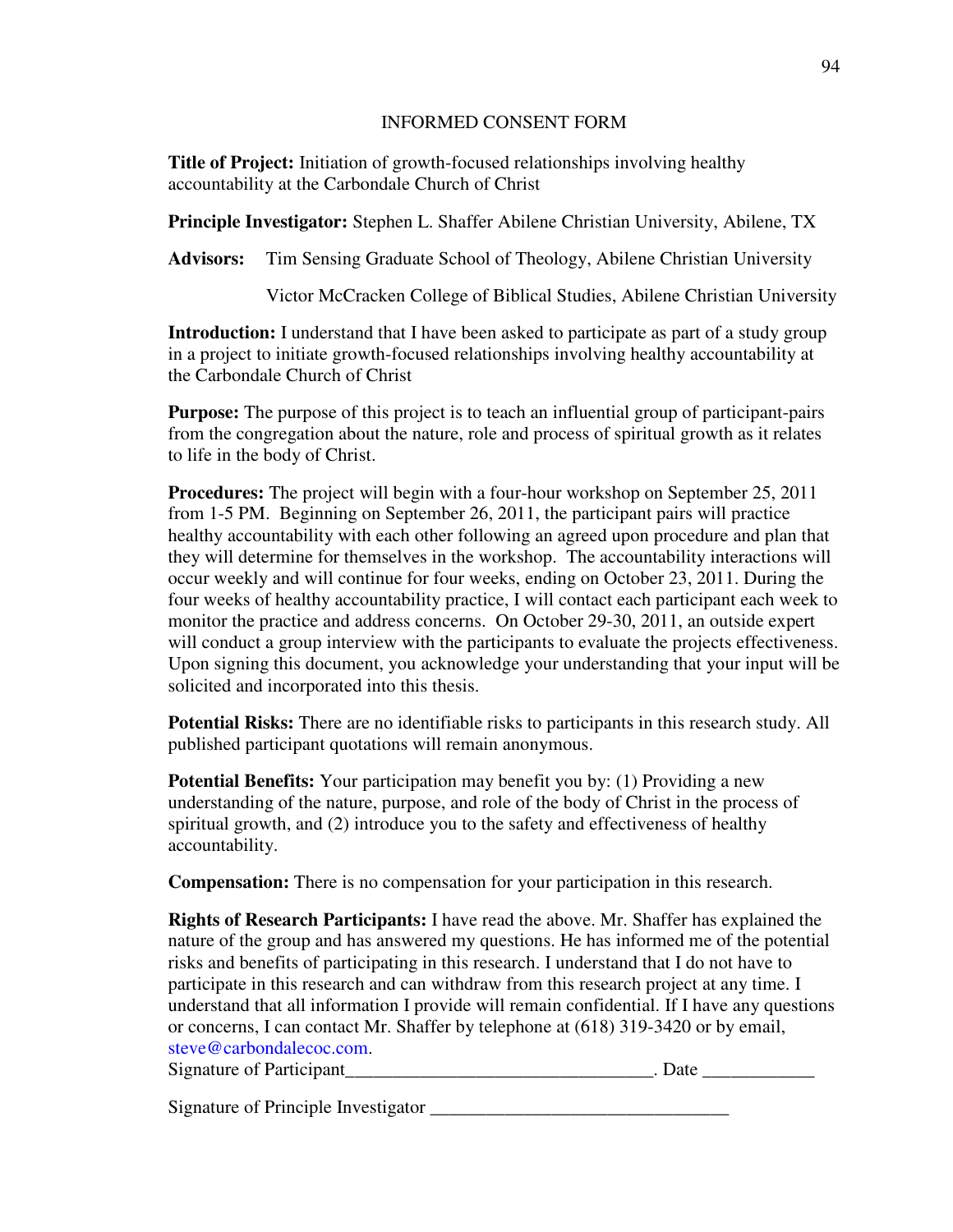# INFORMED CONSENT FORM

**Title of Project:** Initiation of growth-focused relationships involving healthy accountability at the Carbondale Church of Christ

**Principle Investigator:** Stephen L. Shaffer Abilene Christian University, Abilene, TX

**Advisors:** Tim Sensing Graduate School of Theology, Abilene Christian University

Victor McCracken College of Biblical Studies, Abilene Christian University

**Introduction:** I understand that I have been asked to participate as part of a study group in a project to initiate growth-focused relationships involving healthy accountability at the Carbondale Church of Christ

**Purpose:** The purpose of this project is to teach an influential group of participant-pairs from the congregation about the nature, role and process of spiritual growth as it relates to life in the body of Christ.

**Procedures:** The project will begin with a four-hour workshop on September 25, 2011 from 1-5 PM. Beginning on September 26, 2011, the participant pairs will practice healthy accountability with each other following an agreed upon procedure and plan that they will determine for themselves in the workshop. The accountability interactions will occur weekly and will continue for four weeks, ending on October 23, 2011. During the four weeks of healthy accountability practice, I will contact each participant each week to monitor the practice and address concerns. On October 29-30, 2011, an outside expert will conduct a group interview with the participants to evaluate the projects effectiveness. Upon signing this document, you acknowledge your understanding that your input will be solicited and incorporated into this thesis.

**Potential Risks:** There are no identifiable risks to participants in this research study. All published participant quotations will remain anonymous.

**Potential Benefits:** Your participation may benefit you by: (1) Providing a new understanding of the nature, purpose, and role of the body of Christ in the process of spiritual growth, and (2) introduce you to the safety and effectiveness of healthy accountability.

**Compensation:** There is no compensation for your participation in this research.

**Rights of Research Participants:** I have read the above. Mr. Shaffer has explained the nature of the group and has answered my questions. He has informed me of the potential risks and benefits of participating in this research. I understand that I do not have to participate in this research and can withdraw from this research project at any time. I understand that all information I provide will remain confidential. If I have any questions or concerns, I can contact Mr. Shaffer by telephone at (618) 319-3420 or by email, steve@carbondalecoc.com.

Signature of Participant_________________________________. Date ____________

Signature of Principle Investigator _______________________________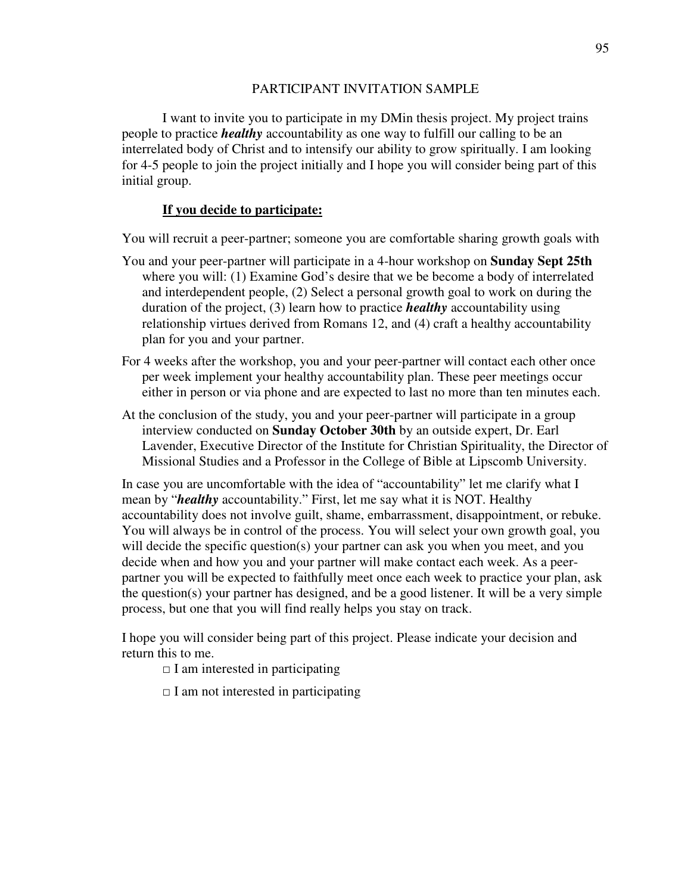# PARTICIPANT INVITATION SAMPLE

I want to invite you to participate in my DMin thesis project. My project trains people to practice ***healthy*** accountability as one way to fulfill our calling to be an interrelated body of Christ and to intensify our ability to grow spiritually. I am looking for 4-5 people to join the project initially and I hope you will consider being part of this initial group.

## If you decide to participate:

You will recruit a peer-partner; someone you are comfortable sharing growth goals with

You and your peer-partner will participate in a 4-hour workshop on **Sunday Sept 25th** where you will: (1) Examine God's desire that we be become a body of interrelated and interdependent people, (2) Select a personal growth goal to work on during the duration of the project, (3) learn how to practice ***healthy*** accountability using relationship virtues derived from Romans 12, and (4) craft a healthy accountability plan for you and your partner.

For 4 weeks after the workshop, you and your peer-partner will contact each other once per week implement your healthy accountability plan. These peer meetings occur either in person or via phone and are expected to last no more than ten minutes each.

At the conclusion of the study, you and your peer-partner will participate in a group interview conducted on **Sunday October 30th** by an outside expert, Dr. Earl Lavender, Executive Director of the Institute for Christian Spirituality, the Director of Missional Studies and a Professor in the College of Bible at Lipscomb University.

In case you are uncomfortable with the idea of "accountability" let me clarify what I mean by "***healthy*** accountability." First, let me say what it is NOT. Healthy accountability does not involve guilt, shame, embarrassment, disappointment, or rebuke. You will always be in control of the process. You will select your own growth goal, you will decide the specific question(s) your partner can ask you when you meet, and you decide when and how you and your partner will make contact each week. As a peer-partner you will be expected to faithfully meet once each week to practice your plan, ask the question(s) your partner has designed, and be a good listener. It will be a very simple process, but one that you will find really helps you stay on track.

I hope you will consider being part of this project. Please indicate your decision and return this to me.

□ I am interested in participating

□ I am not interested in participating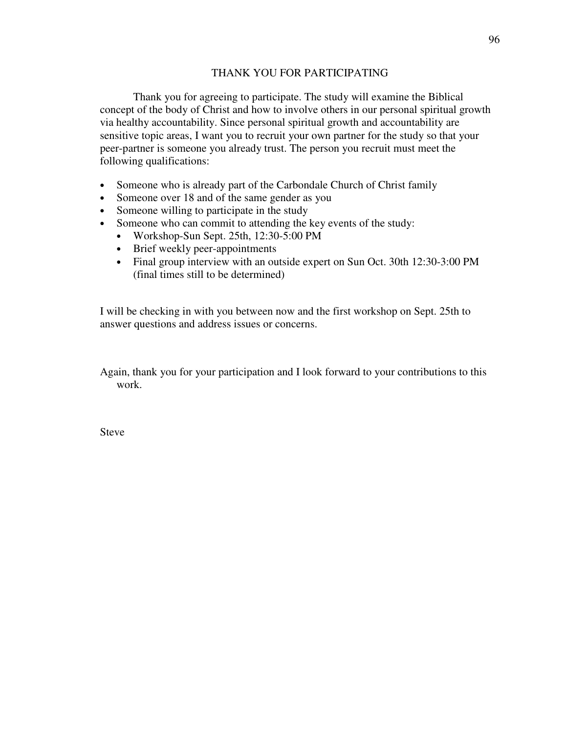## THANK YOU FOR PARTICIPATING

Thank you for agreeing to participate. The study will examine the Biblical concept of the body of Christ and how to involve others in our personal spiritual growth via healthy accountability. Since personal spiritual growth and accountability are sensitive topic areas, I want you to recruit your own partner for the study so that your peer-partner is someone you already trust. The person you recruit must meet the following qualifications:

- Someone who is already part of the Carbondale Church of Christ family
- Someone over 18 and of the same gender as you
- Someone willing to participate in the study
- Someone who can commit to attending the key events of the study:
  - Workshop-Sun Sept. 25th, 12:30-5:00 PM
  - Brief weekly peer-appointments
  - Final group interview with an outside expert on Sun Oct. 30th 12:30-3:00 PM (final times still to be determined)

I will be checking in with you between now and the first workshop on Sept. 25th to answer questions and address issues or concerns.

Again, thank you for your participation and I look forward to your contributions to this work.

Steve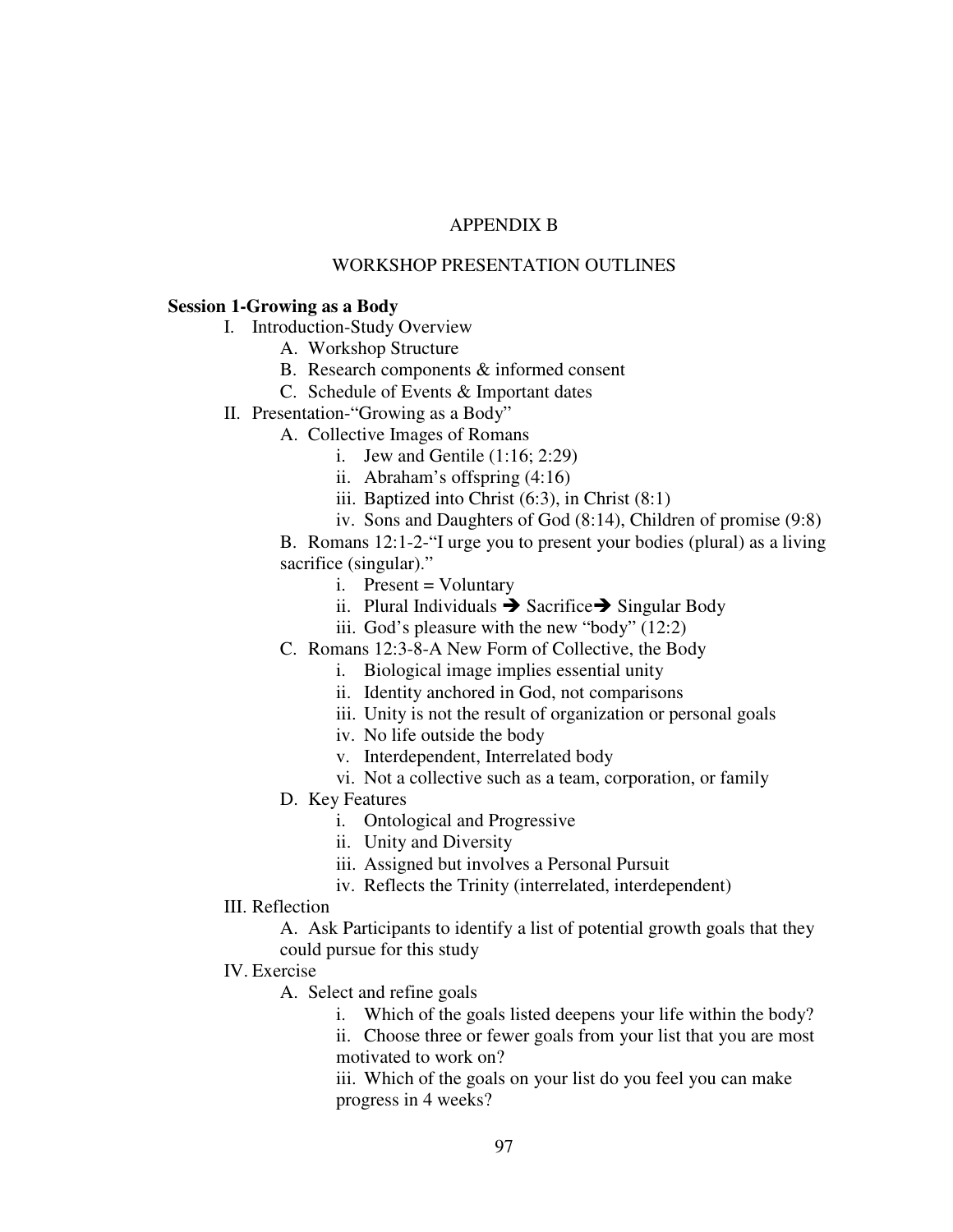# APPENDIX B

## WORKSHOP PRESENTATION OUTLINES

**Session 1-Growing as a Body**

- I. Introduction-Study Overview
  - A. Workshop Structure
  - B. Research components & informed consent
  - C. Schedule of Events & Important dates
- II. Presentation-"Growing as a Body"
  - A. Collective Images of Romans
    - i. Jew and Gentile (1:16; 2:29)
    - ii. Abraham's offspring (4:16)
    - iii. Baptized into Christ (6:3), in Christ (8:1)
    - iv. Sons and Daughters of God (8:14), Children of promise (9:8)
  - B. Romans 12:1-2-"I urge you to present your bodies (plural) as a living sacrifice (singular)."
    - i. Present = Voluntary
    - ii. Plural Individuals ➔ Sacrifice➔ Singular Body
    - iii. God's pleasure with the new "body" (12:2)
  - C. Romans 12:3-8-A New Form of Collective, the Body
    - i. Biological image implies essential unity
    - ii. Identity anchored in God, not comparisons
    - iii. Unity is not the result of organization or personal goals
    - iv. No life outside the body
    - v. Interdependent, Interrelated body
    - vi. Not a collective such as a team, corporation, or family
  - D. Key Features
    - i. Ontological and Progressive
    - ii. Unity and Diversity
    - iii. Assigned but involves a Personal Pursuit
    - iv. Reflects the Trinity (interrelated, interdependent)
- III. Reflection
  - A. Ask Participants to identify a list of potential growth goals that they could pursue for this study
- IV. Exercise
  - A. Select and refine goals
    - i. Which of the goals listed deepens your life within the body?
    - ii. Choose three or fewer goals from your list that you are most motivated to work on?
    - iii. Which of the goals on your list do you feel you can make progress in 4 weeks?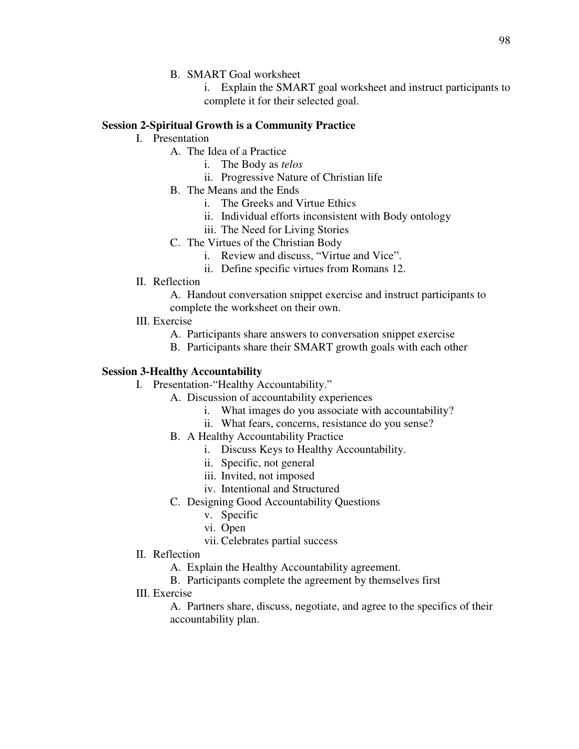B. SMART Goal worksheet

   i. Explain the SMART goal worksheet and instruct participants to complete it for their selected goal.

**Session 2-Spiritual Growth is a Community Practice**

I. Presentation

   A. The Idea of a Practice

      i. The Body as *telos*

      ii. Progressive Nature of Christian life

   B. The Means and the Ends

      i. The Greeks and Virtue Ethics

      ii. Individual efforts inconsistent with Body ontology

      iii. The Need for Living Stories

   C. The Virtues of the Christian Body

      i. Review and discuss, "Virtue and Vice".

      ii. Define specific virtues from Romans 12.

II. Reflection

   A. Handout conversation snippet exercise and instruct participants to complete the worksheet on their own.

III. Exercise

   A. Participants share answers to conversation snippet exercise

   B. Participants share their SMART growth goals with each other

**Session 3-Healthy Accountability**

I. Presentation-"Healthy Accountability."

   A. Discussion of accountability experiences

      i. What images do you associate with accountability?

      ii. What fears, concerns, resistance do you sense?

   B. A Healthy Accountability Practice

      i. Discuss Keys to Healthy Accountability.

      ii. Specific, not general

      iii. Invited, not imposed

      iv. Intentional and Structured

   C. Designing Good Accountability Questions

      v. Specific

      vi. Open

      vii. Celebrates partial success

II. Reflection

   A. Explain the Healthy Accountability agreement.

   B. Participants complete the agreement by themselves first

III. Exercise

   A. Partners share, discuss, negotiate, and agree to the specifics of their accountability plan.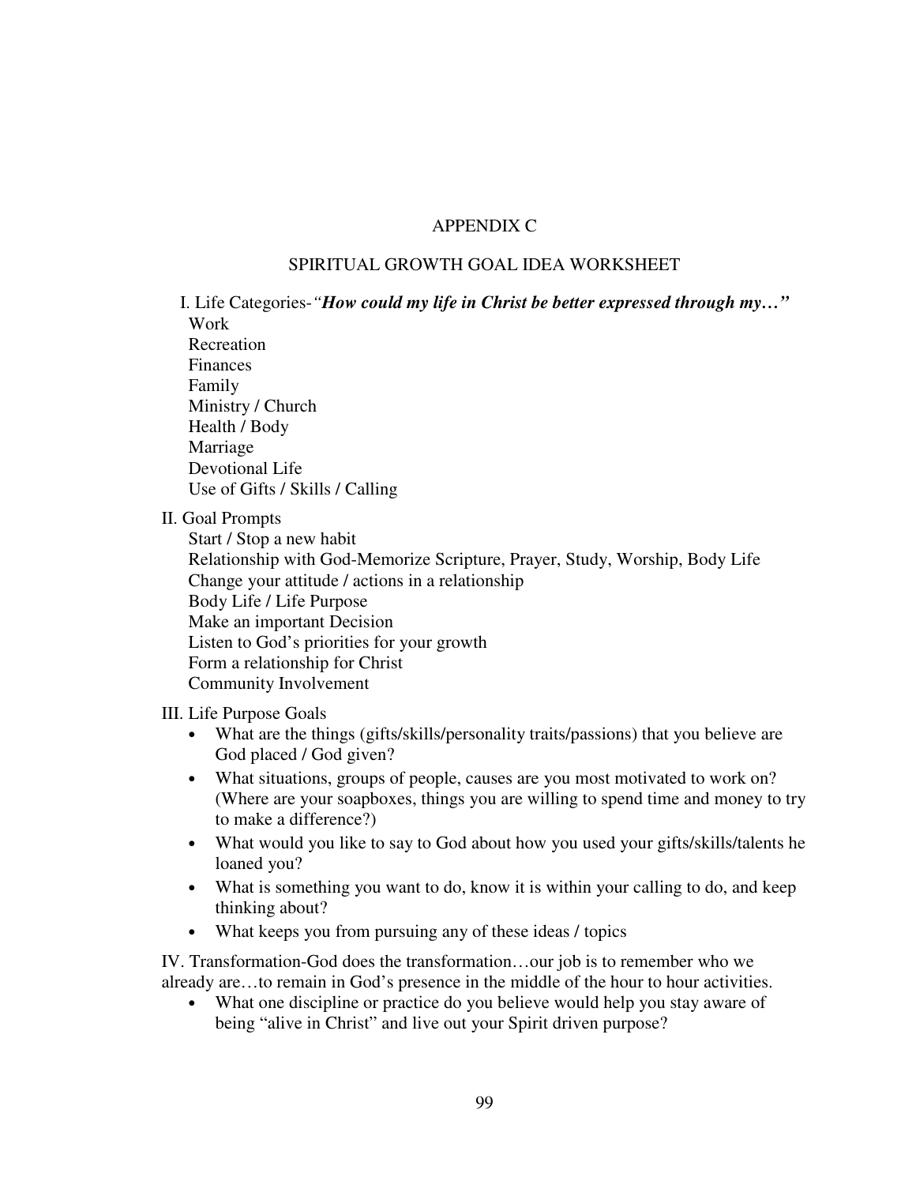# APPENDIX C

## SPIRITUAL GROWTH GOAL IDEA WORKSHEET

I. Life Categories-*"**How could my life in Christ be better expressed through my…**"*

Work
Recreation
Finances
Family
Ministry / Church
Health / Body
Marriage
Devotional Life
Use of Gifts / Skills / Calling

II. Goal Prompts

Start / Stop a new habit
Relationship with God-Memorize Scripture, Prayer, Study, Worship, Body Life
Change your attitude / actions in a relationship
Body Life / Life Purpose
Make an important Decision
Listen to God's priorities for your growth
Form a relationship for Christ
Community Involvement

III. Life Purpose Goals

- What are the things (gifts/skills/personality traits/passions) that you believe are God placed / God given?
- What situations, groups of people, causes are you most motivated to work on? (Where are your soapboxes, things you are willing to spend time and money to try to make a difference?)
- What would you like to say to God about how you used your gifts/skills/talents he loaned you?
- What is something you want to do, know it is within your calling to do, and keep thinking about?
- What keeps you from pursuing any of these ideas / topics

IV. Transformation-God does the transformation…our job is to remember who we already are…to remain in God's presence in the middle of the hour to hour activities.

- What one discipline or practice do you believe would help you stay aware of being "alive in Christ" and live out your Spirit driven purpose?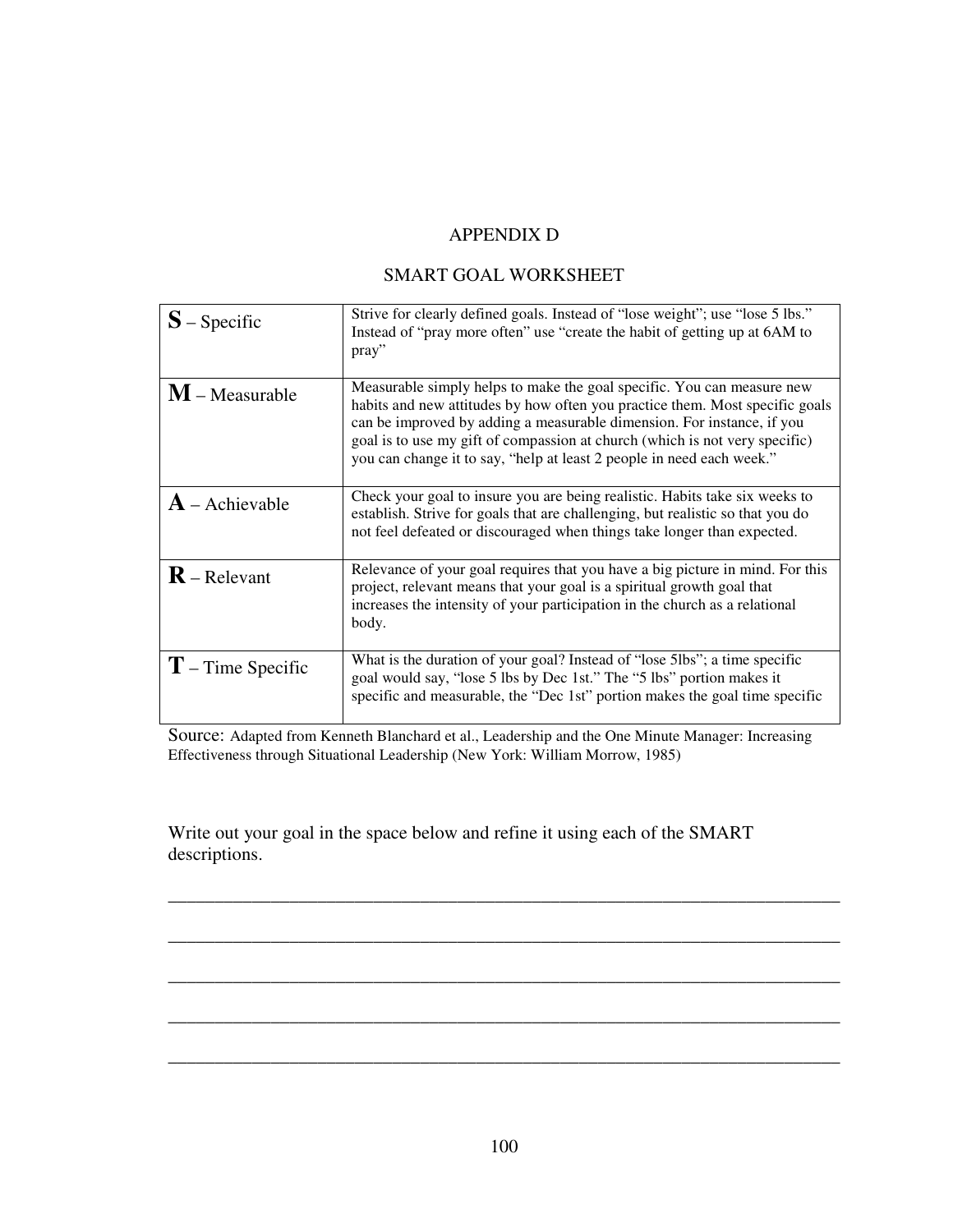# APPENDIX D

## SMART GOAL WORKSHEET

| | |
|---|---|
| **S** – Specific | Strive for clearly defined goals. Instead of "lose weight"; use "lose 5 lbs." Instead of "pray more often" use "create the habit of getting up at 6AM to pray" |
| **M** – Measurable | Measurable simply helps to make the goal specific. You can measure new habits and new attitudes by how often you practice them. Most specific goals can be improved by adding a measurable dimension. For instance, if you goal is to use my gift of compassion at church (which is not very specific) you can change it to say, "help at least 2 people in need each week." |
| **A** – Achievable | Check your goal to insure you are being realistic. Habits take six weeks to establish. Strive for goals that are challenging, but realistic so that you do not feel defeated or discouraged when things take longer than expected. |
| **R** – Relevant | Relevance of your goal requires that you have a big picture in mind. For this project, relevant means that your goal is a spiritual growth goal that increases the intensity of your participation in the church as a relational body. |
| **T** – Time Specific | What is the duration of your goal? Instead of "lose 5lbs"; a time specific goal would say, "lose 5 lbs by Dec 1st." The "5 lbs" portion makes it specific and measurable, the "Dec 1st" portion makes the goal time specific |

Source: Adapted from Kenneth Blanchard et al., Leadership and the One Minute Manager: Increasing Effectiveness through Situational Leadership (New York: William Morrow, 1985)

Write out your goal in the space below and refine it using each of the SMART descriptions.

\_\_\_\_\_\_\_\_\_\_\_\_\_\_\_\_\_\_\_\_\_\_\_\_\_\_\_\_\_\_\_\_\_\_\_\_\_\_\_\_\_\_\_\_\_\_\_\_\_\_\_\_\_\_\_\_\_\_\_\_\_\_\_\_\_\_\_\_\_\_

\_\_\_\_\_\_\_\_\_\_\_\_\_\_\_\_\_\_\_\_\_\_\_\_\_\_\_\_\_\_\_\_\_\_\_\_\_\_\_\_\_\_\_\_\_\_\_\_\_\_\_\_\_\_\_\_\_\_\_\_\_\_\_\_\_\_\_\_\_\_

\_\_\_\_\_\_\_\_\_\_\_\_\_\_\_\_\_\_\_\_\_\_\_\_\_\_\_\_\_\_\_\_\_\_\_\_\_\_\_\_\_\_\_\_\_\_\_\_\_\_\_\_\_\_\_\_\_\_\_\_\_\_\_\_\_\_\_\_\_\_

\_\_\_\_\_\_\_\_\_\_\_\_\_\_\_\_\_\_\_\_\_\_\_\_\_\_\_\_\_\_\_\_\_\_\_\_\_\_\_\_\_\_\_\_\_\_\_\_\_\_\_\_\_\_\_\_\_\_\_\_\_\_\_\_\_\_\_\_\_\_

\_\_\_\_\_\_\_\_\_\_\_\_\_\_\_\_\_\_\_\_\_\_\_\_\_\_\_\_\_\_\_\_\_\_\_\_\_\_\_\_\_\_\_\_\_\_\_\_\_\_\_\_\_\_\_\_\_\_\_\_\_\_\_\_\_\_\_\_\_\_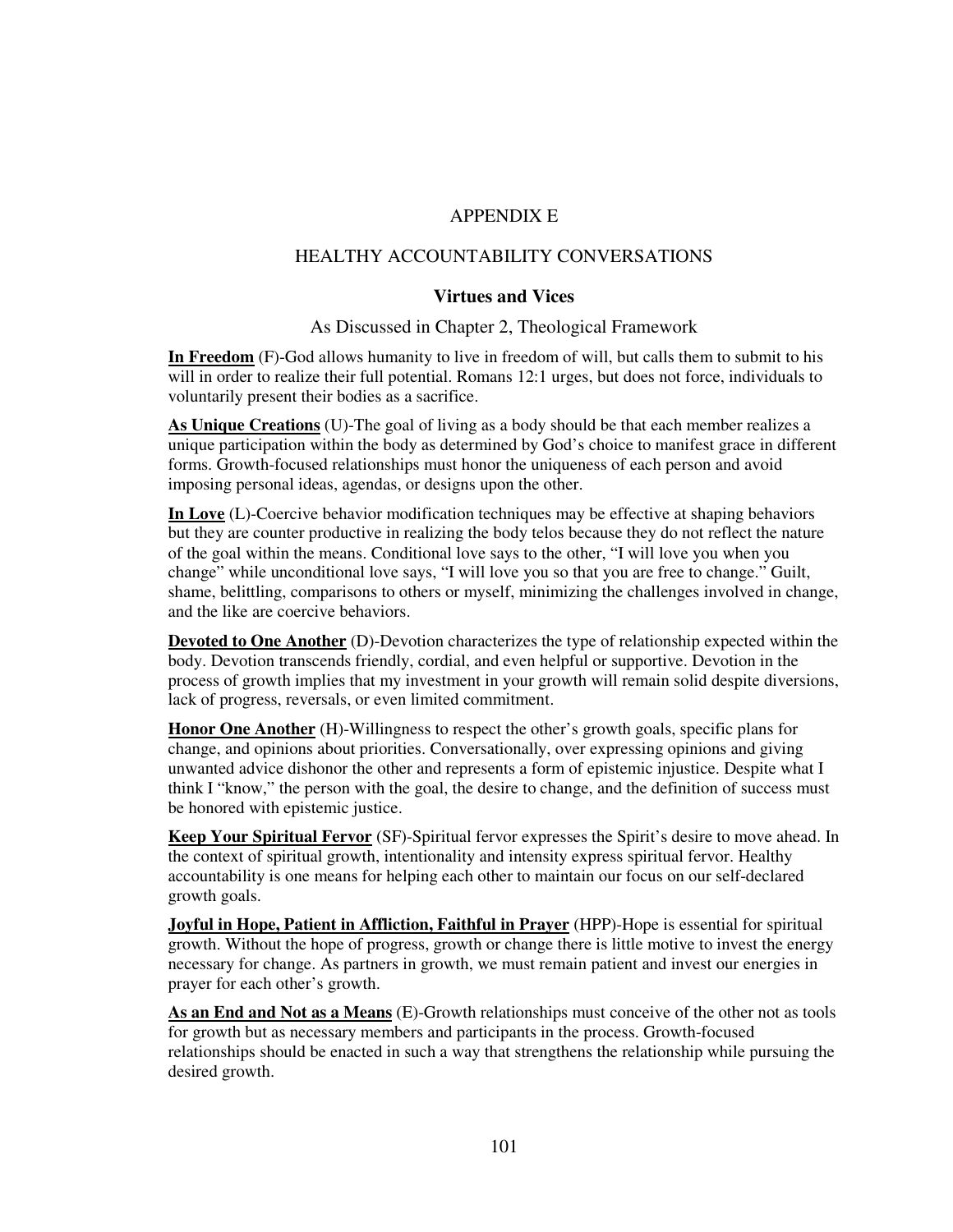# APPENDIX E

## HEALTHY ACCOUNTABILITY CONVERSATIONS

### Virtues and Vices

As Discussed in Chapter 2, Theological Framework

**In Freedom** (F)-God allows humanity to live in freedom of will, but calls them to submit to his will in order to realize their full potential. Romans 12:1 urges, but does not force, individuals to voluntarily present their bodies as a sacrifice.

**As Unique Creations** (U)-The goal of living as a body should be that each member realizes a unique participation within the body as determined by God's choice to manifest grace in different forms. Growth-focused relationships must honor the uniqueness of each person and avoid imposing personal ideas, agendas, or designs upon the other.

**In Love** (L)-Coercive behavior modification techniques may be effective at shaping behaviors but they are counter productive in realizing the body telos because they do not reflect the nature of the goal within the means. Conditional love says to the other, "I will love you when you change" while unconditional love says, "I will love you so that you are free to change." Guilt, shame, belittling, comparisons to others or myself, minimizing the challenges involved in change, and the like are coercive behaviors.

**Devoted to One Another** (D)-Devotion characterizes the type of relationship expected within the body. Devotion transcends friendly, cordial, and even helpful or supportive. Devotion in the process of growth implies that my investment in your growth will remain solid despite diversions, lack of progress, reversals, or even limited commitment.

**Honor One Another** (H)-Willingness to respect the other's growth goals, specific plans for change, and opinions about priorities. Conversationally, over expressing opinions and giving unwanted advice dishonor the other and represents a form of epistemic injustice. Despite what I think I "know," the person with the goal, the desire to change, and the definition of success must be honored with epistemic justice.

**Keep Your Spiritual Fervor** (SF)-Spiritual fervor expresses the Spirit's desire to move ahead. In the context of spiritual growth, intentionality and intensity express spiritual fervor. Healthy accountability is one means for helping each other to maintain our focus on our self-declared growth goals.

**Joyful in Hope, Patient in Affliction, Faithful in Prayer** (HPP)-Hope is essential for spiritual growth. Without the hope of progress, growth or change there is little motive to invest the energy necessary for change. As partners in growth, we must remain patient and invest our energies in prayer for each other's growth.

**As an End and Not as a Means** (E)-Growth relationships must conceive of the other not as tools for growth but as necessary members and participants in the process. Growth-focused relationships should be enacted in such a way that strengthens the relationship while pursuing the desired growth.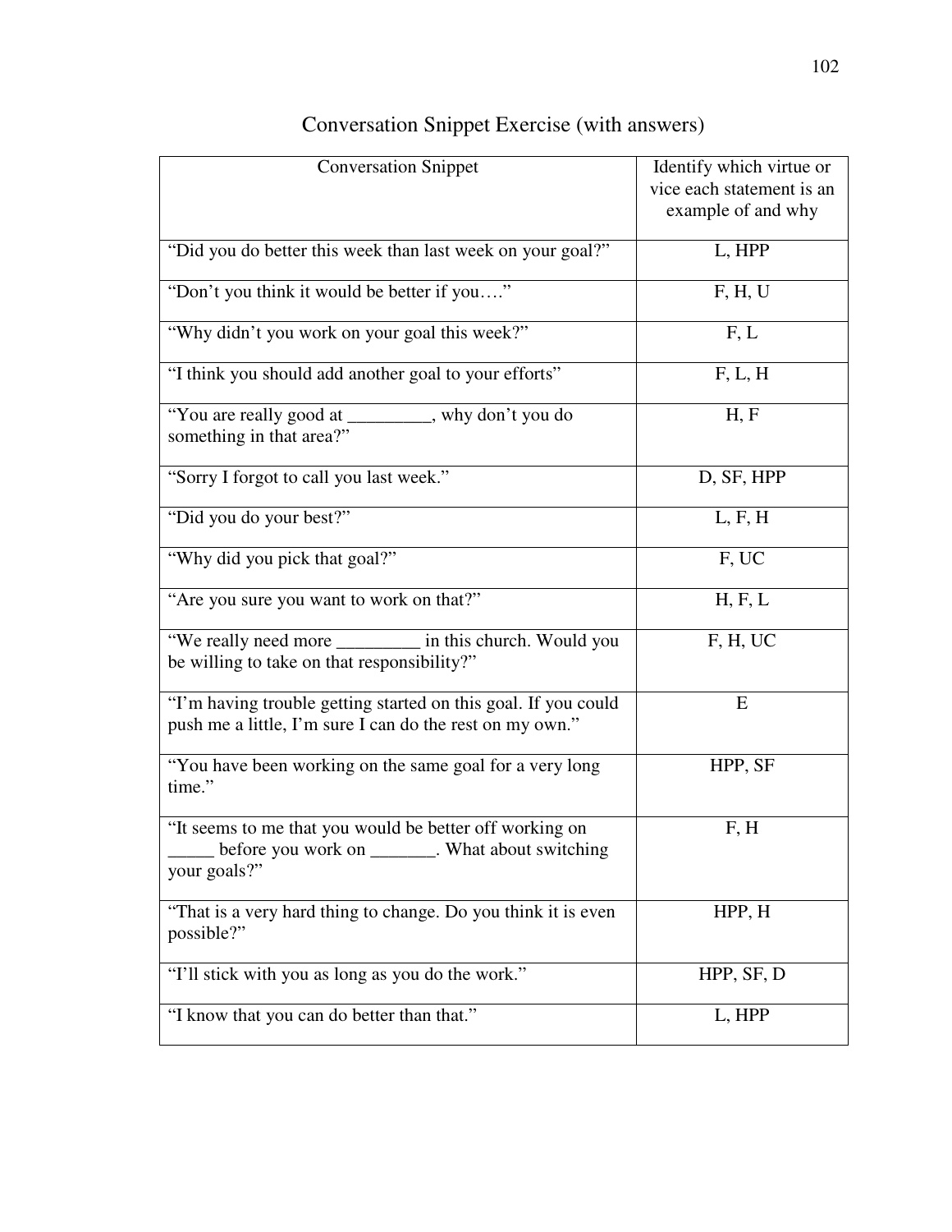# Conversation Snippet Exercise (with answers)

| Conversation Snippet | Identify which virtue or vice each statement is an example of and why |
|---|---|
| "Did you do better this week than last week on your goal?" | L, HPP |
| "Don't you think it would be better if you…." | F, H, U |
| "Why didn't you work on your goal this week?" | F, L |
| "I think you should add another goal to your efforts" | F, L, H |
| "You are really good at _________, why don't you do something in that area?" | H, F |
| "Sorry I forgot to call you last week." | D, SF, HPP |
| "Did you do your best?" | L, F, H |
| "Why did you pick that goal?" | F, UC |
| "Are you sure you want to work on that?" | H, F, L |
| "We really need more _________ in this church. Would you be willing to take on that responsibility?" | F, H, UC |
| "I'm having trouble getting started on this goal. If you could push me a little, I'm sure I can do the rest on my own." | E |
| "You have been working on the same goal for a very long time." | HPP, SF |
| "It seems to me that you would be better off working on _____ before you work on _______. What about switching your goals?" | F, H |
| "That is a very hard thing to change. Do you think it is even possible?" | HPP, H |
| "I'll stick with you as long as you do the work." | HPP, SF, D |
| "I know that you can do better than that." | L, HPP |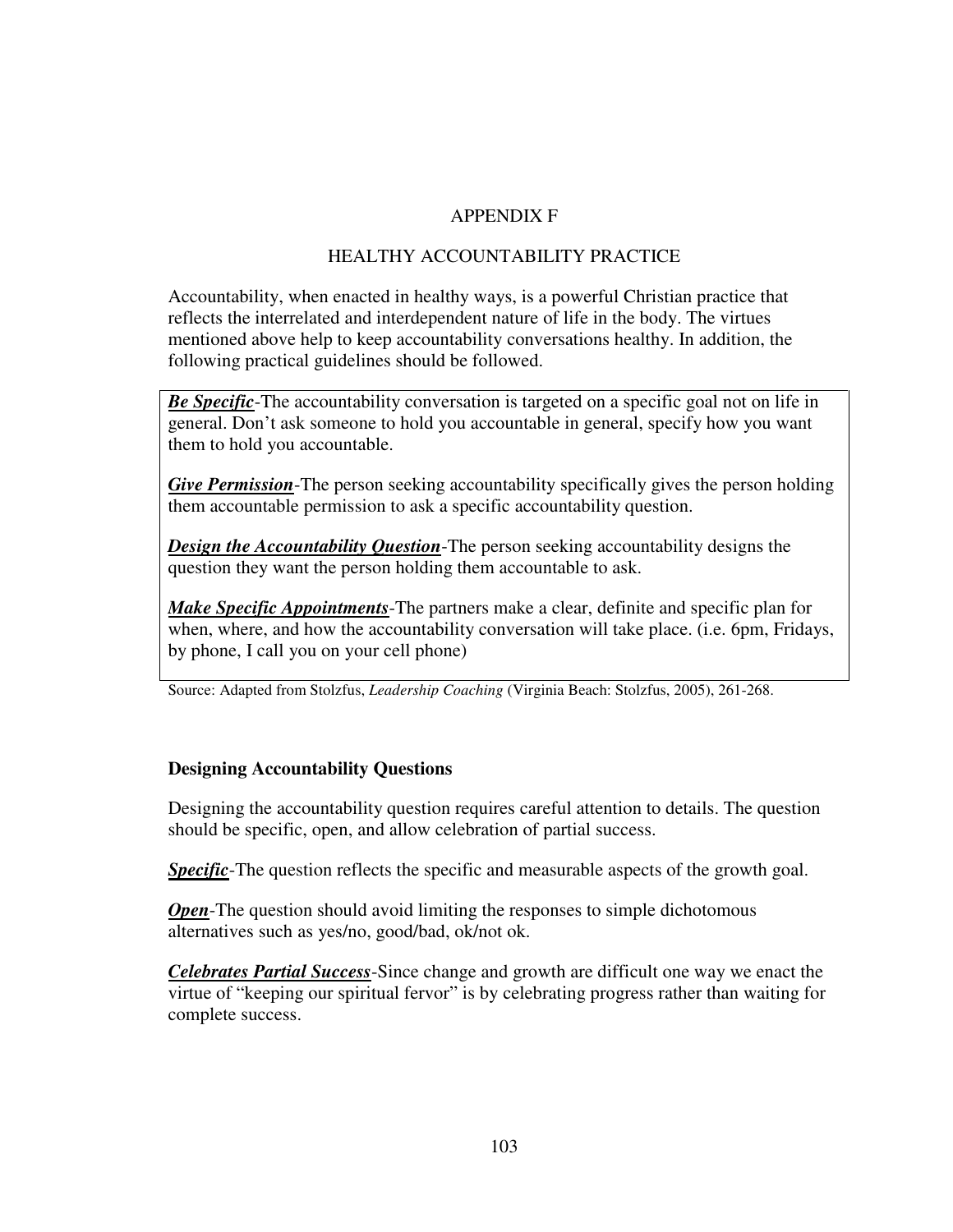# APPENDIX F

## HEALTHY ACCOUNTABILITY PRACTICE

Accountability, when enacted in healthy ways, is a powerful Christian practice that reflects the interrelated and interdependent nature of life in the body. The virtues mentioned above help to keep accountability conversations healthy. In addition, the following practical guidelines should be followed.

***Be Specific***-The accountability conversation is targeted on a specific goal not on life in general. Don't ask someone to hold you accountable in general, specify how you want them to hold you accountable.

***Give Permission***-The person seeking accountability specifically gives the person holding them accountable permission to ask a specific accountability question.

***Design the Accountability Question***-The person seeking accountability designs the question they want the person holding them accountable to ask.

***Make Specific Appointments***-The partners make a clear, definite and specific plan for when, where, and how the accountability conversation will take place. (i.e. 6pm, Fridays, by phone, I call you on your cell phone)

Source: Adapted from Stolzfus, *Leadership Coaching* (Virginia Beach: Stolzfus, 2005), 261-268.

### Designing Accountability Questions

Designing the accountability question requires careful attention to details. The question should be specific, open, and allow celebration of partial success.

***Specific***-The question reflects the specific and measurable aspects of the growth goal.

***Open***-The question should avoid limiting the responses to simple dichotomous alternatives such as yes/no, good/bad, ok/not ok.

***Celebrates Partial Success***-Since change and growth are difficult one way we enact the virtue of "keeping our spiritual fervor" is by celebrating progress rather than waiting for complete success.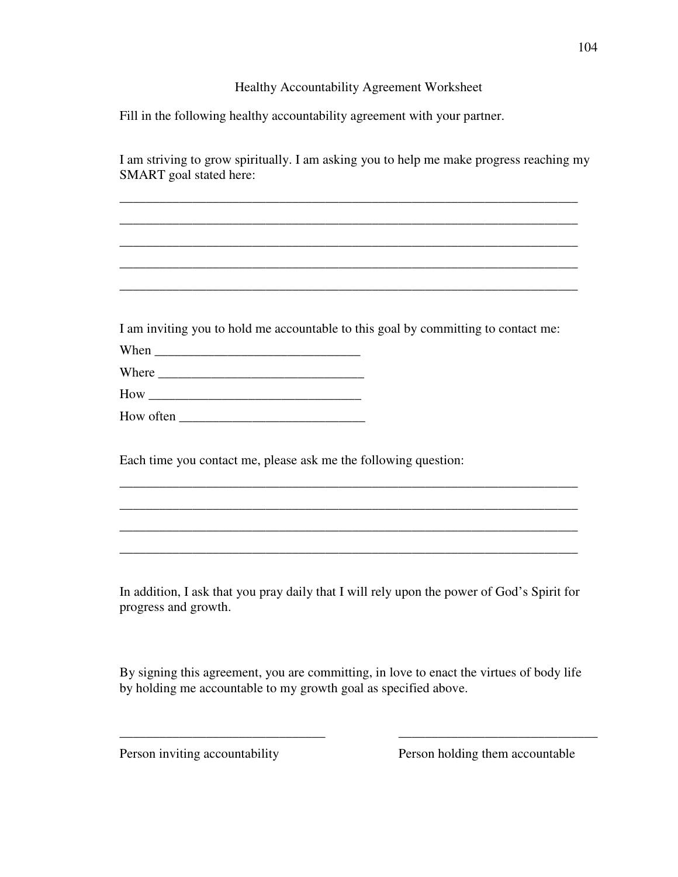# Healthy Accountability Agreement Worksheet

Fill in the following healthy accountability agreement with your partner.

I am striving to grow spiritually. I am asking you to help me make progress reaching my SMART goal stated here:

_______________________________________________________________________

_______________________________________________________________________

_______________________________________________________________________

_______________________________________________________________________

_______________________________________________________________________

I am inviting you to hold me accountable to this goal by committing to contact me:

When _______________________________

Where _______________________________

How ________________________________

How often ____________________________

Each time you contact me, please ask me the following question:

_______________________________________________________________________

_______________________________________________________________________

_______________________________________________________________________

_______________________________________________________________________

In addition, I ask that you pray daily that I will rely upon the power of God's Spirit for progress and growth.

By signing this agreement, you are committing, in love to enact the virtues of body life by holding me accountable to my growth goal as specified above.

_______________________________ &nbsp;&nbsp;&nbsp;&nbsp;&nbsp;&nbsp;&nbsp;&nbsp; _______________________________

Person inviting accountability &nbsp;&nbsp;&nbsp;&nbsp;&nbsp;&nbsp;&nbsp;&nbsp; Person holding them accountable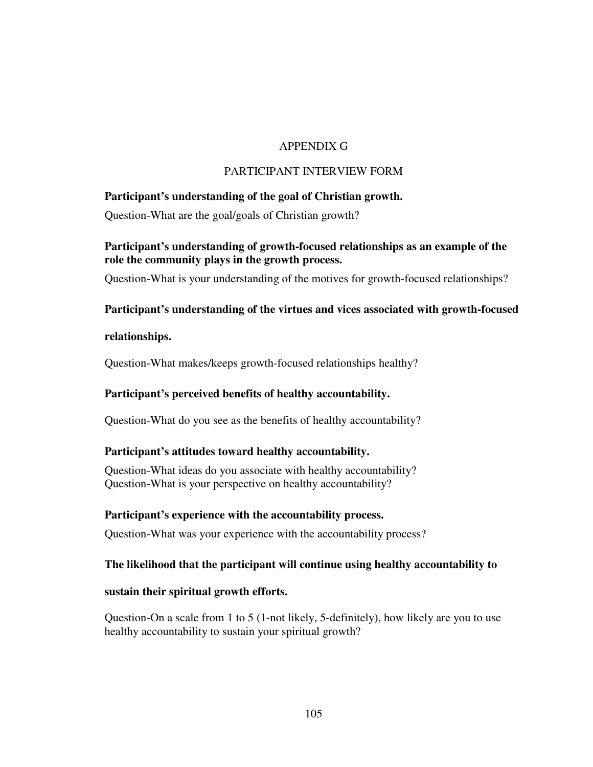# APPENDIX G

## PARTICIPANT INTERVIEW FORM

**Participant's understanding of the goal of Christian growth.**

Question-What are the goal/goals of Christian growth?

**Participant's understanding of growth-focused relationships as an example of the role the community plays in the growth process.**

Question-What is your understanding of the motives for growth-focused relationships?

**Participant's understanding of the virtues and vices associated with growth-focused relationships.**

Question-What makes/keeps growth-focused relationships healthy?

**Participant's perceived benefits of healthy accountability.**

Question-What do you see as the benefits of healthy accountability?

**Participant's attitudes toward healthy accountability.**

Question-What ideas do you associate with healthy accountability?
Question-What is your perspective on healthy accountability?

**Participant's experience with the accountability process.**

Question-What was your experience with the accountability process?

**The likelihood that the participant will continue using healthy accountability to sustain their spiritual growth efforts.**

Question-On a scale from 1 to 5 (1-not likely, 5-definitely), how likely are you to use healthy accountability to sustain your spiritual growth?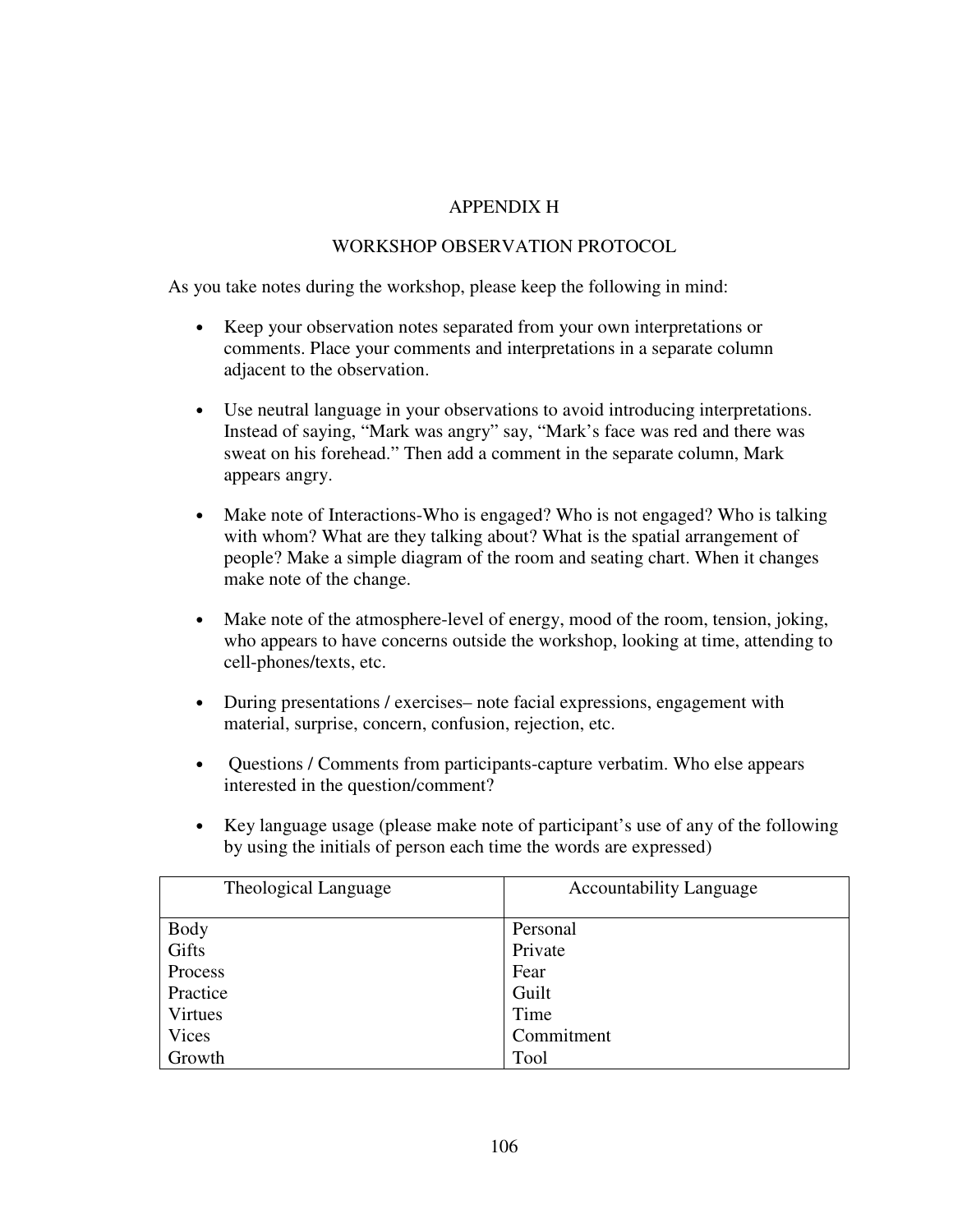# APPENDIX H

## WORKSHOP OBSERVATION PROTOCOL

As you take notes during the workshop, please keep the following in mind:

- Keep your observation notes separated from your own interpretations or comments. Place your comments and interpretations in a separate column adjacent to the observation.
- Use neutral language in your observations to avoid introducing interpretations. Instead of saying, "Mark was angry" say, "Mark's face was red and there was sweat on his forehead." Then add a comment in the separate column, Mark appears angry.
- Make note of Interactions-Who is engaged? Who is not engaged? Who is talking with whom? What are they talking about? What is the spatial arrangement of people? Make a simple diagram of the room and seating chart. When it changes make note of the change.
- Make note of the atmosphere-level of energy, mood of the room, tension, joking, who appears to have concerns outside the workshop, looking at time, attending to cell-phones/texts, etc.
- During presentations / exercises– note facial expressions, engagement with material, surprise, concern, confusion, rejection, etc.
- Questions / Comments from participants-capture verbatim. Who else appears interested in the question/comment?
- Key language usage (please make note of participant's use of any of the following by using the initials of person each time the words are expressed)

| Theological Language | Accountability Language |
|---|---|
| Body | Personal |
| Gifts | Private |
| Process | Fear |
| Practice | Guilt |
| Virtues | Time |
| Vices | Commitment |
| Growth | Tool |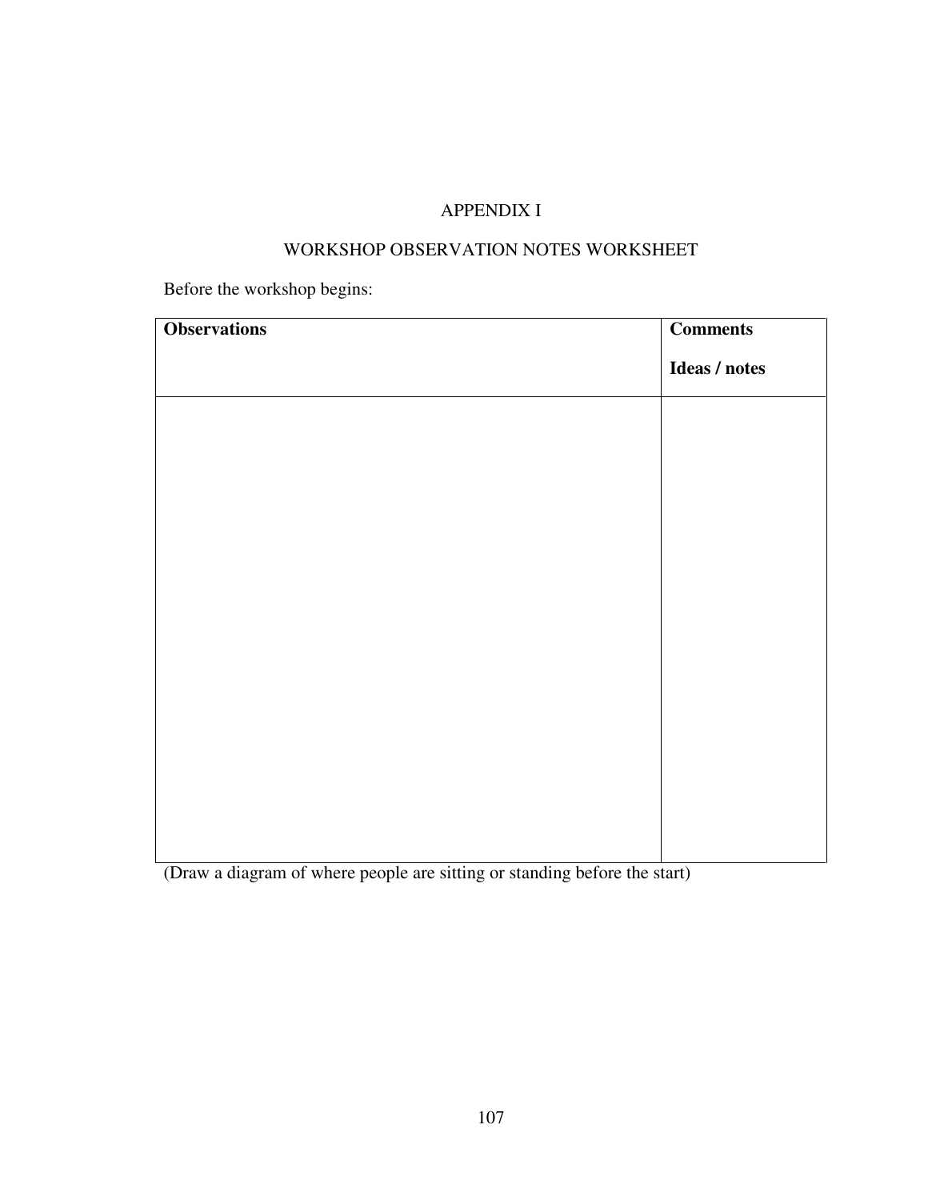# APPENDIX I

## WORKSHOP OBSERVATION NOTES WORKSHEET

Before the workshop begins:

| **Observations** | **Comments**<br><br>**Ideas / notes** |
|---|---|
| | |

(Draw a diagram of where people are sitting or standing before the start)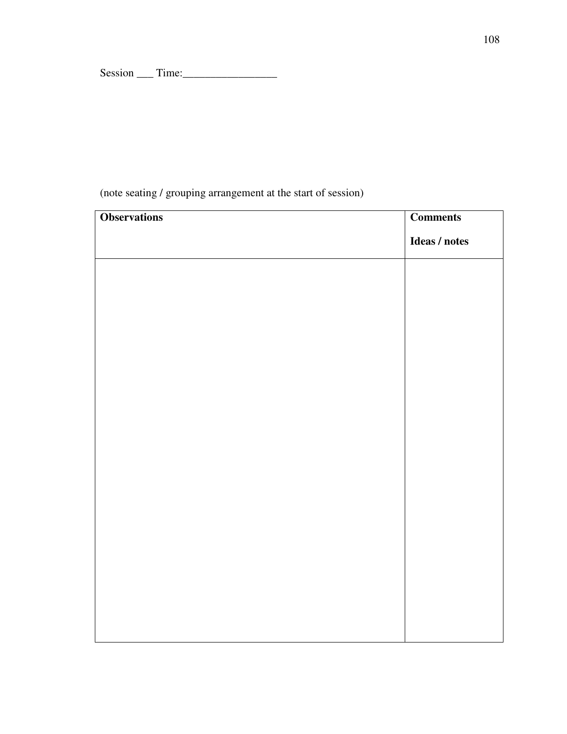Session ___ Time:_________________

(note seating / grouping arrangement at the start of session)

| **Observations** | **Comments**<br><br>**Ideas / notes** |
| --- | --- |
| | |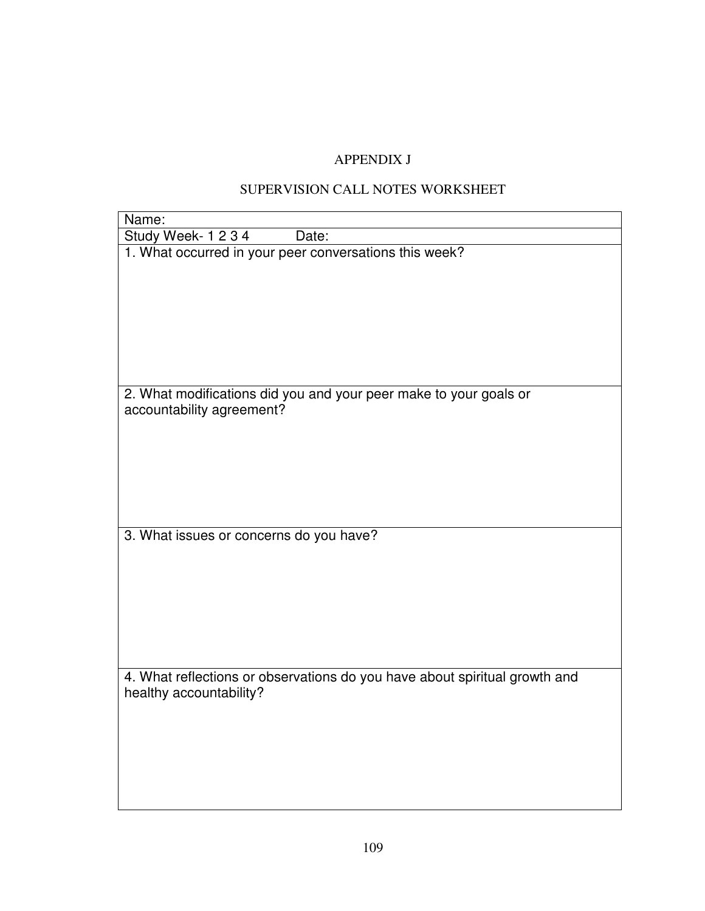# APPENDIX J

## SUPERVISION CALL NOTES WORKSHEET

| Name: |
|---|
| Study Week- 1 2 3 4 &nbsp;&nbsp;&nbsp;&nbsp;&nbsp;&nbsp; Date: |
| 1. What occurred in your peer conversations this week? |
| 2. What modifications did you and your peer make to your goals or accountability agreement? |
| 3. What issues or concerns do you have? |
| 4. What reflections or observations do you have about spiritual growth and healthy accountability? |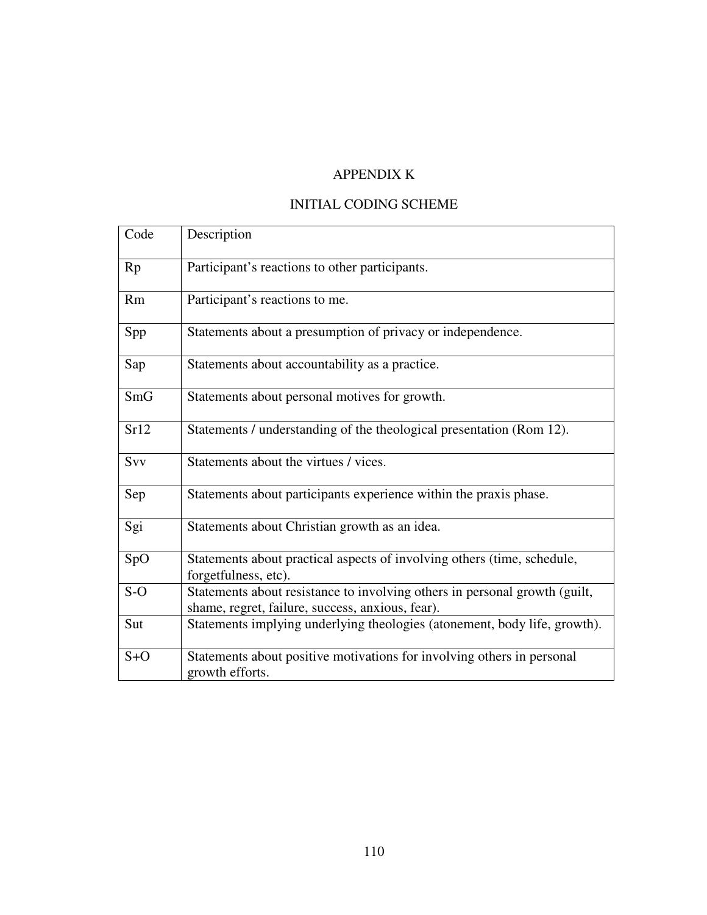# APPENDIX K

## INITIAL CODING SCHEME

| Code | Description |
|---|---|
| Rp | Participant's reactions to other participants. |
| Rm | Participant's reactions to me. |
| Spp | Statements about a presumption of privacy or independence. |
| Sap | Statements about accountability as a practice. |
| SmG | Statements about personal motives for growth. |
| Sr12 | Statements / understanding of the theological presentation (Rom 12). |
| Svv | Statements about the virtues / vices. |
| Sep | Statements about participants experience within the praxis phase. |
| Sgi | Statements about Christian growth as an idea. |
| SpO | Statements about practical aspects of involving others (time, schedule, forgetfulness, etc). |
| S-O | Statements about resistance to involving others in personal growth (guilt, shame, regret, failure, success, anxious, fear). |
| Sut | Statements implying underlying theologies (atonement, body life, growth). |
| S+O | Statements about positive motivations for involving others in personal growth efforts. |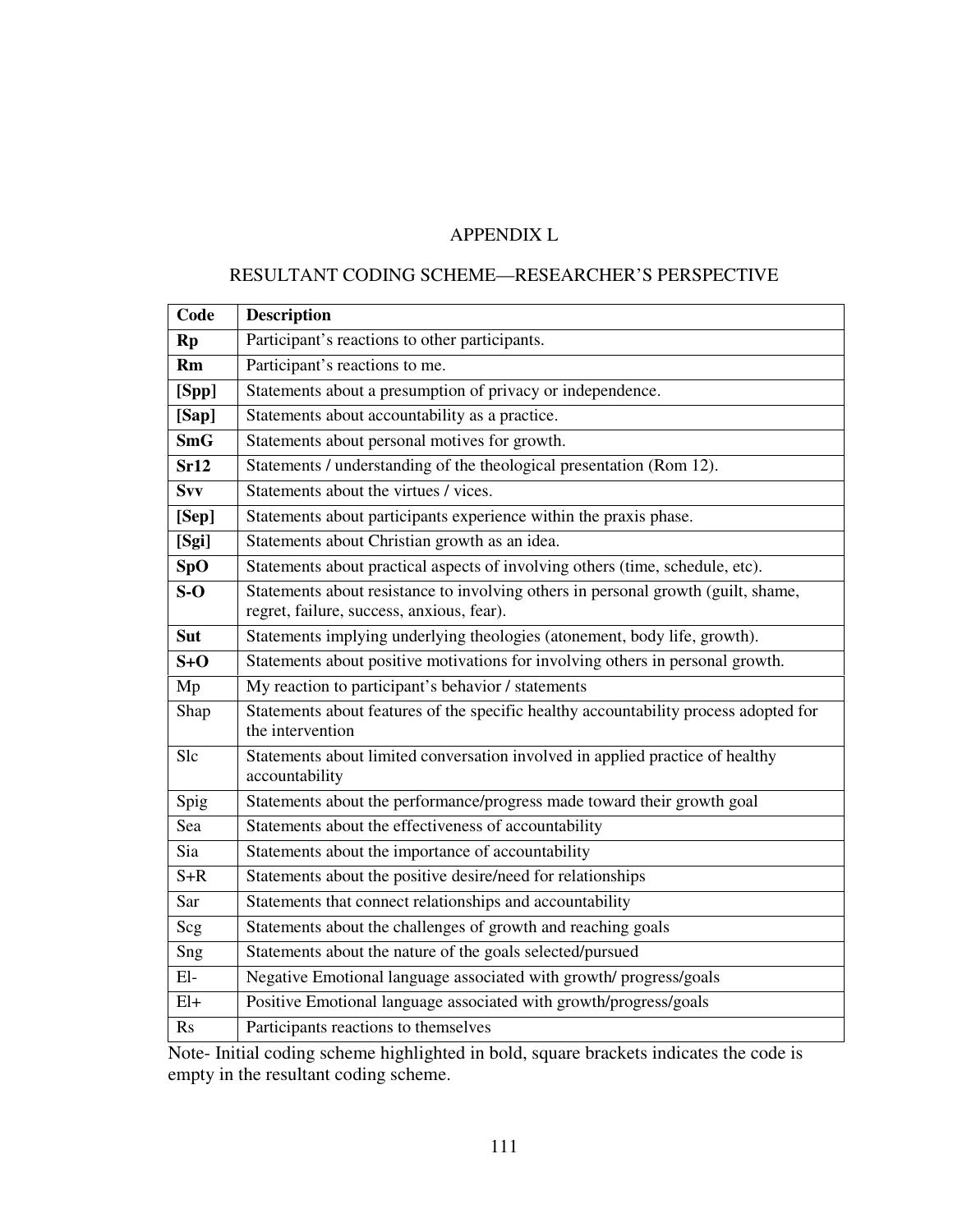# APPENDIX L

## RESULTANT CODING SCHEME—RESEARCHER'S PERSPECTIVE

| Code | Description |
|---|---|
| **Rp** | Participant's reactions to other participants. |
| **Rm** | Participant's reactions to me. |
| **[Spp]** | Statements about a presumption of privacy or independence. |
| **[Sap]** | Statements about accountability as a practice. |
| **SmG** | Statements about personal motives for growth. |
| **Sr12** | Statements / understanding of the theological presentation (Rom 12). |
| **Svv** | Statements about the virtues / vices. |
| **[Sep]** | Statements about participants experience within the praxis phase. |
| **[Sgi]** | Statements about Christian growth as an idea. |
| **SpO** | Statements about practical aspects of involving others (time, schedule, etc). |
| **S-O** | Statements about resistance to involving others in personal growth (guilt, shame, regret, failure, success, anxious, fear). |
| **Sut** | Statements implying underlying theologies (atonement, body life, growth). |
| **S+O** | Statements about positive motivations for involving others in personal growth. |
| Mp | My reaction to participant's behavior / statements |
| Shap | Statements about features of the specific healthy accountability process adopted for the intervention |
| Slc | Statements about limited conversation involved in applied practice of healthy accountability |
| Spig | Statements about the performance/progress made toward their growth goal |
| Sea | Statements about the effectiveness of accountability |
| Sia | Statements about the importance of accountability |
| S+R | Statements about the positive desire/need for relationships |
| Sar | Statements that connect relationships and accountability |
| Scg | Statements about the challenges of growth and reaching goals |
| Sng | Statements about the nature of the goals selected/pursued |
| El- | Negative Emotional language associated with growth/ progress/goals |
| El+ | Positive Emotional language associated with growth/progress/goals |
| Rs | Participants reactions to themselves |

Note- Initial coding scheme highlighted in bold, square brackets indicates the code is empty in the resultant coding scheme.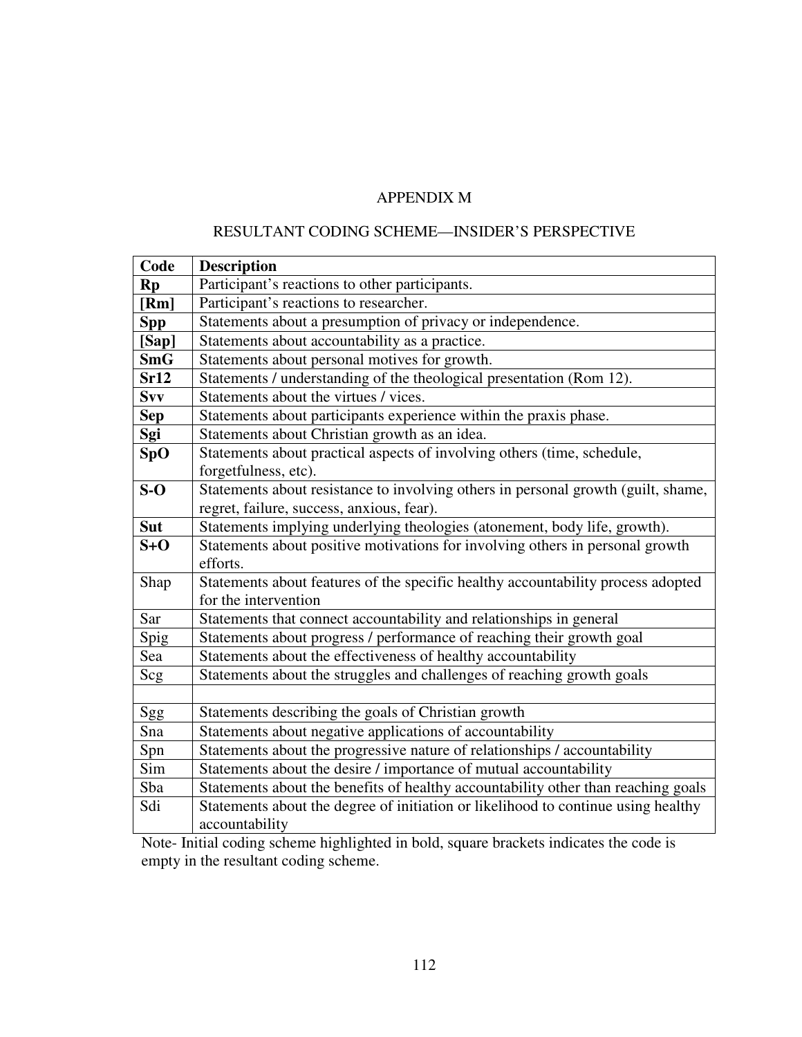# APPENDIX M

## RESULTANT CODING SCHEME—INSIDER'S PERSPECTIVE

| Code | Description |
|---|---|
| **Rp** | Participant's reactions to other participants. |
| **[Rm]** | Participant's reactions to researcher. |
| **Spp** | Statements about a presumption of privacy or independence. |
| **[Sap]** | Statements about accountability as a practice. |
| **SmG** | Statements about personal motives for growth. |
| **Sr12** | Statements / understanding of the theological presentation (Rom 12). |
| **Svv** | Statements about the virtues / vices. |
| **Sep** | Statements about participants experience within the praxis phase. |
| **Sgi** | Statements about Christian growth as an idea. |
| **SpO** | Statements about practical aspects of involving others (time, schedule, forgetfulness, etc). |
| **S-O** | Statements about resistance to involving others in personal growth (guilt, shame, regret, failure, success, anxious, fear). |
| **Sut** | Statements implying underlying theologies (atonement, body life, growth). |
| **S+O** | Statements about positive motivations for involving others in personal growth efforts. |
| Shap | Statements about features of the specific healthy accountability process adopted for the intervention |
| Sar | Statements that connect accountability and relationships in general |
| Spig | Statements about progress / performance of reaching their growth goal |
| Sea | Statements about the effectiveness of healthy accountability |
| Scg | Statements about the struggles and challenges of reaching growth goals |
| | |
| Sgg | Statements describing the goals of Christian growth |
| Sna | Statements about negative applications of accountability |
| Spn | Statements about the progressive nature of relationships / accountability |
| Sim | Statements about the desire / importance of mutual accountability |
| Sba | Statements about the benefits of healthy accountability other than reaching goals |
| Sdi | Statements about the degree of initiation or likelihood to continue using healthy accountability |

Note- Initial coding scheme highlighted in bold, square brackets indicates the code is empty in the resultant coding scheme.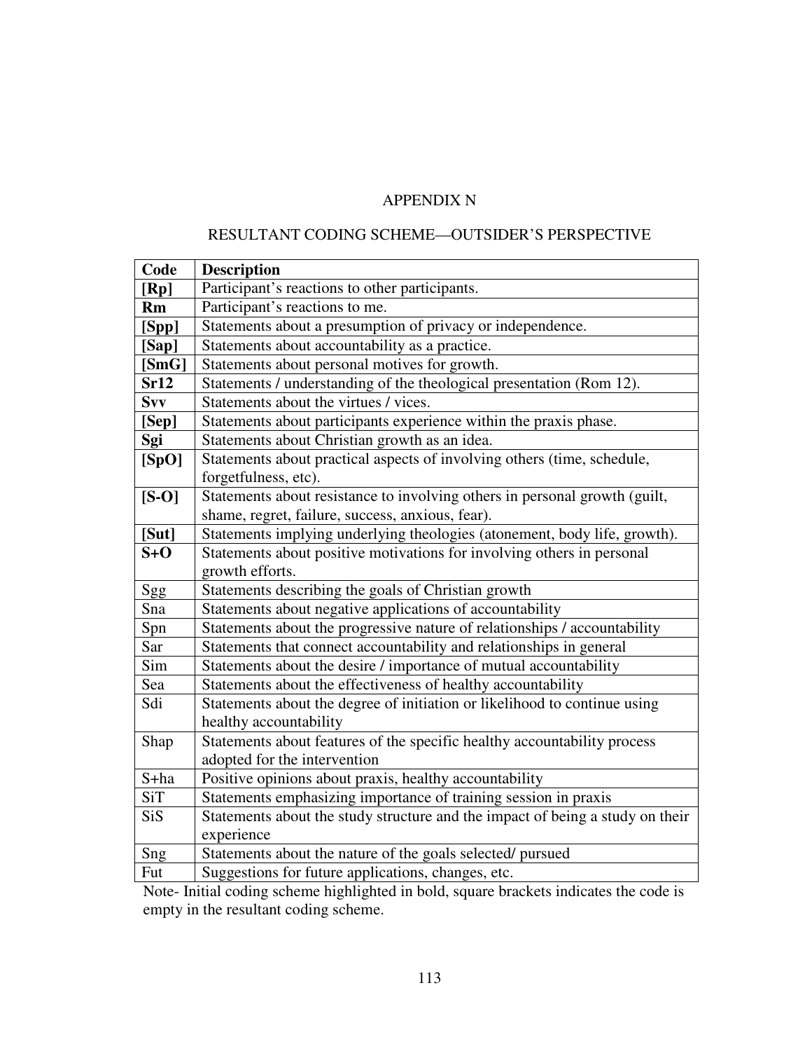# APPENDIX N

## RESULTANT CODING SCHEME—OUTSIDER'S PERSPECTIVE

| Code | Description |
|---|---|
| **[Rp]** | Participant's reactions to other participants. |
| **Rm** | Participant's reactions to me. |
| **[Spp]** | Statements about a presumption of privacy or independence. |
| **[Sap]** | Statements about accountability as a practice. |
| **[SmG]** | Statements about personal motives for growth. |
| **Sr12** | Statements / understanding of the theological presentation (Rom 12). |
| **Svv** | Statements about the virtues / vices. |
| **[Sep]** | Statements about participants experience within the praxis phase. |
| **Sgi** | Statements about Christian growth as an idea. |
| **[SpO]** | Statements about practical aspects of involving others (time, schedule, forgetfulness, etc). |
| **[S-O]** | Statements about resistance to involving others in personal growth (guilt, shame, regret, failure, success, anxious, fear). |
| **[Sut]** | Statements implying underlying theologies (atonement, body life, growth). |
| **S+O** | Statements about positive motivations for involving others in personal growth efforts. |
| Sgg | Statements describing the goals of Christian growth |
| Sna | Statements about negative applications of accountability |
| Spn | Statements about the progressive nature of relationships / accountability |
| Sar | Statements that connect accountability and relationships in general |
| Sim | Statements about the desire / importance of mutual accountability |
| Sea | Statements about the effectiveness of healthy accountability |
| Sdi | Statements about the degree of initiation or likelihood to continue using healthy accountability |
| Shap | Statements about features of the specific healthy accountability process adopted for the intervention |
| S+ha | Positive opinions about praxis, healthy accountability |
| SiT | Statements emphasizing importance of training session in praxis |
| SiS | Statements about the study structure and the impact of being a study on their experience |
| Sng | Statements about the nature of the goals selected/ pursued |
| Fut | Suggestions for future applications, changes, etc. |

Note- Initial coding scheme highlighted in bold, square brackets indicates the code is empty in the resultant coding scheme.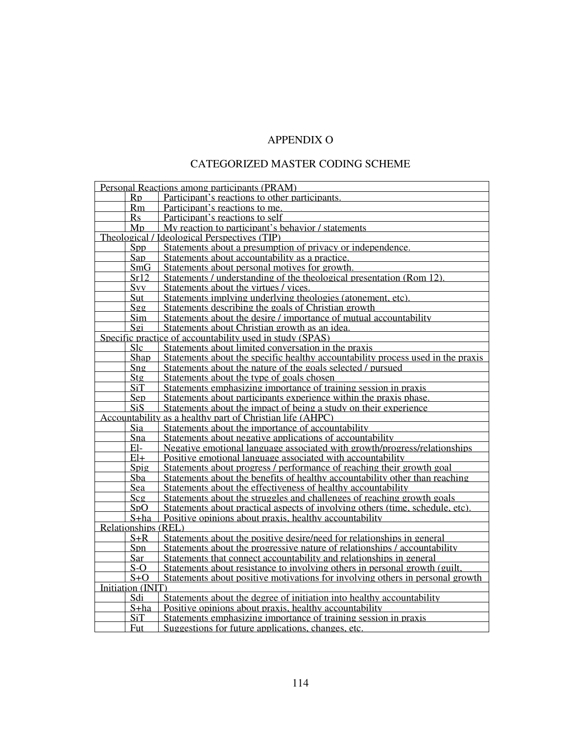# APPENDIX O

## CATEGORIZED MASTER CODING SCHEME

| | | |
|---|---|---|
| Personal Reactions among participants (PRAM) | | |
| | Rp | Participant's reactions to other participants. |
| | Rm | Participant's reactions to me. |
| | Rs | Participant's reactions to self |
| | Mp | My reaction to participant's behavior / statements |
| Theological / Ideological Perspectives (TIP) | | |
| | Spp | Statements about a presumption of privacy or independence. |
| | Sap | Statements about accountability as a practice. |
| | SmG | Statements about personal motives for growth. |
| | Sr12 | Statements / understanding of the theological presentation (Rom 12). |
| | Svv | Statements about the virtues / vices. |
| | Sut | Statements implying underlying theologies (atonement, etc). |
| | Sgg | Statements describing the goals of Christian growth |
| | Sim | Statements about the desire / importance of mutual accountability |
| | Sgi | Statements about Christian growth as an idea. |
| Specific practice of accountability used in study (SPAS) | | |
| | Slc | Statements about limited conversation in the praxis |
| | Shap | Statements about the specific healthy accountability process used in the praxis |
| | Sng | Statements about the nature of the goals selected / pursued |
| | Stg | Statements about the type of goals chosen |
| | SiT | Statements emphasizing importance of training session in praxis |
| | Sep | Statements about participants experience within the praxis phase. |
| | SiS | Statements about the impact of being a study on their experience |
| Accountability as a healthy part of Christian life (AHPC) | | |
| | Sia | Statements about the importance of accountability |
| | Sna | Statements about negative applications of accountability |
| | El- | Negative emotional language associated with growth/progress/relationships |
| | El+ | Positive emotional language associated with accountability |
| | Spig | Statements about progress / performance of reaching their growth goal |
| | Sba | Statements about the benefits of healthy accountability other than reaching |
| | Sea | Statements about the effectiveness of healthy accountability |
| | Scg | Statements about the struggles and challenges of reaching growth goals |
| | SpO | Statements about practical aspects of involving others (time, schedule, etc). |
| | S+ha | Positive opinions about praxis, healthy accountability |
| Relationships (REL) | | |
| | S+R | Statements about the positive desire/need for relationships in general |
| | Spn | Statements about the progressive nature of relationships / accountability |
| | Sar | Statements that connect accountability and relationships in general |
| | S-O | Statements about resistance to involving others in personal growth (guilt, |
| | S+O | Statements about positive motivations for involving others in personal growth |
| Initiation (INIT) | | |
| | Sdi | Statements about the degree of initiation into healthy accountability |
| | S+ha | Positive opinions about praxis, healthy accountability |
| | SiT | Statements emphasizing importance of training session in praxis |
| | Fut | Suggestions for future applications, changes, etc. |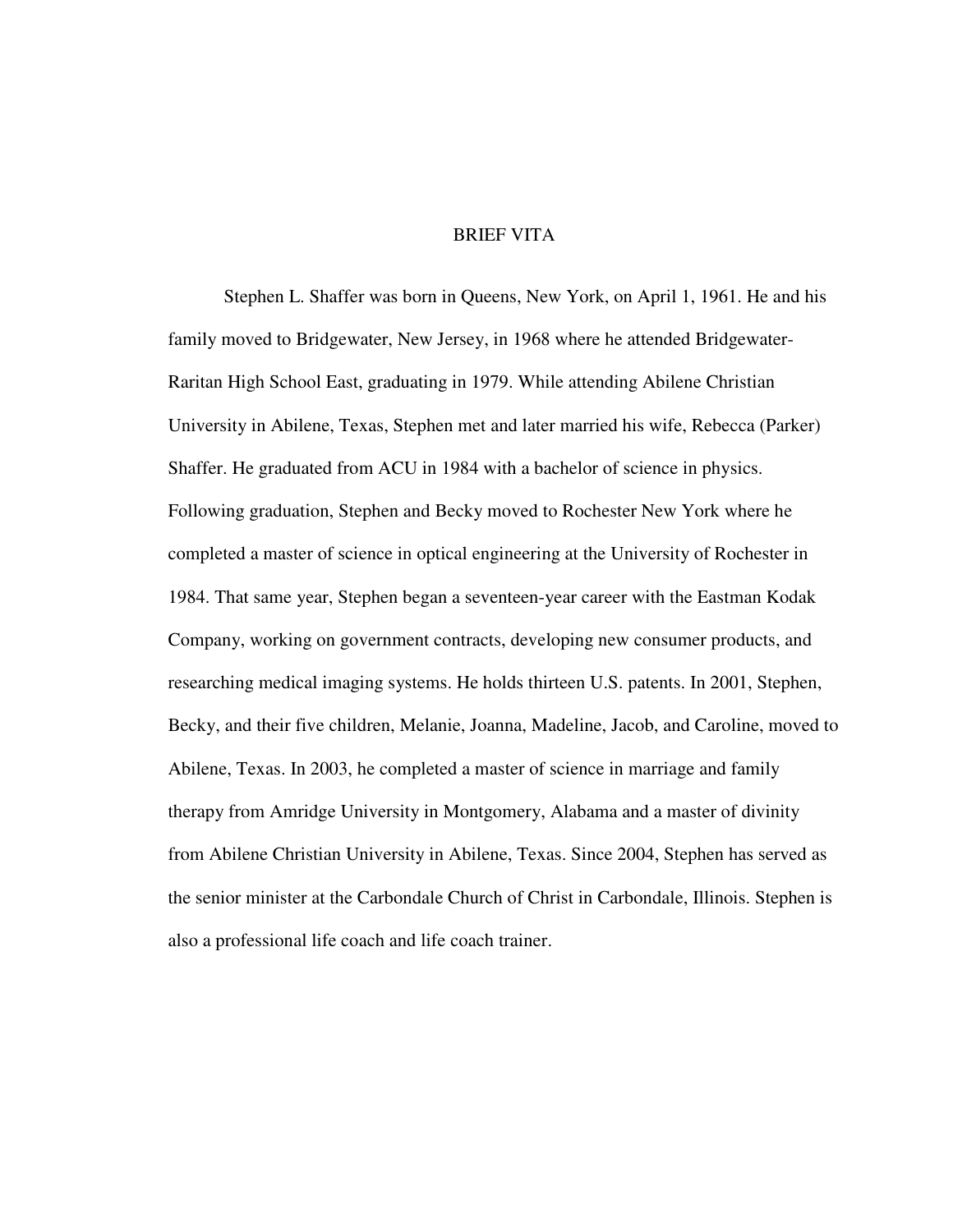# BRIEF VITA

Stephen L. Shaffer was born in Queens, New York, on April 1, 1961. He and his family moved to Bridgewater, New Jersey, in 1968 where he attended Bridgewater-Raritan High School East, graduating in 1979. While attending Abilene Christian University in Abilene, Texas, Stephen met and later married his wife, Rebecca (Parker) Shaffer. He graduated from ACU in 1984 with a bachelor of science in physics. Following graduation, Stephen and Becky moved to Rochester New York where he completed a master of science in optical engineering at the University of Rochester in 1984. That same year, Stephen began a seventeen-year career with the Eastman Kodak Company, working on government contracts, developing new consumer products, and researching medical imaging systems. He holds thirteen U.S. patents. In 2001, Stephen, Becky, and their five children, Melanie, Joanna, Madeline, Jacob, and Caroline, moved to Abilene, Texas. In 2003, he completed a master of science in marriage and family therapy from Amridge University in Montgomery, Alabama and a master of divinity from Abilene Christian University in Abilene, Texas. Since 2004, Stephen has served as the senior minister at the Carbondale Church of Christ in Carbondale, Illinois. Stephen is also a professional life coach and life coach trainer.